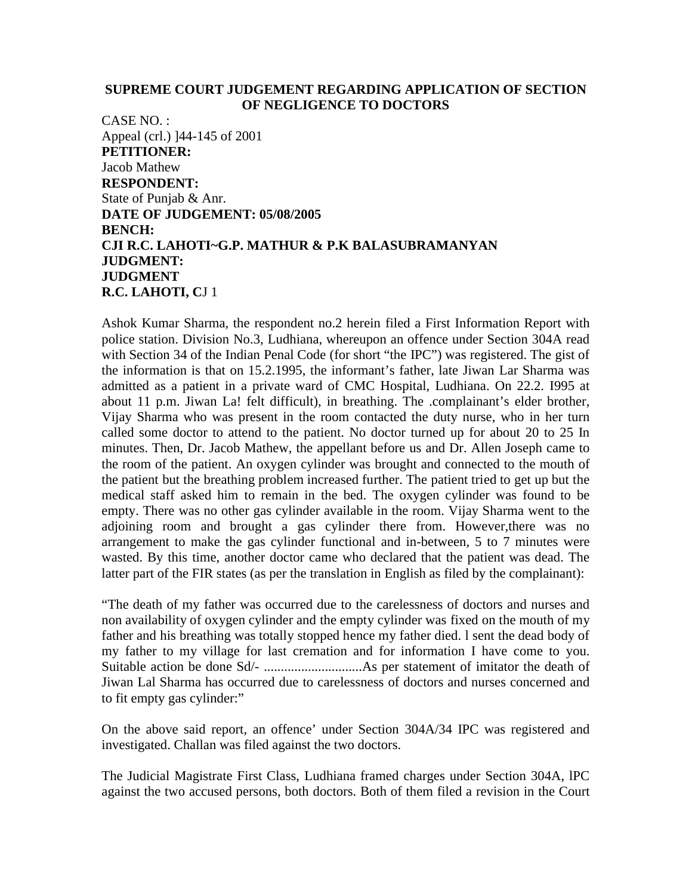**SUPREME COURT JUDGEMENT REGARDING APPLICATION OF SECTION OF NEGLIGENCE TO DOCTORS**

CASE NO. :
Appeal (crl.) ]44-145 of 2001
**PETITIONER:**
Jacob Mathew
**RESPONDENT:**
State of Punjab & Anr.
**DATE OF JUDGEMENT: 05/08/2005**
**BENCH:**
**CJI R.C. LAHOTI~G.P. MATHUR & P.K BALASUBRAMANYAN**
**JUDGMENT:**
**JUDGMENT**
**R.C. LAHOTI, C**J 1

Ashok Kumar Sharma, the respondent no.2 herein filed a First Information Report with police station. Division No.3, Ludhiana, whereupon an offence under Section 304A read with Section 34 of the Indian Penal Code (for short "the IPC") was registered. The gist of the information is that on 15.2.1995, the informant's father, late Jiwan Lar Sharma was admitted as a patient in a private ward of CMC Hospital, Ludhiana. On 22.2. I995 at about 11 p.m. Jiwan La! felt difficult), in breathing. The .complainant's elder brother, Vijay Sharma who was present in the room contacted the duty nurse, who in her turn called some doctor to attend to the patient. No doctor turned up for about 20 to 25 In minutes. Then, Dr. Jacob Mathew, the appellant before us and Dr. Allen Joseph came to the room of the patient. An oxygen cylinder was brought and connected to the mouth of the patient but the breathing problem increased further. The patient tried to get up but the medical staff asked him to remain in the bed. The oxygen cylinder was found to be empty. There was no other gas cylinder available in the room. Vijay Sharma went to the adjoining room and brought a gas cylinder there from. However,there was no arrangement to make the gas cylinder functional and in-between, 5 to 7 minutes were wasted. By this time, another doctor came who declared that the patient was dead. The latter part of the FIR states (as per the translation in English as filed by the complainant):

"The death of my father was occurred due to the carelessness of doctors and nurses and non availability of oxygen cylinder and the empty cylinder was fixed on the mouth of my father and his breathing was totally stopped hence my father died. l sent the dead body of my father to my village for last cremation and for information I have come to you. Suitable action be done Sd/- ............................As per statement of imitator the death of Jiwan Lal Sharma has occurred due to carelessness of doctors and nurses concerned and to fit empty gas cylinder:"

On the above said report, an offence' under Section 304A/34 IPC was registered and investigated. Challan was filed against the two doctors.

The Judicial Magistrate First Class, Ludhiana framed charges under Section 304A, lPC against the two accused persons, both doctors. Both of them filed a revision in the Court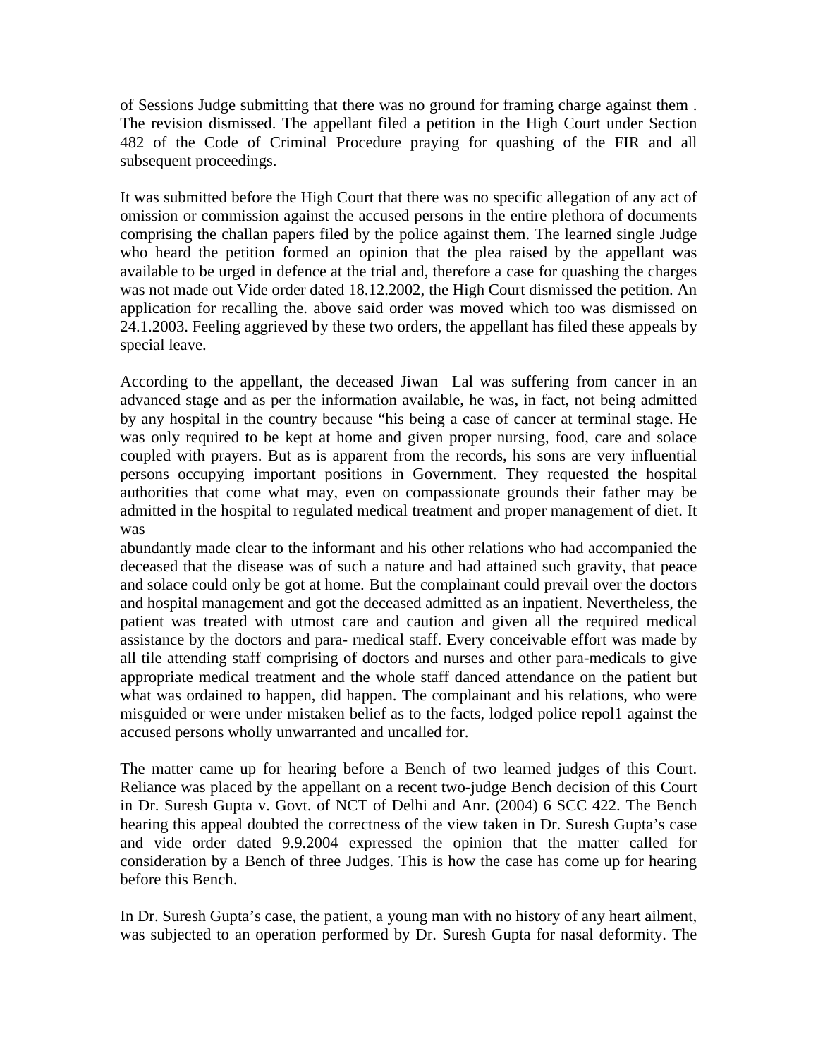of Sessions Judge submitting that there was no ground for framing charge against them . The revision dismissed. The appellant filed a petition in the High Court under Section 482 of the Code of Criminal Procedure praying for quashing of the FIR and all subsequent proceedings.

It was submitted before the High Court that there was no specific allegation of any act of omission or commission against the accused persons in the entire plethora of documents comprising the challan papers filed by the police against them. The learned single Judge who heard the petition formed an opinion that the plea raised by the appellant was available to be urged in defence at the trial and, therefore a case for quashing the charges was not made out Vide order dated 18.12.2002, the High Court dismissed the petition. An application for recalling the. above said order was moved which too was dismissed on 24.1.2003. Feeling aggrieved by these two orders, the appellant has filed these appeals by special leave.

According to the appellant, the deceased Jiwan Lal was suffering from cancer in an advanced stage and as per the information available, he was, in fact, not being admitted by any hospital in the country because "his being a case of cancer at terminal stage. He was only required to be kept at home and given proper nursing, food, care and solace coupled with prayers. But as is apparent from the records, his sons are very influential persons occupying important positions in Government. They requested the hospital authorities that come what may, even on compassionate grounds their father may be admitted in the hospital to regulated medical treatment and proper management of diet. It was abundantly made clear to the informant and his other relations who had accompanied the deceased that the disease was of such a nature and had attained such gravity, that peace and solace could only be got at home. But the complainant could prevail over the doctors and hospital management and got the deceased admitted as an inpatient. Nevertheless, the patient was treated with utmost care and caution and given all the required medical assistance by the doctors and para- rnedical staff. Every conceivable effort was made by all tile attending staff comprising of doctors and nurses and other para-medicals to give appropriate medical treatment and the whole staff danced attendance on the patient but what was ordained to happen, did happen. The complainant and his relations, who were misguided or were under mistaken belief as to the facts, lodged police repol1 against the accused persons wholly unwarranted and uncalled for.

The matter came up for hearing before a Bench of two learned judges of this Court. Reliance was placed by the appellant on a recent two-judge Bench decision of this Court in Dr. Suresh Gupta v. Govt. of NCT of Delhi and Anr. (2004) 6 SCC 422. The Bench hearing this appeal doubted the correctness of the view taken in Dr. Suresh Gupta's case and vide order dated 9.9.2004 expressed the opinion that the matter called for consideration by a Bench of three Judges. This is how the case has come up for hearing before this Bench.

In Dr. Suresh Gupta's case, the patient, a young man with no history of any heart ailment, was subjected to an operation performed by Dr. Suresh Gupta for nasal deformity. The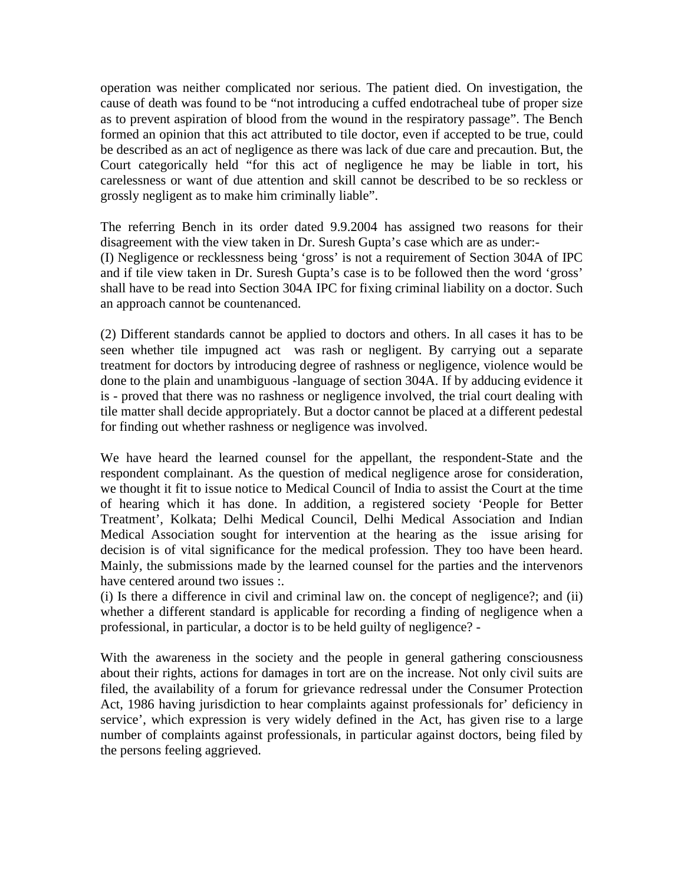operation was neither complicated nor serious. The patient died. On investigation, the cause of death was found to be "not introducing a cuffed endotracheal tube of proper size as to prevent aspiration of blood from the wound in the respiratory passage". The Bench formed an opinion that this act attributed to tile doctor, even if accepted to be true, could be described as an act of negligence as there was lack of due care and precaution. But, the Court categorically held "for this act of negligence he may be liable in tort, his carelessness or want of due attention and skill cannot be described to be so reckless or grossly negligent as to make him criminally liable".

The referring Bench in its order dated 9.9.2004 has assigned two reasons for their disagreement with the view taken in Dr. Suresh Gupta's case which are as under:-
(I) Negligence or recklessness being 'gross' is not a requirement of Section 304A of IPC and if tile view taken in Dr. Suresh Gupta's case is to be followed then the word 'gross' shall have to be read into Section 304A IPC for fixing criminal liability on a doctor. Such an approach cannot be countenanced.

(2) Different standards cannot be applied to doctors and others. In all cases it has to be seen whether tile impugned act was rash or negligent. By carrying out a separate treatment for doctors by introducing degree of rashness or negligence, violence would be done to the plain and unambiguous -language of section 304A. If by adducing evidence it is - proved that there was no rashness or negligence involved, the trial court dealing with tile matter shall decide appropriately. But a doctor cannot be placed at a different pedestal for finding out whether rashness or negligence was involved.

We have heard the learned counsel for the appellant, the respondent-State and the respondent complainant. As the question of medical negligence arose for consideration, we thought it fit to issue notice to Medical Council of India to assist the Court at the time of hearing which it has done. In addition, a registered society 'People for Better Treatment', Kolkata; Delhi Medical Council, Delhi Medical Association and Indian Medical Association sought for intervention at the hearing as the issue arising for decision is of vital significance for the medical profession. They too have been heard. Mainly, the submissions made by the learned counsel for the parties and the intervenors have centered around two issues :.
(i) Is there a difference in civil and criminal law on. the concept of negligence?; and (ii) whether a different standard is applicable for recording a finding of negligence when a professional, in particular, a doctor is to be held guilty of negligence? -

With the awareness in the society and the people in general gathering consciousness about their rights, actions for damages in tort are on the increase. Not only civil suits are filed, the availability of a forum for grievance redressal under the Consumer Protection Act, 1986 having jurisdiction to hear complaints against professionals for' deficiency in service', which expression is very widely defined in the Act, has given rise to a large number of complaints against professionals, in particular against doctors, being filed by the persons feeling aggrieved.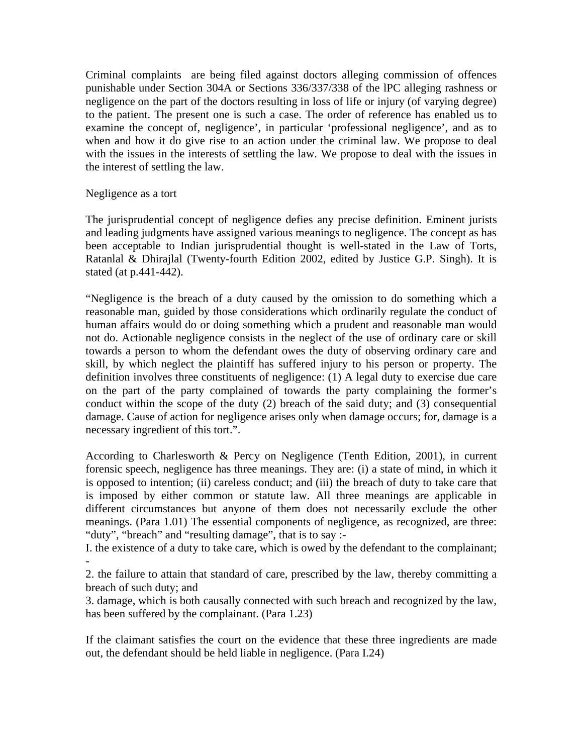Criminal complaints are being filed against doctors alleging commission of offences punishable under Section 304A or Sections 336/337/338 of the lPC alleging rashness or negligence on the part of the doctors resulting in loss of life or injury (of varying degree) to the patient. The present one is such a case. The order of reference has enabled us to examine the concept of, negligence', in particular 'professional negligence', and as to when and how it do give rise to an action under the criminal law. We propose to deal with the issues in the interests of settling the law. We propose to deal with the issues in the interest of settling the law.

Negligence as a tort

The jurisprudential concept of negligence defies any precise definition. Eminent jurists and leading judgments have assigned various meanings to negligence. The concept as has been acceptable to Indian jurisprudential thought is well-stated in the Law of Torts, Ratanlal & Dhirajlal (Twenty-fourth Edition 2002, edited by Justice G.P. Singh). It is stated (at p.441-442).

"Negligence is the breach of a duty caused by the omission to do something which a reasonable man, guided by those considerations which ordinarily regulate the conduct of human affairs would do or doing something which a prudent and reasonable man would not do. Actionable negligence consists in the neglect of the use of ordinary care or skill towards a person to whom the defendant owes the duty of observing ordinary care and skill, by which neglect the plaintiff has suffered injury to his person or property. The definition involves three constituents of negligence: (1) A legal duty to exercise due care on the part of the party complained of towards the party complaining the former's conduct within the scope of the duty (2) breach of the said duty; and (3) consequential damage. Cause of action for negligence arises only when damage occurs; for, damage is a necessary ingredient of this tort.".

According to Charlesworth & Percy on Negligence (Tenth Edition, 2001), in current forensic speech, negligence has three meanings. They are: (i) a state of mind, in which it is opposed to intention; (ii) careless conduct; and (iii) the breach of duty to take care that is imposed by either common or statute law. All three meanings are applicable in different circumstances but anyone of them does not necessarily exclude the other meanings. (Para 1.01) The essential components of negligence, as recognized, are three: "duty", "breach" and "resulting damage", that is to say :-

I. the existence of a duty to take care, which is owed by the defendant to the complainant; -

2. the failure to attain that standard of care, prescribed by the law, thereby committing a breach of such duty; and

3. damage, which is both causally connected with such breach and recognized by the law, has been suffered by the complainant. (Para 1.23)

If the claimant satisfies the court on the evidence that these three ingredients are made out, the defendant should be held liable in negligence. (Para I.24)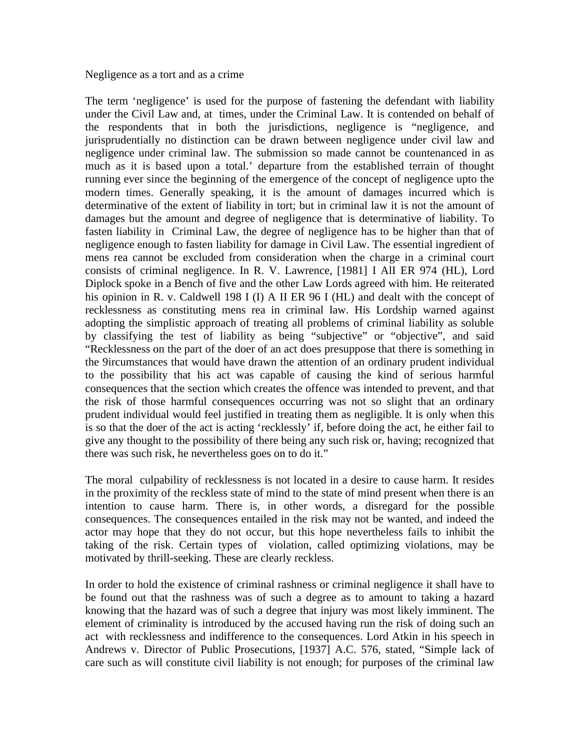Negligence as a tort and as a crime

The term 'negligence' is used for the purpose of fastening the defendant with liability under the Civil Law and, at times, under the Criminal Law. It is contended on behalf of the respondents that in both the jurisdictions, negligence is "negligence, and jurisprudentially no distinction can be drawn between negligence under civil law and negligence under criminal law. The submission so made cannot be countenanced in as much as it is based upon a total.' departure from the established terrain of thought running ever since the beginning of the emergence of the concept of negligence upto the modern times. Generally speaking, it is the amount of damages incurred which is determinative of the extent of liability in tort; but in criminal law it is not the amount of damages but the amount and degree of negligence that is determinative of liability. To fasten liability in Criminal Law, the degree of negligence has to be higher than that of negligence enough to fasten liability for damage in Civil Law. The essential ingredient of mens rea cannot be excluded from consideration when the charge in a criminal court consists of criminal negligence. In R. V. Lawrence, [1981] I AlI ER 974 (HL), Lord Diplock spoke in a Bench of five and the other Law Lords agreed with him. He reiterated his opinion in R. v. Caldwell 198 I (I) A II ER 96 I (HL) and dealt with the concept of recklessness as constituting mens rea in criminal law. His Lordship warned against adopting the simplistic approach of treating all problems of criminal liability as soluble by classifying the test of liability as being "subjective" or "objective", and said "Recklessness on the part of the doer of an act does presuppose that there is something in the 9ircumstances that would have drawn the attention of an ordinary prudent individual to the possibility that his act was capable of causing the kind of serious harmful consequences that the section which creates the offence was intended to prevent, and that the risk of those harmful consequences occurring was not so slight that an ordinary prudent individual would feel justified in treating them as negligible. lt is only when this is so that the doer of the act is acting 'recklessly' if, before doing the act, he either fail to give any thought to the possibility of there being any such risk or, having; recognized that there was such risk, he nevertheless goes on to do it."

The moral culpability of recklessness is not located in a desire to cause harm. It resides in the proximity of the reckless state of mind to the state of mind present when there is an intention to cause harm. There is, in other words, a disregard for the possible consequences. The consequences entailed in the risk may not be wanted, and indeed the actor may hope that they do not occur, but this hope nevertheless fails to inhibit the taking of the risk. Certain types of violation, called optimizing violations, may be motivated by thrill-seeking. These are clearly reckless.

In order to hold the existence of criminal rashness or criminal negligence it shall have to be found out that the rashness was of such a degree as to amount to taking a hazard knowing that the hazard was of such a degree that injury was most likely imminent. The element of criminality is introduced by the accused having run the risk of doing such an act with recklessness and indifference to the consequences. Lord Atkin in his speech in Andrews v. Director of Public Prosecutions, [1937] A.C. 576, stated, "Simple lack of care such as will constitute civil liability is not enough; for purposes of the criminal law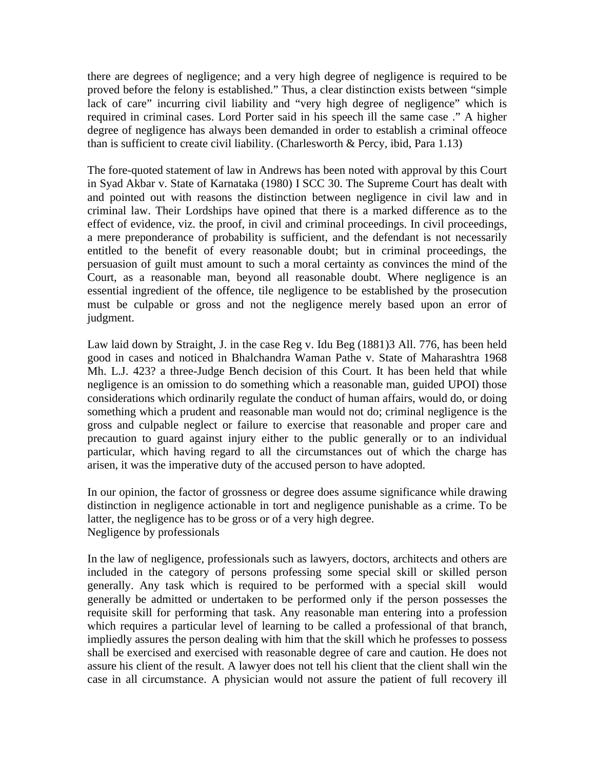there are degrees of negligence; and a very high degree of negligence is required to be proved before the felony is established." Thus, a clear distinction exists between "simple lack of care" incurring civil liability and "very high degree of negligence" which is required in criminal cases. Lord Porter said in his speech ill the same case ." A higher degree of negligence has always been demanded in order to establish a criminal offeoce than is sufficient to create civil liability. (Charlesworth & Percy, ibid, Para 1.13)

The fore-quoted statement of law in Andrews has been noted with approval by this Court in Syad Akbar v. State of Karnataka (1980) I SCC 30. The Supreme Court has dealt with and pointed out with reasons the distinction between negligence in civil law and in criminal law. Their Lordships have opined that there is a marked difference as to the effect of evidence, viz. the proof, in civil and criminal proceedings. In civil proceedings, a mere preponderance of probability is sufficient, and the defendant is not necessarily entitled to the benefit of every reasonable doubt; but in criminal proceedings, the persuasion of guilt must amount to such a moral certainty as convinces the mind of the Court, as a reasonable man, beyond all reasonable doubt. Where negligence is an essential ingredient of the offence, tile negligence to be established by the prosecution must be culpable or gross and not the negligence merely based upon an error of judgment.

Law laid down by Straight, J. in the case Reg v. Idu Beg (1881)3 All. 776, has been held good in cases and noticed in Bhalchandra Waman Pathe v. State of Maharashtra 1968 Mh. L.J. 423? a three-Judge Bench decision of this Court. It has been held that while negligence is an omission to do something which a reasonable man, guided UPOI) those considerations which ordinarily regulate the conduct of human affairs, would do, or doing something which a prudent and reasonable man would not do; criminal negligence is the gross and culpable neglect or failure to exercise that reasonable and proper care and precaution to guard against injury either to the public generally or to an individual particular, which having regard to all the circumstances out of which the charge has arisen, it was the imperative duty of the accused person to have adopted.

In our opinion, the factor of grossness or degree does assume significance while drawing distinction in negligence actionable in tort and negligence punishable as a crime. To be latter, the negligence has to be gross or of a very high degree.

Negligence by professionals

In the law of negligence, professionals such as lawyers, doctors, architects and others are included in the category of persons professing some special skill or skilled person generally. Any task which is required to be performed with a special skill would generally be admitted or undertaken to be performed only if the person possesses the requisite skill for performing that task. Any reasonable man entering into a profession which requires a particular level of learning to be called a professional of that branch, impliedly assures the person dealing with him that the skill which he professes to possess shall be exercised and exercised with reasonable degree of care and caution. He does not assure his client of the result. A lawyer does not tell his client that the client shall win the case in all circumstance. A physician would not assure the patient of full recovery ill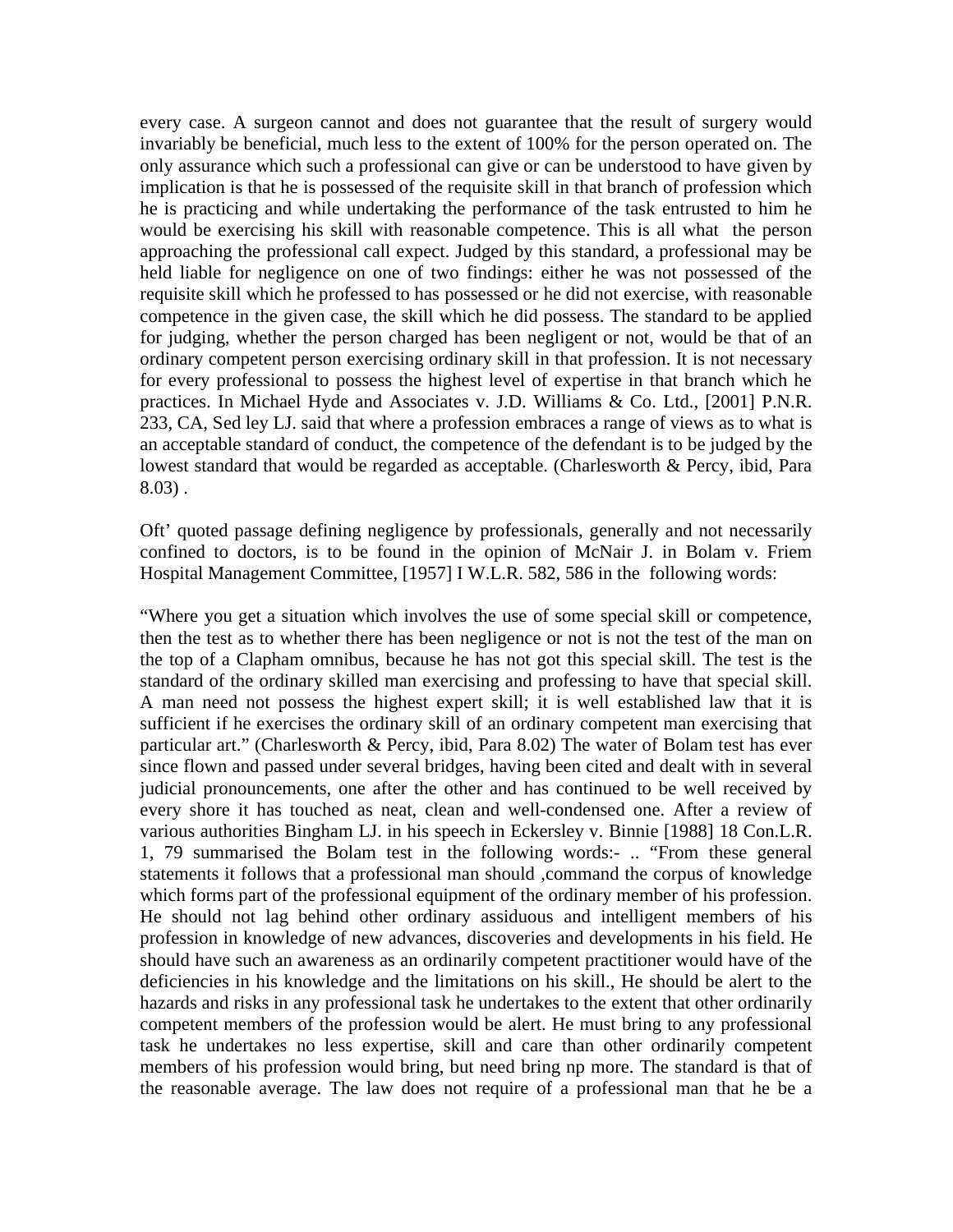every case. A surgeon cannot and does not guarantee that the result of surgery would invariably be beneficial, much less to the extent of 100% for the person operated on. The only assurance which such a professional can give or can be understood to have given by implication is that he is possessed of the requisite skill in that branch of profession which he is practicing and while undertaking the performance of the task entrusted to him he would be exercising his skill with reasonable competence. This is all what  the person approaching the professional call expect. Judged by this standard, a professional may be held liable for negligence on one of two findings: either he was not possessed of the requisite skill which he professed to has possessed or he did not exercise, with reasonable competence in the given case, the skill which he did possess. The standard to be applied for judging, whether the person charged has been negligent or not, would be that of an ordinary competent person exercising ordinary skill in that profession. It is not necessary for every professional to possess the highest level of expertise in that branch which he practices. In Michael Hyde and Associates v. J.D. Williams & Co. Ltd., [2001] P.N.R. 233, CA, Sed ley LJ. said that where a profession embraces a range of views as to what is an acceptable standard of conduct, the competence of the defendant is to be judged by the lowest standard that would be regarded as acceptable. (Charlesworth & Percy, ibid, Para 8.03) .

Oft' quoted passage defining negligence by professionals, generally and not necessarily confined to doctors, is to be found in the opinion of McNair J. in Bolam v. Friem Hospital Management Committee, [1957] I W.L.R. 582, 586 in the  following words:

"Where you get a situation which involves the use of some special skill or competence, then the test as to whether there has been negligence or not is not the test of the man on the top of a Clapham omnibus, because he has not got this special skill. The test is the standard of the ordinary skilled man exercising and professing to have that special skill. A man need not possess the highest expert skill; it is well established law that it is sufficient if he exercises the ordinary skill of an ordinary competent man exercising that particular art." (Charlesworth & Percy, ibid, Para 8.02) The water of Bolam test has ever since flown and passed under several bridges, having been cited and dealt with in several judicial pronouncements, one after the other and has continued to be well received by every shore it has touched as neat, clean and well-condensed one. After a review of various authorities Bingham LJ. in his speech in Eckersley v. Binnie [1988] 18 Con.L.R. 1, 79 summarised the Bolam test in the following words:- .. "From these general statements it follows that a professional man should ,command the corpus of knowledge which forms part of the professional equipment of the ordinary member of his profession. He should not lag behind other ordinary assiduous and intelligent members of his profession in knowledge of new advances, discoveries and developments in his field. He should have such an awareness as an ordinarily competent practitioner would have of the deficiencies in his knowledge and the limitations on his skill., He should be alert to the hazards and risks in any professional task he undertakes to the extent that other ordinarily competent members of the profession would be alert. He must bring to any professional task he undertakes no less expertise, skill and care than other ordinarily competent members of his profession would bring, but need bring np more. The standard is that of the reasonable average. The law does not require of a professional man that he be a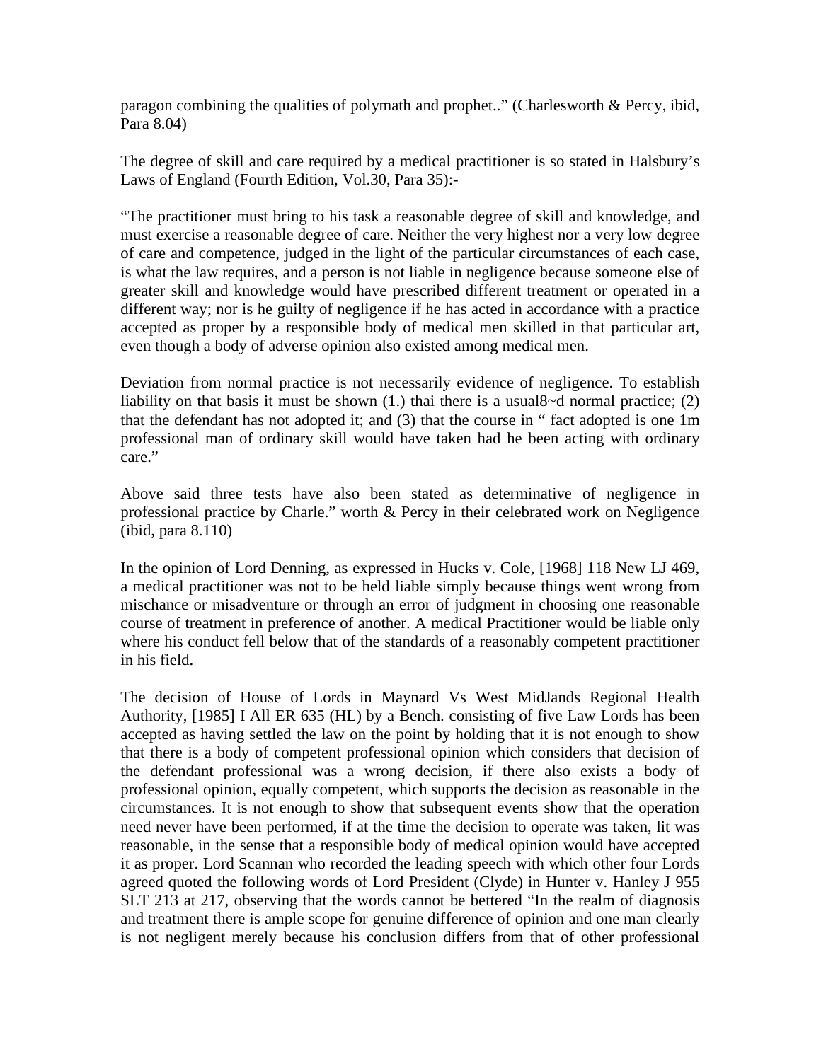paragon combining the qualities of polymath and prophet..” (Charlesworth & Percy, ibid, Para 8.04)

The degree of skill and care required by a medical practitioner is so stated in Halsbury’s Laws of England (Fourth Edition, Vol.30, Para 35):-

“The practitioner must bring to his task a reasonable degree of skill and knowledge, and must exercise a reasonable degree of care. Neither the very highest nor a very low degree of care and competence, judged in the light of the particular circumstances of each case, is what the law requires, and a person is not liable in negligence because someone else of greater skill and knowledge would have prescribed different treatment or operated in a different way; nor is he guilty of negligence if he has acted in accordance with a practice accepted as proper by a responsible body of medical men skilled in that particular art, even though a body of adverse opinion also existed among medical men.

Deviation from normal practice is not necessarily evidence of negligence. To establish liability on that basis it must be shown (1.) thai there is a usual8~d normal practice; (2) that the defendant has not adopted it; and (3) that the course in “ fact adopted is one 1m professional man of ordinary skill would have taken had he been acting with ordinary care.”

Above said three tests have also been stated as determinative of negligence in professional practice by Charle.” worth & Percy in their celebrated work on Negligence (ibid, para 8.110)

In the opinion of Lord Denning, as expressed in Hucks v. Cole, [1968] 118 New LJ 469, a medical practitioner was not to be held liable simply because things went wrong from mischance or misadventure or through an error of judgment in choosing one reasonable course of treatment in preference of another. A medical Practitioner would be liable only where his conduct fell below that of the standards of a reasonably competent practitioner in his field.

The decision of House of Lords in Maynard Vs West MidJands Regional Health Authority, [1985] I All ER 635 (HL) by a Bench. consisting of five Law Lords has been accepted as having settled the law on the point by holding that it is not enough to show that there is a body of competent professional opinion which considers that decision of the defendant professional was a wrong decision, if there also exists a body of professional opinion, equally competent, which supports the decision as reasonable in the circumstances. It is not enough to show that subsequent events show that the operation need never have been performed, if at the time the decision to operate was taken, lit was reasonable, in the sense that a responsible body of medical opinion would have accepted it as proper. Lord Scannan who recorded the leading speech with which other four Lords agreed quoted the following words of Lord President (Clyde) in Hunter v. Hanley J 955 SLT 213 at 217, observing that the words cannot be bettered “In the realm of diagnosis and treatment there is ample scope for genuine difference of opinion and one man clearly is not negligent merely because his conclusion differs from that of other professional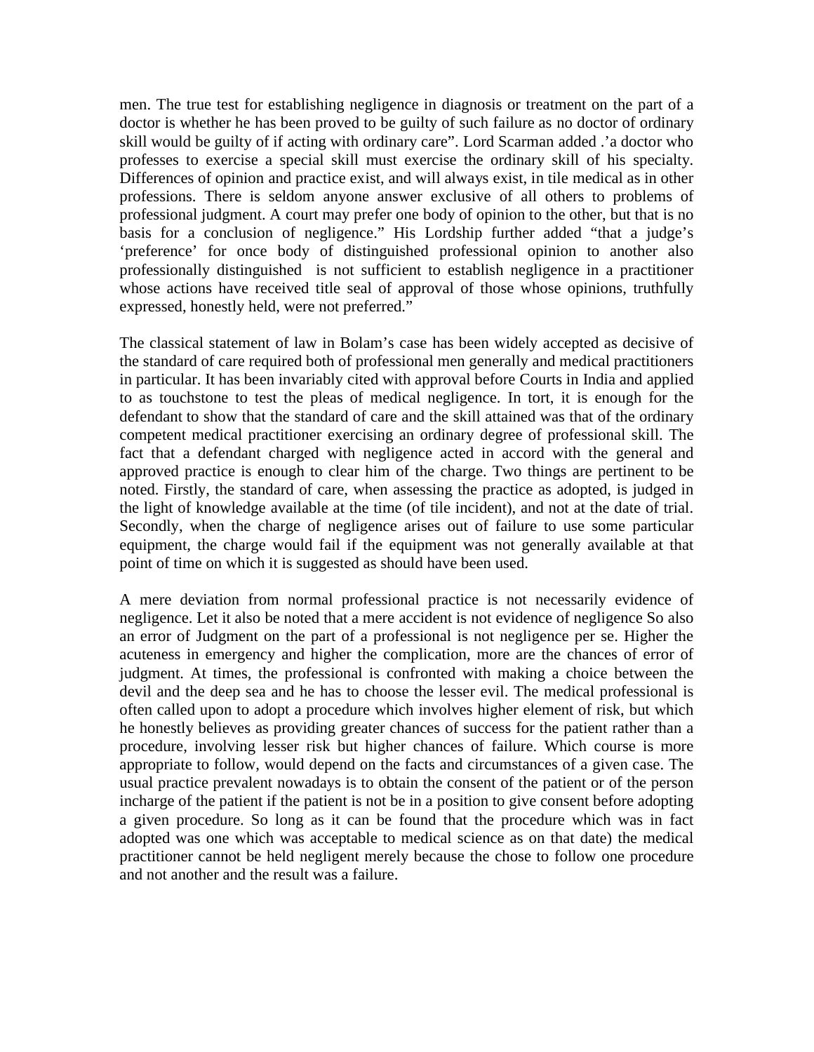men. The true test for establishing negligence in diagnosis or treatment on the part of a doctor is whether he has been proved to be guilty of such failure as no doctor of ordinary skill would be guilty of if acting with ordinary care". Lord Scarman added .'a doctor who professes to exercise a special skill must exercise the ordinary skill of his specialty. Differences of opinion and practice exist, and will always exist, in tile medical as in other professions. There is seldom anyone answer exclusive of all others to problems of professional judgment. A court may prefer one body of opinion to the other, but that is no basis for a conclusion of negligence." His Lordship further added "that a judge's 'preference' for once body of distinguished professional opinion to another also professionally distinguished is not sufficient to establish negligence in a practitioner whose actions have received title seal of approval of those whose opinions, truthfully expressed, honestly held, were not preferred."

The classical statement of law in Bolam's case has been widely accepted as decisive of the standard of care required both of professional men generally and medical practitioners in particular. It has been invariably cited with approval before Courts in India and applied to as touchstone to test the pleas of medical negligence. In tort, it is enough for the defendant to show that the standard of care and the skill attained was that of the ordinary competent medical practitioner exercising an ordinary degree of professional skill. The fact that a defendant charged with negligence acted in accord with the general and approved practice is enough to clear him of the charge. Two things are pertinent to be noted. Firstly, the standard of care, when assessing the practice as adopted, is judged in the light of knowledge available at the time (of tile incident), and not at the date of trial. Secondly, when the charge of negligence arises out of failure to use some particular equipment, the charge would fail if the equipment was not generally available at that point of time on which it is suggested as should have been used.

A mere deviation from normal professional practice is not necessarily evidence of negligence. Let it also be noted that a mere accident is not evidence of negligence So also an error of Judgment on the part of a professional is not negligence per se. Higher the acuteness in emergency and higher the complication, more are the chances of error of judgment. At times, the professional is confronted with making a choice between the devil and the deep sea and he has to choose the lesser evil. The medical professional is often called upon to adopt a procedure which involves higher element of risk, but which he honestly believes as providing greater chances of success for the patient rather than a procedure, involving lesser risk but higher chances of failure. Which course is more appropriate to follow, would depend on the facts and circumstances of a given case. The usual practice prevalent nowadays is to obtain the consent of the patient or of the person incharge of the patient if the patient is not be in a position to give consent before adopting a given procedure. So long as it can be found that the procedure which was in fact adopted was one which was acceptable to medical science as on that date) the medical practitioner cannot be held negligent merely because the chose to follow one procedure and not another and the result was a failure.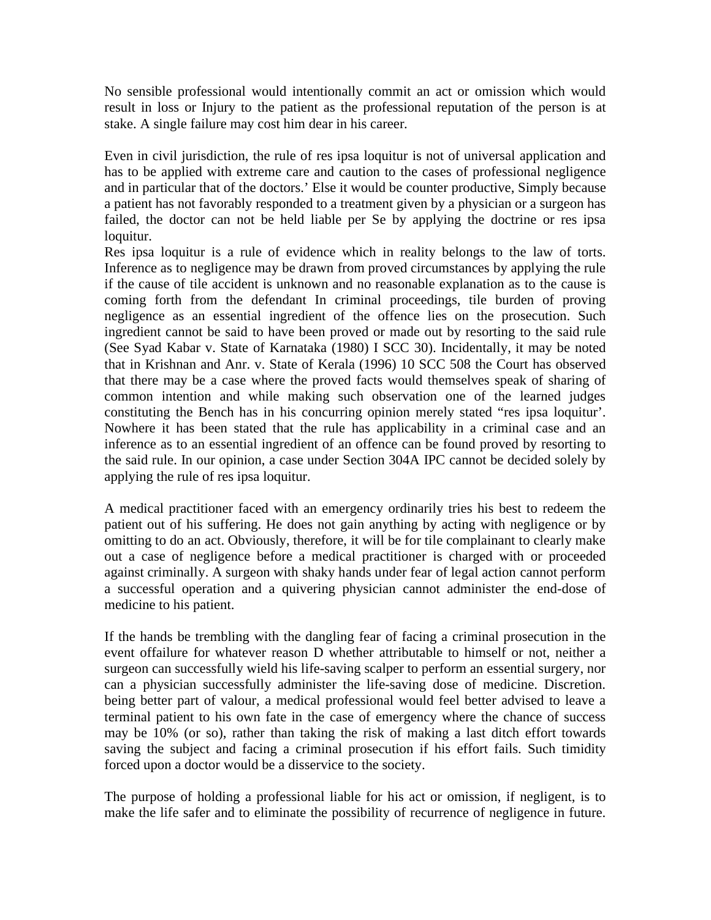No sensible professional would intentionally commit an act or omission which would result in loss or Injury to the patient as the professional reputation of the person is at stake. A single failure may cost him dear in his career.

Even in civil jurisdiction, the rule of res ipsa loquitur is not of universal application and has to be applied with extreme care and caution to the cases of professional negligence and in particular that of the doctors.' Else it would be counter productive, Simply because a patient has not favorably responded to a treatment given by a physician or a surgeon has failed, the doctor can not be held liable per Se by applying the doctrine or res ipsa loquitur.
Res ipsa loquitur is a rule of evidence which in reality belongs to the law of torts. Inference as to negligence may be drawn from proved circumstances by applying the rule if the cause of tile accident is unknown and no reasonable explanation as to the cause is coming forth from the defendant In criminal proceedings, tile burden of proving negligence as an essential ingredient of the offence lies on the prosecution. Such ingredient cannot be said to have been proved or made out by resorting to the said rule (See Syad Kabar v. State of Karnataka (1980) I SCC 30). Incidentally, it may be noted that in Krishnan and Anr. v. State of Kerala (1996) 10 SCC 508 the Court has observed that there may be a case where the proved facts would themselves speak of sharing of common intention and while making such observation one of the learned judges constituting the Bench has in his concurring opinion merely stated "res ipsa loquitur'. Nowhere it has been stated that the rule has applicability in a criminal case and an inference as to an essential ingredient of an offence can be found proved by resorting to the said rule. In our opinion, a case under Section 304A IPC cannot be decided solely by applying the rule of res ipsa loquitur.

A medical practitioner faced with an emergency ordinarily tries his best to redeem the patient out of his suffering. He does not gain anything by acting with negligence or by omitting to do an act. Obviously, therefore, it will be for tile complainant to clearly make out a case of negligence before a medical practitioner is charged with or proceeded against criminally. A surgeon with shaky hands under fear of legal action cannot perform a successful operation and a quivering physician cannot administer the end-dose of medicine to his patient.

If the hands be trembling with the dangling fear of facing a criminal prosecution in the event offailure for whatever reason D whether attributable to himself or not, neither a surgeon can successfully wield his life-saving scalper to perform an essential surgery, nor can a physician successfully administer the life-saving dose of medicine. Discretion. being better part of valour, a medical professional would feel better advised to leave a terminal patient to his own fate in the case of emergency where the chance of success may be 10% (or so), rather than taking the risk of making a last ditch effort towards saving the subject and facing a criminal prosecution if his effort fails. Such timidity forced upon a doctor would be a disservice to the society.

The purpose of holding a professional liable for his act or omission, if negligent, is to make the life safer and to eliminate the possibility of recurrence of negligence in future.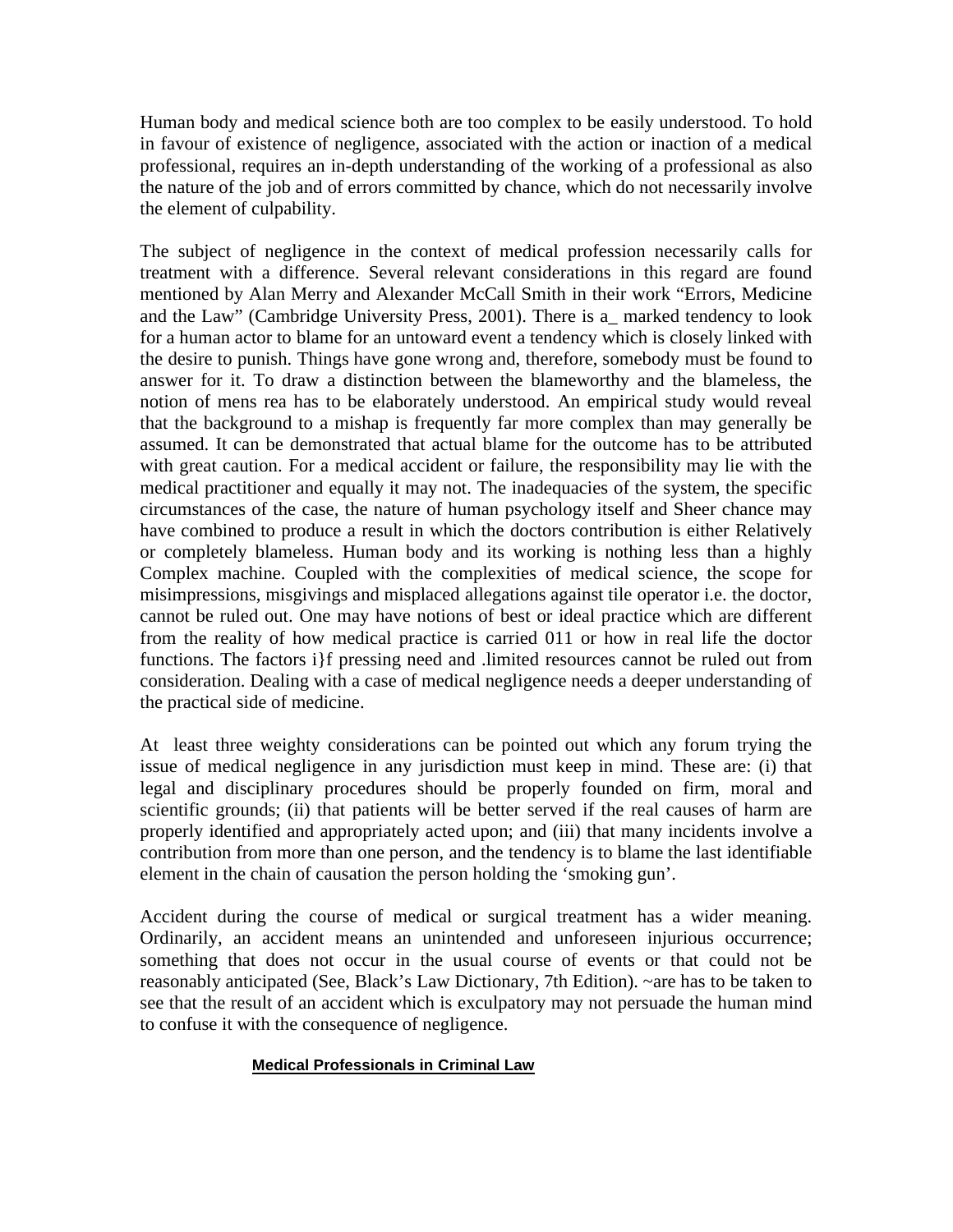Human body and medical science both are too complex to be easily understood. To hold in favour of existence of negligence, associated with the action or inaction of a medical professional, requires an in-depth understanding of the working of a professional as also the nature of the job and of errors committed by chance, which do not necessarily involve the element of culpability.

The subject of negligence in the context of medical profession necessarily calls for treatment with a difference. Several relevant considerations in this regard are found mentioned by Alan Merry and Alexander McCall Smith in their work "Errors, Medicine and the Law" (Cambridge University Press, 2001). There is a_ marked tendency to look for a human actor to blame for an untoward event a tendency which is closely linked with the desire to punish. Things have gone wrong and, therefore, somebody must be found to answer for it. To draw a distinction between the blameworthy and the blameless, the notion of mens rea has to be elaborately understood. An empirical study would reveal that the background to a mishap is frequently far more complex than may generally be assumed. It can be demonstrated that actual blame for the outcome has to be attributed with great caution. For a medical accident or failure, the responsibility may lie with the medical practitioner and equally it may not. The inadequacies of the system, the specific circumstances of the case, the nature of human psychology itself and Sheer chance may have combined to produce a result in which the doctors contribution is either Relatively or completely blameless. Human body and its working is nothing less than a highly Complex machine. Coupled with the complexities of medical science, the scope for misimpressions, misgivings and misplaced allegations against tile operator i.e. the doctor, cannot be ruled out. One may have notions of best or ideal practice which are different from the reality of how medical practice is carried 011 or how in real life the doctor functions. The factors i}f pressing need and .limited resources cannot be ruled out from consideration. Dealing with a case of medical negligence needs a deeper understanding of the practical side of medicine.

At least three weighty considerations can be pointed out which any forum trying the issue of medical negligence in any jurisdiction must keep in mind. These are: (i) that legal and disciplinary procedures should be properly founded on firm, moral and scientific grounds; (ii) that patients will be better served if the real causes of harm are properly identified and appropriately acted upon; and (iii) that many incidents involve a contribution from more than one person, and the tendency is to blame the last identifiable element in the chain of causation the person holding the 'smoking gun'.

Accident during the course of medical or surgical treatment has a wider meaning. Ordinarily, an accident means an unintended and unforeseen injurious occurrence; something that does not occur in the usual course of events or that could not be reasonably anticipated (See, Black's Law Dictionary, 7th Edition). ~are has to be taken to see that the result of an accident which is exculpatory may not persuade the human mind to confuse it with the consequence of negligence.

## **Medical Professionals in Criminal Law**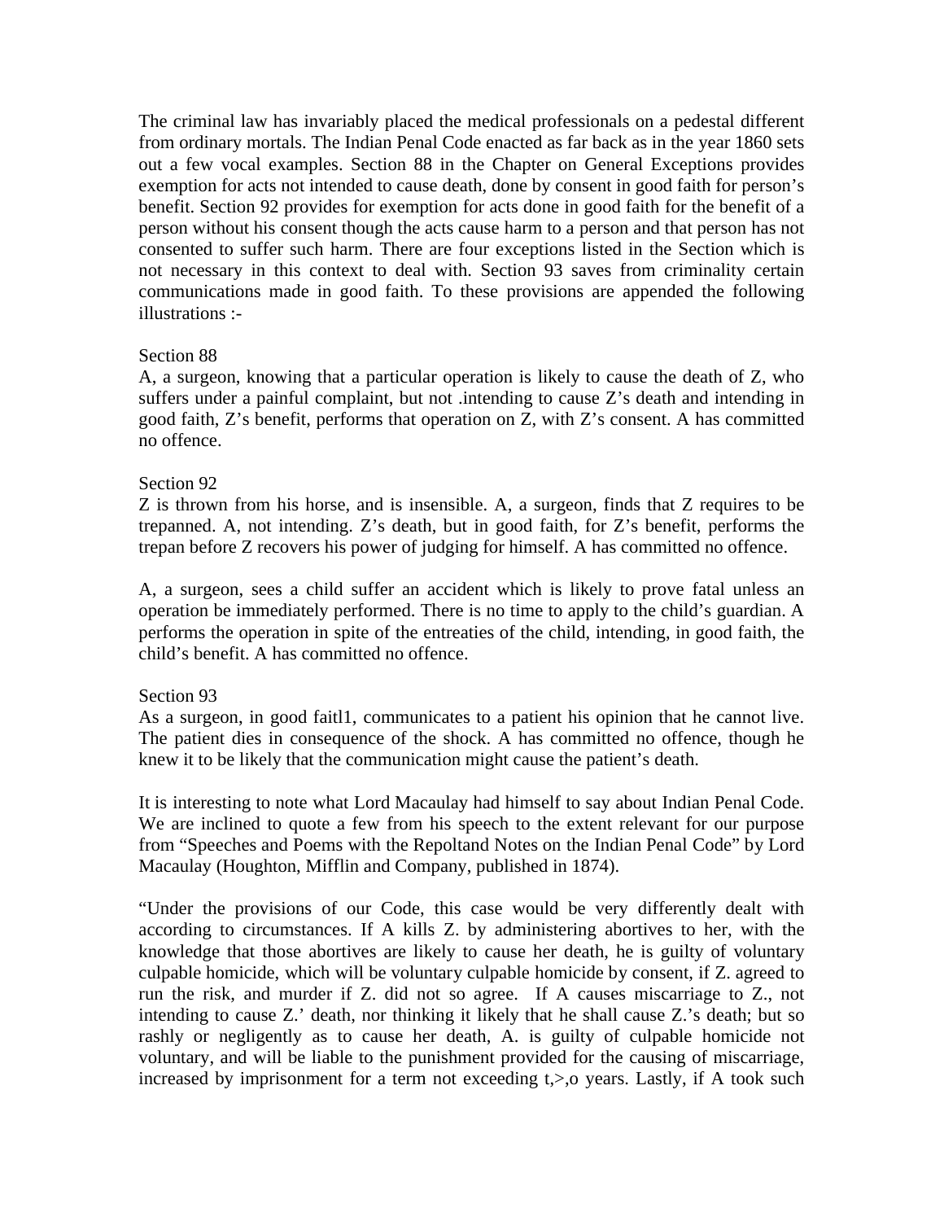The criminal law has invariably placed the medical professionals on a pedestal different from ordinary mortals. The Indian Penal Code enacted as far back as in the year 1860 sets out a few vocal examples. Section 88 in the Chapter on General Exceptions provides exemption for acts not intended to cause death, done by consent in good faith for person's benefit. Section 92 provides for exemption for acts done in good faith for the benefit of a person without his consent though the acts cause harm to a person and that person has not consented to suffer such harm. There are four exceptions listed in the Section which is not necessary in this context to deal with. Section 93 saves from criminality certain communications made in good faith. To these provisions are appended the following illustrations :-

Section 88
A, a surgeon, knowing that a particular operation is likely to cause the death of Z, who suffers under a painful complaint, but not .intending to cause Z's death and intending in good faith, Z's benefit, performs that operation on Z, with Z's consent. A has committed no offence.

Section 92
Z is thrown from his horse, and is insensible. A, a surgeon, finds that Z requires to be trepanned. A, not intending. Z's death, but in good faith, for Z's benefit, performs the trepan before Z recovers his power of judging for himself. A has committed no offence.

A, a surgeon, sees a child suffer an accident which is likely to prove fatal unless an operation be immediately performed. There is no time to apply to the child's guardian. A performs the operation in spite of the entreaties of the child, intending, in good faith, the child's benefit. A has committed no offence.

Section 93
As a surgeon, in good faitl1, communicates to a patient his opinion that he cannot live. The patient dies in consequence of the shock. A has committed no offence, though he knew it to be likely that the communication might cause the patient's death.

It is interesting to note what Lord Macaulay had himself to say about Indian Penal Code. We are inclined to quote a few from his speech to the extent relevant for our purpose from "Speeches and Poems with the Repoltand Notes on the Indian Penal Code" by Lord Macaulay (Houghton, Mifflin and Company, published in 1874).

"Under the provisions of our Code, this case would be very differently dealt with according to circumstances. If A kills Z. by administering abortives to her, with the knowledge that those abortives are likely to cause her death, he is guilty of voluntary culpable homicide, which will be voluntary culpable homicide by consent, if Z. agreed to run the risk, and murder if Z. did not so agree. If A causes miscarriage to Z., not intending to cause Z.' death, nor thinking it likely that he shall cause Z.'s death; but so rashly or negligently as to cause her death, A. is guilty of culpable homicide not voluntary, and will be liable to the punishment provided for the causing of miscarriage, increased by imprisonment for a term not exceeding t,>,o years. Lastly, if A took such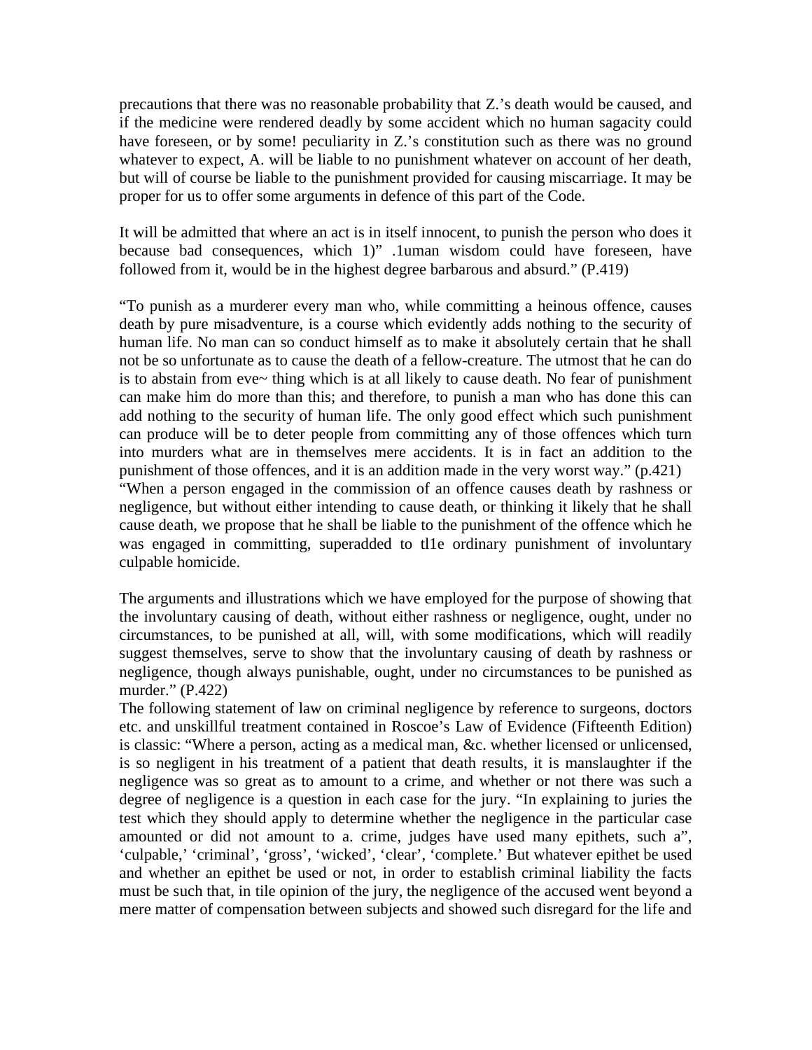precautions that there was no reasonable probability that Z.'s death would be caused, and if the medicine were rendered deadly by some accident which no human sagacity could have foreseen, or by some! peculiarity in Z.'s constitution such as there was no ground whatever to expect, A. will be liable to no punishment whatever on account of her death, but will of course be liable to the punishment provided for causing miscarriage. It may be proper for us to offer some arguments in defence of this part of the Code.

It will be admitted that where an act is in itself innocent, to punish the person who does it because bad consequences, which 1)" .1uman wisdom could have foreseen, have followed from it, would be in the highest degree barbarous and absurd." (P.419)

"To punish as a murderer every man who, while committing a heinous offence, causes death by pure misadventure, is a course which evidently adds nothing to the security of human life. No man can so conduct himself as to make it absolutely certain that he shall not be so unfortunate as to cause the death of a fellow-creature. The utmost that he can do is to abstain from eve~ thing which is at all likely to cause death. No fear of punishment can make him do more than this; and therefore, to punish a man who has done this can add nothing to the security of human life. The only good effect which such punishment can produce will be to deter people from committing any of those offences which turn into murders what are in themselves mere accidents. It is in fact an addition to the punishment of those offences, and it is an addition made in the very worst way." (p.421)

"When a person engaged in the commission of an offence causes death by rashness or negligence, but without either intending to cause death, or thinking it likely that he shall cause death, we propose that he shall be liable to the punishment of the offence which he was engaged in committing, superadded to tl1e ordinary punishment of involuntary culpable homicide.

The arguments and illustrations which we have employed for the purpose of showing that the involuntary causing of death, without either rashness or negligence, ought, under no circumstances, to be punished at all, will, with some modifications, which will readily suggest themselves, serve to show that the involuntary causing of death by rashness or negligence, though always punishable, ought, under no circumstances to be punished as murder." (P.422)

The following statement of law on criminal negligence by reference to surgeons, doctors etc. and unskillful treatment contained in Roscoe's Law of Evidence (Fifteenth Edition) is classic: "Where a person, acting as a medical man, &c. whether licensed or unlicensed, is so negligent in his treatment of a patient that death results, it is manslaughter if the negligence was so great as to amount to a crime, and whether or not there was such a degree of negligence is a question in each case for the jury. "In explaining to juries the test which they should apply to determine whether the negligence in the particular case amounted or did not amount to a. crime, judges have used many epithets, such a", 'culpable,' 'criminal', 'gross', 'wicked', 'clear', 'complete.' But whatever epithet be used and whether an epithet be used or not, in order to establish criminal liability the facts must be such that, in tile opinion of the jury, the negligence of the accused went beyond a mere matter of compensation between subjects and showed such disregard for the life and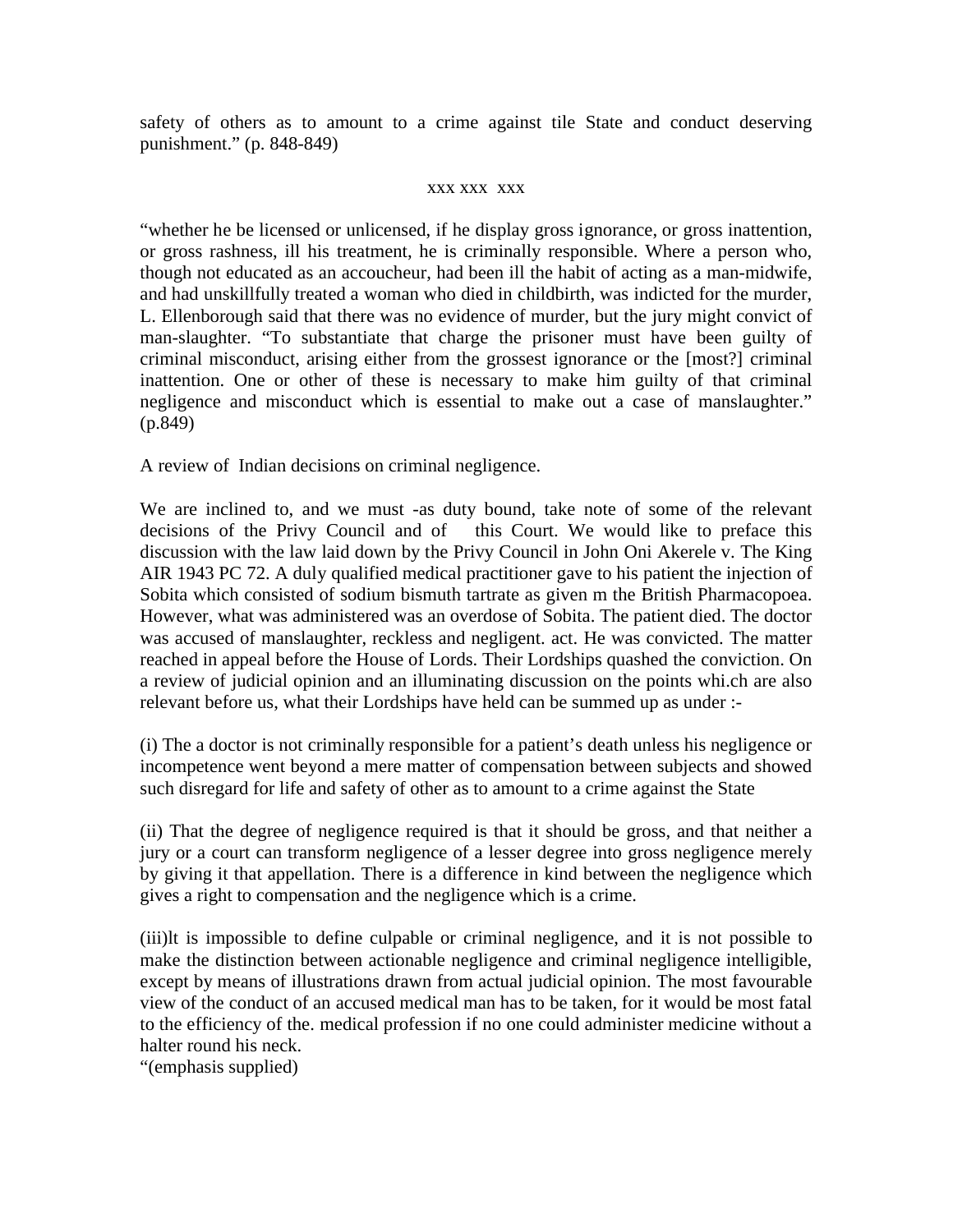safety of others as to amount to a crime against tile State and conduct deserving punishment." (p. 848-849)

xxx xxx xxx

"whether he be licensed or unlicensed, if he display gross ignorance, or gross inattention, or gross rashness, ill his treatment, he is criminally responsible. Where a person who, though not educated as an accoucheur, had been ill the habit of acting as a man-midwife, and had unskillfully treated a woman who died in childbirth, was indicted for the murder, L. Ellenborough said that there was no evidence of murder, but the jury might convict of man-slaughter. "To substantiate that charge the prisoner must have been guilty of criminal misconduct, arising either from the grossest ignorance or the [most?] criminal inattention. One or other of these is necessary to make him guilty of that criminal negligence and misconduct which is essential to make out a case of manslaughter." (p.849)

A review of Indian decisions on criminal negligence.

We are inclined to, and we must -as duty bound, take note of some of the relevant decisions of the Privy Council and of this Court. We would like to preface this discussion with the law laid down by the Privy Council in John Oni Akerele v. The King AIR 1943 PC 72. A duly qualified medical practitioner gave to his patient the injection of Sobita which consisted of sodium bismuth tartrate as given m the British Pharmacopoea. However, what was administered was an overdose of Sobita. The patient died. The doctor was accused of manslaughter, reckless and negligent. act. He was convicted. The matter reached in appeal before the House of Lords. Their Lordships quashed the conviction. On a review of judicial opinion and an illuminating discussion on the points whi.ch are also relevant before us, what their Lordships have held can be summed up as under :-

(i) The a doctor is not criminally responsible for a patient's death unless his negligence or incompetence went beyond a mere matter of compensation between subjects and showed such disregard for life and safety of other as to amount to a crime against the State

(ii) That the degree of negligence required is that it should be gross, and that neither a jury or a court can transform negligence of a lesser degree into gross negligence merely by giving it that appellation. There is a difference in kind between the negligence which gives a right to compensation and the negligence which is a crime.

(iii)lt is impossible to define culpable or criminal negligence, and it is not possible to make the distinction between actionable negligence and criminal negligence intelligible, except by means of illustrations drawn from actual judicial opinion. The most favourable view of the conduct of an accused medical man has to be taken, for it would be most fatal to the efficiency of the. medical profession if no one could administer medicine without a halter round his neck.
"(emphasis supplied)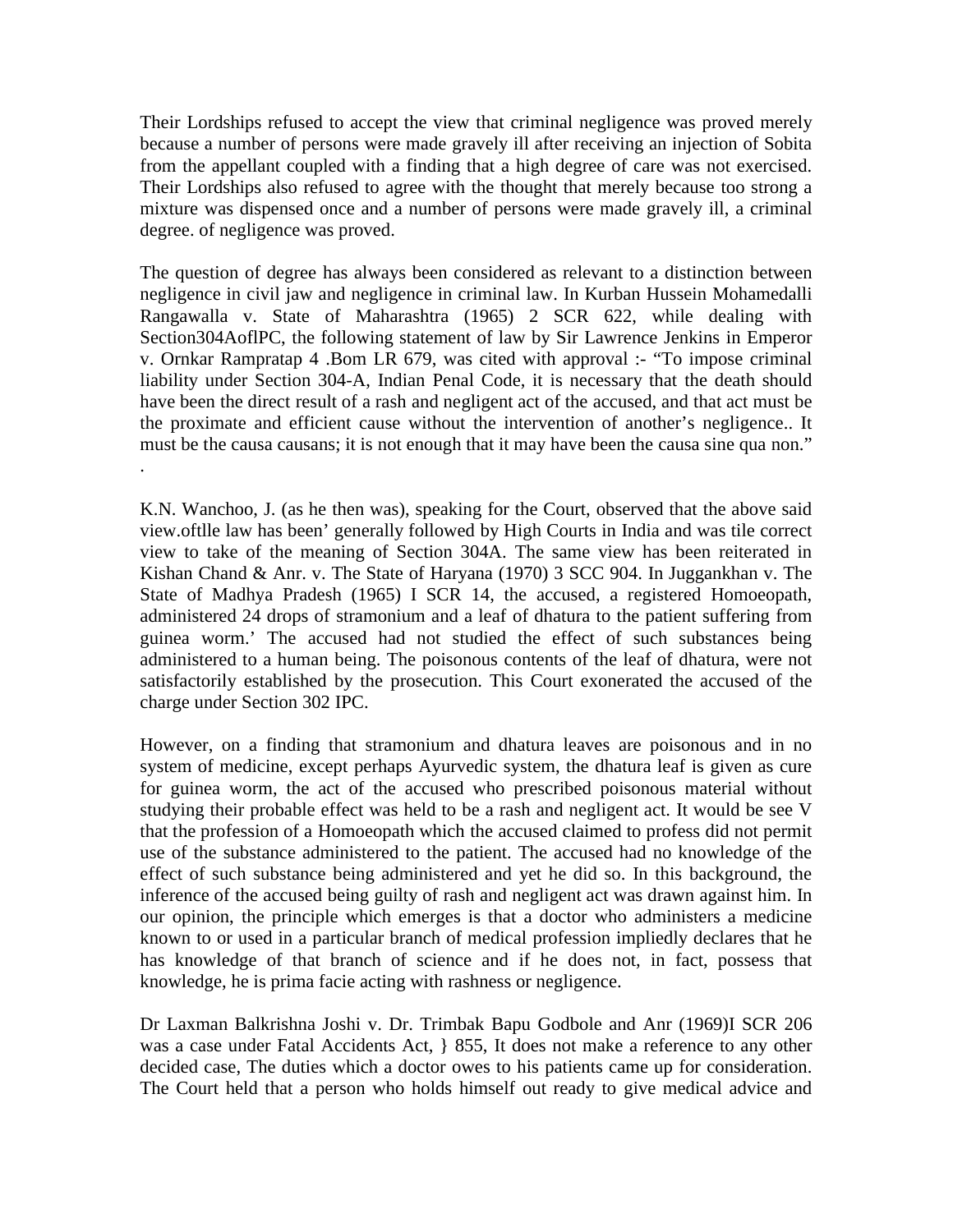Their Lordships refused to accept the view that criminal negligence was proved merely because a number of persons were made gravely ill after receiving an injection of Sobita from the appellant coupled with a finding that a high degree of care was not exercised. Their Lordships also refused to agree with the thought that merely because too strong a mixture was dispensed once and a number of persons were made gravely ill, a criminal degree. of negligence was proved.

The question of degree has always been considered as relevant to a distinction between negligence in civil jaw and negligence in criminal law. In Kurban Hussein Mohamedalli Rangawalla v. State of Maharashtra (1965) 2 SCR 622, while dealing with Section304AoflPC, the following statement of law by Sir Lawrence Jenkins in Emperor v. Ornkar Rampratap 4 .Bom LR 679, was cited with approval :- "To impose criminal liability under Section 304-A, Indian Penal Code, it is necessary that the death should have been the direct result of a rash and negligent act of the accused, and that act must be the proximate and efficient cause without the intervention of another's negligence.. It must be the causa causans; it is not enough that it may have been the causa sine qua non."
.

K.N. Wanchoo, J. (as he then was), speaking for the Court, observed that the above said view.oftlle law has been' generally followed by High Courts in India and was tile correct view to take of the meaning of Section 304A. The same view has been reiterated in Kishan Chand & Anr. v. The State of Haryana (1970) 3 SCC 904. In Juggankhan v. The State of Madhya Pradesh (1965) I SCR 14, the accused, a registered Homoeopath, administered 24 drops of stramonium and a leaf of dhatura to the patient suffering from guinea worm.' The accused had not studied the effect of such substances being administered to a human being. The poisonous contents of the leaf of dhatura, were not satisfactorily established by the prosecution. This Court exonerated the accused of the charge under Section 302 IPC.

However, on a finding that stramonium and dhatura leaves are poisonous and in no system of medicine, except perhaps Ayurvedic system, the dhatura leaf is given as cure for guinea worm, the act of the accused who prescribed poisonous material without studying their probable effect was held to be a rash and negligent act. It would be see V that the profession of a Homoeopath which the accused claimed to profess did not permit use of the substance administered to the patient. The accused had no knowledge of the effect of such substance being administered and yet he did so. In this background, the inference of the accused being guilty of rash and negligent act was drawn against him. In our opinion, the principle which emerges is that a doctor who administers a medicine known to or used in a particular branch of medical profession impliedly declares that he has knowledge of that branch of science and if he does not, in fact, possess that knowledge, he is prima facie acting with rashness or negligence.

Dr Laxman Balkrishna Joshi v. Dr. Trimbak Bapu Godbole and Anr (1969)I SCR 206 was a case under Fatal Accidents Act, } 855, It does not make a reference to any other decided case, The duties which a doctor owes to his patients came up for consideration. The Court held that a person who holds himself out ready to give medical advice and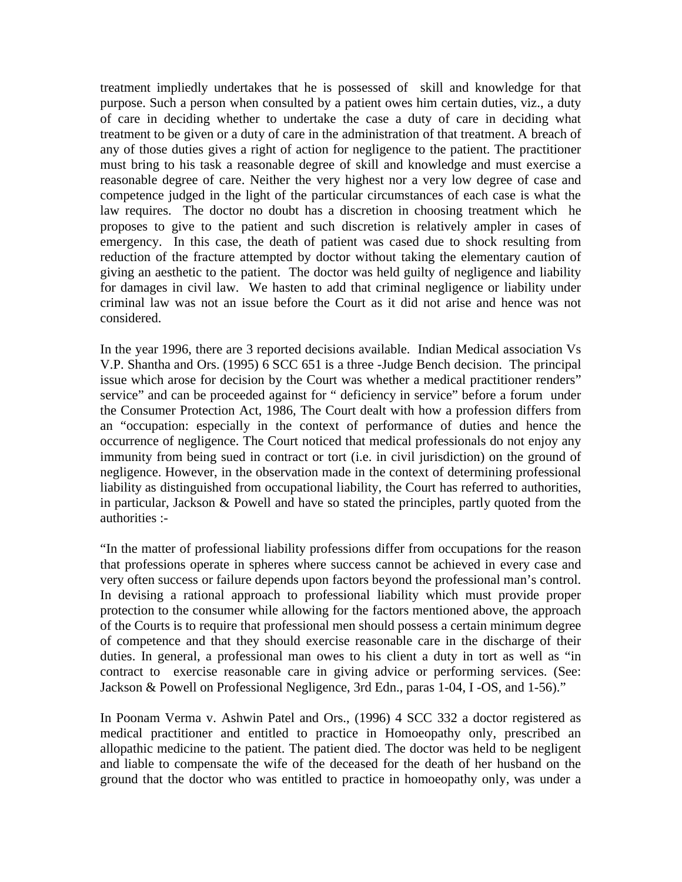treatment impliedly undertakes that he is possessed of skill and knowledge for that purpose. Such a person when consulted by a patient owes him certain duties, viz., a duty of care in deciding whether to undertake the case a duty of care in deciding what treatment to be given or a duty of care in the administration of that treatment. A breach of any of those duties gives a right of action for negligence to the patient. The practitioner must bring to his task a reasonable degree of skill and knowledge and must exercise a reasonable degree of care. Neither the very highest nor a very low degree of case and competence judged in the light of the particular circumstances of each case is what the law requires. The doctor no doubt has a discretion in choosing treatment which he proposes to give to the patient and such discretion is relatively ampler in cases of emergency. In this case, the death of patient was cased due to shock resulting from reduction of the fracture attempted by doctor without taking the elementary caution of giving an aesthetic to the patient. The doctor was held guilty of negligence and liability for damages in civil law. We hasten to add that criminal negligence or liability under criminal law was not an issue before the Court as it did not arise and hence was not considered.

In the year 1996, there are 3 reported decisions available. Indian Medical association Vs V.P. Shantha and Ors. (1995) 6 SCC 651 is a three -Judge Bench decision. The principal issue which arose for decision by the Court was whether a medical practitioner renders" service" and can be proceeded against for " deficiency in service" before a forum under the Consumer Protection Act, 1986, The Court dealt with how a profession differs from an "occupation: especially in the context of performance of duties and hence the occurrence of negligence. The Court noticed that medical professionals do not enjoy any immunity from being sued in contract or tort (i.e. in civil jurisdiction) on the ground of negligence. However, in the observation made in the context of determining professional liability as distinguished from occupational liability, the Court has referred to authorities, in particular, Jackson & Powell and have so stated the principles, partly quoted from the authorities :-

"In the matter of professional liability professions differ from occupations for the reason that professions operate in spheres where success cannot be achieved in every case and very often success or failure depends upon factors beyond the professional man's control. In devising a rational approach to professional liability which must provide proper protection to the consumer while allowing for the factors mentioned above, the approach of the Courts is to require that professional men should possess a certain minimum degree of competence and that they should exercise reasonable care in the discharge of their duties. In general, a professional man owes to his client a duty in tort as well as "in contract to exercise reasonable care in giving advice or performing services. (See: Jackson & Powell on Professional Negligence, 3rd Edn., paras 1-04, I -OS, and 1-56)."

In Poonam Verma v. Ashwin Patel and Ors., (1996) 4 SCC 332 a doctor registered as medical practitioner and entitled to practice in Homoeopathy only, prescribed an allopathic medicine to the patient. The patient died. The doctor was held to be negligent and liable to compensate the wife of the deceased for the death of her husband on the ground that the doctor who was entitled to practice in homoeopathy only, was under a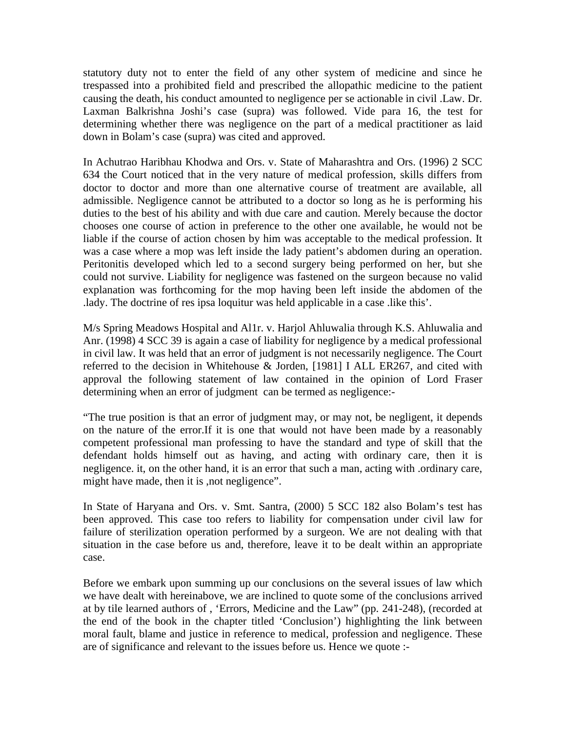statutory duty not to enter the field of any other system of medicine and since he trespassed into a prohibited field and prescribed the allopathic medicine to the patient causing the death, his conduct amounted to negligence per se actionable in civil .Law. Dr. Laxman Balkrishna Joshi's case (supra) was followed. Vide para 16, the test for determining whether there was negligence on the part of a medical practitioner as laid down in Bolam's case (supra) was cited and approved.

In Achutrao Haribhau Khodwa and Ors. v. State of Maharashtra and Ors. (1996) 2 SCC 634 the Court noticed that in the very nature of medical profession, skills differs from doctor to doctor and more than one alternative course of treatment are available, all admissible. Negligence cannot be attributed to a doctor so long as he is performing his duties to the best of his ability and with due care and caution. Merely because the doctor chooses one course of action in preference to the other one available, he would not be liable if the course of action chosen by him was acceptable to the medical profession. It was a case where a mop was left inside the lady patient's abdomen during an operation. Peritonitis developed which led to a second surgery being performed on her, but she could not survive. Liability for negligence was fastened on the surgeon because no valid explanation was forthcoming for the mop having been left inside the abdomen of the .lady. The doctrine of res ipsa loquitur was held applicable in a case .like this'.

M/s Spring Meadows Hospital and Al1r. v. Harjol Ahluwalia through K.S. Ahluwalia and Anr. (1998) 4 SCC 39 is again a case of liability for negligence by a medical professional in civil law. It was held that an error of judgment is not necessarily negligence. The Court referred to the decision in Whitehouse & Jorden, [1981] I ALL ER267, and cited with approval the following statement of law contained in the opinion of Lord Fraser determining when an error of judgment can be termed as negligence:-

"The true position is that an error of judgment may, or may not, be negligent, it depends on the nature of the error.If it is one that would not have been made by a reasonably competent professional man professing to have the standard and type of skill that the defendant holds himself out as having, and acting with ordinary care, then it is negligence. it, on the other hand, it is an error that such a man, acting with .ordinary care, might have made, then it is ,not negligence".

In State of Haryana and Ors. v. Smt. Santra, (2000) 5 SCC 182 also Bolam's test has been approved. This case too refers to liability for compensation under civil law for failure of sterilization operation performed by a surgeon. We are not dealing with that situation in the case before us and, therefore, leave it to be dealt within an appropriate case.

Before we embark upon summing up our conclusions on the several issues of law which we have dealt with hereinabove, we are inclined to quote some of the conclusions arrived at by tile learned authors of , 'Errors, Medicine and the Law" (pp. 241-248), (recorded at the end of the book in the chapter titled 'Conclusion') highlighting the link between moral fault, blame and justice in reference to medical, profession and negligence. These are of significance and relevant to the issues before us. Hence we quote :-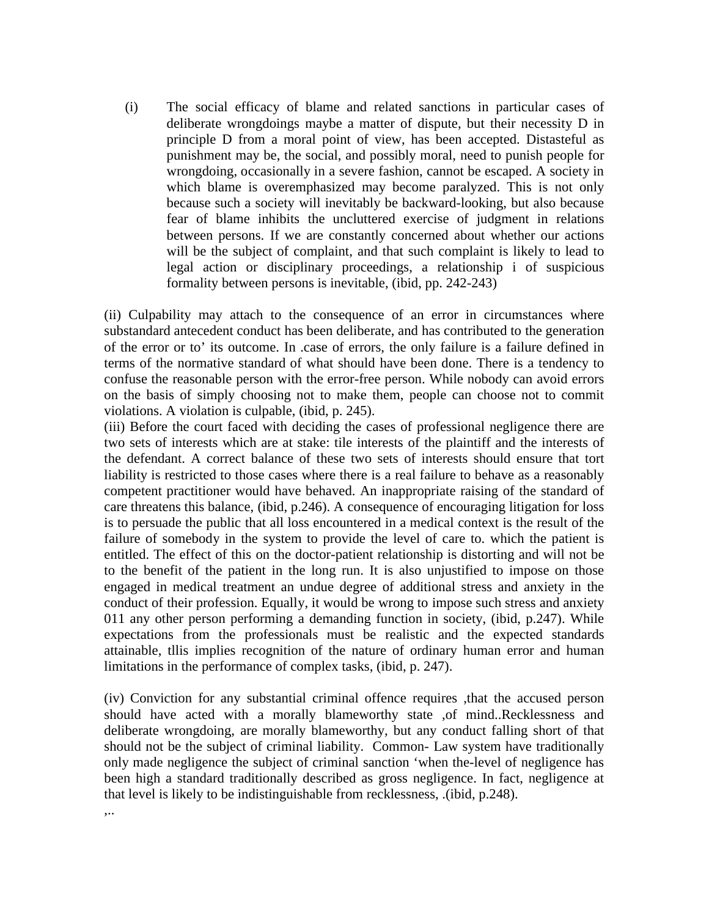(i) The social efficacy of blame and related sanctions in particular cases of deliberate wrongdoings maybe a matter of dispute, but their necessity D in principle D from a moral point of view, has been accepted. Distasteful as punishment may be, the social, and possibly moral, need to punish people for wrongdoing, occasionally in a severe fashion, cannot be escaped. A society in which blame is overemphasized may become paralyzed. This is not only because such a society will inevitably be backward-looking, but also because fear of blame inhibits the uncluttered exercise of judgment in relations between persons. If we are constantly concerned about whether our actions will be the subject of complaint, and that such complaint is likely to lead to legal action or disciplinary proceedings, a relationship i of suspicious formality between persons is inevitable, (ibid, pp. 242-243)

(ii) Culpability may attach to the consequence of an error in circumstances where substandard antecedent conduct has been deliberate, and has contributed to the generation of the error or to' its outcome. In .case of errors, the only failure is a failure defined in terms of the normative standard of what should have been done. There is a tendency to confuse the reasonable person with the error-free person. While nobody can avoid errors on the basis of simply choosing not to make them, people can choose not to commit violations. A violation is culpable, (ibid, p. 245).

(iii) Before the court faced with deciding the cases of professional negligence there are two sets of interests which are at stake: tile interests of the plaintiff and the interests of the defendant. A correct balance of these two sets of interests should ensure that tort liability is restricted to those cases where there is a real failure to behave as a reasonably competent practitioner would have behaved. An inappropriate raising of the standard of care threatens this balance, (ibid, p.246). A consequence of encouraging litigation for loss is to persuade the public that all loss encountered in a medical context is the result of the failure of somebody in the system to provide the level of care to. which the patient is entitled. The effect of this on the doctor-patient relationship is distorting and will not be to the benefit of the patient in the long run. It is also unjustified to impose on those engaged in medical treatment an undue degree of additional stress and anxiety in the conduct of their profession. Equally, it would be wrong to impose such stress and anxiety 011 any other person performing a demanding function in society, (ibid, p.247). While expectations from the professionals must be realistic and the expected standards attainable, tllis implies recognition of the nature of ordinary human error and human limitations in the performance of complex tasks, (ibid, p. 247).

(iv) Conviction for any substantial criminal offence requires ,that the accused person should have acted with a morally blameworthy state ,of mind..Recklessness and deliberate wrongdoing, are morally blameworthy, but any conduct falling short of that should not be the subject of criminal liability. Common- Law system have traditionally only made negligence the subject of criminal sanction 'when the-level of negligence has been high a standard traditionally described as gross negligence. In fact, negligence at that level is likely to be indistinguishable from recklessness, .(ibid, p.248).

,..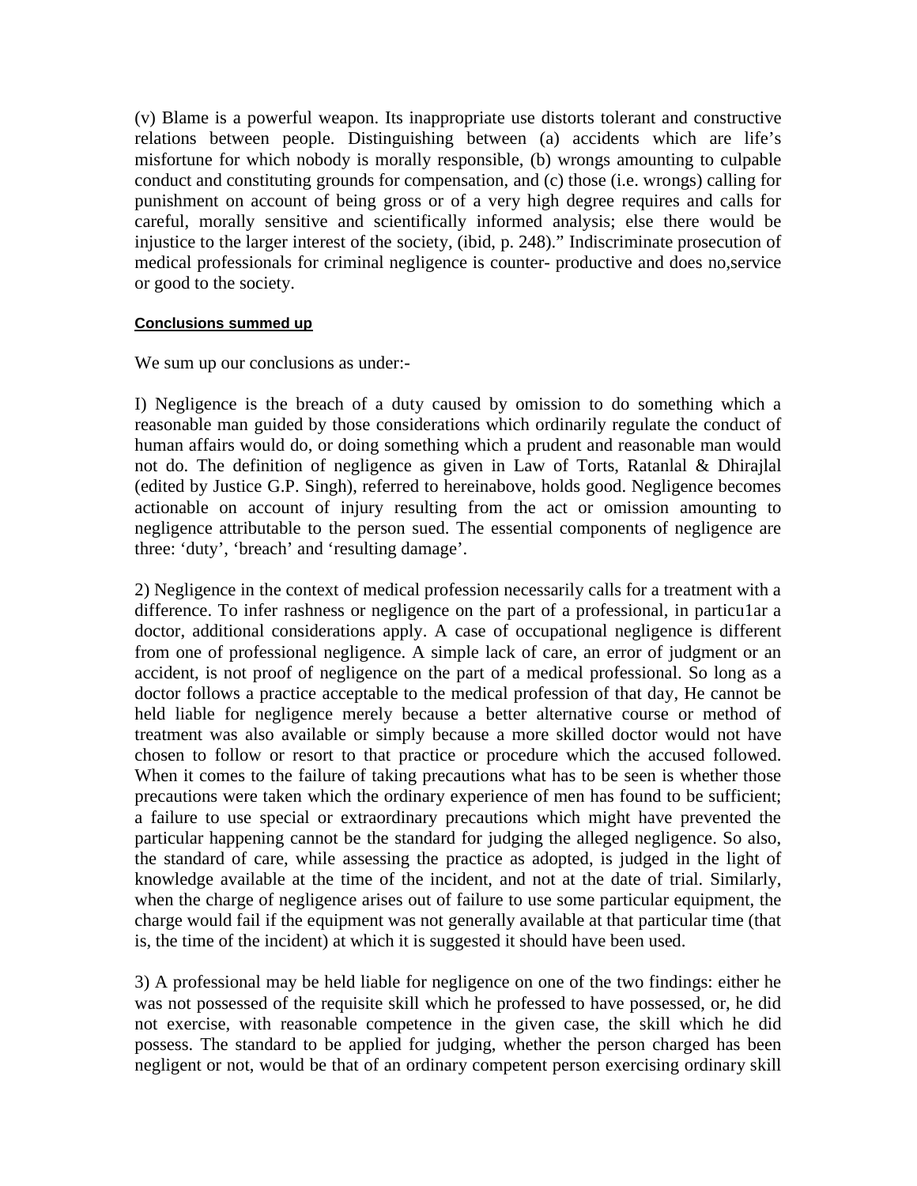(v) Blame is a powerful weapon. Its inappropriate use distorts tolerant and constructive relations between people. Distinguishing between (a) accidents which are life's misfortune for which nobody is morally responsible, (b) wrongs amounting to culpable conduct and constituting grounds for compensation, and (c) those (i.e. wrongs) calling for punishment on account of being gross or of a very high degree requires and calls for careful, morally sensitive and scientifically informed analysis; else there would be injustice to the larger interest of the society, (ibid, p. 248)." Indiscriminate prosecution of medical professionals for criminal negligence is counter- productive and does no,service or good to the society.

#### Conclusions summed up

We sum up our conclusions as under:-

I) Negligence is the breach of a duty caused by omission to do something which a reasonable man guided by those considerations which ordinarily regulate the conduct of human affairs would do, or doing something which a prudent and reasonable man would not do. The definition of negligence as given in Law of Torts, Ratanlal & Dhirajlal (edited by Justice G.P. Singh), referred to hereinabove, holds good. Negligence becomes actionable on account of injury resulting from the act or omission amounting to negligence attributable to the person sued. The essential components of negligence are three: 'duty', 'breach' and 'resulting damage'.

2) Negligence in the context of medical profession necessarily calls for a treatment with a difference. To infer rashness or negligence on the part of a professional, in particu1ar a doctor, additional considerations apply. A case of occupational negligence is different from one of professional negligence. A simple lack of care, an error of judgment or an accident, is not proof of negligence on the part of a medical professional. So long as a doctor follows a practice acceptable to the medical profession of that day, He cannot be held liable for negligence merely because a better alternative course or method of treatment was also available or simply because a more skilled doctor would not have chosen to follow or resort to that practice or procedure which the accused followed. When it comes to the failure of taking precautions what has to be seen is whether those precautions were taken which the ordinary experience of men has found to be sufficient; a failure to use special or extraordinary precautions which might have prevented the particular happening cannot be the standard for judging the alleged negligence. So also, the standard of care, while assessing the practice as adopted, is judged in the light of knowledge available at the time of the incident, and not at the date of trial. Similarly, when the charge of negligence arises out of failure to use some particular equipment, the charge would fail if the equipment was not generally available at that particular time (that is, the time of the incident) at which it is suggested it should have been used.

3) A professional may be held liable for negligence on one of the two findings: either he was not possessed of the requisite skill which he professed to have possessed, or, he did not exercise, with reasonable competence in the given case, the skill which he did possess. The standard to be applied for judging, whether the person charged has been negligent or not, would be that of an ordinary competent person exercising ordinary skill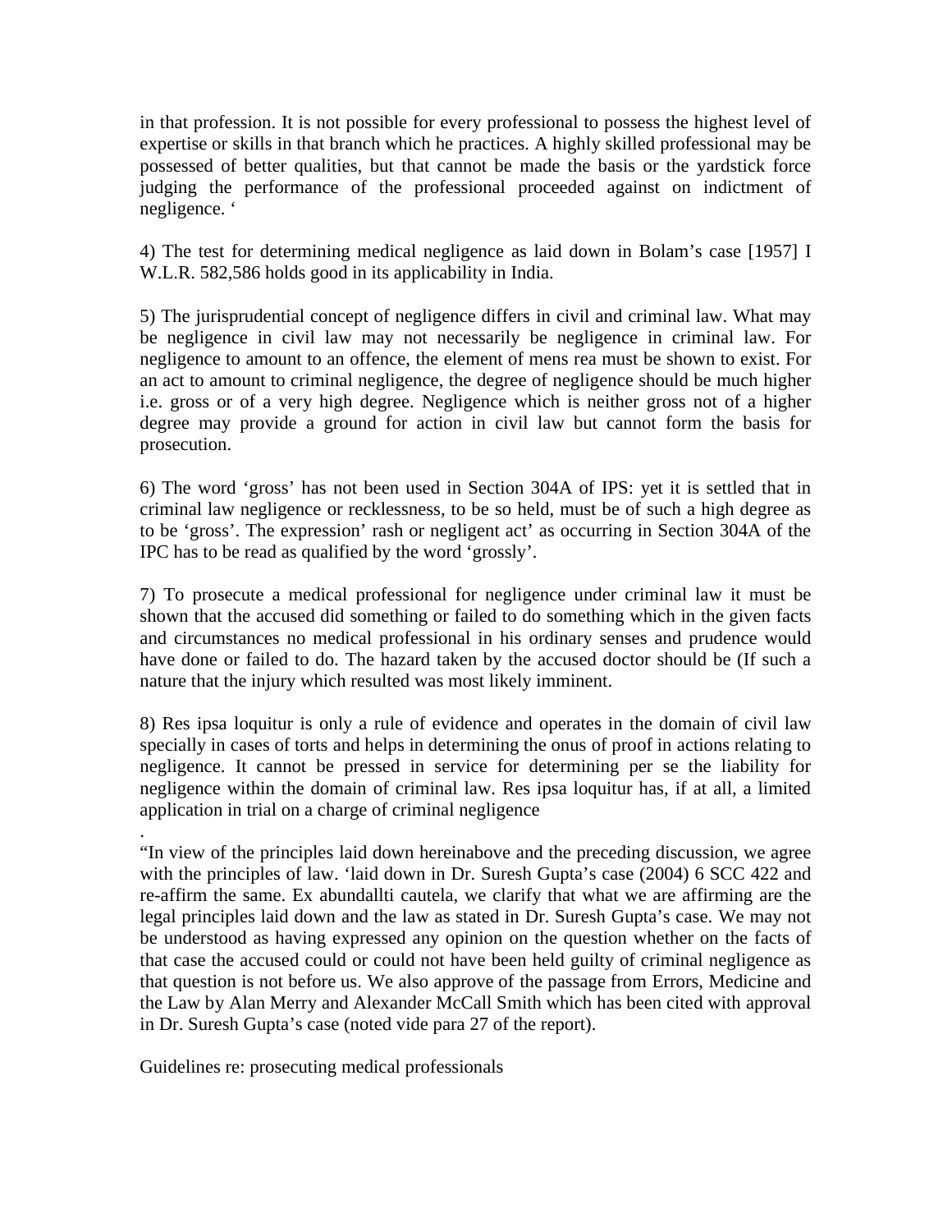in that profession. It is not possible for every professional to possess the highest level of expertise or skills in that branch which he practices. A highly skilled professional may be possessed of better qualities, but that cannot be made the basis or the yardstick force judging the performance of the professional proceeded against on indictment of negligence. '

4) The test for determining medical negligence as laid down in Bolam's case [1957] I W.L.R. 582,586 holds good in its applicability in India.

5) The jurisprudential concept of negligence differs in civil and criminal law. What may be negligence in civil law may not necessarily be negligence in criminal law. For negligence to amount to an offence, the element of mens rea must be shown to exist. For an act to amount to criminal negligence, the degree of negligence should be much higher i.e. gross or of a very high degree. Negligence which is neither gross not of a higher degree may provide a ground for action in civil law but cannot form the basis for prosecution.

6) The word 'gross' has not been used in Section 304A of IPS: yet it is settled that in criminal law negligence or recklessness, to be so held, must be of such a high degree as to be 'gross'. The expression' rash or negligent act' as occurring in Section 304A of the IPC has to be read as qualified by the word 'grossly'.

7) To prosecute a medical professional for negligence under criminal law it must be shown that the accused did something or failed to do something which in the given facts and circumstances no medical professional in his ordinary senses and prudence would have done or failed to do. The hazard taken by the accused doctor should be (If such a nature that the injury which resulted was most likely imminent.

8) Res ipsa loquitur is only a rule of evidence and operates in the domain of civil law specially in cases of torts and helps in determining the onus of proof in actions relating to negligence. It cannot be pressed in service for determining per se the liability for negligence within the domain of criminal law. Res ipsa loquitur has, if at all, a limited application in trial on a charge of criminal negligence

.

"In view of the principles laid down hereinabove and the preceding discussion, we agree with the principles of law. 'laid down in Dr. Suresh Gupta's case (2004) 6 SCC 422 and re-affirm the same. Ex abundallti cautela, we clarify that what we are affirming are the legal principles laid down and the law as stated in Dr. Suresh Gupta's case. We may not be understood as having expressed any opinion on the question whether on the facts of that case the accused could or could not have been held guilty of criminal negligence as that question is not before us. We also approve of the passage from Errors, Medicine and the Law by Alan Merry and Alexander McCall Smith which has been cited with approval in Dr. Suresh Gupta's case (noted vide para 27 of the report).

Guidelines re: prosecuting medical professionals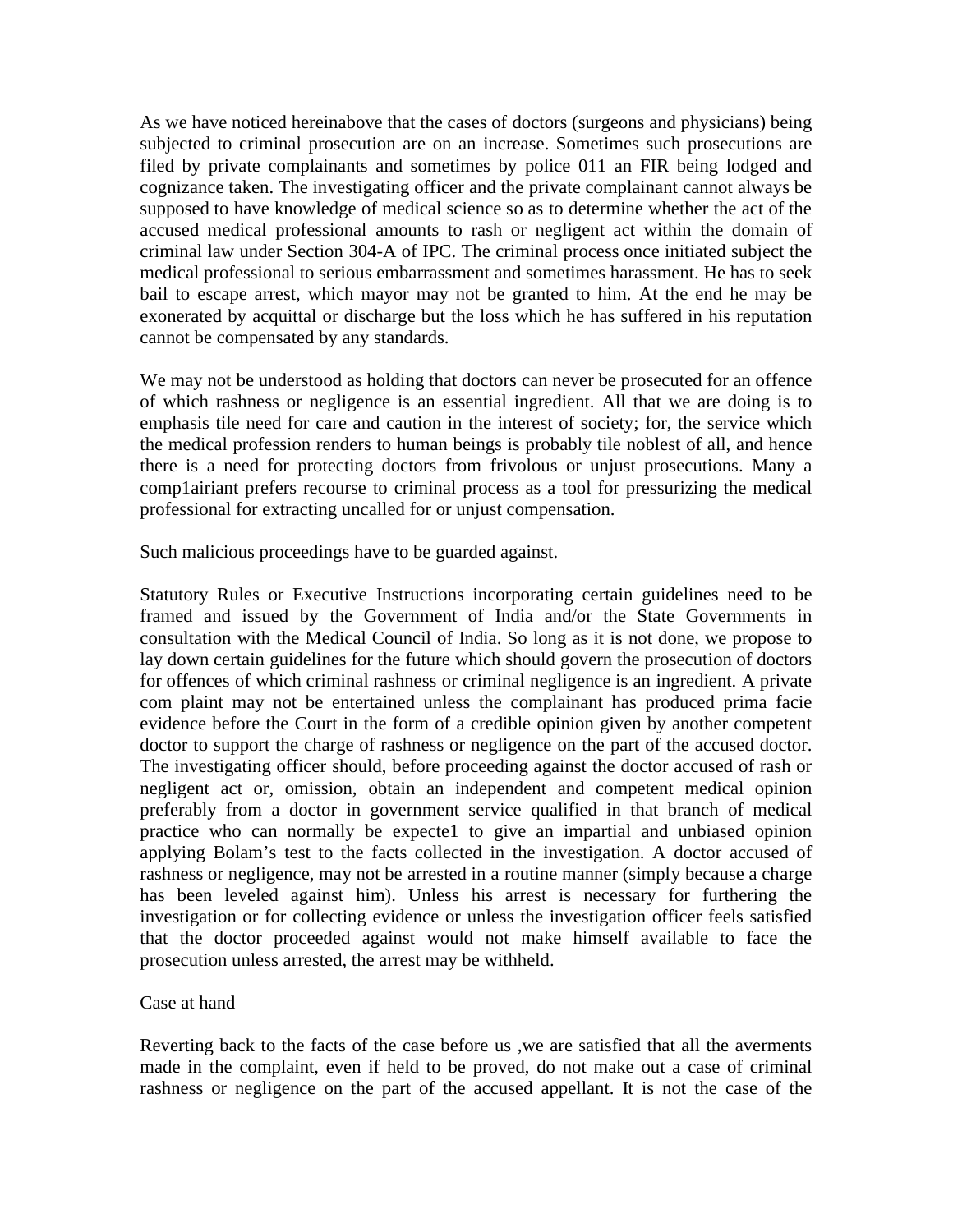As we have noticed hereinabove that the cases of doctors (surgeons and physicians) being subjected to criminal prosecution are on an increase. Sometimes such prosecutions are filed by private complainants and sometimes by police 011 an FIR being lodged and cognizance taken. The investigating officer and the private complainant cannot always be supposed to have knowledge of medical science so as to determine whether the act of the accused medical professional amounts to rash or negligent act within the domain of criminal law under Section 304-A of IPC. The criminal process once initiated subject the medical professional to serious embarrassment and sometimes harassment. He has to seek bail to escape arrest, which mayor may not be granted to him. At the end he may be exonerated by acquittal or discharge but the loss which he has suffered in his reputation cannot be compensated by any standards.

We may not be understood as holding that doctors can never be prosecuted for an offence of which rashness or negligence is an essential ingredient. All that we are doing is to emphasis tile need for care and caution in the interest of society; for, the service which the medical profession renders to human beings is probably tile noblest of all, and hence there is a need for protecting doctors from frivolous or unjust prosecutions. Many a comp1airiant prefers recourse to criminal process as a tool for pressurizing the medical professional for extracting uncalled for or unjust compensation.

Such malicious proceedings have to be guarded against.

Statutory Rules or Executive Instructions incorporating certain guidelines need to be framed and issued by the Government of India and/or the State Governments in consultation with the Medical Council of India. So long as it is not done, we propose to lay down certain guidelines for the future which should govern the prosecution of doctors for offences of which criminal rashness or criminal negligence is an ingredient. A private com plaint may not be entertained unless the complainant has produced prima facie evidence before the Court in the form of a credible opinion given by another competent doctor to support the charge of rashness or negligence on the part of the accused doctor. The investigating officer should, before proceeding against the doctor accused of rash or negligent act or, omission, obtain an independent and competent medical opinion preferably from a doctor in government service qualified in that branch of medical practice who can normally be expecte1 to give an impartial and unbiased opinion applying Bolam's test to the facts collected in the investigation. A doctor accused of rashness or negligence, may not be arrested in a routine manner (simply because a charge has been leveled against him). Unless his arrest is necessary for furthering the investigation or for collecting evidence or unless the investigation officer feels satisfied that the doctor proceeded against would not make himself available to face the prosecution unless arrested, the arrest may be withheld.

Case at hand

Reverting back to the facts of the case before us ,we are satisfied that all the averments made in the complaint, even if held to be proved, do not make out a case of criminal rashness or negligence on the part of the accused appellant. It is not the case of the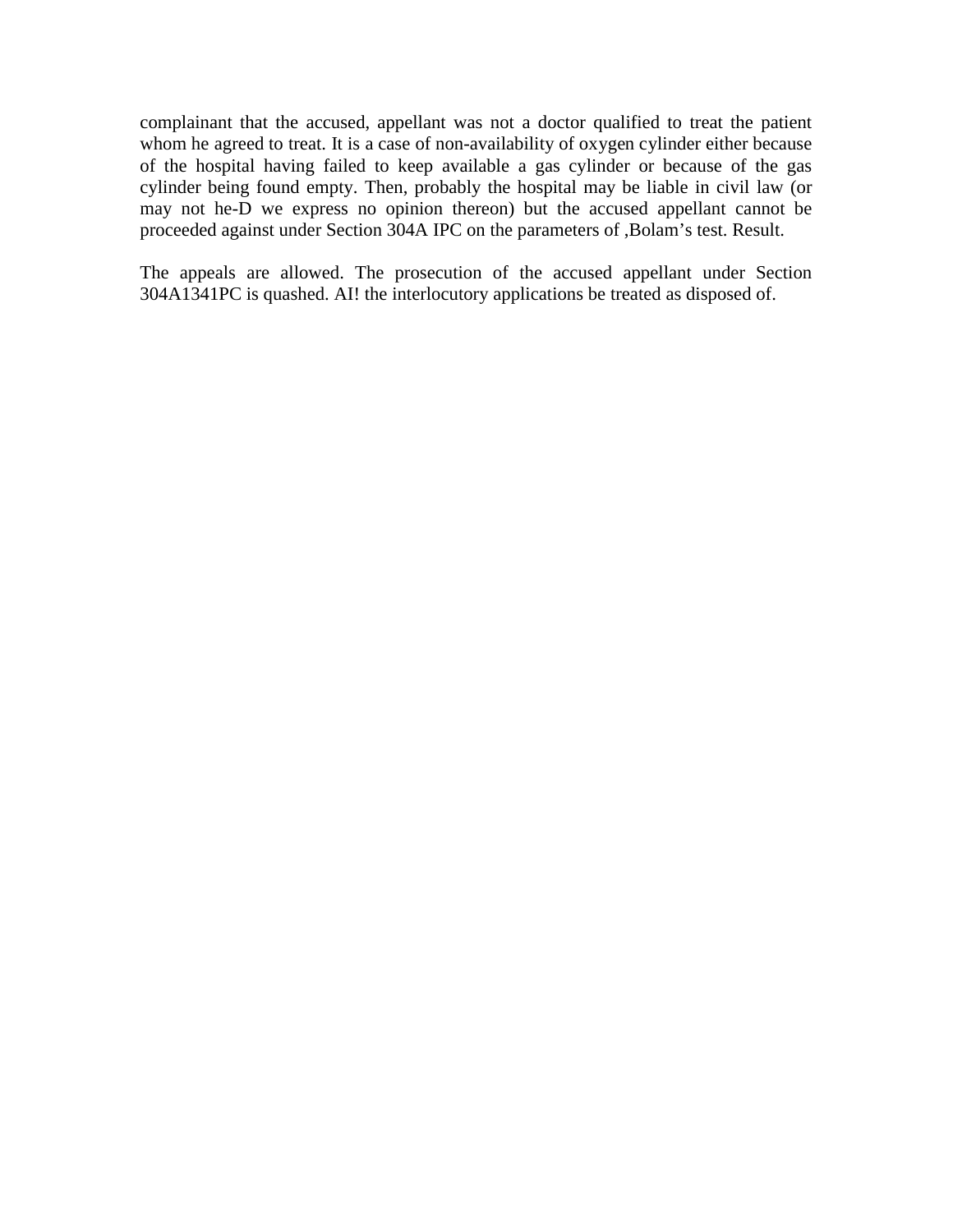complainant that the accused, appellant was not a doctor qualified to treat the patient whom he agreed to treat. It is a case of non-availability of oxygen cylinder either because of the hospital having failed to keep available a gas cylinder or because of the gas cylinder being found empty. Then, probably the hospital may be liable in civil law (or may not he-D we express no opinion thereon) but the accused appellant cannot be proceeded against under Section 304A IPC on the parameters of ,Bolam's test. Result.

The appeals are allowed. The prosecution of the accused appellant under Section 304A1341PC is quashed. AI! the interlocutory applications be treated as disposed of.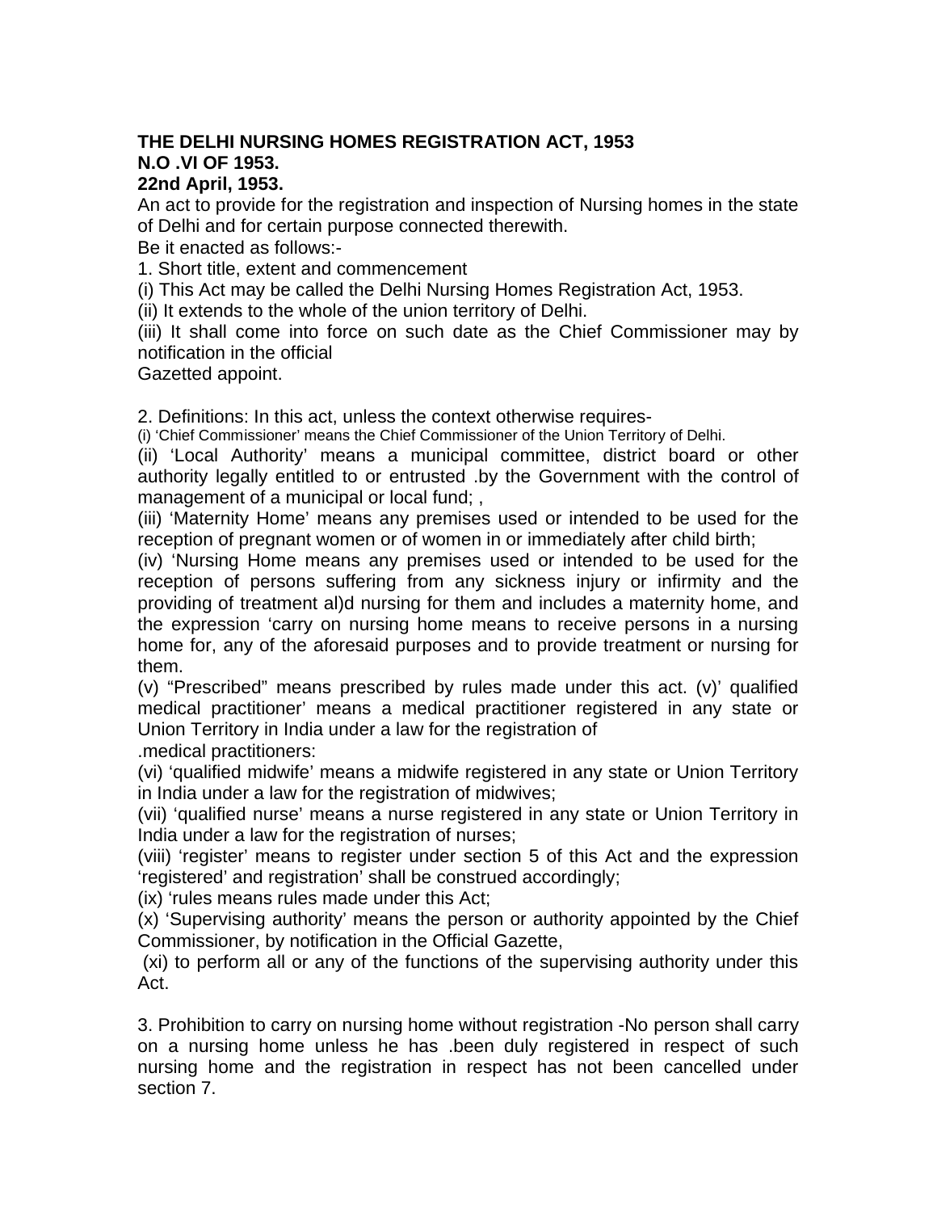**THE DELHI NURSING HOMES REGISTRATION ACT, 1953**
**N.O .VI OF 1953.**
**22nd April, 1953.**

An act to provide for the registration and inspection of Nursing homes in the state of Delhi and for certain purpose connected therewith.

Be it enacted as follows:-

1. Short title, extent and commencement

(i) This Act may be called the Delhi Nursing Homes Registration Act, 1953.

(ii) It extends to the whole of the union territory of Delhi.

(iii) It shall come into force on such date as the Chief Commissioner may by notification in the official Gazetted appoint.

2. Definitions: In this act, unless the context otherwise requires-

(i) 'Chief Commissioner' means the Chief Commissioner of the Union Territory of Delhi.

(ii) 'Local Authority' means a municipal committee, district board or other authority legally entitled to or entrusted .by the Government with the control of management of a municipal or local fund; ,

(iii) 'Maternity Home' means any premises used or intended to be used for the reception of pregnant women or of women in or immediately after child birth;

(iv) 'Nursing Home means any premises used or intended to be used for the reception of persons suffering from any sickness injury or infirmity and the providing of treatment al)d nursing for them and includes a maternity home, and the expression 'carry on nursing home means to receive persons in a nursing home for, any of the aforesaid purposes and to provide treatment or nursing for them.

(v) "Prescribed" means prescribed by rules made under this act. (v)' qualified medical practitioner' means a medical practitioner registered in any state or Union Territory in India under a law for the registration of .medical practitioners:

(vi) 'qualified midwife' means a midwife registered in any state or Union Territory in India under a law for the registration of midwives;

(vii) 'qualified nurse' means a nurse registered in any state or Union Territory in India under a law for the registration of nurses;

(viii) 'register' means to register under section 5 of this Act and the expression 'registered' and registration' shall be construed accordingly;

(ix) 'rules means rules made under this Act;

(x) 'Supervising authority' means the person or authority appointed by the Chief Commissioner, by notification in the Official Gazette,

(xi) to perform all or any of the functions of the supervising authority under this Act.

3. Prohibition to carry on nursing home without registration -No person shall carry on a nursing home unless he has .been duly registered in respect of such nursing home and the registration in respect has not been cancelled under section 7.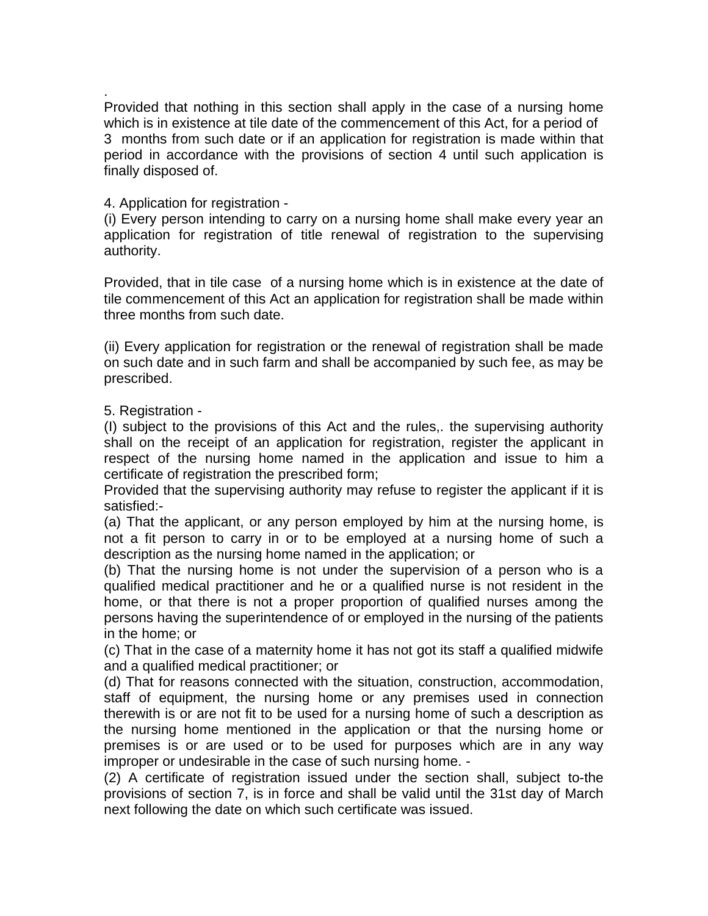.
Provided that nothing in this section shall apply in the case of a nursing home which is in existence at tile date of the commencement of this Act, for a period of 3 months from such date or if an application for registration is made within that period in accordance with the provisions of section 4 until such application is finally disposed of.

4. Application for registration -

(i) Every person intending to carry on a nursing home shall make every year an application for registration of title renewal of registration to the supervising authority.

Provided, that in tile case of a nursing home which is in existence at the date of tile commencement of this Act an application for registration shall be made within three months from such date.

(ii) Every application for registration or the renewal of registration shall be made on such date and in such farm and shall be accompanied by such fee, as may be prescribed.

5. Registration -

(I) subject to the provisions of this Act and the rules,. the supervising authority shall on the receipt of an application for registration, register the applicant in respect of the nursing home named in the application and issue to him a certificate of registration the prescribed form;

Provided that the supervising authority may refuse to register the applicant if it is satisfied:-

(a) That the applicant, or any person employed by him at the nursing home, is not a fit person to carry in or to be employed at a nursing home of such a description as the nursing home named in the application; or

(b) That the nursing home is not under the supervision of a person who is a qualified medical practitioner and he or a qualified nurse is not resident in the home, or that there is not a proper proportion of qualified nurses among the persons having the superintendence of or employed in the nursing of the patients in the home; or

(c) That in the case of a maternity home it has not got its staff a qualified midwife and a qualified medical practitioner; or

(d) That for reasons connected with the situation, construction, accommodation, staff of equipment, the nursing home or any premises used in connection therewith is or are not fit to be used for a nursing home of such a description as the nursing home mentioned in the application or that the nursing home or premises is or are used or to be used for purposes which are in any way improper or undesirable in the case of such nursing home. -

(2) A certificate of registration issued under the section shall, subject to-the provisions of section 7, is in force and shall be valid until the 31st day of March next following the date on which such certificate was issued.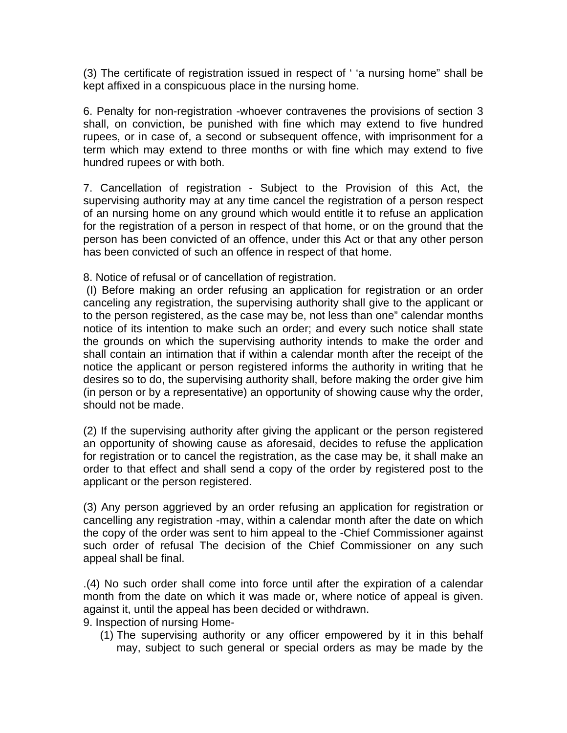(3) The certificate of registration issued in respect of ' 'a nursing home" shall be kept affixed in a conspicuous place in the nursing home.

6. Penalty for non-registration -whoever contravenes the provisions of section 3 shall, on conviction, be punished with fine which may extend to five hundred rupees, or in case of, a second or subsequent offence, with imprisonment for a term which may extend to three months or with fine which may extend to five hundred rupees or with both.

7. Cancellation of registration - Subject to the Provision of this Act, the supervising authority may at any time cancel the registration of a person respect of an nursing home on any ground which would entitle it to refuse an application for the registration of a person in respect of that home, or on the ground that the person has been convicted of an offence, under this Act or that any other person has been convicted of such an offence in respect of that home.

8. Notice of refusal or of cancellation of registration.

(I) Before making an order refusing an application for registration or an order canceling any registration, the supervising authority shall give to the applicant or to the person registered, as the case may be, not less than one" calendar months notice of its intention to make such an order; and every such notice shall state the grounds on which the supervising authority intends to make the order and shall contain an intimation that if within a calendar month after the receipt of the notice the applicant or person registered informs the authority in writing that he desires so to do, the supervising authority shall, before making the order give him (in person or by a representative) an opportunity of showing cause why the order, should not be made.

(2) If the supervising authority after giving the applicant or the person registered an opportunity of showing cause as aforesaid, decides to refuse the application for registration or to cancel the registration, as the case may be, it shall make an order to that effect and shall send a copy of the order by registered post to the applicant or the person registered.

(3) Any person aggrieved by an order refusing an application for registration or cancelling any registration -may, within a calendar month after the date on which the copy of the order was sent to him appeal to the -Chief Commissioner against such order of refusal The decision of the Chief Commissioner on any such appeal shall be final.

.(4) No such order shall come into force until after the expiration of a calendar month from the date on which it was made or, where notice of appeal is given. against it, until the appeal has been decided or withdrawn.

9. Inspection of nursing Home-

(1) The supervising authority or any officer empowered by it in this behalf may, subject to such general or special orders as may be made by the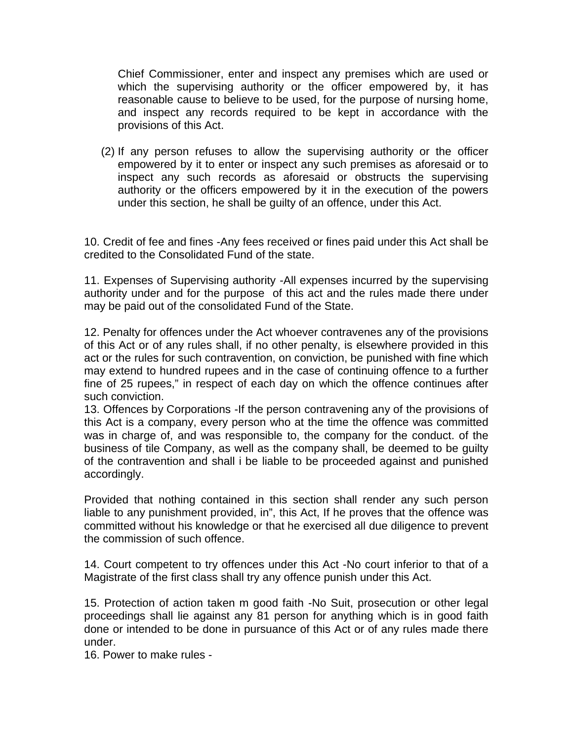Chief Commissioner, enter and inspect any premises which are used or which the supervising authority or the officer empowered by, it has reasonable cause to believe to be used, for the purpose of nursing home, and inspect any records required to be kept in accordance with the provisions of this Act.

(2) If any person refuses to allow the supervising authority or the officer empowered by it to enter or inspect any such premises as aforesaid or to inspect any such records as aforesaid or obstructs the supervising authority or the officers empowered by it in the execution of the powers under this section, he shall be guilty of an offence, under this Act.

10. Credit of fee and fines -Any fees received or fines paid under this Act shall be credited to the Consolidated Fund of the state.

11. Expenses of Supervising authority -All expenses incurred by the supervising authority under and for the purpose of this act and the rules made there under may be paid out of the consolidated Fund of the State.

12. Penalty for offences under the Act whoever contravenes any of the provisions of this Act or of any rules shall, if no other penalty, is elsewhere provided in this act or the rules for such contravention, on conviction, be punished with fine which may extend to hundred rupees and in the case of continuing offence to a further fine of 25 rupees," in respect of each day on which the offence continues after such conviction.

13. Offences by Corporations -If the person contravening any of the provisions of this Act is a company, every person who at the time the offence was committed was in charge of, and was responsible to, the company for the conduct. of the business of tile Company, as well as the company shall, be deemed to be guilty of the contravention and shall i be liable to be proceeded against and punished accordingly.

Provided that nothing contained in this section shall render any such person liable to any punishment provided, in", this Act, If he proves that the offence was committed without his knowledge or that he exercised all due diligence to prevent the commission of such offence.

14. Court competent to try offences under this Act -No court inferior to that of a Magistrate of the first class shall try any offence punish under this Act.

15. Protection of action taken m good faith -No Suit, prosecution or other legal proceedings shall lie against any 81 person for anything which is in good faith done or intended to be done in pursuance of this Act or of any rules made there under.

16. Power to make rules -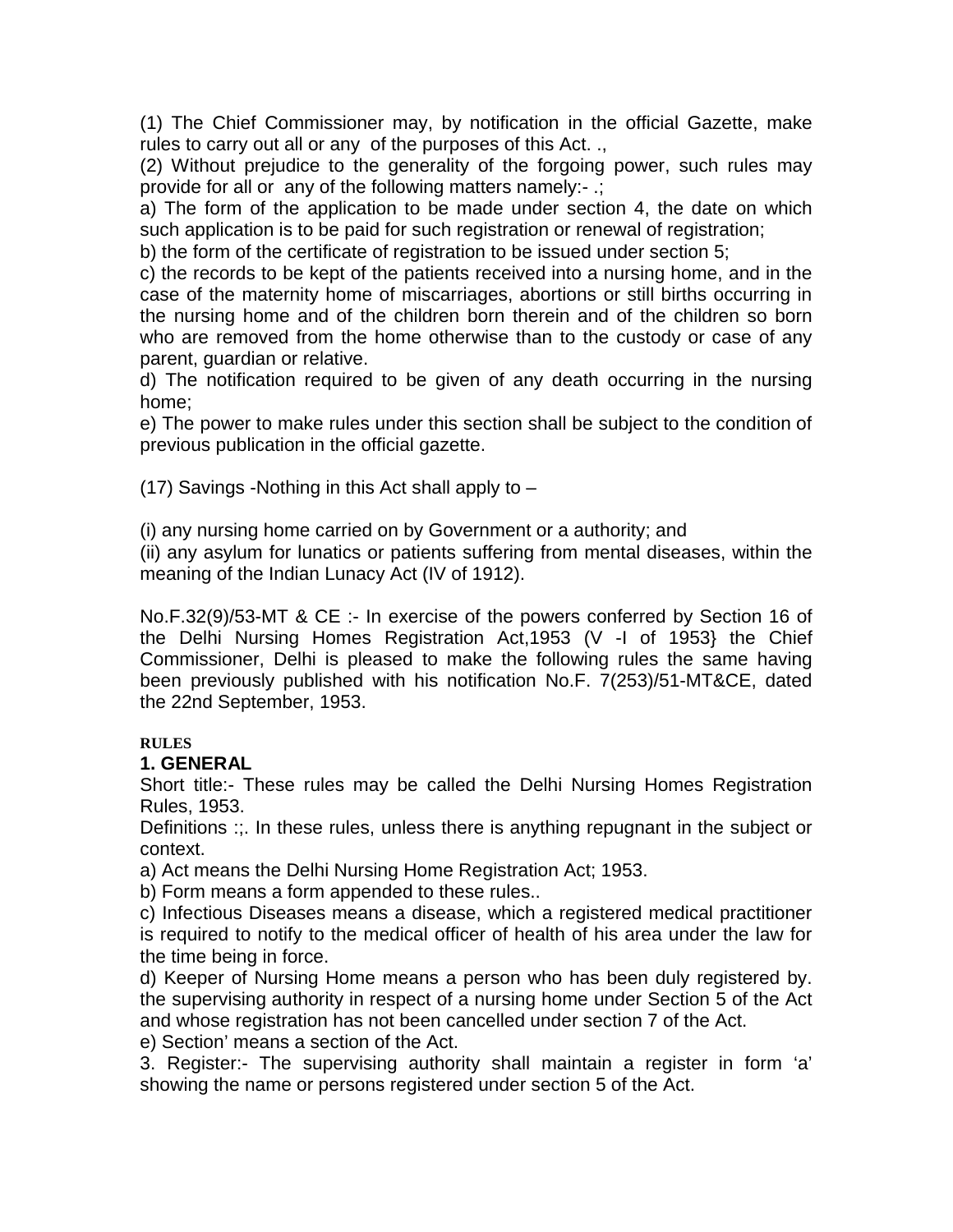(1) The Chief Commissioner may, by notification in the official Gazette, make rules to carry out all or any of the purposes of this Act. .,

(2) Without prejudice to the generality of the forgoing power, such rules may provide for all or any of the following matters namely:- .;

a) The form of the application to be made under section 4, the date on which such application is to be paid for such registration or renewal of registration;

b) the form of the certificate of registration to be issued under section 5;

c) the records to be kept of the patients received into a nursing home, and in the case of the maternity home of miscarriages, abortions or still births occurring in the nursing home and of the children born therein and of the children so born who are removed from the home otherwise than to the custody or case of any parent, guardian or relative.

d) The notification required to be given of any death occurring in the nursing home;

e) The power to make rules under this section shall be subject to the condition of previous publication in the official gazette.

(17) Savings -Nothing in this Act shall apply to –

(i) any nursing home carried on by Government or a authority; and

(ii) any asylum for lunatics or patients suffering from mental diseases, within the meaning of the Indian Lunacy Act (IV of 1912).

No.F.32(9)/53-MT & CE :- In exercise of the powers conferred by Section 16 of the Delhi Nursing Homes Registration Act,1953 (V -I of 1953} the Chief Commissioner, Delhi is pleased to make the following rules the same having been previously published with his notification No.F. 7(253)/51-MT&CE, dated the 22nd September, 1953.

**RULES**

**1. GENERAL**

Short title:- These rules may be called the Delhi Nursing Homes Registration Rules, 1953.

Definitions :;. In these rules, unless there is anything repugnant in the subject or context.

a) Act means the Delhi Nursing Home Registration Act; 1953.

b) Form means a form appended to these rules..

c) Infectious Diseases means a disease, which a registered medical practitioner is required to notify to the medical officer of health of his area under the law for the time being in force.

d) Keeper of Nursing Home means a person who has been duly registered by. the supervising authority in respect of a nursing home under Section 5 of the Act and whose registration has not been cancelled under section 7 of the Act.

e) Section' means a section of the Act.

3. Register:- The supervising authority shall maintain a register in form 'a' showing the name or persons registered under section 5 of the Act.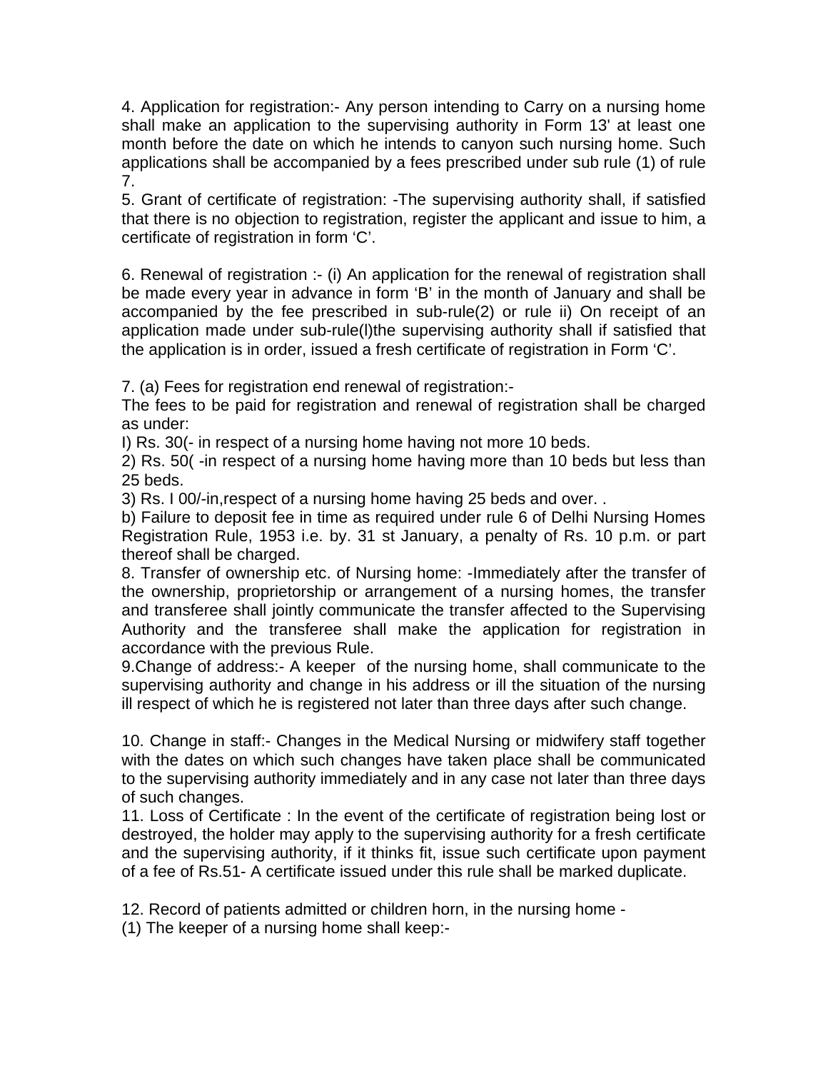4. Application for registration:- Any person intending to Carry on a nursing home shall make an application to the supervising authority in Form 13' at least one month before the date on which he intends to canyon such nursing home. Such applications shall be accompanied by a fees prescribed under sub rule (1) of rule 7.

5. Grant of certificate of registration: -The supervising authority shall, if satisfied that there is no objection to registration, register the applicant and issue to him, a certificate of registration in form 'C'.

6. Renewal of registration :- (i) An application for the renewal of registration shall be made every year in advance in form 'B' in the month of January and shall be accompanied by the fee prescribed in sub-rule(2) or rule ii) On receipt of an application made under sub-rule(l)the supervising authority shall if satisfied that the application is in order, issued a fresh certificate of registration in Form 'C'.

7. (a) Fees for registration end renewal of registration:-

The fees to be paid for registration and renewal of registration shall be charged as under:

I) Rs. 30(- in respect of a nursing home having not more 10 beds.

2) Rs. 50( -in respect of a nursing home having more than 10 beds but less than 25 beds.

3) Rs. I 00/-in,respect of a nursing home having 25 beds and over. .

b) Failure to deposit fee in time as required under rule 6 of Delhi Nursing Homes Registration Rule, 1953 i.e. by. 31 st January, a penalty of Rs. 10 p.m. or part thereof shall be charged.

8. Transfer of ownership etc. of Nursing home: -Immediately after the transfer of the ownership, proprietorship or arrangement of a nursing homes, the transfer and transferee shall jointly communicate the transfer affected to the Supervising Authority and the transferee shall make the application for registration in accordance with the previous Rule.

9.Change of address:- A keeper of the nursing home, shall communicate to the supervising authority and change in his address or ill the situation of the nursing ill respect of which he is registered not later than three days after such change.

10. Change in staff:- Changes in the Medical Nursing or midwifery staff together with the dates on which such changes have taken place shall be communicated to the supervising authority immediately and in any case not later than three days of such changes.

11. Loss of Certificate : In the event of the certificate of registration being lost or destroyed, the holder may apply to the supervising authority for a fresh certificate and the supervising authority, if it thinks fit, issue such certificate upon payment of a fee of Rs.51- A certificate issued under this rule shall be marked duplicate.

12. Record of patients admitted or children horn, in the nursing home -

(1) The keeper of a nursing home shall keep:-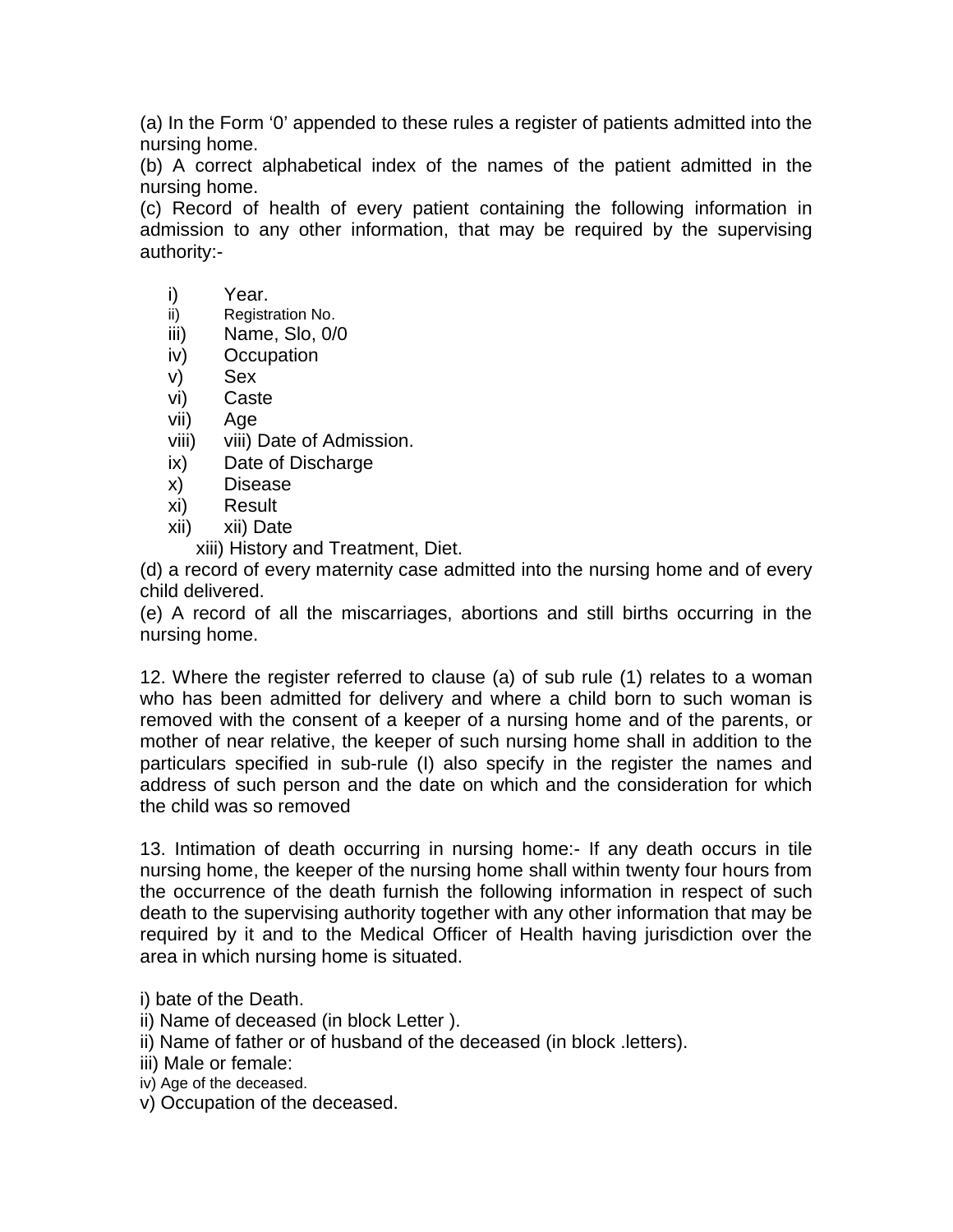(a) In the Form '0' appended to these rules a register of patients admitted into the nursing home.

(b) A correct alphabetical index of the names of the patient admitted in the nursing home.

(c) Record of health of every patient containing the following information in admission to any other information, that may be required by the supervising authority:-

i) Year.
ii) Registration No.
iii) Name, Slo, 0/0
iv) Occupation
v) Sex
vi) Caste
vii) Age
viii) viii) Date of Admission.
ix) Date of Discharge
x) Disease
xi) Result
xii) xii) Date
xiii) History and Treatment, Diet.

(d) a record of every maternity case admitted into the nursing home and of every child delivered.

(e) A record of all the miscarriages, abortions and still births occurring in the nursing home.

12. Where the register referred to clause (a) of sub rule (1) relates to a woman who has been admitted for delivery and where a child born to such woman is removed with the consent of a keeper of a nursing home and of the parents, or mother of near relative, the keeper of such nursing home shall in addition to the particulars specified in sub-rule (I) also specify in the register the names and address of such person and the date on which and the consideration for which the child was so removed

13. Intimation of death occurring in nursing home:- If any death occurs in tile nursing home, the keeper of the nursing home shall within twenty four hours from the occurrence of the death furnish the following information in respect of such death to the supervising authority together with any other information that may be required by it and to the Medical Officer of Health having jurisdiction over the area in which nursing home is situated.

i) bate of the Death.
ii) Name of deceased (in block Letter ).
ii) Name of father or of husband of the deceased (in block .letters).
iii) Male or female:
iv) Age of the deceased.
v) Occupation of the deceased.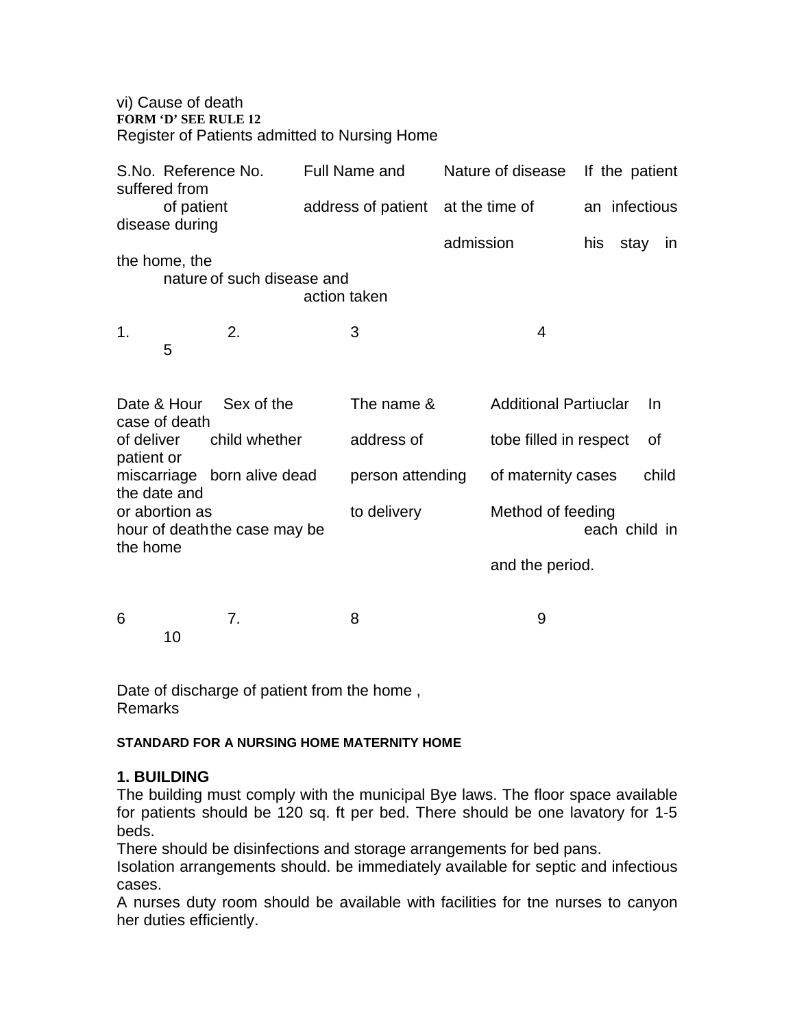vi) Cause of death

**FORM 'D' SEE RULE 12**

Register of Patients admitted to Nursing Home

| S.No. | Reference No. of patient | Full Name and address of patient | Nature of disease at the time of admission | If the patient suffered from an infectious disease during his stay in the home, the nature of such disease and action taken |
|---|---|---|---|---|
| 1. | 2. | 3 | 4 | 5 |

| Date & Hour of deliver miscarriage or abortion as the case may be | Sex of the child whether born alive dead | The name & address of person attending to delivery | Additional Partiuclar tobe filled in respect of maternity cases Method of feeding each child in the home and the period. | In case of death of patient or child the date and hour of death |
|---|---|---|---|---|
| 6 | 7. | 8 | 9 | 10 |

Date of discharge of patient from the home ,
Remarks

**STANDARD FOR A NURSING HOME MATERNITY HOME**

## 1. BUILDING

The building must comply with the municipal Bye laws. The floor space available for patients should be 120 sq. ft per bed. There should be one lavatory for 1-5 beds.

There should be disinfections and storage arrangements for bed pans.

Isolation arrangements should. be immediately available for septic and infectious cases.

A nurses duty room should be available with facilities for tne nurses to canyon her duties efficiently.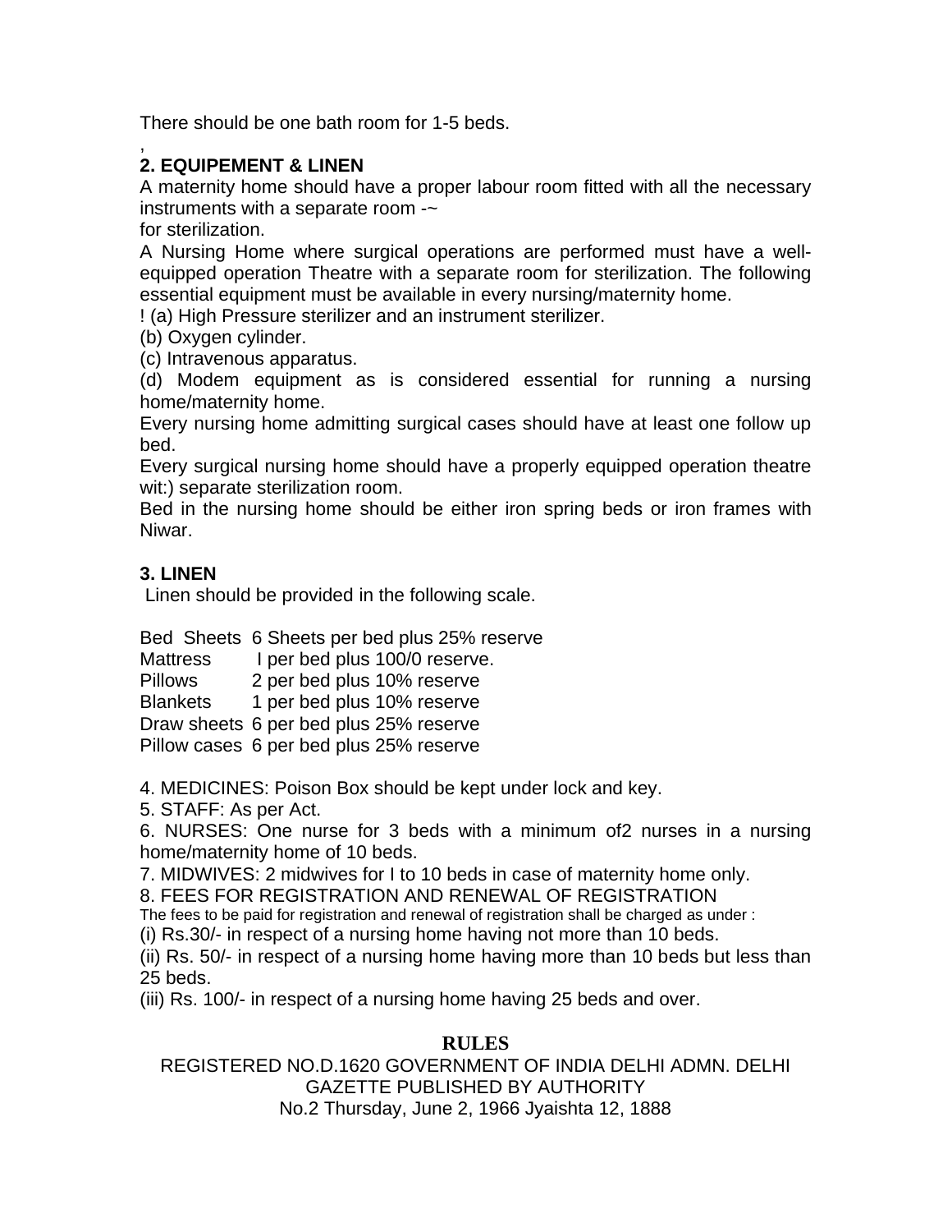There should be one bath room for 1-5 beds.

,

**2. EQUIPEMENT & LINEN**

A maternity home should have a proper labour room fitted with all the necessary instruments with a separate room -~
for sterilization.

A Nursing Home where surgical operations are performed must have a well-equipped operation Theatre with a separate room for sterilization. The following essential equipment must be available in every nursing/maternity home.

! (a) High Pressure sterilizer and an instrument sterilizer.

(b) Oxygen cylinder.

(c) Intravenous apparatus.

(d) Modem equipment as is considered essential for running a nursing home/maternity home.

Every nursing home admitting surgical cases should have at least one follow up bed.

Every surgical nursing home should have a properly equipped operation theatre wit:) separate sterilization room.

Bed in the nursing home should be either iron spring beds or iron frames with Niwar.

**3. LINEN**

Linen should be provided in the following scale.

| | |
|---|---|
| Bed Sheets | 6 Sheets per bed plus 25% reserve |
| Mattress | I per bed plus 100/0 reserve. |
| Pillows | 2 per bed plus 10% reserve |
| Blankets | 1 per bed plus 10% reserve |
| Draw sheets | 6 per bed plus 25% reserve |
| Pillow cases | 6 per bed plus 25% reserve |

4. MEDICINES: Poison Box should be kept under lock and key.

5. STAFF: As per Act.

6. NURSES: One nurse for 3 beds with a minimum of2 nurses in a nursing home/maternity home of 10 beds.

7. MIDWIVES: 2 midwives for I to 10 beds in case of maternity home only.

8. FEES FOR REGISTRATION AND RENEWAL OF REGISTRATION

The fees to be paid for registration and renewal of registration shall be charged as under :

(i) Rs.30/- in respect of a nursing home having not more than 10 beds.

(ii) Rs. 50/- in respect of a nursing home having more than 10 beds but less than 25 beds.

(iii) Rs. 100/- in respect of a nursing home having 25 beds and over.

**RULES**

REGISTERED NO.D.1620 GOVERNMENT OF INDIA DELHI ADMN. DELHI GAZETTE PUBLISHED BY AUTHORITY

No.2 Thursday, June 2, 1966 Jyaishta 12, 1888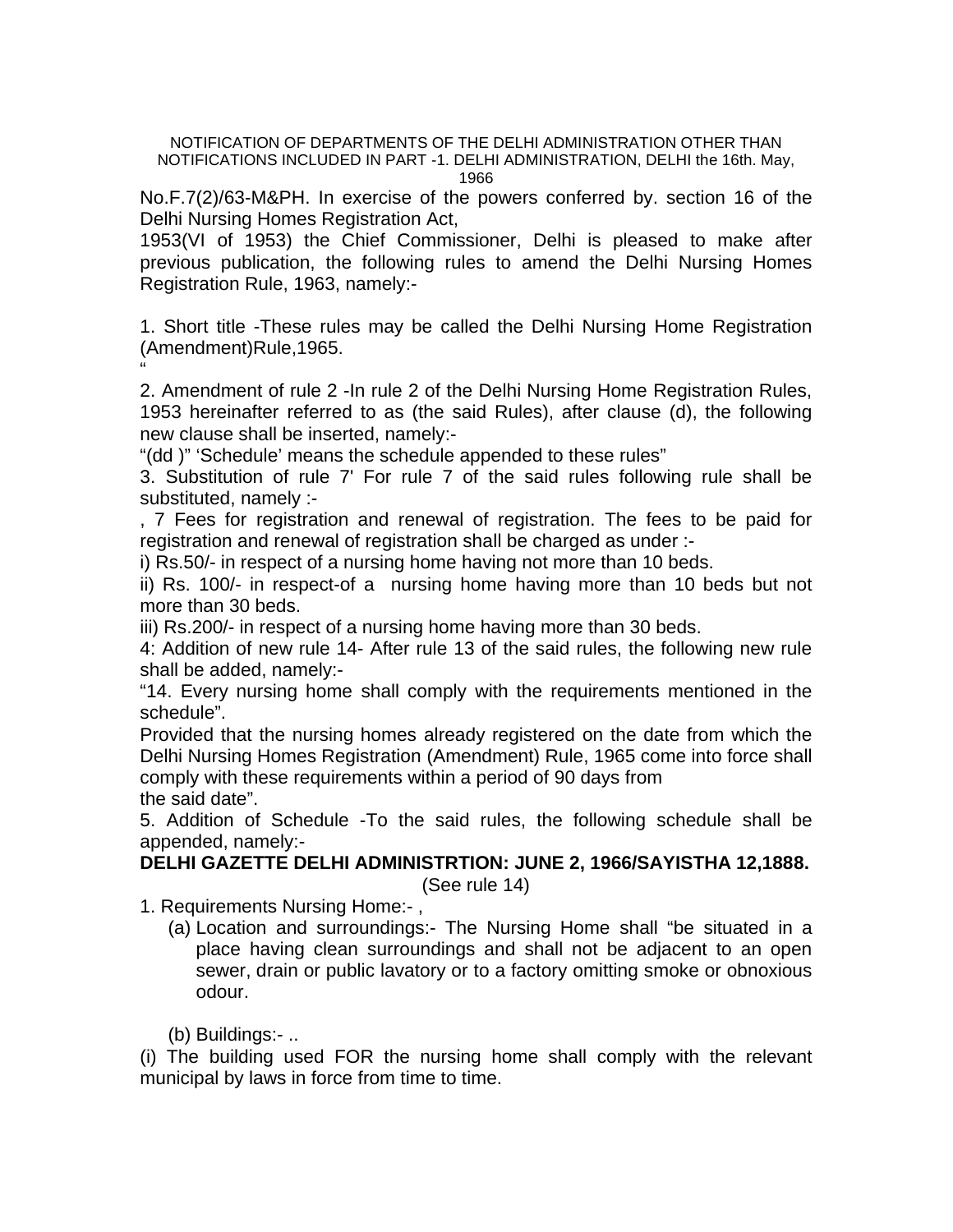NOTIFICATION OF DEPARTMENTS OF THE DELHI ADMINISTRATION OTHER THAN NOTIFICATIONS INCLUDED IN PART -1. DELHI ADMINISTRATION, DELHI the 16th. May, 1966

No.F.7(2)/63-M&PH. In exercise of the powers conferred by. section 16 of the Delhi Nursing Homes Registration Act, 1953(VI of 1953) the Chief Commissioner, Delhi is pleased to make after previous publication, the following rules to amend the Delhi Nursing Homes Registration Rule, 1963, namely:-

1. Short title -These rules may be called the Delhi Nursing Home Registration (Amendment)Rule,1965.

"

2. Amendment of rule 2 -In rule 2 of the Delhi Nursing Home Registration Rules, 1953 hereinafter referred to as (the said Rules), after clause (d), the following new clause shall be inserted, namely:-

"(dd )" 'Schedule' means the schedule appended to these rules"

3. Substitution of rule 7' For rule 7 of the said rules following rule shall be substituted, namely :-

, 7 Fees for registration and renewal of registration. The fees to be paid for registration and renewal of registration shall be charged as under :-

i) Rs.50/- in respect of a nursing home having not more than 10 beds.

ii) Rs. 100/- in respect-of a nursing home having more than 10 beds but not more than 30 beds.

iii) Rs.200/- in respect of a nursing home having more than 30 beds.

4: Addition of new rule 14- After rule 13 of the said rules, the following new rule shall be added, namely:-

"14. Every nursing home shall comply with the requirements mentioned in the schedule".

Provided that the nursing homes already registered on the date from which the Delhi Nursing Homes Registration (Amendment) Rule, 1965 come into force shall comply with these requirements within a period of 90 days from the said date".

5. Addition of Schedule -To the said rules, the following schedule shall be appended, namely:-

**DELHI GAZETTE DELHI ADMINISTRTION: JUNE 2, 1966/SAYISTHA 12,1888.**

(See rule 14)

1. Requirements Nursing Home:- ,

   (a) Location and surroundings:- The Nursing Home shall "be situated in a place having clean surroundings and shall not be adjacent to an open sewer, drain or public lavatory or to a factory omitting smoke or obnoxious odour.

   (b) Buildings:- ..

(i) The building used FOR the nursing home shall comply with the relevant municipal by laws in force from time to time.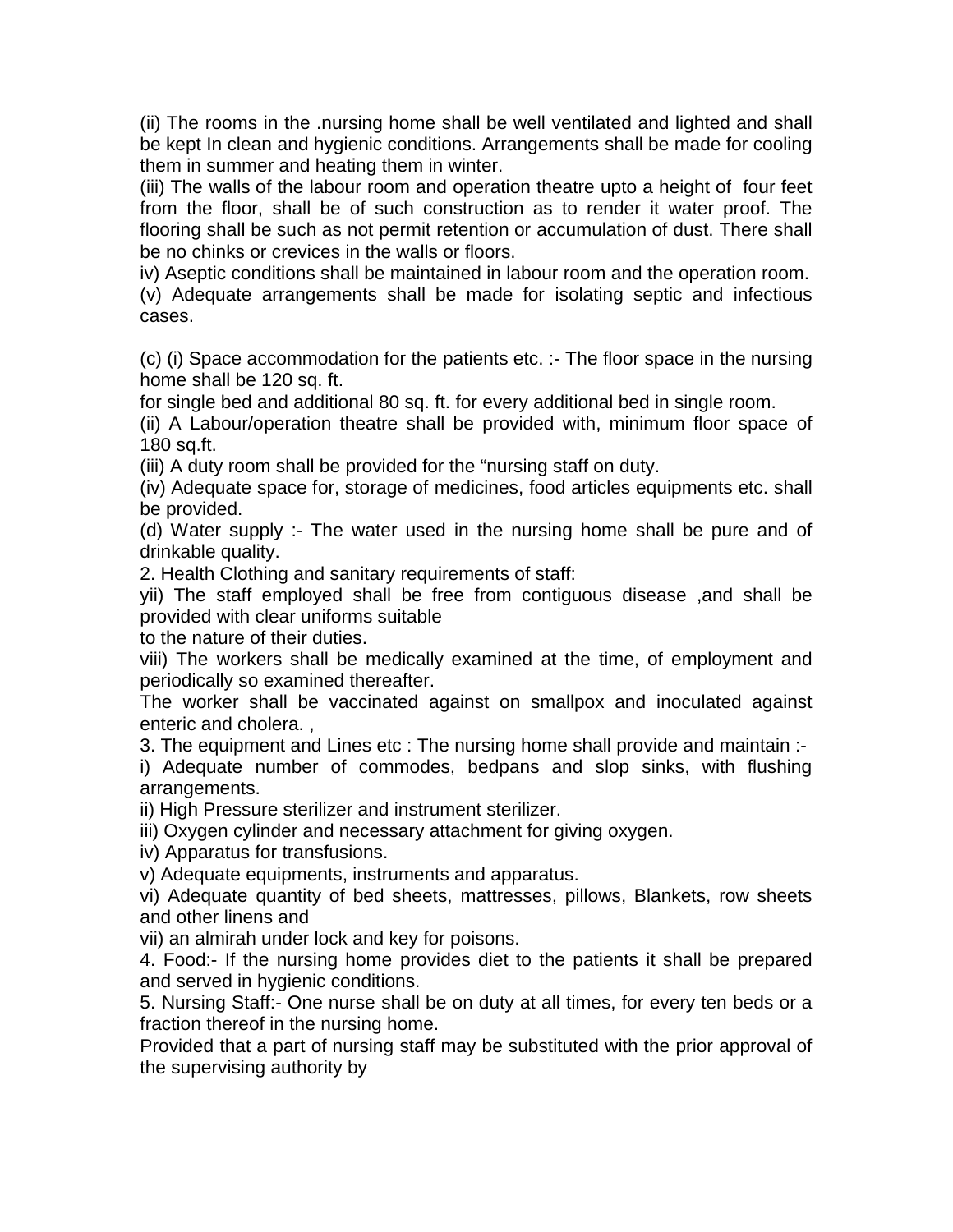(ii) The rooms in the .nursing home shall be well ventilated and lighted and shall be kept In clean and hygienic conditions. Arrangements shall be made for cooling them in summer and heating them in winter.

(iii) The walls of the labour room and operation theatre upto a height of four feet from the floor, shall be of such construction as to render it water proof. The flooring shall be such as not permit retention or accumulation of dust. There shall be no chinks or crevices in the walls or floors.

iv) Aseptic conditions shall be maintained in labour room and the operation room.

(v) Adequate arrangements shall be made for isolating septic and infectious cases.

(c) (i) Space accommodation for the patients etc. :- The floor space in the nursing home shall be 120 sq. ft.
for single bed and additional 80 sq. ft. for every additional bed in single room.

(ii) A Labour/operation theatre shall be provided with, minimum floor space of 180 sq.ft.

(iii) A duty room shall be provided for the "nursing staff on duty.

(iv) Adequate space for, storage of medicines, food articles equipments etc. shall be provided.

(d) Water supply :- The water used in the nursing home shall be pure and of drinkable quality.

2. Health Clothing and sanitary requirements of staff:

yii) The staff employed shall be free from contiguous disease ,and shall be provided with clear uniforms suitable
to the nature of their duties.

viii) The workers shall be medically examined at the time, of employment and periodically so examined thereafter.

The worker shall be vaccinated against on smallpox and inoculated against enteric and cholera. ,

3. The equipment and Lines etc : The nursing home shall provide and maintain :-

i) Adequate number of commodes, bedpans and slop sinks, with flushing arrangements.

ii) High Pressure sterilizer and instrument sterilizer.

iii) Oxygen cylinder and necessary attachment for giving oxygen.

iv) Apparatus for transfusions.

v) Adequate equipments, instruments and apparatus.

vi) Adequate quantity of bed sheets, mattresses, pillows, Blankets, row sheets and other linens and

vii) an almirah under lock and key for poisons.

4. Food:- If the nursing home provides diet to the patients it shall be prepared and served in hygienic conditions.

5. Nursing Staff:- One nurse shall be on duty at all times, for every ten beds or a fraction thereof in the nursing home.

Provided that a part of nursing staff may be substituted with the prior approval of the supervising authority by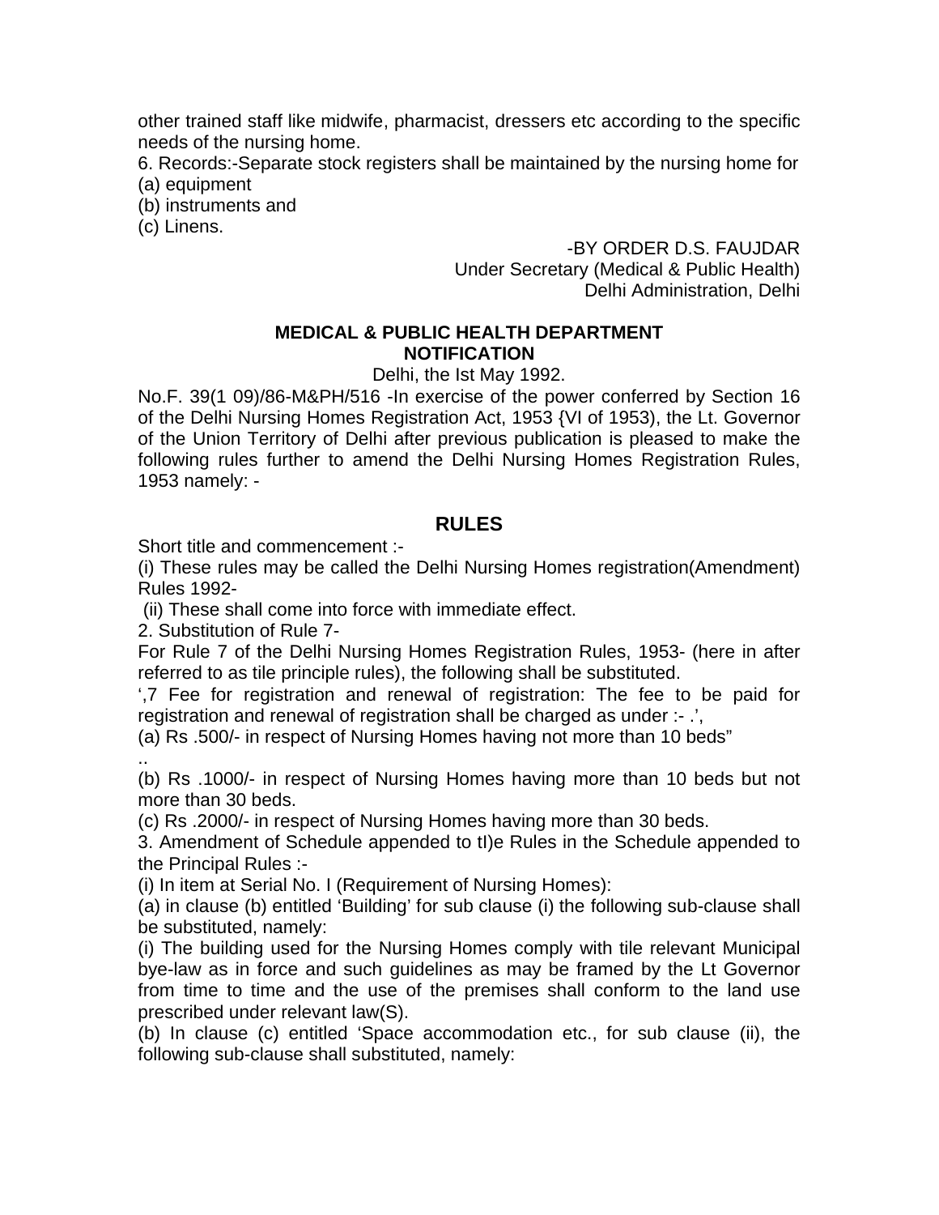other trained staff like midwife, pharmacist, dressers etc according to the specific needs of the nursing home.

6. Records:-Separate stock registers shall be maintained by the nursing home for

(a) equipment

(b) instruments and

(c) Linens.

-BY ORDER D.S. FAUJDAR
Under Secretary (Medical & Public Health)
Delhi Administration, Delhi

**MEDICAL & PUBLIC HEALTH DEPARTMENT**
**NOTIFICATION**

Delhi, the Ist May 1992.

No.F. 39(1 09)/86-M&PH/516 -In exercise of the power conferred by Section 16 of the Delhi Nursing Homes Registration Act, 1953 {VI of 1953), the Lt. Governor of the Union Territory of Delhi after previous publication is pleased to make the following rules further to amend the Delhi Nursing Homes Registration Rules, 1953 namely: -

## RULES

Short title and commencement :-

(i) These rules may be called the Delhi Nursing Homes registration(Amendment) Rules 1992-

(ii) These shall come into force with immediate effect.

2. Substitution of Rule 7-

For Rule 7 of the Delhi Nursing Homes Registration Rules, 1953- (here in after referred to as tile principle rules), the following shall be substituted.

',7 Fee for registration and renewal of registration: The fee to be paid for registration and renewal of registration shall be charged as under :- .',

(a) Rs .500/- in respect of Nursing Homes having not more than 10 beds"

..

(b) Rs .1000/- in respect of Nursing Homes having more than 10 beds but not more than 30 beds.

(c) Rs .2000/- in respect of Nursing Homes having more than 30 beds.

3. Amendment of Schedule appended to tI)e Rules in the Schedule appended to the Principal Rules :-

(i) In item at Serial No. I (Requirement of Nursing Homes):

(a) in clause (b) entitled 'Building' for sub clause (i) the following sub-clause shall be substituted, namely:

(i) The building used for the Nursing Homes comply with tile relevant Municipal bye-law as in force and such guidelines as may be framed by the Lt Governor from time to time and the use of the premises shall conform to the land use prescribed under relevant law(S).

(b) In clause (c) entitled 'Space accommodation etc., for sub clause (ii), the following sub-clause shall substituted, namely: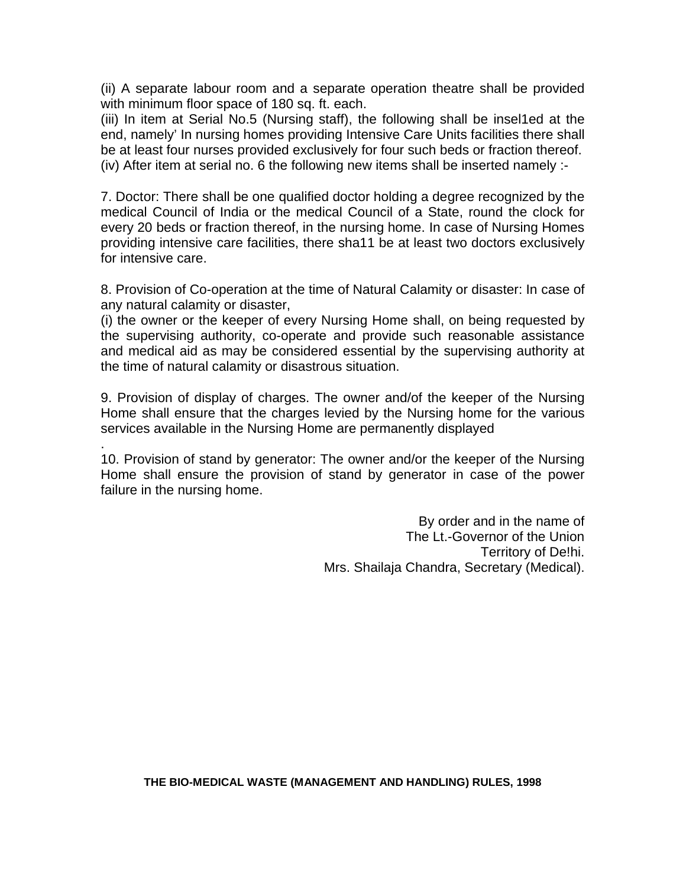(ii) A separate labour room and a separate operation theatre shall be provided with minimum floor space of 180 sq. ft. each.

(iii) In item at Serial No.5 (Nursing staff), the following shall be insel1ed at the end, namely' In nursing homes providing Intensive Care Units facilities there shall be at least four nurses provided exclusively for four such beds or fraction thereof.

(iv) After item at serial no. 6 the following new items shall be inserted namely :-

7. Doctor: There shall be one qualified doctor holding a degree recognized by the medical Council of India or the medical Council of a State, round the clock for every 20 beds or fraction thereof, in the nursing home. In case of Nursing Homes providing intensive care facilities, there sha11 be at least two doctors exclusively for intensive care.

8. Provision of Co-operation at the time of Natural Calamity or disaster: In case of any natural calamity or disaster,

(i) the owner or the keeper of every Nursing Home shall, on being requested by the supervising authority, co-operate and provide such reasonable assistance and medical aid as may be considered essential by the supervising authority at the time of natural calamity or disastrous situation.

9. Provision of display of charges. The owner and/of the keeper of the Nursing Home shall ensure that the charges levied by the Nursing home for the various services available in the Nursing Home are permanently displayed

.

10. Provision of stand by generator: The owner and/or the keeper of the Nursing Home shall ensure the provision of stand by generator in case of the power failure in the nursing home.

By order and in the name of
The Lt.-Governor of the Union
Territory of De!hi.
Mrs. Shailaja Chandra, Secretary (Medical).

**THE BIO-MEDICAL WASTE (MANAGEMENT AND HANDLING) RULES, 1998**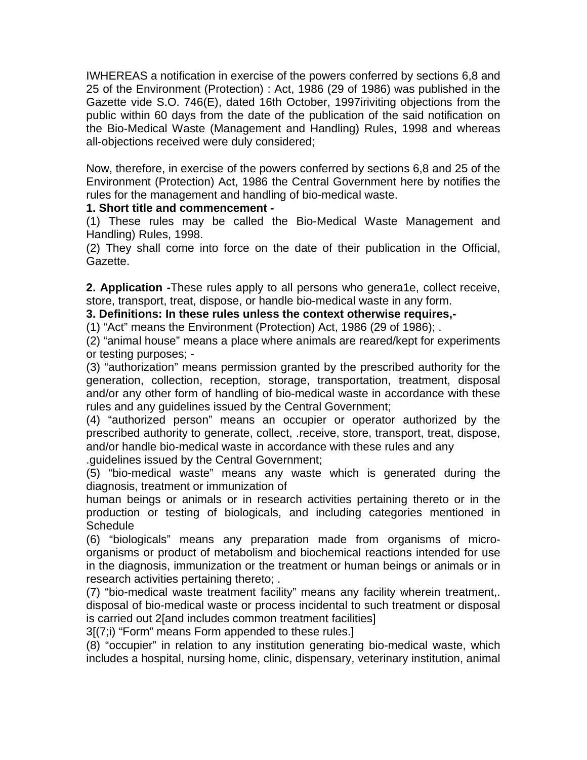IWHEREAS a notification in exercise of the powers conferred by sections 6,8 and 25 of the Environment (Protection) : Act, 1986 (29 of 1986) was published in the Gazette vide S.O. 746(E), dated 16th October, 1997iriviting objections from the public within 60 days from the date of the publication of the said notification on the Bio-Medical Waste (Management and Handling) Rules, 1998 and whereas all-objections received were duly considered;

Now, therefore, in exercise of the powers conferred by sections 6,8 and 25 of the Environment (Protection) Act, 1986 the Central Government here by notifies the rules for the management and handling of bio-medical waste.

**1. Short title and commencement -**

(1) These rules may be called the Bio-Medical Waste Management and Handling) Rules, 1998.

(2) They shall come into force on the date of their publication in the Official, Gazette.

**2. Application -**These rules apply to all persons who genera1e, collect receive, store, transport, treat, dispose, or handle bio-medical waste in any form.

**3. Definitions: In these rules unless the context otherwise requires,-**

(1) "Act" means the Environment (Protection) Act, 1986 (29 of 1986); .

(2) "animal house" means a place where animals are reared/kept for experiments or testing purposes; -

(3) "authorization" means permission granted by the prescribed authority for the generation, collection, reception, storage, transportation, treatment, disposal and/or any other form of handling of bio-medical waste in accordance with these rules and any guidelines issued by the Central Government;

(4) "authorized person" means an occupier or operator authorized by the prescribed authority to generate, collect, .receive, store, transport, treat, dispose, and/or handle bio-medical waste in accordance with these rules and any .guidelines issued by the Central Government;

(5) "bio-medical waste" means any waste which is generated during the diagnosis, treatment or immunization of human beings or animals or in research activities pertaining thereto or in the production or testing of biologicals, and including categories mentioned in Schedule

(6) "biologicals" means any preparation made from organisms of micro-organisms or product of metabolism and biochemical reactions intended for use in the diagnosis, immunization or the treatment or human beings or animals or in research activities pertaining thereto; .

(7) "bio-medical waste treatment facility" means any facility wherein treatment,. disposal of bio-medical waste or process incidental to such treatment or disposal is carried out 2[and includes common treatment facilities]

3[(7;i) "Form" means Form appended to these rules.]

(8) "occupier" in relation to any institution generating bio-medical waste, which includes a hospital, nursing home, clinic, dispensary, veterinary institution, animal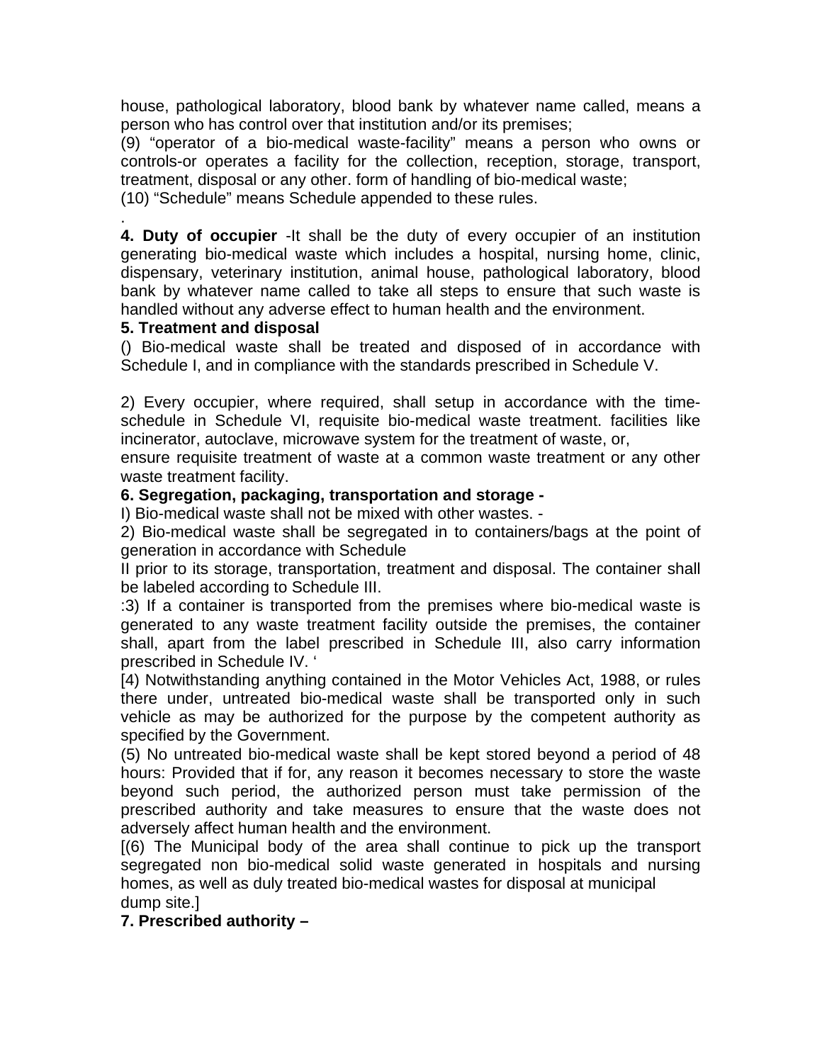house, pathological laboratory, blood bank by whatever name called, means a person who has control over that institution and/or its premises;

(9) “operator of a bio-medical waste-facility” means a person who owns or controls-or operates a facility for the collection, reception, storage, transport, treatment, disposal or any other. form of handling of bio-medical waste;

(10) “Schedule” means Schedule appended to these rules.

.

**4. Duty of occupier** -It shall be the duty of every occupier of an institution generating bio-medical waste which includes a hospital, nursing home, clinic, dispensary, veterinary institution, animal house, pathological laboratory, blood bank by whatever name called to take all steps to ensure that such waste is handled without any adverse effect to human health and the environment.

**5. Treatment and disposal**

() Bio-medical waste shall be treated and disposed of in accordance with Schedule I, and in compliance with the standards prescribed in Schedule V.

2) Every occupier, where required, shall setup in accordance with the time-schedule in Schedule VI, requisite bio-medical waste treatment. facilities like incinerator, autoclave, microwave system for the treatment of waste, or,

ensure requisite treatment of waste at a common waste treatment or any other waste treatment facility.

**6. Segregation, packaging, transportation and storage -**

I) Bio-medical waste shall not be mixed with other wastes. -

2) Bio-medical waste shall be segregated in to containers/bags at the point of generation in accordance with Schedule

II prior to its storage, transportation, treatment and disposal. The container shall be labeled according to Schedule III.

:3) If a container is transported from the premises where bio-medical waste is generated to any waste treatment facility outside the premises, the container shall, apart from the label prescribed in Schedule III, also carry information prescribed in Schedule IV. ‘

[4) Notwithstanding anything contained in the Motor Vehicles Act, 1988, or rules there under, untreated bio-medical waste shall be transported only in such vehicle as may be authorized for the purpose by the competent authority as specified by the Government.

(5) No untreated bio-medical waste shall be kept stored beyond a period of 48 hours: Provided that if for, any reason it becomes necessary to store the waste beyond such period, the authorized person must take permission of the prescribed authority and take measures to ensure that the waste does not adversely affect human health and the environment.

[(6) The Municipal body of the area shall continue to pick up the transport segregated non bio-medical solid waste generated in hospitals and nursing homes, as well as duly treated bio-medical wastes for disposal at municipal dump site.]

**7. Prescribed authority –**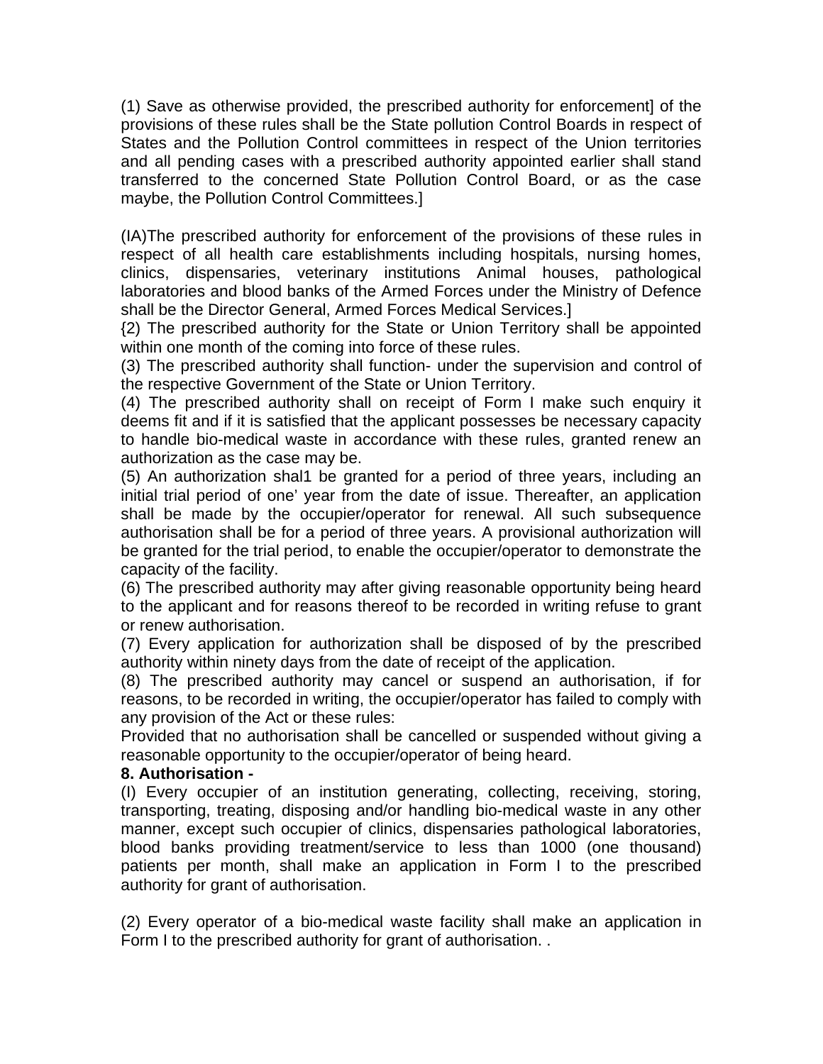(1) Save as otherwise provided, the prescribed authority for enforcement] of the provisions of these rules shall be the State pollution Control Boards in respect of States and the Pollution Control committees in respect of the Union territories and all pending cases with a prescribed authority appointed earlier shall stand transferred to the concerned State Pollution Control Board, or as the case maybe, the Pollution Control Committees.]

(IA)The prescribed authority for enforcement of the provisions of these rules in respect of all health care establishments including hospitals, nursing homes, clinics, dispensaries, veterinary institutions Animal houses, pathological laboratories and blood banks of the Armed Forces under the Ministry of Defence shall be the Director General, Armed Forces Medical Services.]

{2) The prescribed authority for the State or Union Territory shall be appointed within one month of the coming into force of these rules.

(3) The prescribed authority shall function- under the supervision and control of the respective Government of the State or Union Territory.

(4) The prescribed authority shall on receipt of Form I make such enquiry it deems fit and if it is satisfied that the applicant possesses be necessary capacity to handle bio-medical waste in accordance with these rules, granted renew an authorization as the case may be.

(5) An authorization shal1 be granted for a period of three years, including an initial trial period of one' year from the date of issue. Thereafter, an application shall be made by the occupier/operator for renewal. All such subsequence authorisation shall be for a period of three years. A provisional authorization will be granted for the trial period, to enable the occupier/operator to demonstrate the capacity of the facility.

(6) The prescribed authority may after giving reasonable opportunity being heard to the applicant and for reasons thereof to be recorded in writing refuse to grant or renew authorisation.

(7) Every application for authorization shall be disposed of by the prescribed authority within ninety days from the date of receipt of the application.

(8) The prescribed authority may cancel or suspend an authorisation, if for reasons, to be recorded in writing, the occupier/operator has failed to comply with any provision of the Act or these rules:

Provided that no authorisation shall be cancelled or suspended without giving a reasonable opportunity to the occupier/operator of being heard.

**8. Authorisation -**

(I) Every occupier of an institution generating, collecting, receiving, storing, transporting, treating, disposing and/or handling bio-medical waste in any other manner, except such occupier of clinics, dispensaries pathological laboratories, blood banks providing treatment/service to less than 1000 (one thousand) patients per month, shall make an application in Form I to the prescribed authority for grant of authorisation.

(2) Every operator of a bio-medical waste facility shall make an application in Form I to the prescribed authority for grant of authorisation. .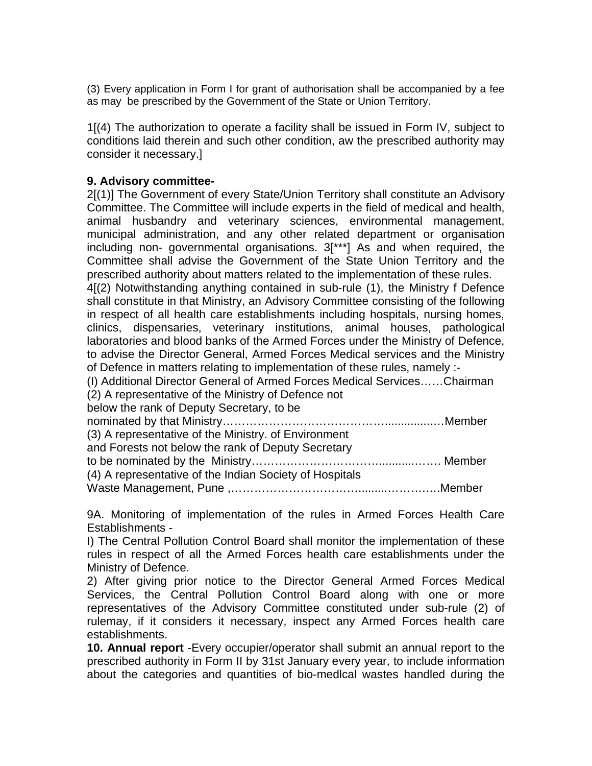(3) Every application in Form I for grant of authorisation shall be accompanied by a fee as may be prescribed by the Government of the State or Union Territory.

1[(4) The authorization to operate a facility shall be issued in Form IV, subject to conditions laid therein and such other condition, aw the prescribed authority may consider it necessary.]

**9. Advisory committee-**

2[(1)] The Government of every State/Union Territory shall constitute an Advisory Committee. The Committee will include experts in the field of medical and health, animal husbandry and veterinary sciences, environmental management, municipal administration, and any other related department or organisation including non- governmental organisations. 3[***] As and when required, the Committee shall advise the Government of the State Union Territory and the prescribed authority about matters related to the implementation of these rules.

4[(2) Notwithstanding anything contained in sub-rule (1), the Ministry f Defence shall constitute in that Ministry, an Advisory Committee consisting of the following in respect of all health care establishments including hospitals, nursing homes, clinics, dispensaries, veterinary institutions, animal houses, pathological laboratories and blood banks of the Armed Forces under the Ministry of Defence, to advise the Director General, Armed Forces Medical services and the Ministry of Defence in matters relating to implementation of these rules, namely :-

(I) Additional Director General of Armed Forces Medical Services……Chairman

(2) A representative of the Ministry of Defence not below the rank of Deputy Secretary, to be nominated by that Ministry…………………………………….................…Member

(3) A representative of the Ministry. of Environment and Forests not below the rank of Deputy Secretary to be nominated by the Ministry……………………………..........……. Member

(4) A representative of the Indian Society of Hospitals Waste Management, Pune ,……………………………........………….Member

9A. Monitoring of implementation of the rules in Armed Forces Health Care Establishments -

I) The Central Pollution Control Board shall monitor the implementation of these rules in respect of all the Armed Forces health care establishments under the Ministry of Defence.

2) After giving prior notice to the Director General Armed Forces Medical Services, the Central Pollution Control Board along with one or more representatives of the Advisory Committee constituted under sub-rule (2) of rulemay, if it considers it necessary, inspect any Armed Forces health care establishments.

**10. Annual report** -Every occupier/operator shall submit an annual report to the prescribed authority in Form II by 31st January every year, to include information about the categories and quantities of bio-medlcal wastes handled during the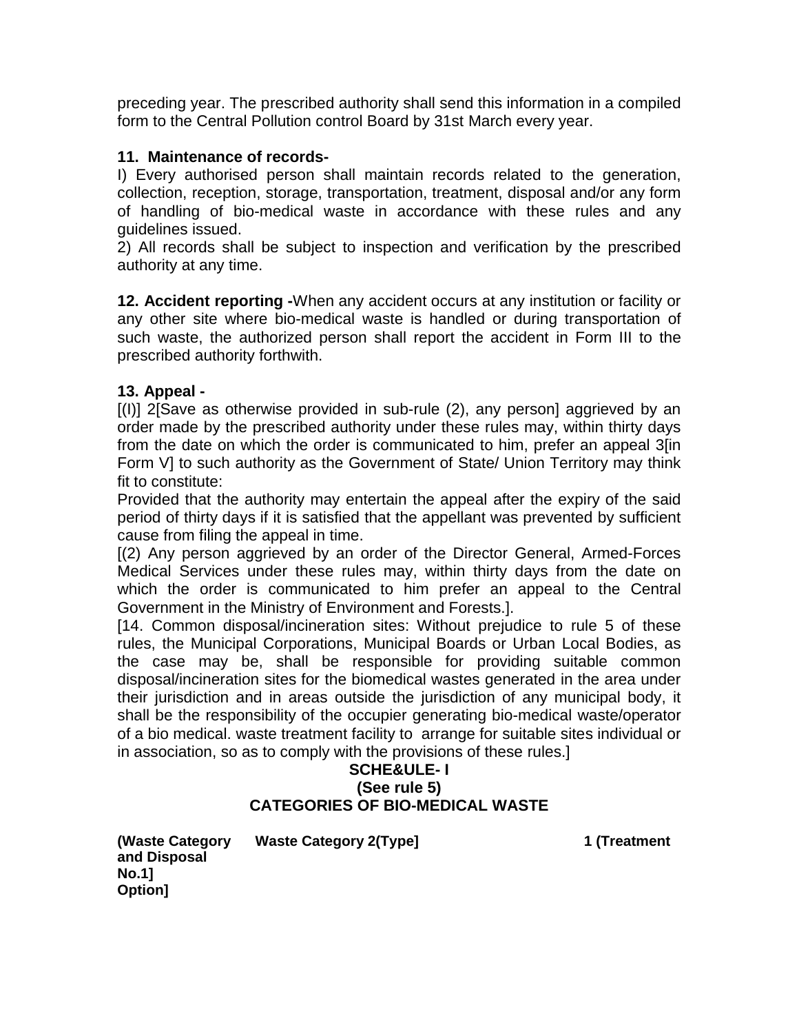preceding year. The prescribed authority shall send this information in a compiled form to the Central Pollution control Board by 31st March every year.

**11. Maintenance of records-**

I) Every authorised person shall maintain records related to the generation, collection, reception, storage, transportation, treatment, disposal and/or any form of handling of bio-medical waste in accordance with these rules and any guidelines issued.

2) All records shall be subject to inspection and verification by the prescribed authority at any time.

**12. Accident reporting -**When any accident occurs at any institution or facility or any other site where bio-medical waste is handled or during transportation of such waste, the authorized person shall report the accident in Form III to the prescribed authority forthwith.

**13. Appeal -**

[(I)] 2[Save as otherwise provided in sub-rule (2), any person] aggrieved by an order made by the prescribed authority under these rules may, within thirty days from the date on which the order is communicated to him, prefer an appeal 3[in Form V] to such authority as the Government of State/ Union Territory may think fit to constitute:

Provided that the authority may entertain the appeal after the expiry of the said period of thirty days if it is satisfied that the appellant was prevented by sufficient cause from filing the appeal in time.

[(2) Any person aggrieved by an order of the Director General, Armed-Forces Medical Services under these rules may, within thirty days from the date on which the order is communicated to him prefer an appeal to the Central Government in the Ministry of Environment and Forests.].

[14. Common disposal/incineration sites: Without prejudice to rule 5 of these rules, the Municipal Corporations, Municipal Boards or Urban Local Bodies, as the case may be, shall be responsible for providing suitable common disposal/incineration sites for the biomedical wastes generated in the area under their jurisdiction and in areas outside the jurisdiction of any municipal body, it shall be the responsibility of the occupier generating bio-medical waste/operator of a bio medical. waste treatment facility to arrange for suitable sites individual or in association, so as to comply with the provisions of these rules.]

**SCHE&ULE- I**
**(See rule 5)**
**CATEGORIES OF BIO-MEDICAL WASTE**

| (Waste Category No.1] | Waste Category 2(Type] | 1 (Treatment and Disposal Option] |
|---|---|---|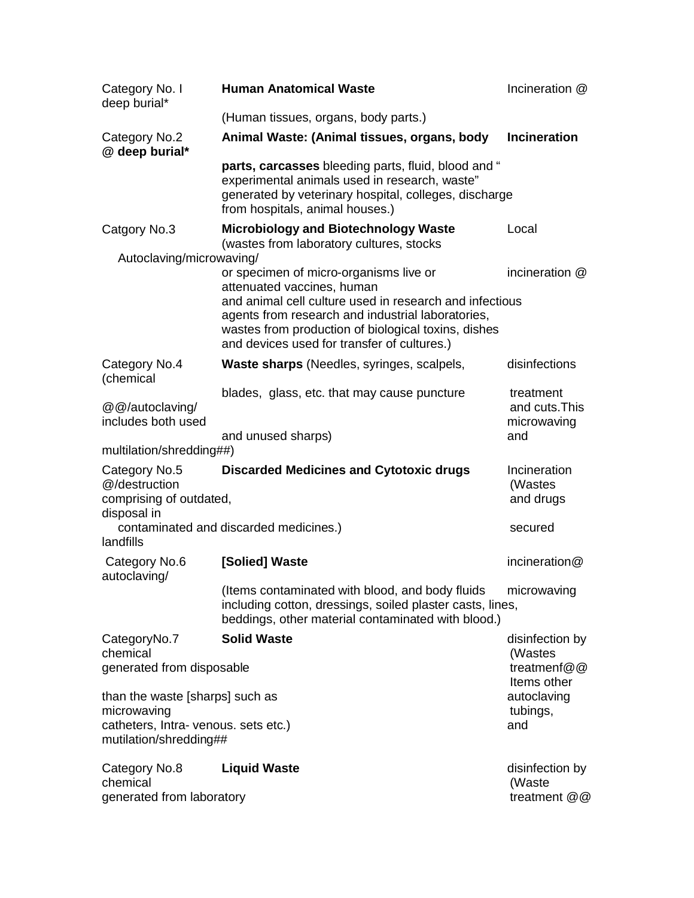| Category | Waste | Treatment |
|---|---|---|
| Category No. I | **Human Anatomical Waste** (Human tissues, organs, body parts.) | Incineration @ deep burial* |
| Category No.2 | **Animal Waste: (Animal tissues, organs, body parts, carcasses** bleeding parts, fluid, blood and " experimental animals used in research, waste" generated by veterinary hospital, colleges, discharge from hospitals, animal houses.) | **Incineration @ deep burial*** |
| Catgory No.3 | **Microbiology and Biotechnology Waste** (wastes from laboratory cultures, stocks or specimen of micro-organisms live or attenuated vaccines, human and animal cell culture used in research and infectious agents from research and industrial laboratories, wastes from production of biological toxins, dishes and devices used for transfer of cultures.) | Local Autoclaving/microwaving/ incineration @ |
| Category No.4 | **Waste sharps** (Needles, syringes, scalpels, blades, glass, etc. that may cause puncture and cuts.This includes both used and unused sharps) | disinfections (chemical treatment @@/autoclaving/ microwaving and multilation/shredding##) |
| Category No.5 | **Discarded Medicines and Cytotoxic drugs** (Wastes comprising of outdated, contaminated and discarded medicines.) | Incineration @/destruction and drugs disposal in secured landfills |
| Category No.6 | **[Solied] Waste** (Items contaminated with blood, and body fluids including cotton, dressings, soiled plaster casts, lines, beddings, other material contaminated with blood.) | incineration@ autoclaving/ microwaving |
| CategoryNo.7 | **Solid Waste** (Wastes generated from disposable Items other than the waste [sharps] such as tubings, catheters, Intra- venous. sets etc.) | disinfection by chemical treatmenf@@ autoclaving microwaving and mutilation/shredding## |
| Category No.8 | **Liquid Waste** (Waste generated from laboratory | disinfection by chemical treatment @@ |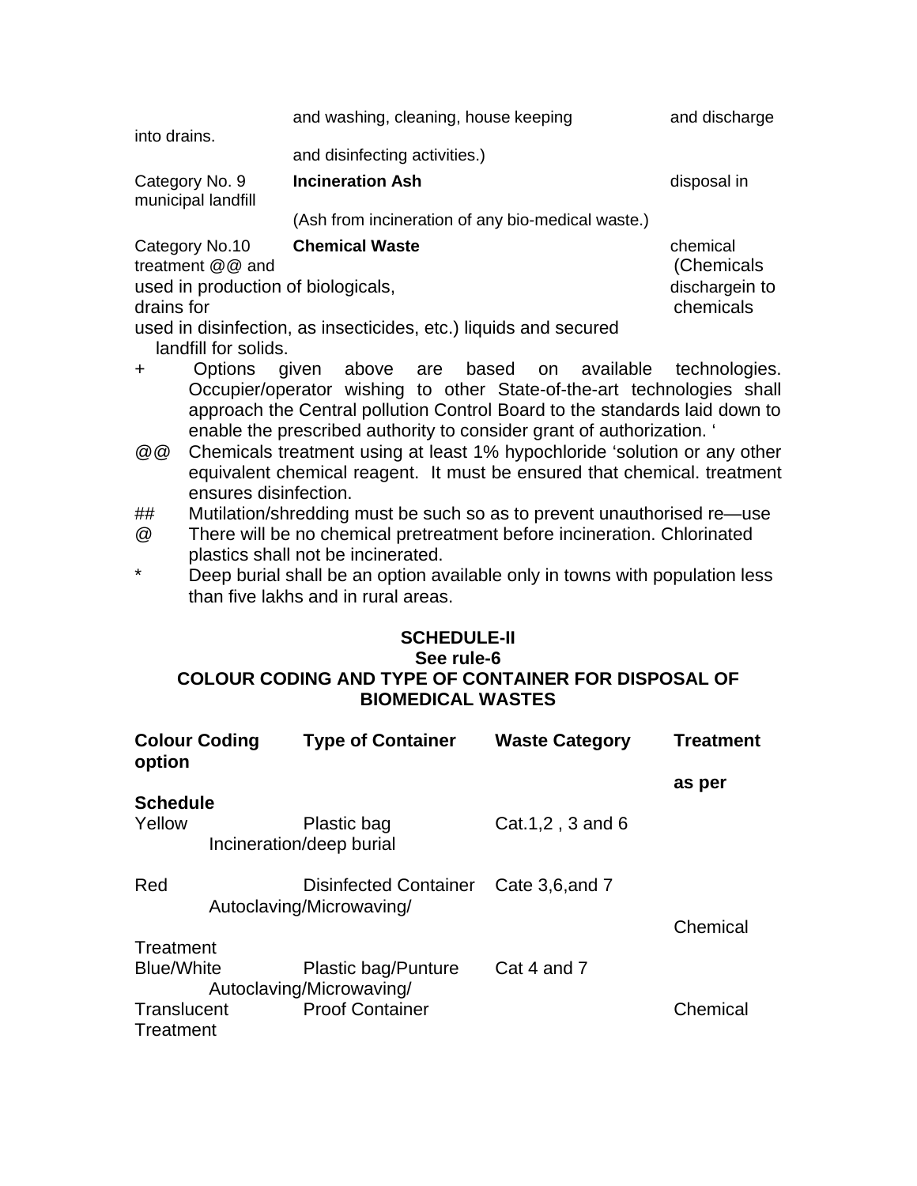| | | |
|---|---|---|
| | and washing, cleaning, house keeping and disinfecting activities.) | and discharge into drains. |
| Category No. 9 | **Incineration Ash** (Ash from incineration of any bio-medical waste.) | disposal in municipal landfill |
| Category No.10 | **Chemical Waste** (Chemicals used in production of biologicals, chemicals used in disinfection, as insecticides, etc.) | chemical treatment @@ and dischargein to drains for liquids and secured landfill for solids. |

+ Options given above are based on available technologies. Occupier/operator wishing to other State-of-the-art technologies shall approach the Central pollution Control Board to the standards laid down to enable the prescribed authority to consider grant of authorization. '

@@ Chemicals treatment using at least 1% hypochloride 'solution or any other equivalent chemical reagent. It must be ensured that chemical. treatment ensures disinfection.

## Mutilation/shredding must be such so as to prevent unauthorised re—use

@ There will be no chemical pretreatment before incineration. Chlorinated plastics shall not be incinerated.

* Deep burial shall be an option available only in towns with population less than five lakhs and in rural areas.

**SCHEDULE-II**
**See rule-6**
**COLOUR CODING AND TYPE OF CONTAINER FOR DISPOSAL OF BIOMEDICAL WASTES**

| Colour Coding option | Type of Container | Waste Category | Treatment as per Schedule |
|---|---|---|---|
| Yellow | Plastic bag | Cat.1,2 , 3 and 6 | Incineration/deep burial |
| Red | Disinfected Container | Cate 3,6,and 7 | Autoclaving/Microwaving/ Chemical Treatment |
| Blue/White Translucent | Plastic bag/Punture Proof Container | Cat 4 and 7 | Autoclaving/Microwaving/ Chemical Treatment |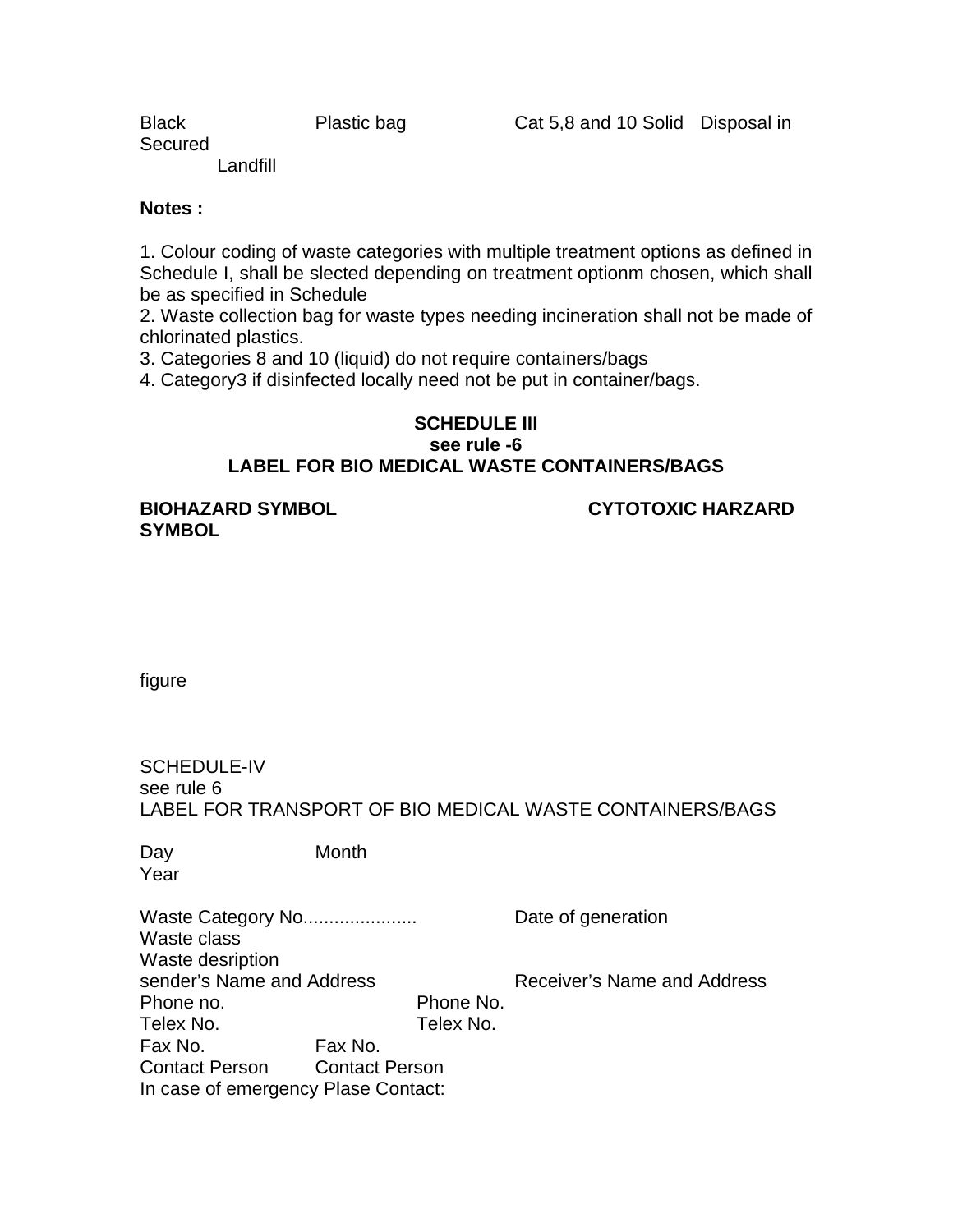| Black | Plastic bag | Cat 5,8 and 10 Solid | Disposal in Secured Landfill |
|---|---|---|---|

**Notes :**

1. Colour coding of waste categories with multiple treatment options as defined in Schedule I, shall be slected depending on treatment optionm chosen, which shall be as specified in Schedule
2. Waste collection bag for waste types needing incineration shall not be made of chlorinated plastics.
3. Categories 8 and 10 (liquid) do not require containers/bags
4. Category3 if disinfected locally need not be put in container/bags.

**SCHEDULE III**
**see rule -6**
**LABEL FOR BIO MEDICAL WASTE CONTAINERS/BAGS**

**BIOHAZARD SYMBOL** **CYTOTOXIC HARZARD SYMBOL**

figure

SCHEDULE-IV
see rule 6
LABEL FOR TRANSPORT OF BIO MEDICAL WASTE CONTAINERS/BAGS

Day Month Year

Waste Category No...................... Date of generation
Waste class
Waste desription

| sender's Name and Address | Receiver's Name and Address |
|---|---|
| Phone no. | Phone No. |
| Telex No. | Telex No. |
| Fax No. | Fax No. |
| Contact Person | Contact Person |

In case of emergency Plase Contact: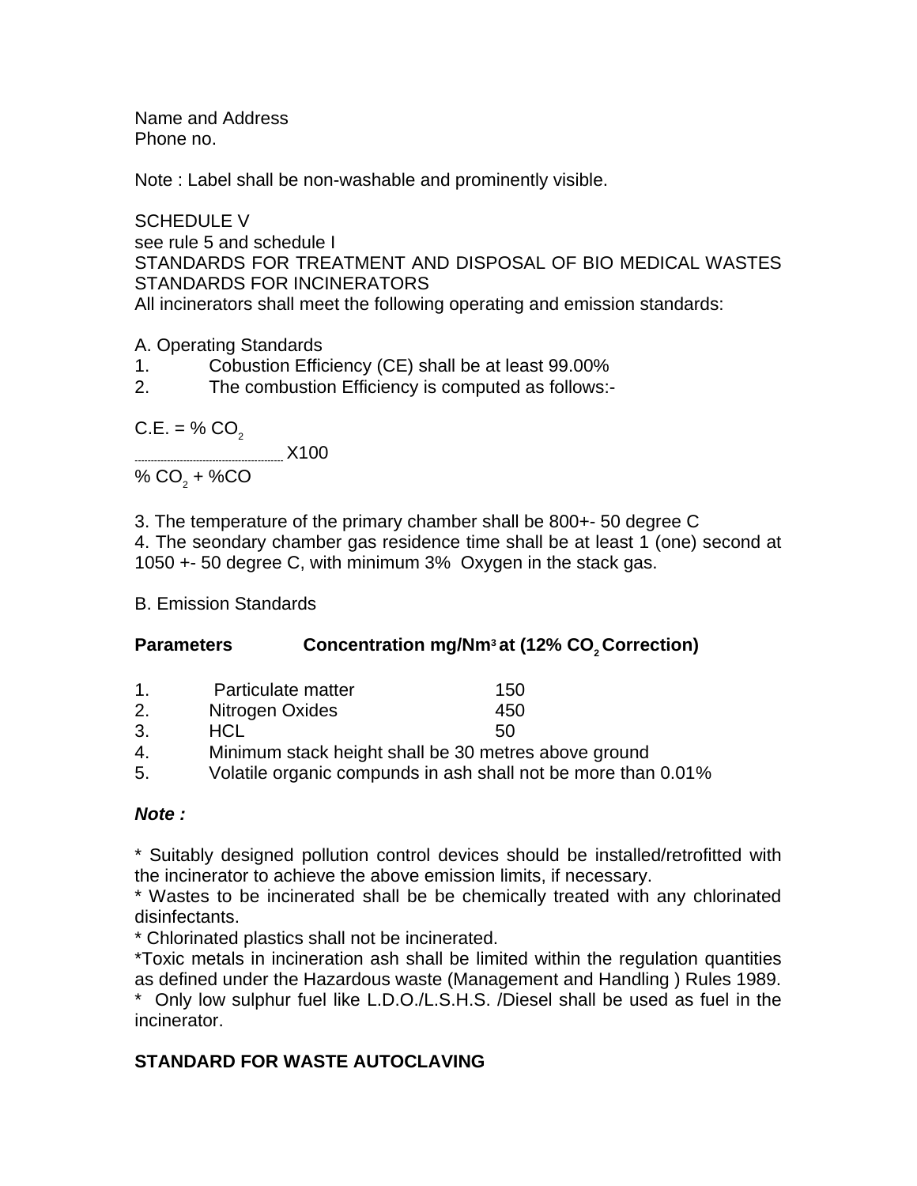Name and Address
Phone no.

Note : Label shall be non-washable and prominently visible.

SCHEDULE V
see rule 5 and schedule I
STANDARDS FOR TREATMENT AND DISPOSAL OF BIO MEDICAL WASTES
STANDARDS FOR INCINERATORS
All incinerators shall meet the following operating and emission standards:

A. Operating Standards

1. Cobustion Efficiency (CE) shall be at least 99.00%
2. The combustion Efficiency is computed as follows:-

$$C.E. = \frac{\% CO_2}{\% CO_2 + \%CO} X100$$

3. The temperature of the primary chamber shall be 800+- 50 degree C
4. The seondary chamber gas residence time shall be at least 1 (one) second at 1050 +- 50 degree C, with minimum 3% Oxygen in the stack gas.

B. Emission Standards

| Parameters | | Concentration mg/Nm³ at (12% $CO_2$ Correction) |
|---|---|---|
| 1. | Particulate matter | 150 |
| 2. | Nitrogen Oxides | 450 |
| 3. | HCL | 50 |

4. Minimum stack height shall be 30 metres above ground
5. Volatile organic compunds in ash shall not be more than 0.01%

***Note :***

* Suitably designed pollution control devices should be installed/retrofitted with the incinerator to achieve the above emission limits, if necessary.
* Wastes to be incinerated shall be be chemically treated with any chlorinated disinfectants.
* Chlorinated plastics shall not be incinerated.
*Toxic metals in incineration ash shall be limited within the regulation quantities as defined under the Hazardous waste (Management and Handling ) Rules 1989.
* Only low sulphur fuel like L.D.O./L.S.H.S. /Diesel shall be used as fuel in the incinerator.

**STANDARD FOR WASTE AUTOCLAVING**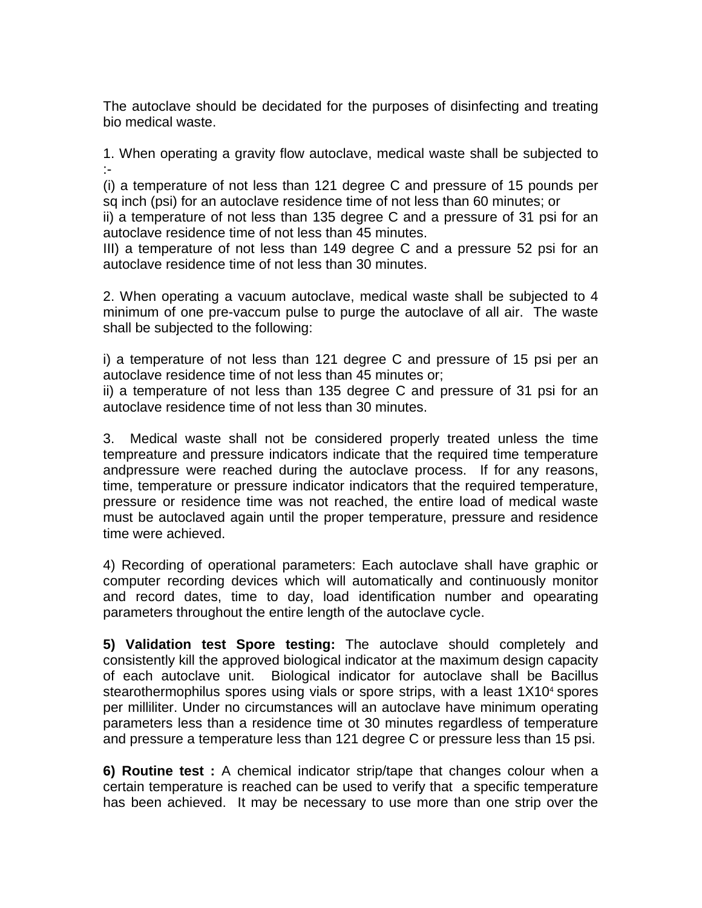The autoclave should be decidated for the purposes of disinfecting and treating bio medical waste.

1. When operating a gravity flow autoclave, medical waste shall be subjected to :-

(i) a temperature of not less than 121 degree C and pressure of 15 pounds per sq inch (psi) for an autoclave residence time of not less than 60 minutes; or

ii) a temperature of not less than 135 degree C and a pressure of 31 psi for an autoclave residence time of not less than 45 minutes.

III) a temperature of not less than 149 degree C and a pressure 52 psi for an autoclave residence time of not less than 30 minutes.

2. When operating a vacuum autoclave, medical waste shall be subjected to 4 minimum of one pre-vaccum pulse to purge the autoclave of all air. The waste shall be subjected to the following:

i) a temperature of not less than 121 degree C and pressure of 15 psi per an autoclave residence time of not less than 45 minutes or;

ii) a temperature of not less than 135 degree C and pressure of 31 psi for an autoclave residence time of not less than 30 minutes.

3. Medical waste shall not be considered properly treated unless the time tempreature and pressure indicators indicate that the required time temperature andpressure were reached during the autoclave process. If for any reasons, time, temperature or pressure indicator indicators that the required temperature, pressure or residence time was not reached, the entire load of medical waste must be autoclaved again until the proper temperature, pressure and residence time were achieved.

4) Recording of operational parameters: Each autoclave shall have graphic or computer recording devices which will automatically and continuously monitor and record dates, time to day, load identification number and opearating parameters throughout the entire length of the autoclave cycle.

**5) Validation test Spore testing:** The autoclave should completely and consistently kill the approved biological indicator at the maximum design capacity of each autoclave unit. Biological indicator for autoclave shall be Bacillus stearothermophilus spores using vials or spore strips, with a least $1X10^4$ spores per milliliter. Under no circumstances will an autoclave have minimum operating parameters less than a residence time ot 30 minutes regardless of temperature and pressure a temperature less than 121 degree C or pressure less than 15 psi.

**6) Routine test :** A chemical indicator strip/tape that changes colour when a certain temperature is reached can be used to verify that a specific temperature has been achieved. It may be necessary to use more than one strip over the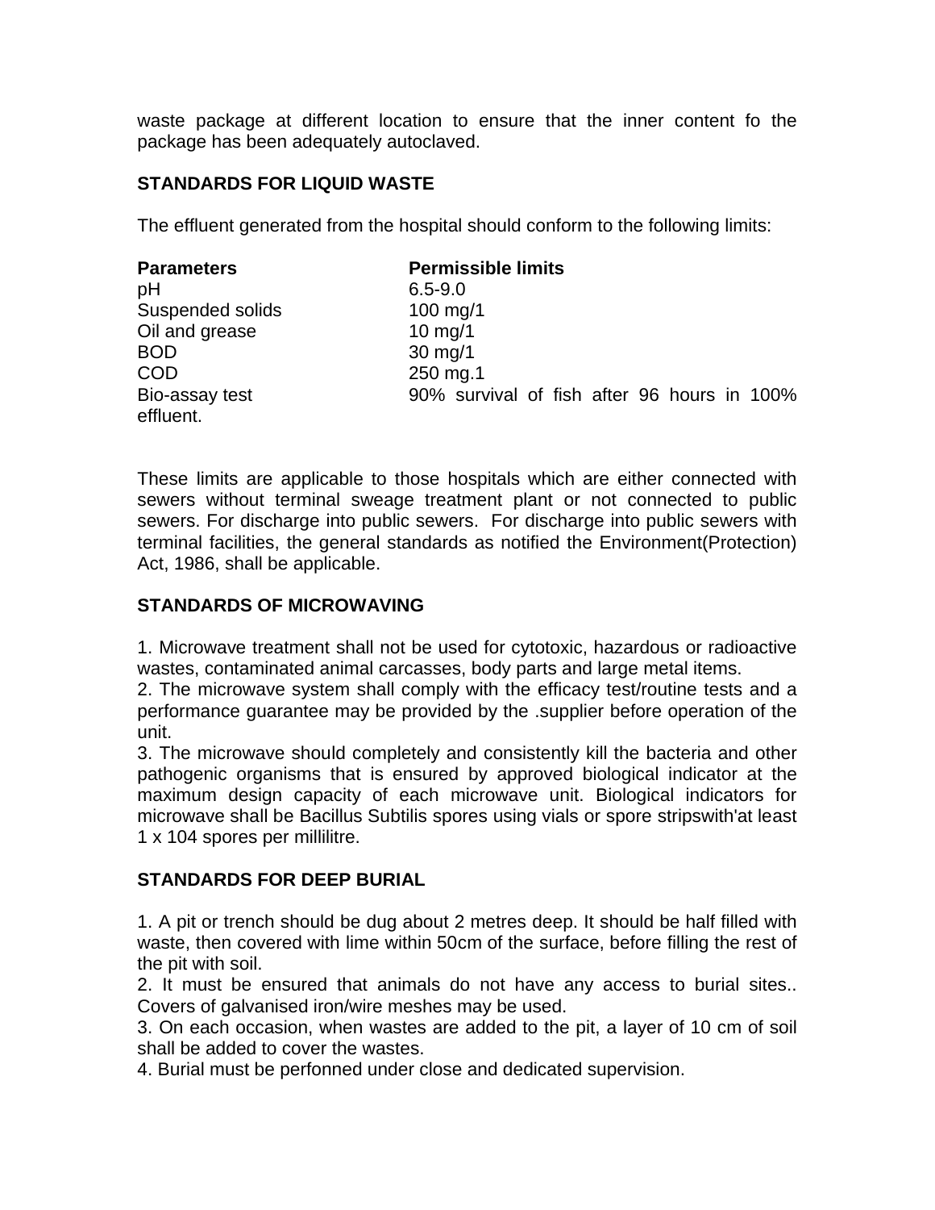waste package at different location to ensure that the inner content fo the package has been adequately autoclaved.

**STANDARDS FOR LIQUID WASTE**

The effluent generated from the hospital should conform to the following limits:

| Parameters | Permissible limits |
|---|---|
| pH | 6.5-9.0 |
| Suspended solids | 100 mg/1 |
| Oil and grease | 10 mg/1 |
| BOD | 30 mg/1 |
| COD | 250 mg.1 |
| Bio-assay test | 90% survival of fish after 96 hours in 100% effluent. |

These limits are applicable to those hospitals which are either connected with sewers without terminal sweage treatment plant or not connected to public sewers. For discharge into public sewers. For discharge into public sewers with terminal facilities, the general standards as notified the Environment(Protection) Act, 1986, shall be applicable.

**STANDARDS OF MICROWAVING**

1. Microwave treatment shall not be used for cytotoxic, hazardous or radioactive wastes, contaminated animal carcasses, body parts and large metal items.
2. The microwave system shall comply with the efficacy test/routine tests and a performance guarantee may be provided by the .supplier before operation of the unit.
3. The microwave should completely and consistently kill the bacteria and other pathogenic organisms that is ensured by approved biological indicator at the maximum design capacity of each microwave unit. Biological indicators for microwave shall be Bacillus Subtilis spores using vials or spore stripswith'at least 1 x 104 spores per millilitre.

**STANDARDS FOR DEEP BURIAL**

1. A pit or trench should be dug about 2 metres deep. It should be half filled with waste, then covered with lime within 50cm of the surface, before filling the rest of the pit with soil.
2. It must be ensured that animals do not have any access to burial sites.. Covers of galvanised iron/wire meshes may be used.
3. On each occasion, when wastes are added to the pit, a layer of 10 cm of soil shall be added to cover the wastes.
4. Burial must be perfonned under close and dedicated supervision.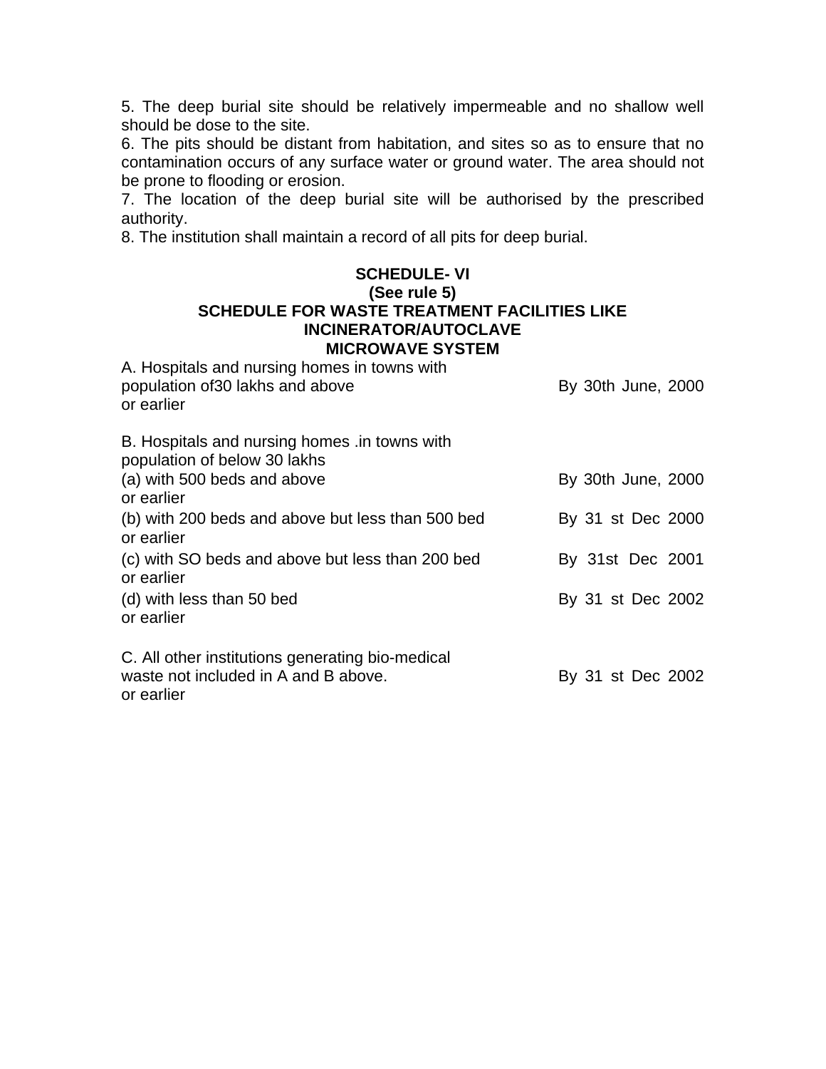5. The deep burial site should be relatively impermeable and no shallow well should be dose to the site.
6. The pits should be distant from habitation, and sites so as to ensure that no contamination occurs of any surface water or ground water. The area should not be prone to flooding or erosion.
7. The location of the deep burial site will be authorised by the prescribed authority.
8. The institution shall maintain a record of all pits for deep burial.

**SCHEDULE- VI**
**(See rule 5)**
**SCHEDULE FOR WASTE TREATMENT FACILITIES LIKE INCINERATOR/AUTOCLAVE MICROWAVE SYSTEM**

| | |
|---|---|
| A. Hospitals and nursing homes in towns with population of30 lakhs and above | By 30th June, 2000 or earlier |
| B. Hospitals and nursing homes .in towns with population of below 30 lakhs | |
| (a) with 500 beds and above | By 30th June, 2000 or earlier |
| (b) with 200 beds and above but less than 500 bed | By 31 st Dec 2000 or earlier |
| (c) with SO beds and above but less than 200 bed | By 31st Dec 2001 or earlier |
| (d) with less than 50 bed | By 31 st Dec 2002 or earlier |
| C. All other institutions generating bio-medical waste not included in A and B above. | By 31 st Dec 2002 or earlier |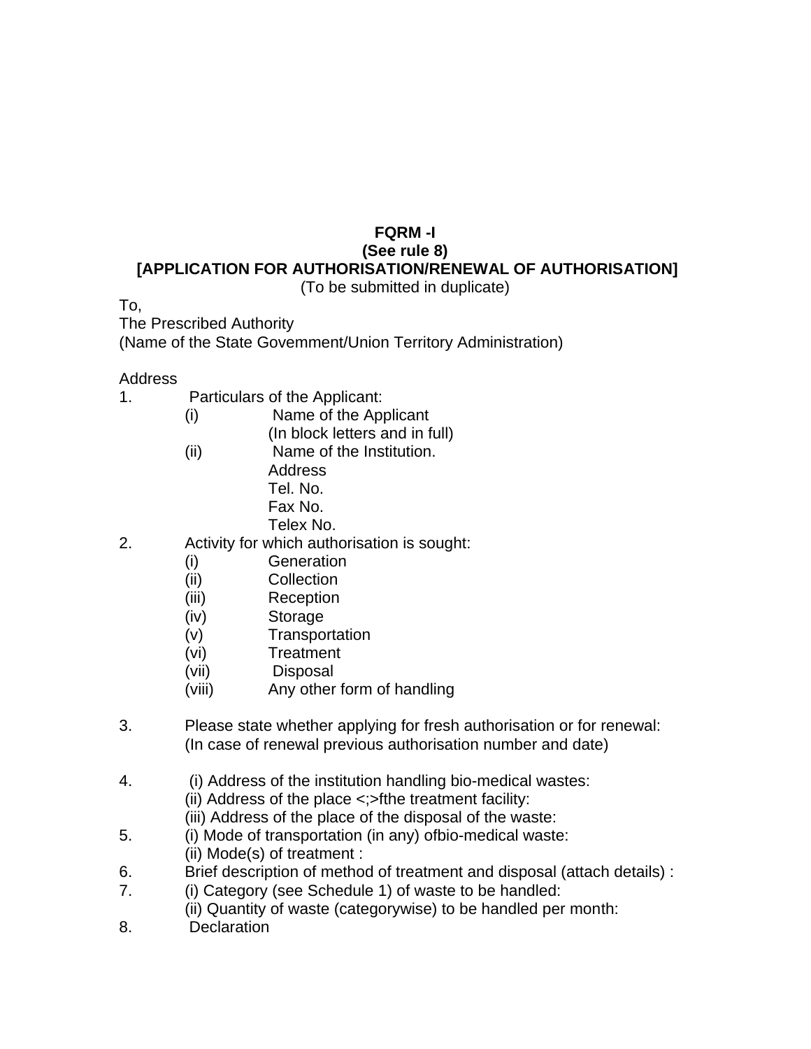**FQRM -I**

**(See rule 8)**

**[APPLICATION FOR AUTHORISATION/RENEWAL OF AUTHORISATION]**

(To be submitted in duplicate)

To,

The Prescribed Authority

(Name of the State Govemment/Union Territory Administration)

Address

1. Particulars of the Applicant:
   - (i) Name of the Applicant
     (In block letters and in full)
   - (ii) Name of the Institution.
     Address
     Tel. No.
     Fax No.
     Telex No.
2. Activity for which authorisation is sought:
   - (i) Generation
   - (ii) Collection
   - (iii) Reception
   - (iv) Storage
   - (v) Transportation
   - (vi) Treatment
   - (vii) Disposal
   - (viii) Any other form of handling
3. Please state whether applying for fresh authorisation or for renewal:
   (In case of renewal previous authorisation number and date)
4. (i) Address of the institution handling bio-medical wastes:
   (ii) Address of the place <;>fthe treatment facility:
   (iii) Address of the place of the disposal of the waste:
5. (i) Mode of transportation (in any) ofbio-medical waste:
   (ii) Mode(s) of treatment :
6. Brief description of method of treatment and disposal (attach details) :
7. (i) Category (see Schedule 1) of waste to be handled:
   (ii) Quantity of waste (categorywise) to be handled per month:
8. Declaration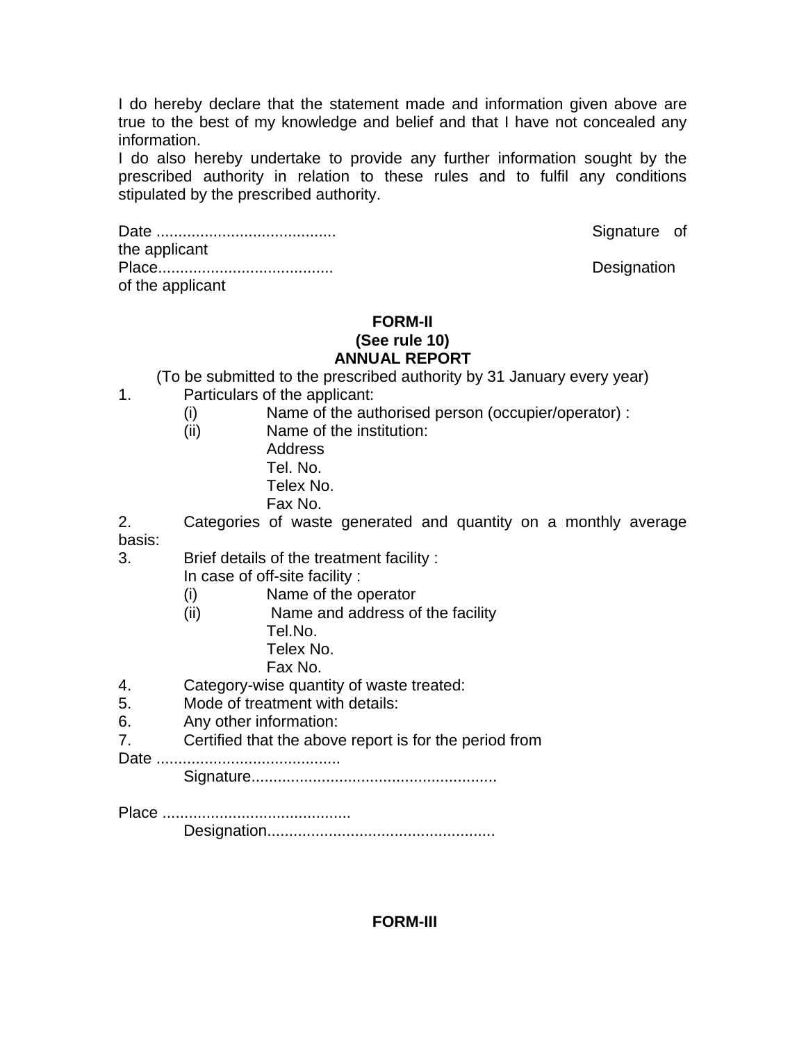I do hereby declare that the statement made and information given above are true to the best of my knowledge and belief and that I have not concealed any information.

I do also hereby undertake to provide any further information sought by the prescribed authority in relation to these rules and to fulfil any conditions stipulated by the prescribed authority.

Date ......................................... Signature of the applicant

Place........................................ Designation of the applicant

**FORM-II**
**(See rule 10)**
**ANNUAL REPORT**

(To be submitted to the prescribed authority by 31 January every year)

1. Particulars of the applicant:
   - (i) Name of the authorised person (occupier/operator) :
   - (ii) Name of the institution:
     Address
     Tel. No.
     Telex No.
     Fax No.
2. Categories of waste generated and quantity on a monthly average basis:
3. Brief details of the treatment facility :
   In case of off-site facility :
   - (i) Name of the operator
   - (ii) Name and address of the facility
     Tel.No.
     Telex No.
     Fax No.
4. Category-wise quantity of waste treated:
5. Mode of treatment with details:
6. Any other information:
7. Certified that the above report is for the period from

Date ..........................................
Signature........................................................

Place ...........................................
Designation....................................................

**FORM-III**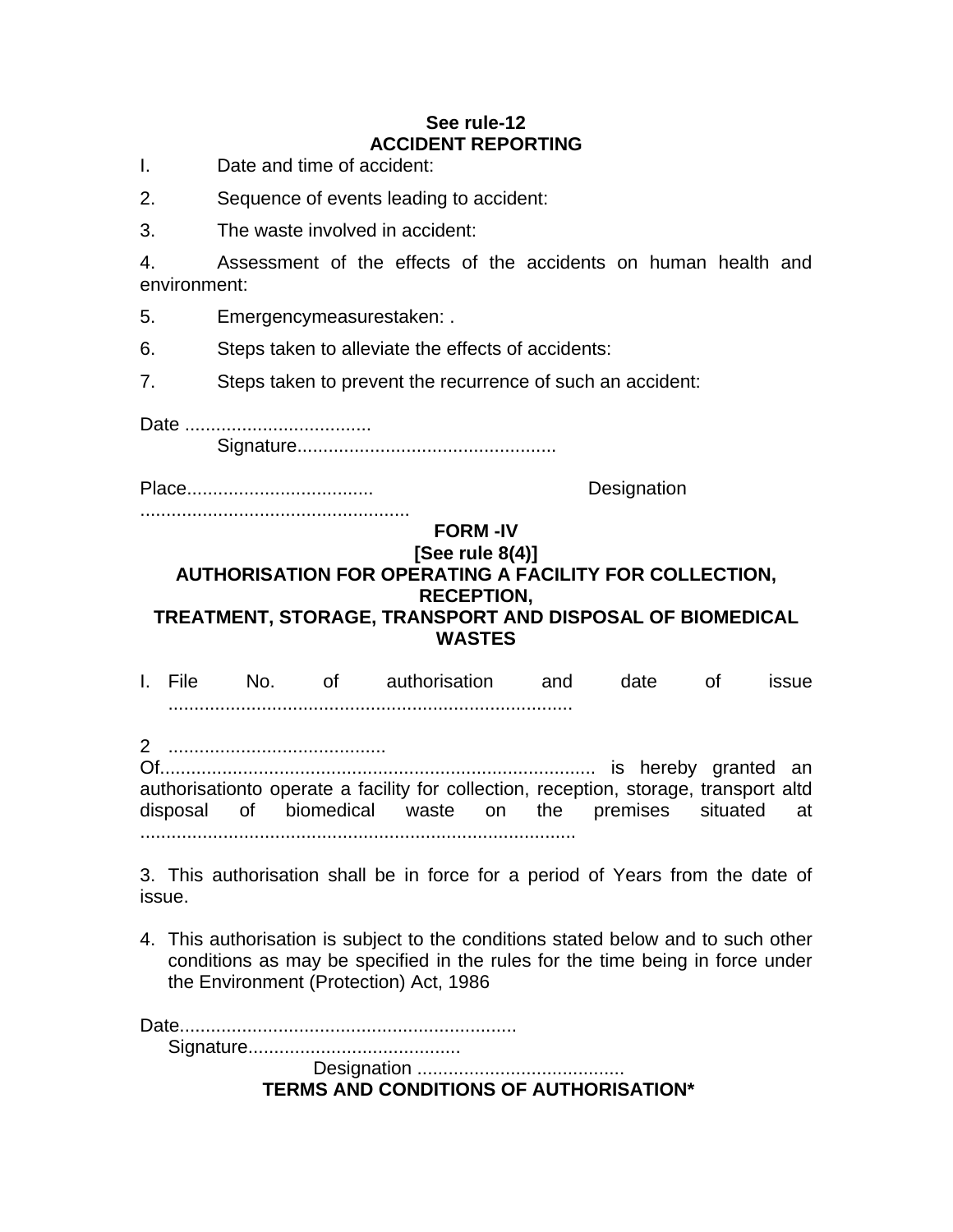**See rule-12**

**ACCIDENT REPORTING**

I. Date and time of accident:

2. Sequence of events leading to accident:

3. The waste involved in accident:

4. Assessment of the effects of the accidents on human health and environment:

5. Emergencymeasurestaken: .

6. Steps taken to alleviate the effects of accidents:

7. Steps taken to prevent the recurrence of such an accident:

Date ....................................
Signature.................................................

Place................................... Designation ...................................................

**FORM -IV**

**[See rule 8(4)]**

**AUTHORISATION FOR OPERATING A FACILITY FOR COLLECTION, RECEPTION, TREATMENT, STORAGE, TRANSPORT AND DISPOSAL OF BIOMEDICAL WASTES**

I. File No. of authorisation and date of issue ............................................................................

2 ..........................................
Of................................................................................... is hereby granted an authorisationto operate a facility for collection, reception, storage, transport altd disposal of biomedical waste on the premises situated at ...................................................................................

3. This authorisation shall be in force for a period of Years from the date of issue.

4. This authorisation is subject to the conditions stated below and to such other conditions as may be specified in the rules for the time being in force under the Environment (Protection) Act, 1986

Date.................................................................
Signature........................................
Designation ........................................

**TERMS AND CONDITIONS OF AUTHORISATION***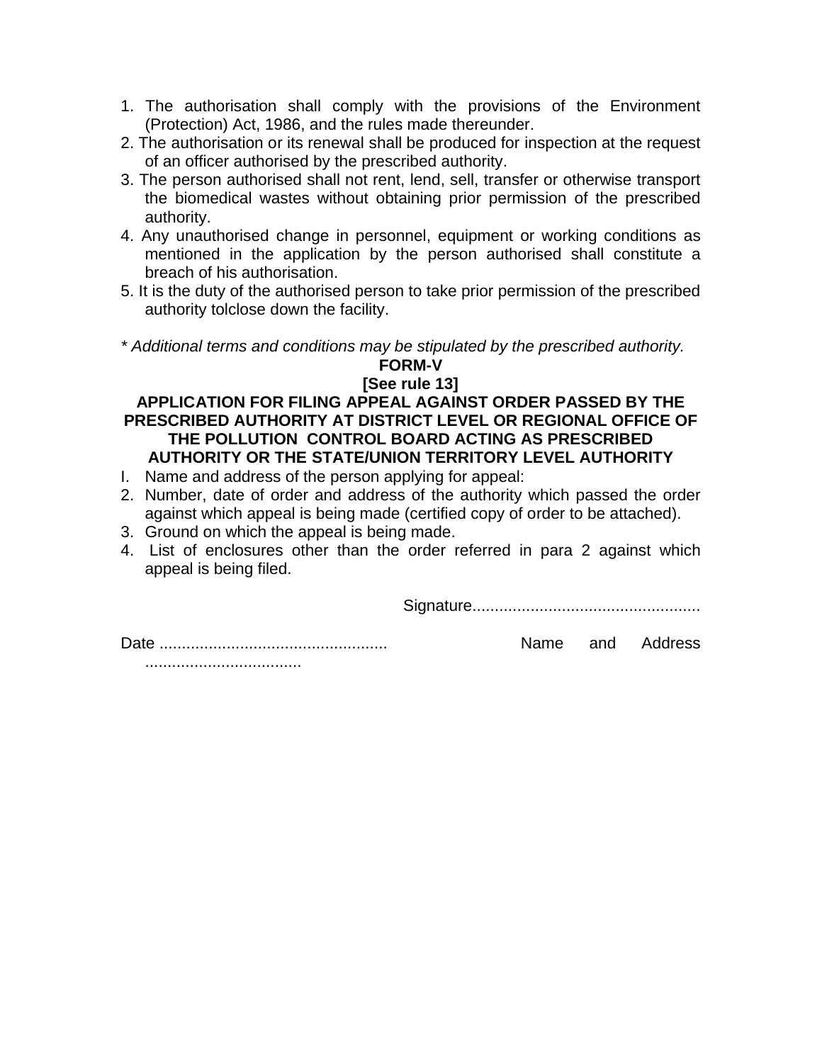1. The authorisation shall comply with the provisions of the Environment (Protection) Act, 1986, and the rules made thereunder.
2. The authorisation or its renewal shall be produced for inspection at the request of an officer authorised by the prescribed authority.
3. The person authorised shall not rent, lend, sell, transfer or otherwise transport the biomedical wastes without obtaining prior permission of the prescribed authority.
4. Any unauthorised change in personnel, equipment or working conditions as mentioned in the application by the person authorised shall constitute a breach of his authorisation.
5. It is the duty of the authorised person to take prior permission of the prescribed authority tolclose down the facility.

*\* Additional terms and conditions may be stipulated by the prescribed authority.*

**FORM-V**

**[See rule 13]**

**APPLICATION FOR FILING APPEAL AGAINST ORDER PASSED BY THE PRESCRIBED AUTHORITY AT DISTRICT LEVEL OR REGIONAL OFFICE OF THE POLLUTION CONTROL BOARD ACTING AS PRESCRIBED AUTHORITY OR THE STATE/UNION TERRITORY LEVEL AUTHORITY**

I. Name and address of the person applying for appeal:
2. Number, date of order and address of the authority which passed the order against which appeal is being made (certified copy of order to be attached).
3. Ground on which the appeal is being made.
4. List of enclosures other than the order referred in para 2 against which appeal is being filed.

Signature..................................................

Date .................................................. Name and Address ..................................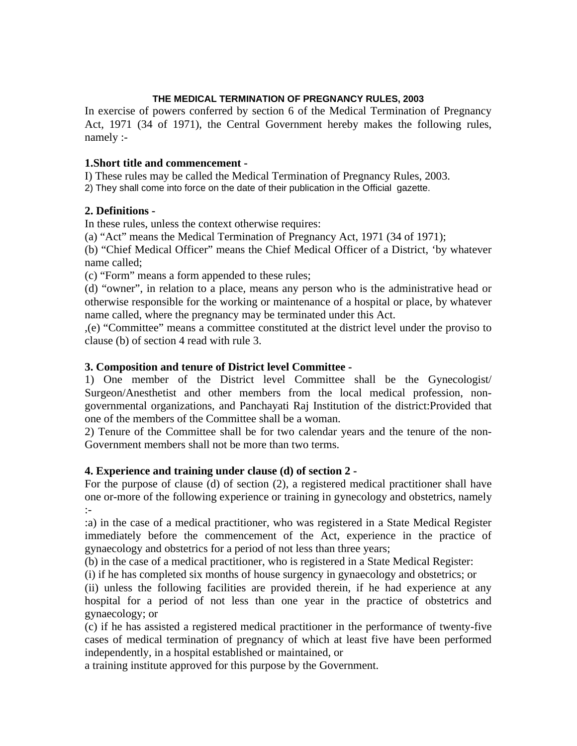### THE MEDICAL TERMINATION OF PREGNANCY RULES, 2003

In exercise of powers conferred by section 6 of the Medical Termination of Pregnancy Act, 1971 (34 of 1971), the Central Government hereby makes the following rules, namely :-

**1.Short title and commencement -**

I) These rules may be called the Medical Termination of Pregnancy Rules, 2003.
2) They shall come into force on the date of their publication in the Official gazette.

**2. Definitions -**

In these rules, unless the context otherwise requires:
(a) "Act" means the Medical Termination of Pregnancy Act, 1971 (34 of 1971);
(b) "Chief Medical Officer" means the Chief Medical Officer of a District, 'by whatever name called;
(c) "Form" means a form appended to these rules;
(d) "owner", in relation to a place, means any person who is the administrative head or otherwise responsible for the working or maintenance of a hospital or place, by whatever name called, where the pregnancy may be terminated under this Act.
,(e) "Committee" means a committee constituted at the district level under the proviso to clause (b) of section 4 read with rule 3.

**3. Composition and tenure of District level Committee -**

1) One member of the District level Committee shall be the Gynecologist/ Surgeon/Anesthetist and other members from the local medical profession, non-governmental organizations, and Panchayati Raj Institution of the district:Provided that one of the members of the Committee shall be a woman.
2) Tenure of the Committee shall be for two calendar years and the tenure of the non-Government members shall not be more than two terms.

**4. Experience and training under clause (d) of section 2 -**

For the purpose of clause (d) of section (2), a registered medical practitioner shall have one or-more of the following experience or training in gynecology and obstetrics, namely :-
:a) in the case of a medical practitioner, who was registered in a State Medical Register immediately before the commencement of the Act, experience in the practice of gynaecology and obstetrics for a period of not less than three years;
(b) in the case of a medical practitioner, who is registered in a State Medical Register:
(i) if he has completed six months of house surgency in gynaecology and obstetrics; or
(ii) unless the following facilities are provided therein, if he had experience at any hospital for a period of not less than one year in the practice of obstetrics and gynaecology; or
(c) if he has assisted a registered medical practitioner in the performance of twenty-five cases of medical termination of pregnancy of which at least five have been performed independently, in a hospital established or maintained, or
a training institute approved for this purpose by the Government.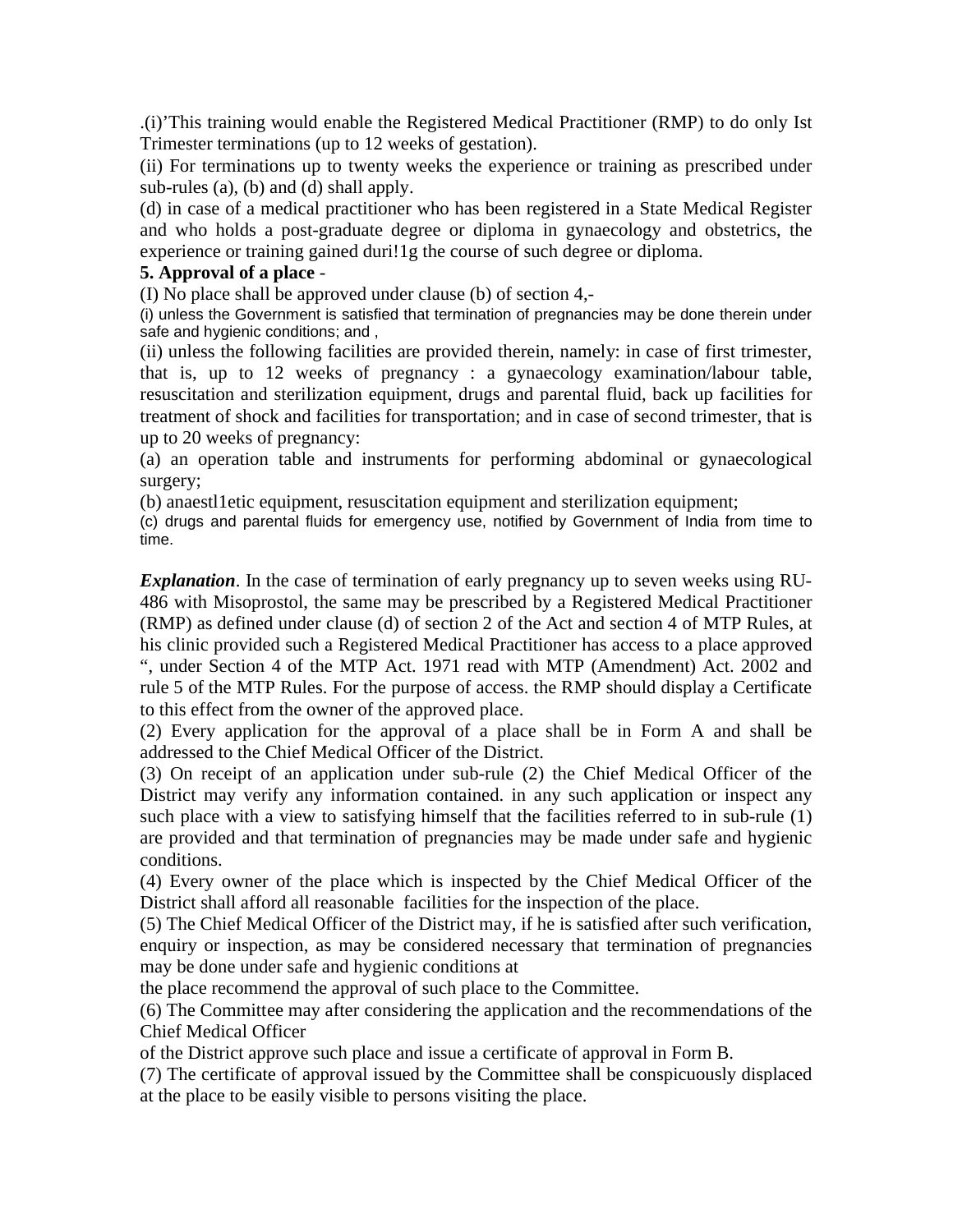.(i)'This training would enable the Registered Medical Practitioner (RMP) to do only Ist Trimester terminations (up to 12 weeks of gestation).

(ii) For terminations up to twenty weeks the experience or training as prescribed under sub-rules (a), (b) and (d) shall apply.

(d) in case of a medical practitioner who has been registered in a State Medical Register and who holds a post-graduate degree or diploma in gynaecology and obstetrics, the experience or training gained duri!1g the course of such degree or diploma.

**5. Approval of a place** -

(I) No place shall be approved under clause (b) of section 4,-

(i) unless the Government is satisfied that termination of pregnancies may be done therein under safe and hygienic conditions; and ,

(ii) unless the following facilities are provided therein, namely: in case of first trimester, that is, up to 12 weeks of pregnancy : a gynaecology examination/labour table, resuscitation and sterilization equipment, drugs and parental fluid, back up facilities for treatment of shock and facilities for transportation; and in case of second trimester, that is up to 20 weeks of pregnancy:

(a) an operation table and instruments for performing abdominal or gynaecological surgery;

(b) anaestl1etic equipment, resuscitation equipment and sterilization equipment;

(c) drugs and parental fluids for emergency use, notified by Government of India from time to time.

***Explanation***. In the case of termination of early pregnancy up to seven weeks using RU-486 with Misoprostol, the same may be prescribed by a Registered Medical Practitioner (RMP) as defined under clause (d) of section 2 of the Act and section 4 of MTP Rules, at his clinic provided such a Registered Medical Practitioner has access to a place approved ", under Section 4 of the MTP Act. 1971 read with MTP (Amendment) Act. 2002 and rule 5 of the MTP Rules. For the purpose of access. the RMP should display a Certificate to this effect from the owner of the approved place.

(2) Every application for the approval of a place shall be in Form A and shall be addressed to the Chief Medical Officer of the District.

(3) On receipt of an application under sub-rule (2) the Chief Medical Officer of the District may verify any information contained. in any such application or inspect any such place with a view to satisfying himself that the facilities referred to in sub-rule (1) are provided and that termination of pregnancies may be made under safe and hygienic conditions.

(4) Every owner of the place which is inspected by the Chief Medical Officer of the District shall afford all reasonable facilities for the inspection of the place.

(5) The Chief Medical Officer of the District may, if he is satisfied after such verification, enquiry or inspection, as may be considered necessary that termination of pregnancies may be done under safe and hygienic conditions at the place recommend the approval of such place to the Committee.

(6) The Committee may after considering the application and the recommendations of the Chief Medical Officer of the District approve such place and issue a certificate of approval in Form B.

(7) The certificate of approval issued by the Committee shall be conspicuously displaced at the place to be easily visible to persons visiting the place.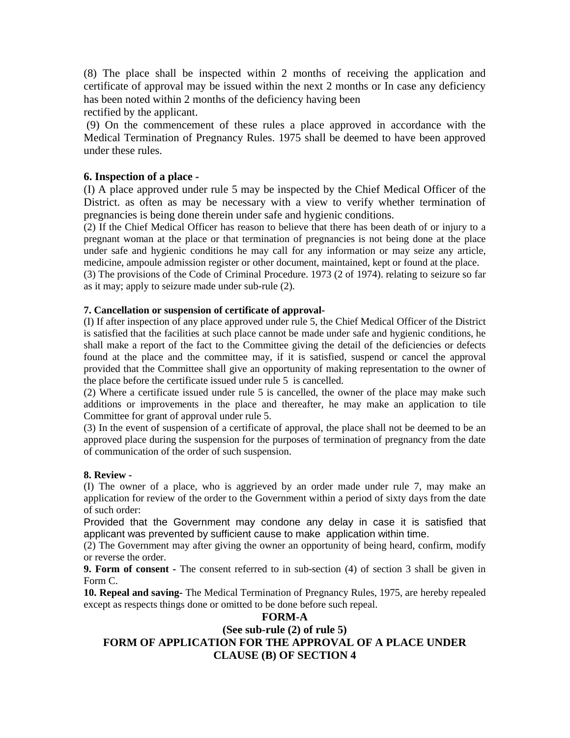(8) The place shall be inspected within 2 months of receiving the application and certificate of approval may be issued within the next 2 months or In case any deficiency has been noted within 2 months of the deficiency having been
rectified by the applicant.

(9) On the commencement of these rules a place approved in accordance with the Medical Termination of Pregnancy Rules. 1975 shall be deemed to have been approved under these rules.

**6. Inspection of a place -**

(I) A place approved under rule 5 may be inspected by the Chief Medical Officer of the District. as often as may be necessary with a view to verify whether termination of pregnancies is being done therein under safe and hygienic conditions.

(2) If the Chief Medical Officer has reason to believe that there has been death of or injury to a pregnant woman at the place or that termination of pregnancies is not being done at the place under safe and hygienic conditions he may call for any information or may seize any article, medicine, ampoule admission register or other document, maintained, kept or found at the place.

(3) The provisions of the Code of Criminal Procedure. 1973 (2 of 1974). relating to seizure so far as it may; apply to seizure made under sub-rule (2).

**7. Cancellation or suspension of certificate of approval-**

(I) If after inspection of any place approved under rule 5, the Chief Medical Officer of the District is satisfied that the facilities at such place cannot be made under safe and hygienic conditions, he shall make a report of the fact to the Committee giving the detail of the deficiencies or defects found at the place and the committee may, if it is satisfied, suspend or cancel the approval provided that the Committee shall give an opportunity of making representation to the owner of the place before the certificate issued under rule 5 is cancelled.

(2) Where a certificate issued under rule 5 is cancelled, the owner of the place may make such additions or improvements in the place and thereafter, he may make an application to tile Committee for grant of approval under rule 5.

(3) In the event of suspension of a certificate of approval, the place shall not be deemed to be an approved place during the suspension for the purposes of termination of pregnancy from the date of communication of the order of such suspension.

**8. Review -**

(I) The owner of a place, who is aggrieved by an order made under rule 7, may make an application for review of the order to the Government within a period of sixty days from the date of such order:

Provided that the Government may condone any delay in case it is satisfied that applicant was prevented by sufficient cause to make application within time.

(2) The Government may after giving the owner an opportunity of being heard, confirm, modify or reverse the order.

**9. Form of consent -** The consent referred to in sub-section (4) of section 3 shall be given in Form C.

**10. Repeal and saving-** The Medical Termination of Pregnancy Rules, 1975, are hereby repealed except as respects things done or omitted to be done before such repeal.

**FORM-A**

**(See sub-rule (2) of rule 5)**

**FORM OF APPLICATION FOR THE APPROVAL OF A PLACE UNDER CLAUSE (B) OF SECTION 4**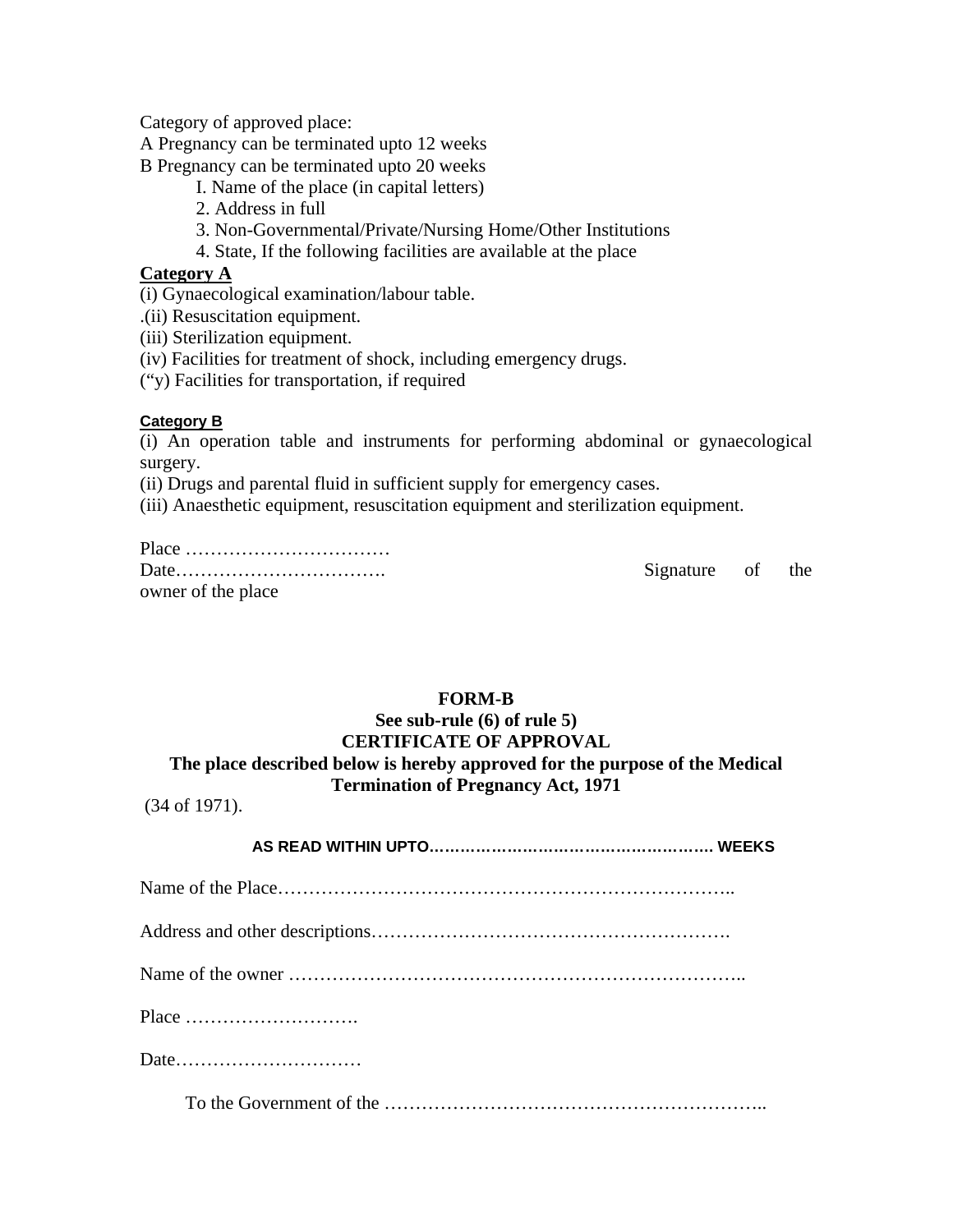Category of approved place:

A Pregnancy can be terminated upto 12 weeks

B Pregnancy can be terminated upto 20 weeks

I. Name of the place (in capital letters)

2. Address in full

3. Non-Governmental/Private/Nursing Home/Other Institutions

4. State, If the following facilities are available at the place

**Category A**

(i) Gynaecological examination/labour table.

.(ii) Resuscitation equipment.

(iii) Sterilization equipment.

(iv) Facilities for treatment of shock, including emergency drugs.

("y) Facilities for transportation, if required

**Category B**

(i) An operation table and instruments for performing abdominal or gynaecological surgery.

(ii) Drugs and parental fluid in sufficient supply for emergency cases.

(iii) Anaesthetic equipment, resuscitation equipment and sterilization equipment.

Place ……………………………

Date……………………………. Signature of the owner of the place

**FORM-B**

**See sub-rule (6) of rule 5)**

**CERTIFICATE OF APPROVAL**

**The place described below is hereby approved for the purpose of the Medical Termination of Pregnancy Act, 1971**

(34 of 1971).

**AS READ WITHIN UPTO……………………………………………. WEEKS**

Name of the Place……………………………………………………………..

Address and other descriptions……………………………………………….

Name of the owner ………………………………………………………………..

Place ……………………….

Date…………………………

To the Government of the …………………………………………………..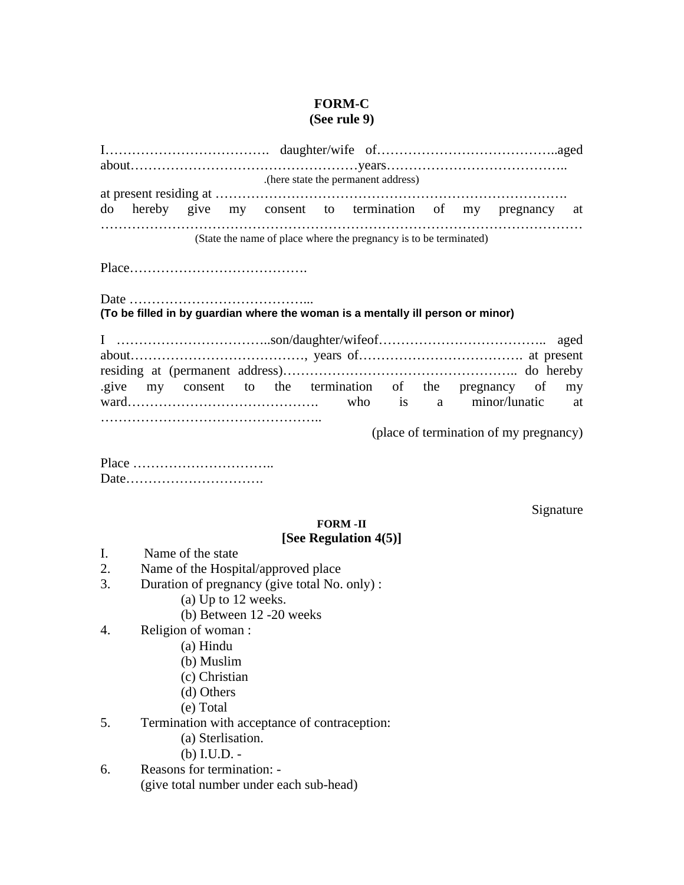**FORM-C**
**(See rule 9)**

I………………………………. daughter/wife of…………………………………..aged about……………………………………………years…………………………………..
.(here state the permanent address)
at present residing at …………………………………………………………………….
do hereby give my consent to termination of my pregnancy at ………………………………………………………………………………………………
(State the name of place where the pregnancy is to be terminated)

Place………………………………….

Date …………………………………...
**(To be filled in by guardian where the woman is a mentally ill person or minor)**

I ……………………………..son/daughter/wifeof……………………………….. aged about…………………………………, years of………………………………. at present residing at (permanent address)…………………………………………….. do hereby .give my consent to the termination of the pregnancy of my ward……………………………………. who is a minor/lunatic at …………………………………………..
(place of termination of my pregnancy)

Place …………………………..
Date………………………….

Signature

**FORM -II**
**[See Regulation 4(5)]**

I. Name of the state
2. Name of the Hospital/approved place
3. Duration of pregnancy (give total No. only) :
   (a) Up to 12 weeks.
   (b) Between 12 -20 weeks
4. Religion of woman :
   (a) Hindu
   (b) Muslim
   (c) Christian
   (d) Others
   (e) Total
5. Termination with acceptance of contraception:
   (a) Sterlisation.
   (b) I.U.D. -
6. Reasons for termination: -
   (give total number under each sub-head)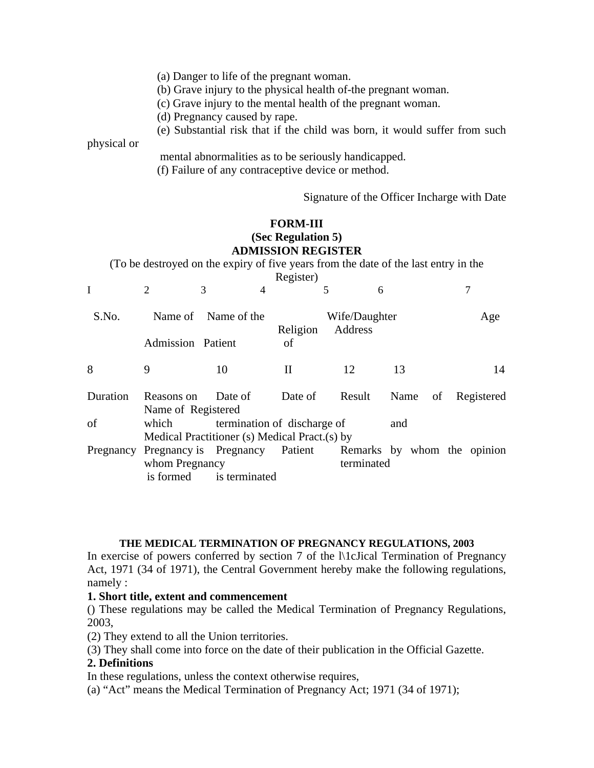(a) Danger to life of the pregnant woman.

(b) Grave injury to the physical health of-the pregnant woman.

(c) Grave injury to the mental health of the pregnant woman.

(d) Pregnancy caused by rape.

(e) Substantial risk that if the child was born, it would suffer from such physical or mental abnormalities as to be seriously handicapped.

(f) Failure of any contraceptive device or method.

Signature of the Officer Incharge with Date

**FORM-III**

**(Sec Regulation 5)**

**ADMISSION REGISTER**

(To be destroyed on the expiry of five years from the date of the last entry in the Register)

| I | 2 | 3 | 4 | 5 | 6 | 7 |
|---|---|---|---|---|---|---|
| S.No. | Name of Admission | Name of the Patient | Religion of | Wife/Daughter | Address | Age |

| 8 | 9 | 10 | II | 12 | 13 | 14 |
|---|---|---|---|---|---|---|
| Duration of Pregnancy | Reasons on which Pregnancy is terminated | Date of termination of Pregnancy | Date of discharge of Patient | Result | Name of Registered Medical Pract.(s) by whom the opinion is formed | Name of Registered Medical Practitioner (s) by whom Pregnancy is terminated Remarks |

**THE MEDICAL TERMINATION OF PREGNANCY REGULATIONS, 2003**

In exercise of powers conferred by section 7 of the l\1cJical Termination of Pregnancy Act, 1971 (34 of 1971), the Central Government hereby make the following regulations, namely :

**1. Short title, extent and commencement**

() These regulations may be called the Medical Termination of Pregnancy Regulations, 2003,

(2) They extend to all the Union territories.

(3) They shall come into force on the date of their publication in the Official Gazette.

**2. Definitions**

In these regulations, unless the context otherwise requires,

(a) "Act" means the Medical Termination of Pregnancy Act; 1971 (34 of 1971);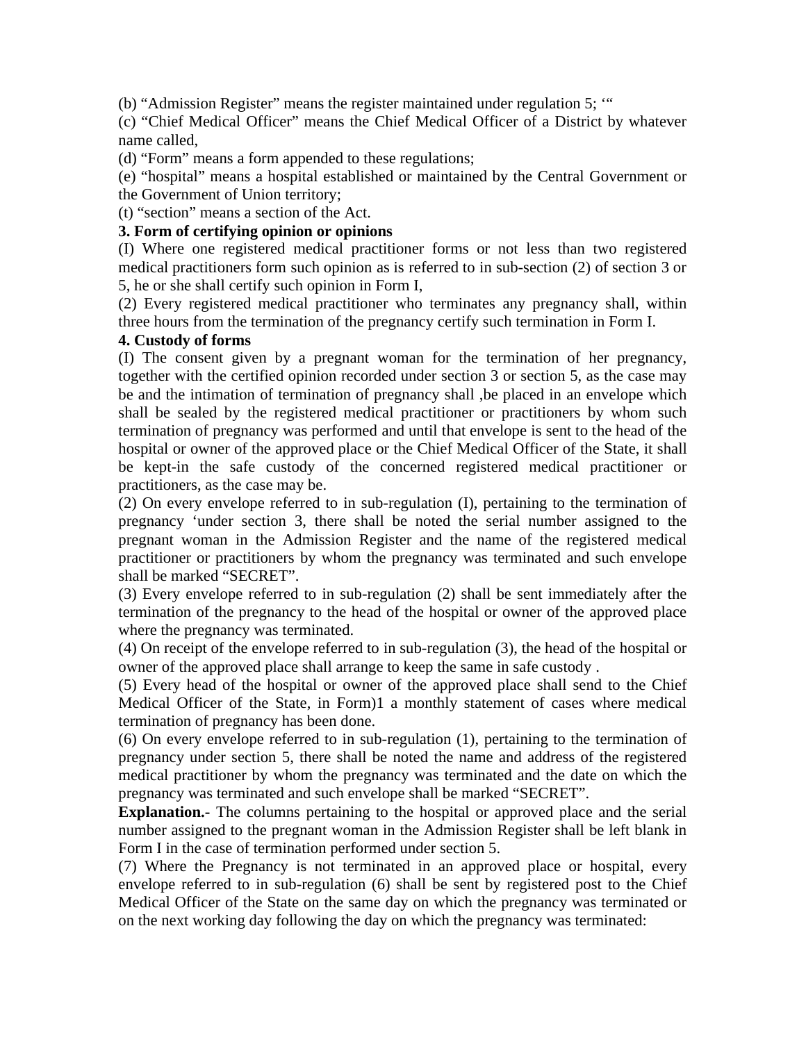(b) "Admission Register" means the register maintained under regulation 5; '"

(c) "Chief Medical Officer" means the Chief Medical Officer of a District by whatever name called,

(d) "Form" means a form appended to these regulations;

(e) "hospital" means a hospital established or maintained by the Central Government or the Government of Union territory;

(t) "section" means a section of the Act.

**3. Form of certifying opinion or opinions**

(I) Where one registered medical practitioner forms or not less than two registered medical practitioners form such opinion as is referred to in sub-section (2) of section 3 or 5, he or she shall certify such opinion in Form I,

(2) Every registered medical practitioner who terminates any pregnancy shall, within three hours from the termination of the pregnancy certify such termination in Form I.

**4. Custody of forms**

(I) The consent given by a pregnant woman for the termination of her pregnancy, together with the certified opinion recorded under section 3 or section 5, as the case may be and the intimation of termination of pregnancy shall ,be placed in an envelope which shall be sealed by the registered medical practitioner or practitioners by whom such termination of pregnancy was performed and until that envelope is sent to the head of the hospital or owner of the approved place or the Chief Medical Officer of the State, it shall be kept-in the safe custody of the concerned registered medical practitioner or practitioners, as the case may be.

(2) On every envelope referred to in sub-regulation (I), pertaining to the termination of pregnancy 'under section 3, there shall be noted the serial number assigned to the pregnant woman in the Admission Register and the name of the registered medical practitioner or practitioners by whom the pregnancy was terminated and such envelope shall be marked "SECRET".

(3) Every envelope referred to in sub-regulation (2) shall be sent immediately after the termination of the pregnancy to the head of the hospital or owner of the approved place where the pregnancy was terminated.

(4) On receipt of the envelope referred to in sub-regulation (3), the head of the hospital or owner of the approved place shall arrange to keep the same in safe custody .

(5) Every head of the hospital or owner of the approved place shall send to the Chief Medical Officer of the State, in Form)1 a monthly statement of cases where medical termination of pregnancy has been done.

(6) On every envelope referred to in sub-regulation (1), pertaining to the termination of pregnancy under section 5, there shall be noted the name and address of the registered medical practitioner by whom the pregnancy was terminated and the date on which the pregnancy was terminated and such envelope shall be marked "SECRET".

**Explanation.-** The columns pertaining to the hospital or approved place and the serial number assigned to the pregnant woman in the Admission Register shall be left blank in Form I in the case of termination performed under section 5.

(7) Where the Pregnancy is not terminated in an approved place or hospital, every envelope referred to in sub-regulation (6) shall be sent by registered post to the Chief Medical Officer of the State on the same day on which the pregnancy was terminated or on the next working day following the day on which the pregnancy was terminated: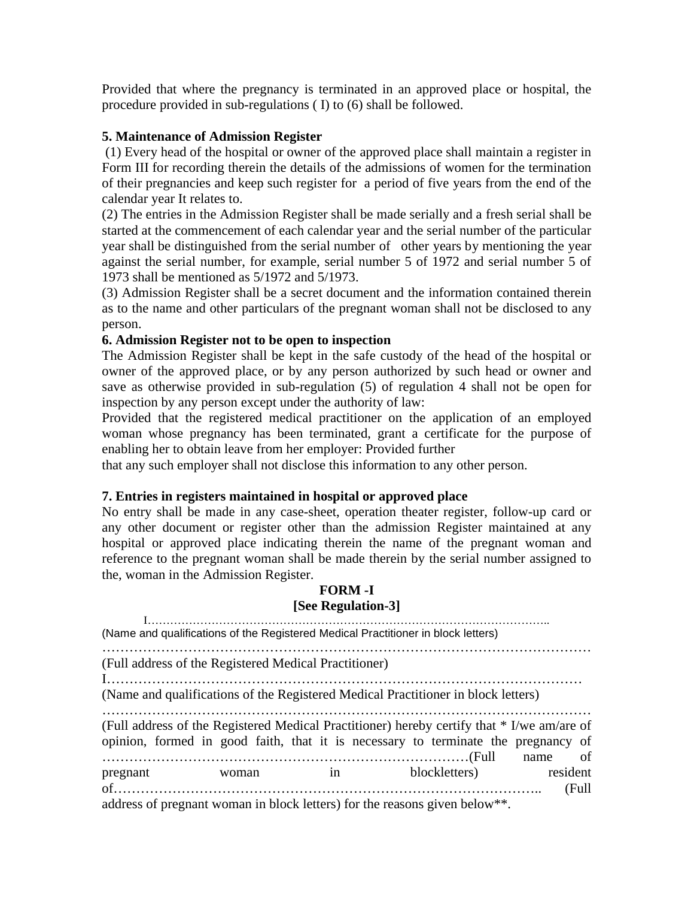Provided that where the pregnancy is terminated in an approved place or hospital, the procedure provided in sub-regulations ( I) to (6) shall be followed.

**5. Maintenance of Admission Register**

(1) Every head of the hospital or owner of the approved place shall maintain a register in Form III for recording therein the details of the admissions of women for the termination of their pregnancies and keep such register for a period of five years from the end of the calendar year It relates to.

(2) The entries in the Admission Register shall be made serially and a fresh serial shall be started at the commencement of each calendar year and the serial number of the particular year shall be distinguished from the serial number of other years by mentioning the year against the serial number, for example, serial number 5 of 1972 and serial number 5 of 1973 shall be mentioned as 5/1972 and 5/1973.

(3) Admission Register shall be a secret document and the information contained therein as to the name and other particulars of the pregnant woman shall not be disclosed to any person.

**6. Admission Register not to be open to inspection**

The Admission Register shall be kept in the safe custody of the head of the hospital or owner of the approved place, or by any person authorized by such head or owner and save as otherwise provided in sub-regulation (5) of regulation 4 shall not be open for inspection by any person except under the authority of law:

Provided that the registered medical practitioner on the application of an employed woman whose pregnancy has been terminated, grant a certificate for the purpose of enabling her to obtain leave from her employer: Provided further that any such employer shall not disclose this information to any other person.

**7. Entries in registers maintained in hospital or approved place**

No entry shall be made in any case-sheet, operation theater register, follow-up card or any other document or register other than the admission Register maintained at any hospital or approved place indicating therein the name of the pregnant woman and reference to the pregnant woman shall be made therein by the serial number assigned to the, woman in the Admission Register.

**FORM -I**
**[See Regulation-3]**

I…………………………………………………………………………………………..
(Name and qualifications of the Registered Medical Practitioner in block letters)

……………………………………………………………………………………………
(Full address of the Registered Medical Practitioner)

I…………………………………………………………………………………………
(Name and qualifications of the Registered Medical Practitioner in block letters)

……………………………………………………………………………………………
(Full address of the Registered Medical Practitioner) hereby certify that * I/we am/are of opinion, formed in good faith, that it is necessary to terminate the pregnancy of ………………………………………………………………………(Full name of pregnant woman in blockletters) resident of……………………………………………………………………………….. (Full address of pregnant woman in block letters) for the reasons given below**.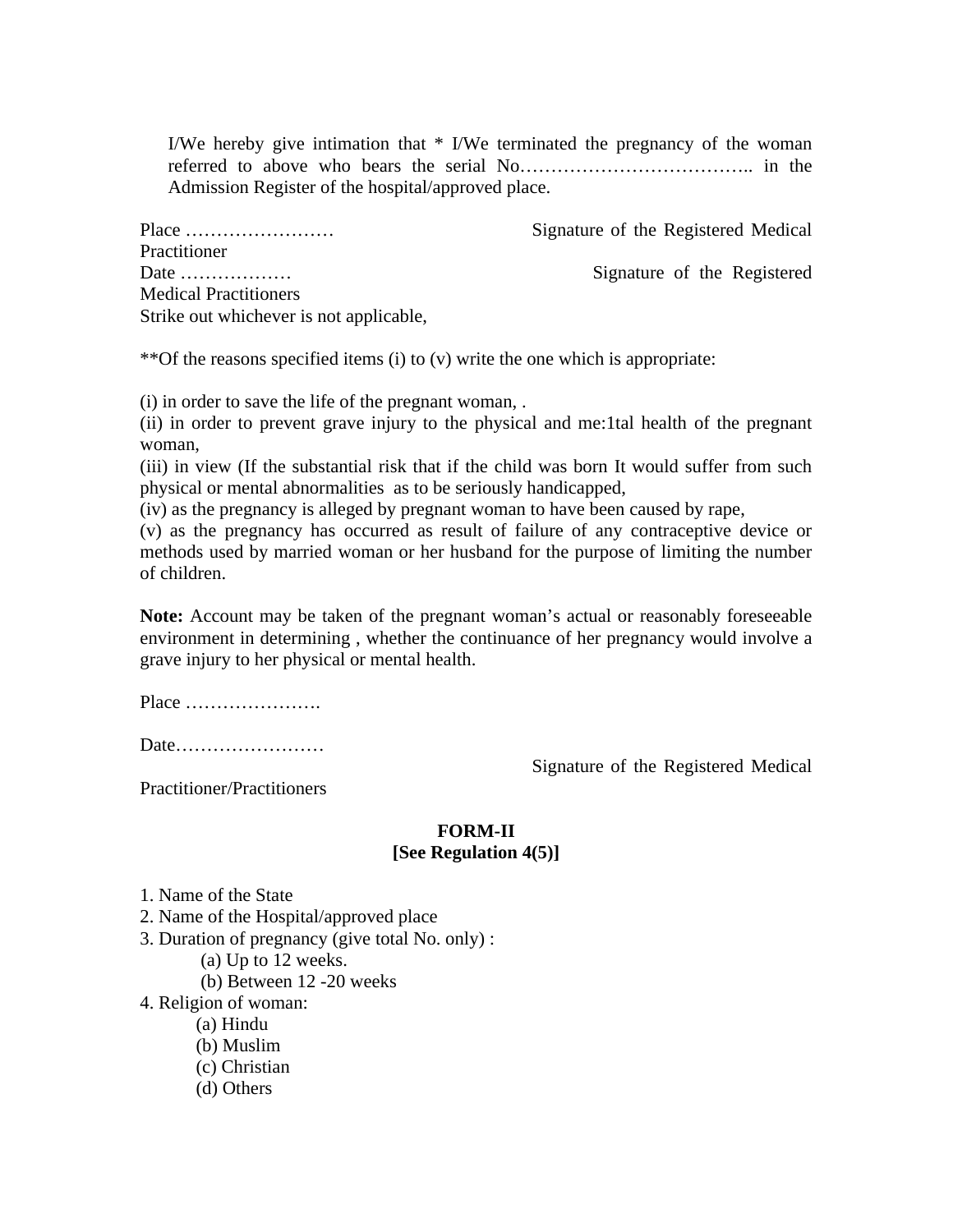I/We hereby give intimation that * I/We terminated the pregnancy of the woman referred to above who bears the serial No……………………………….. in the Admission Register of the hospital/approved place.

Place …………………… Signature of the Registered Medical Practitioner
Date ……………… Signature of the Registered Medical Practitioners
Strike out whichever is not applicable,

**Of the reasons specified items (i) to (v) write the one which is appropriate:

(i) in order to save the life of the pregnant woman, .
(ii) in order to prevent grave injury to the physical and me:1tal health of the pregnant woman,
(iii) in view (If the substantial risk that if the child was born It would suffer from such physical or mental abnormalities as to be seriously handicapped,
(iv) as the pregnancy is alleged by pregnant woman to have been caused by rape,
(v) as the pregnancy has occurred as result of failure of any contraceptive device or methods used by married woman or her husband for the purpose of limiting the number of children.

**Note:** Account may be taken of the pregnant woman's actual or reasonably foreseeable environment in determining , whether the continuance of her pregnancy would involve a grave injury to her physical or mental health.

Place ………………….

Date……………………

Signature of the Registered Medical Practitioner/Practitioners

**FORM-II**
**[See Regulation 4(5)]**

1. Name of the State
2. Name of the Hospital/approved place
3. Duration of pregnancy (give total No. only) :
   - (a) Up to 12 weeks.
   - (b) Between 12 -20 weeks
4. Religion of woman:
   - (a) Hindu
   - (b) Muslim
   - (c) Christian
   - (d) Others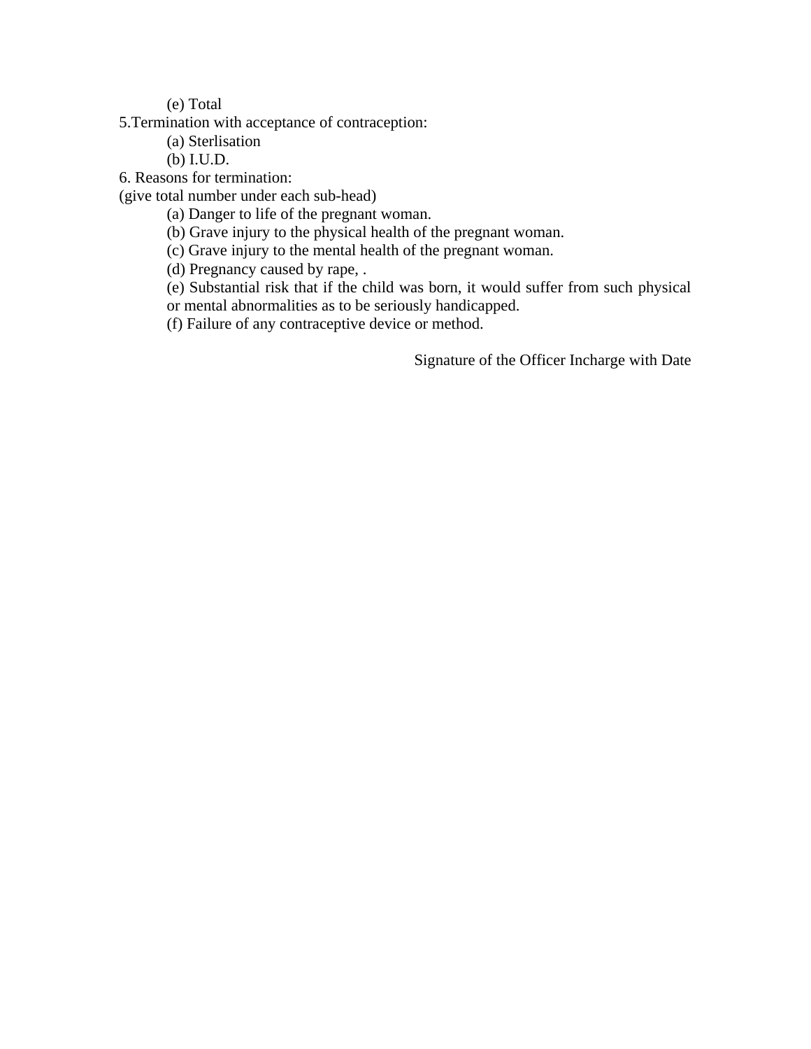(e) Total

5.Termination with acceptance of contraception:

(a) Sterlisation

(b) I.U.D.

6. Reasons for termination:

(give total number under each sub-head)

(a) Danger to life of the pregnant woman.

(b) Grave injury to the physical health of the pregnant woman.

(c) Grave injury to the mental health of the pregnant woman.

(d) Pregnancy caused by rape, .

(e) Substantial risk that if the child was born, it would suffer from such physical or mental abnormalities as to be seriously handicapped.

(f) Failure of any contraceptive device or method.

Signature of the Officer Incharge with Date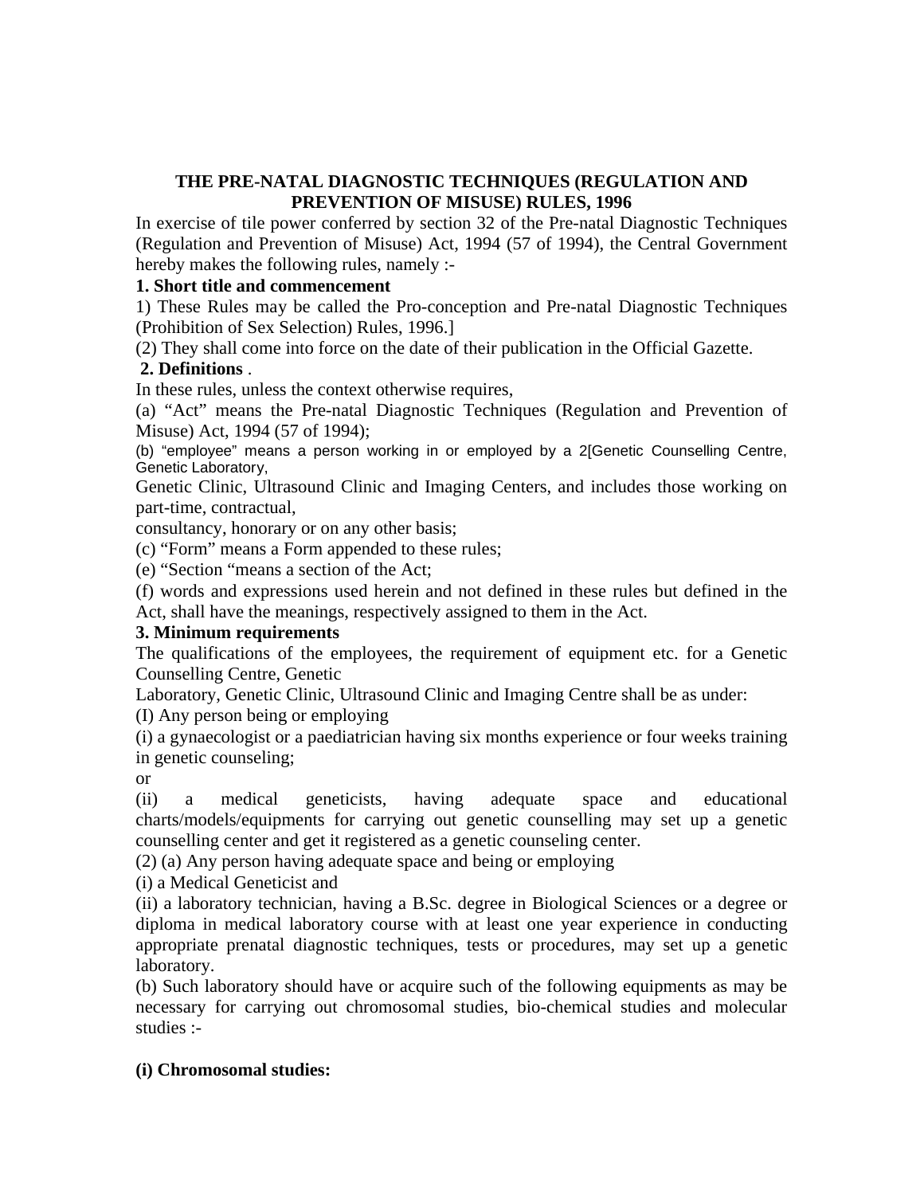**THE PRE-NATAL DIAGNOSTIC TECHNIQUES (REGULATION AND PREVENTION OF MISUSE) RULES, 1996**

In exercise of tile power conferred by section 32 of the Pre-natal Diagnostic Techniques (Regulation and Prevention of Misuse) Act, 1994 (57 of 1994), the Central Government hereby makes the following rules, namely :-

**1. Short title and commencement**

1) These Rules may be called the Pro-conception and Pre-natal Diagnostic Techniques (Prohibition of Sex Selection) Rules, 1996.]

(2) They shall come into force on the date of their publication in the Official Gazette.

**2. Definitions** .

In these rules, unless the context otherwise requires,

(a) "Act" means the Pre-natal Diagnostic Techniques (Regulation and Prevention of Misuse) Act, 1994 (57 of 1994);

(b) "employee" means a person working in or employed by a 2[Genetic Counselling Centre, Genetic Laboratory,
Genetic Clinic, Ultrasound Clinic and Imaging Centers, and includes those working on part-time, contractual,
consultancy, honorary or on any other basis;

(c) "Form" means a Form appended to these rules;

(e) "Section "means a section of the Act;

(f) words and expressions used herein and not defined in these rules but defined in the Act, shall have the meanings, respectively assigned to them in the Act.

**3. Minimum requirements**

The qualifications of the employees, the requirement of equipment etc. for a Genetic Counselling Centre, Genetic
Laboratory, Genetic Clinic, Ultrasound Clinic and Imaging Centre shall be as under:

(I) Any person being or employing

(i) a gynaecologist or a paediatrician having six months experience or four weeks training in genetic counseling;

or

(ii) a medical geneticists, having adequate space and educational charts/models/equipments for carrying out genetic counselling may set up a genetic counselling center and get it registered as a genetic counseling center.

(2) (a) Any person having adequate space and being or employing

(i) a Medical Geneticist and

(ii) a laboratory technician, having a B.Sc. degree in Biological Sciences or a degree or diploma in medical laboratory course with at least one year experience in conducting appropriate prenatal diagnostic techniques, tests or procedures, may set up a genetic laboratory.

(b) Such laboratory should have or acquire such of the following equipments as may be necessary for carrying out chromosomal studies, bio-chemical studies and molecular studies :-

**(i) Chromosomal studies:**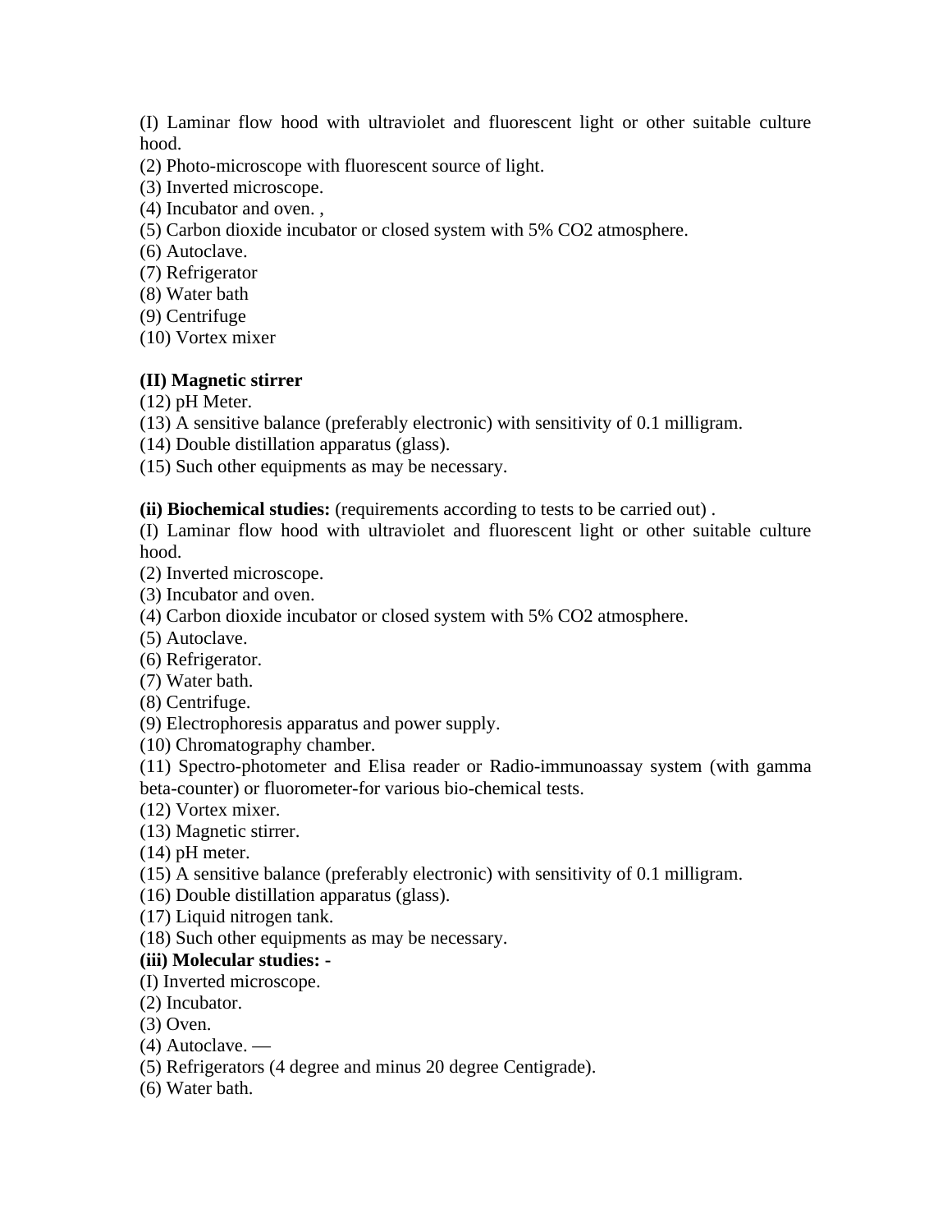(I) Laminar flow hood with ultraviolet and fluorescent light or other suitable culture hood.

(2) Photo-microscope with fluorescent source of light.

(3) Inverted microscope.

(4) Incubator and oven. ,

(5) Carbon dioxide incubator or closed system with 5% $CO_2$ atmosphere.

(6) Autoclave.

(7) Refrigerator

(8) Water bath

(9) Centrifuge

(10) Vortex mixer

**(II) Magnetic stirrer**

(12) pH Meter.

(13) A sensitive balance (preferably electronic) with sensitivity of 0.1 milligram.

(14) Double distillation apparatus (glass).

(15) Such other equipments as may be necessary.

**(ii) Biochemical studies:** (requirements according to tests to be carried out) .

(I) Laminar flow hood with ultraviolet and fluorescent light or other suitable culture hood.

(2) Inverted microscope.

(3) Incubator and oven.

(4) Carbon dioxide incubator or closed system with 5% $CO_2$ atmosphere.

(5) Autoclave.

(6) Refrigerator.

(7) Water bath.

(8) Centrifuge.

(9) Electrophoresis apparatus and power supply.

(10) Chromatography chamber.

(11) Spectro-photometer and Elisa reader or Radio-immunoassay system (with gamma beta-counter) or fluorometer-for various bio-chemical tests.

(12) Vortex mixer.

(13) Magnetic stirrer.

(14) pH meter.

(15) A sensitive balance (preferably electronic) with sensitivity of 0.1 milligram.

(16) Double distillation apparatus (glass).

(17) Liquid nitrogen tank.

(18) Such other equipments as may be necessary.

**(iii) Molecular studies: -**

(I) Inverted microscope.

(2) Incubator.

(3) Oven.

(4) Autoclave. —

(5) Refrigerators (4 degree and minus 20 degree Centigrade).

(6) Water bath.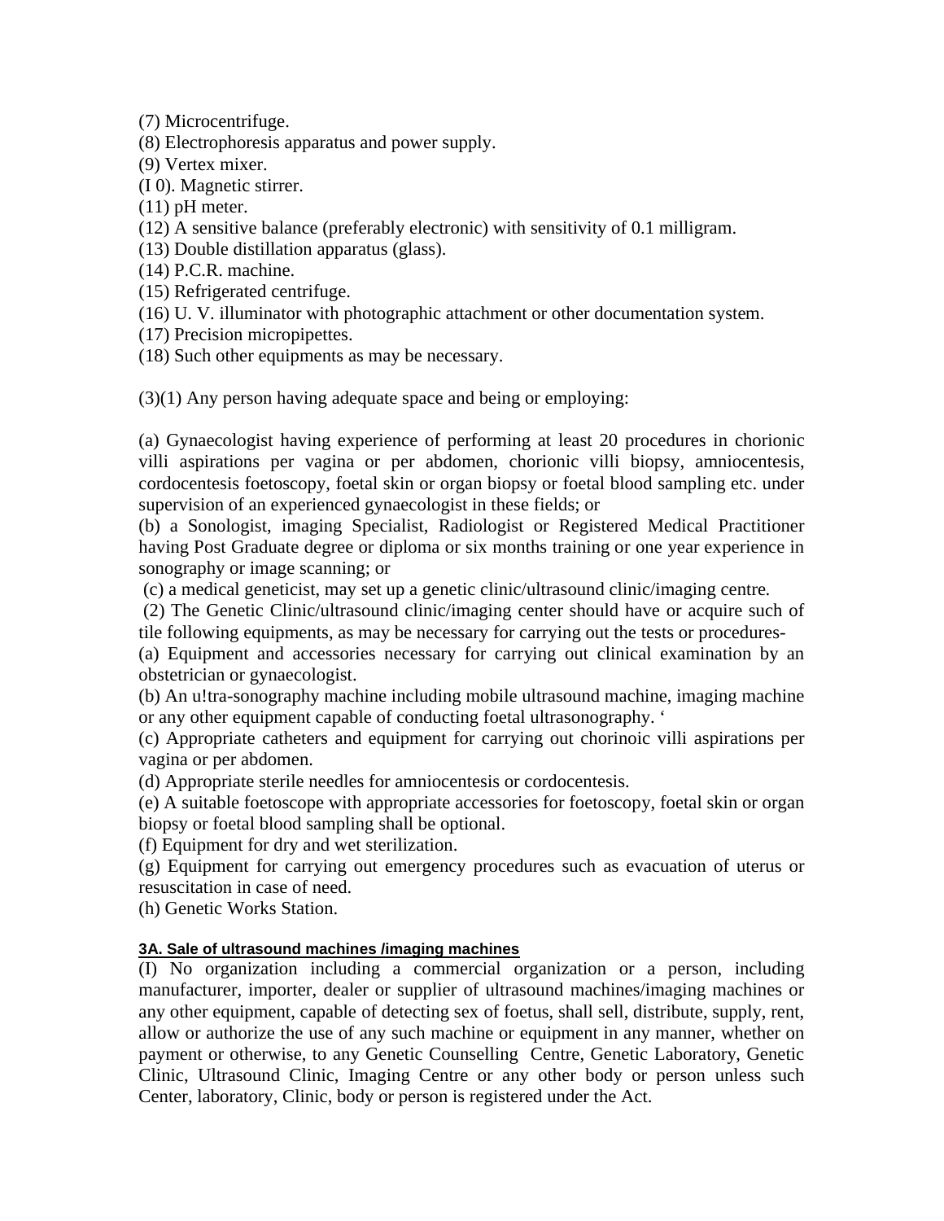(7) Microcentrifuge.
(8) Electrophoresis apparatus and power supply.
(9) Vertex mixer.
(I 0). Magnetic stirrer.
(11) pH meter.
(12) A sensitive balance (preferably electronic) with sensitivity of 0.1 milligram.
(13) Double distillation apparatus (glass).
(14) P.C.R. machine.
(15) Refrigerated centrifuge.
(16) U. V. illuminator with photographic attachment or other documentation system.
(17) Precision micropipettes.
(18) Such other equipments as may be necessary.

(3)(1) Any person having adequate space and being or employing:

(a) Gynaecologist having experience of performing at least 20 procedures in chorionic villi aspirations per vagina or per abdomen, chorionic villi biopsy, amniocentesis, cordocentesis foetoscopy, foetal skin or organ biopsy or foetal blood sampling etc. under supervision of an experienced gynaecologist in these fields; or
(b) a Sonologist, imaging Specialist, Radiologist or Registered Medical Practitioner having Post Graduate degree or diploma or six months training or one year experience in sonography or image scanning; or
(c) a medical geneticist, may set up a genetic clinic/ultrasound clinic/imaging centre.
(2) The Genetic Clinic/ultrasound clinic/imaging center should have or acquire such of tile following equipments, as may be necessary for carrying out the tests or procedures-
(a) Equipment and accessories necessary for carrying out clinical examination by an obstetrician or gynaecologist.
(b) An u!tra-sonography machine including mobile ultrasound machine, imaging machine or any other equipment capable of conducting foetal ultrasonography. '
(c) Appropriate catheters and equipment for carrying out chorinoic villi aspirations per vagina or per abdomen.
(d) Appropriate sterile needles for amniocentesis or cordocentesis.
(e) A suitable foetoscope with appropriate accessories for foetoscopy, foetal skin or organ biopsy or foetal blood sampling shall be optional.
(f) Equipment for dry and wet sterilization.
(g) Equipment for carrying out emergency procedures such as evacuation of uterus or resuscitation in case of need.
(h) Genetic Works Station.

**3A. Sale of ultrasound machines /imaging machines**

(I) No organization including a commercial organization or a person, including manufacturer, importer, dealer or supplier of ultrasound machines/imaging machines or any other equipment, capable of detecting sex of foetus, shall sell, distribute, supply, rent, allow or authorize the use of any such machine or equipment in any manner, whether on payment or otherwise, to any Genetic Counselling Centre, Genetic Laboratory, Genetic Clinic, Ultrasound Clinic, Imaging Centre or any other body or person unless such Center, laboratory, Clinic, body or person is registered under the Act.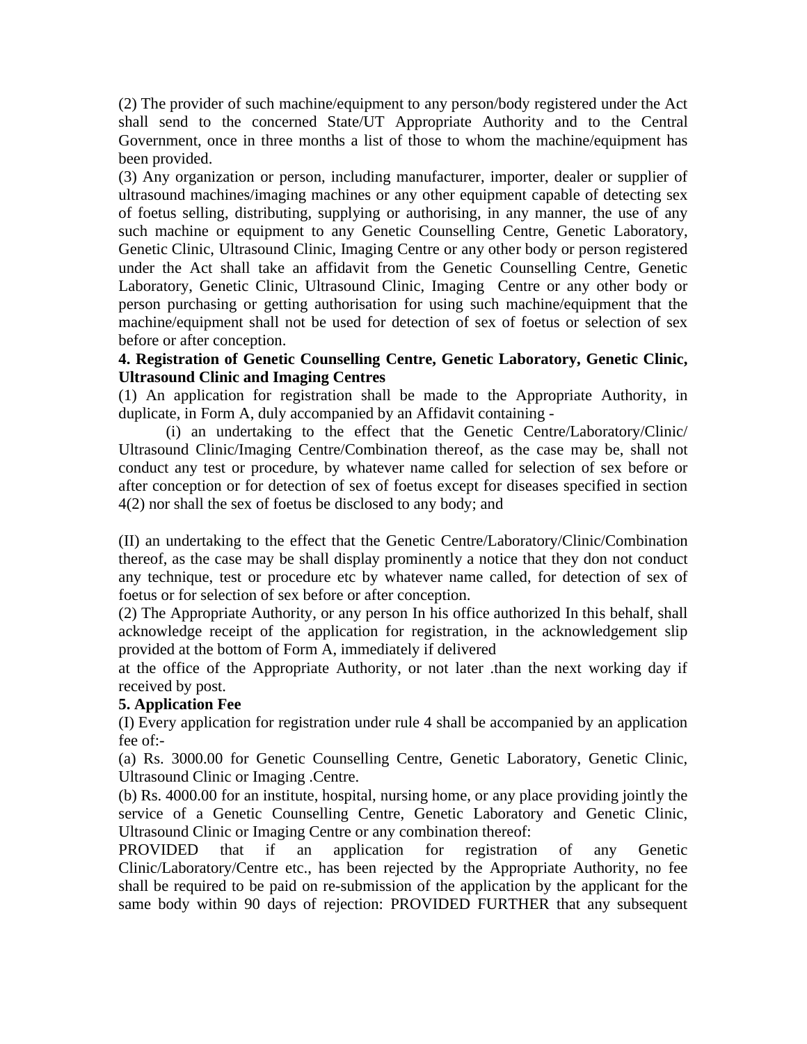(2) The provider of such machine/equipment to any person/body registered under the Act shall send to the concerned State/UT Appropriate Authority and to the Central Government, once in three months a list of those to whom the machine/equipment has been provided.

(3) Any organization or person, including manufacturer, importer, dealer or supplier of ultrasound machines/imaging machines or any other equipment capable of detecting sex of foetus selling, distributing, supplying or authorising, in any manner, the use of any such machine or equipment to any Genetic Counselling Centre, Genetic Laboratory, Genetic Clinic, Ultrasound Clinic, Imaging Centre or any other body or person registered under the Act shall take an affidavit from the Genetic Counselling Centre, Genetic Laboratory, Genetic Clinic, Ultrasound Clinic, Imaging Centre or any other body or person purchasing or getting authorisation for using such machine/equipment that the machine/equipment shall not be used for detection of sex of foetus or selection of sex before or after conception.

**4. Registration of Genetic Counselling Centre, Genetic Laboratory, Genetic Clinic, Ultrasound Clinic and Imaging Centres**

(1) An application for registration shall be made to the Appropriate Authority, in duplicate, in Form A, duly accompanied by an Affidavit containing -

(i) an undertaking to the effect that the Genetic Centre/Laboratory/Clinic/ Ultrasound Clinic/Imaging Centre/Combination thereof, as the case may be, shall not conduct any test or procedure, by whatever name called for selection of sex before or after conception or for detection of sex of foetus except for diseases specified in section 4(2) nor shall the sex of foetus be disclosed to any body; and

(II) an undertaking to the effect that the Genetic Centre/Laboratory/Clinic/Combination thereof, as the case may be shall display prominently a notice that they don not conduct any technique, test or procedure etc by whatever name called, for detection of sex of foetus or for selection of sex before or after conception.

(2) The Appropriate Authority, or any person In his office authorized In this behalf, shall acknowledge receipt of the application for registration, in the acknowledgement slip provided at the bottom of Form A, immediately if delivered at the office of the Appropriate Authority, or not later .than the next working day if received by post.

**5. Application Fee**

(I) Every application for registration under rule 4 shall be accompanied by an application fee of:-

(a) Rs. 3000.00 for Genetic Counselling Centre, Genetic Laboratory, Genetic Clinic, Ultrasound Clinic or Imaging .Centre.

(b) Rs. 4000.00 for an institute, hospital, nursing home, or any place providing jointly the service of a Genetic Counselling Centre, Genetic Laboratory and Genetic Clinic, Ultrasound Clinic or Imaging Centre or any combination thereof:

PROVIDED that if an application for registration of any Genetic Clinic/Laboratory/Centre etc., has been rejected by the Appropriate Authority, no fee shall be required to be paid on re-submission of the application by the applicant for the same body within 90 days of rejection: PROVIDED FURTHER that any subsequent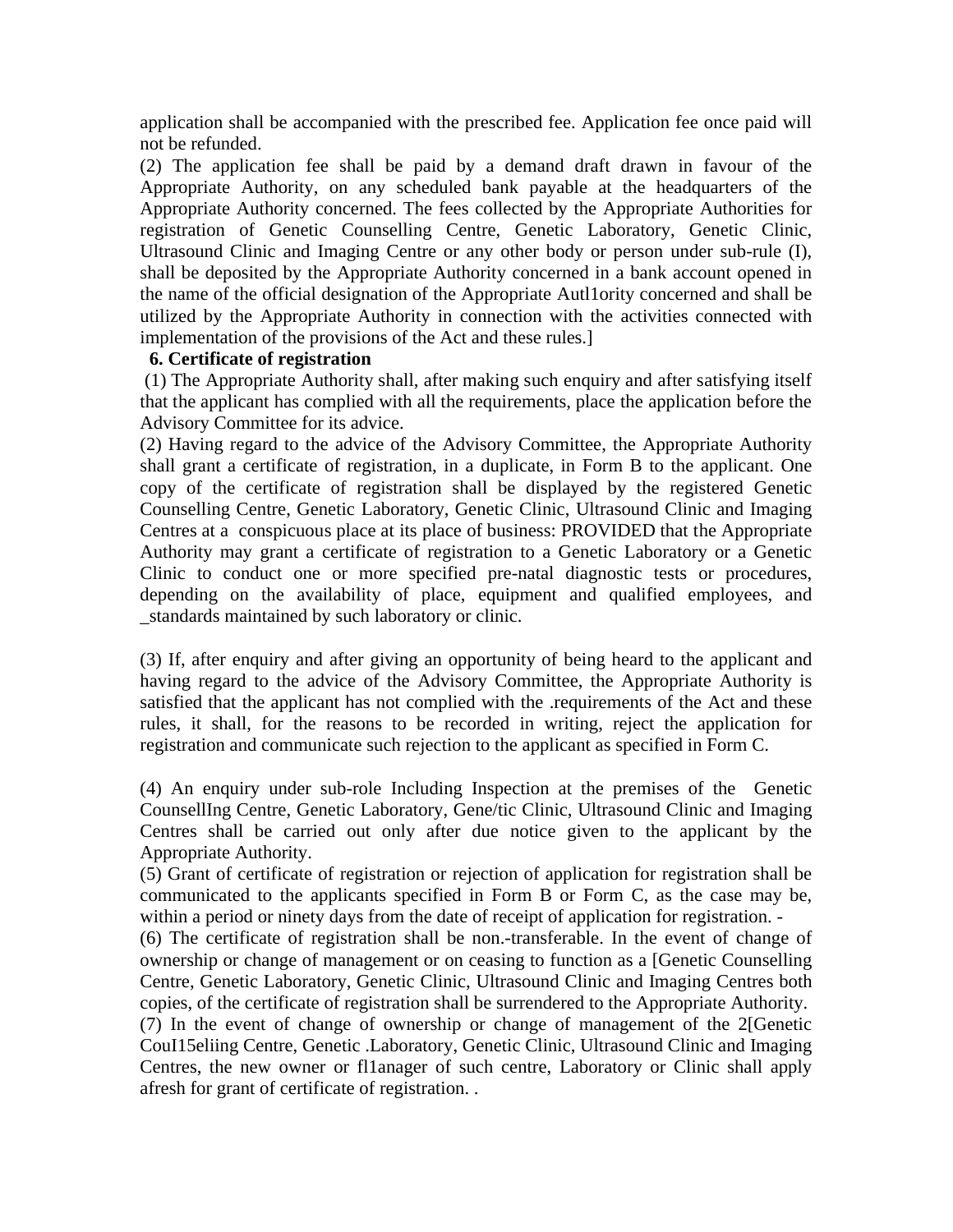application shall be accompanied with the prescribed fee. Application fee once paid will not be refunded.

(2) The application fee shall be paid by a demand draft drawn in favour of the Appropriate Authority, on any scheduled bank payable at the headquarters of the Appropriate Authority concerned. The fees collected by the Appropriate Authorities for registration of Genetic Counselling Centre, Genetic Laboratory, Genetic Clinic, Ultrasound Clinic and Imaging Centre or any other body or person under sub-rule (I), shall be deposited by the Appropriate Authority concerned in a bank account opened in the name of the official designation of the Appropriate Autl1ority concerned and shall be utilized by the Appropriate Authority in connection with the activities connected with implementation of the provisions of the Act and these rules.]

**6. Certificate of registration**

(1) The Appropriate Authority shall, after making such enquiry and after satisfying itself that the applicant has complied with all the requirements, place the application before the Advisory Committee for its advice.

(2) Having regard to the advice of the Advisory Committee, the Appropriate Authority shall grant a certificate of registration, in a duplicate, in Form B to the applicant. One copy of the certificate of registration shall be displayed by the registered Genetic Counselling Centre, Genetic Laboratory, Genetic Clinic, Ultrasound Clinic and Imaging Centres at a conspicuous place at its place of business: PROVIDED that the Appropriate Authority may grant a certificate of registration to a Genetic Laboratory or a Genetic Clinic to conduct one or more specified pre-natal diagnostic tests or procedures, depending on the availability of place, equipment and qualified employees, and _standards maintained by such laboratory or clinic.

(3) If, after enquiry and after giving an opportunity of being heard to the applicant and having regard to the advice of the Advisory Committee, the Appropriate Authority is satisfied that the applicant has not complied with the .requirements of the Act and these rules, it shall, for the reasons to be recorded in writing, reject the application for registration and communicate such rejection to the applicant as specified in Form C.

(4) An enquiry under sub-role Including Inspection at the premises of the Genetic CounsellIng Centre, Genetic Laboratory, Gene/tic Clinic, Ultrasound Clinic and Imaging Centres shall be carried out only after due notice given to the applicant by the Appropriate Authority.

(5) Grant of certificate of registration or rejection of application for registration shall be communicated to the applicants specified in Form B or Form C, as the case may be, within a period or ninety days from the date of receipt of application for registration. -

(6) The certificate of registration shall be non.-transferable. In the event of change of ownership or change of management or on ceasing to function as a [Genetic Counselling Centre, Genetic Laboratory, Genetic Clinic, Ultrasound Clinic and Imaging Centres both copies, of the certificate of registration shall be surrendered to the Appropriate Authority.

(7) In the event of change of ownership or change of management of the 2[Genetic CouI15eliing Centre, Genetic .Laboratory, Genetic Clinic, Ultrasound Clinic and Imaging Centres, the new owner or fl1anager of such centre, Laboratory or Clinic shall apply afresh for grant of certificate of registration. .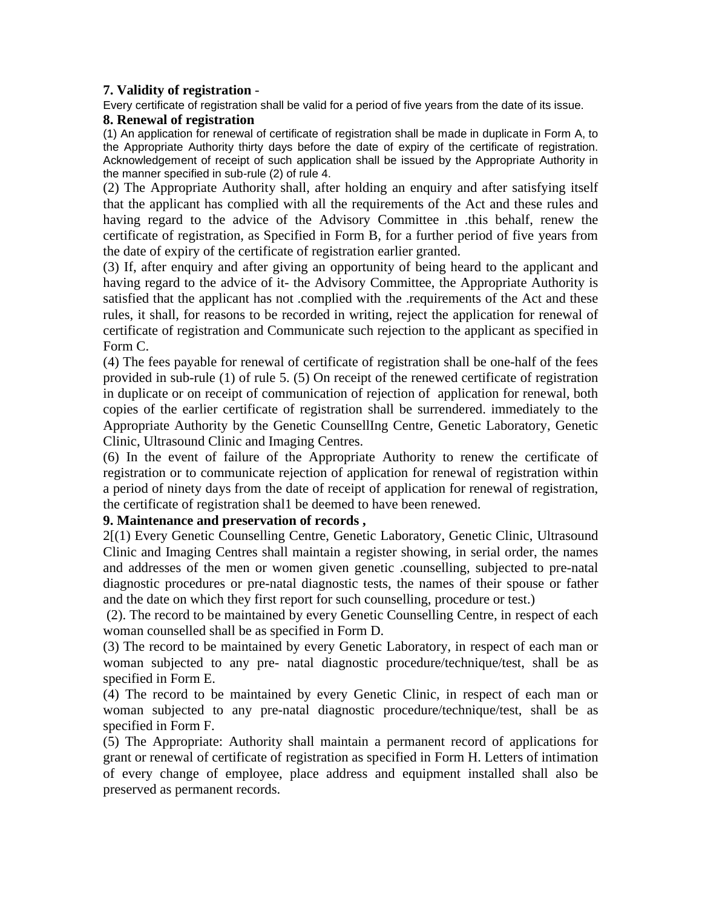**7. Validity of registration** -

Every certificate of registration shall be valid for a period of five years from the date of its issue.

**8. Renewal of registration**

(1) An application for renewal of certificate of registration shall be made in duplicate in Form A, to the Appropriate Authority thirty days before the date of expiry of the certificate of registration. Acknowledgement of receipt of such application shall be issued by the Appropriate Authority in the manner specified in sub-rule (2) of rule 4.

(2) The Appropriate Authority shall, after holding an enquiry and after satisfying itself that the applicant has complied with all the requirements of the Act and these rules and having regard to the advice of the Advisory Committee in .this behalf, renew the certificate of registration, as Specified in Form B, for a further period of five years from the date of expiry of the certificate of registration earlier granted.

(3) If, after enquiry and after giving an opportunity of being heard to the applicant and having regard to the advice of it- the Advisory Committee, the Appropriate Authority is satisfied that the applicant has not .complied with the .requirements of the Act and these rules, it shall, for reasons to be recorded in writing, reject the application for renewal of certificate of registration and Communicate such rejection to the applicant as specified in Form C.

(4) The fees payable for renewal of certificate of registration shall be one-half of the fees provided in sub-rule (1) of rule 5. (5) On receipt of the renewed certificate of registration in duplicate or on receipt of communication of rejection of application for renewal, both copies of the earlier certificate of registration shall be surrendered. immediately to the Appropriate Authority by the Genetic CounsellIng Centre, Genetic Laboratory, Genetic Clinic, Ultrasound Clinic and Imaging Centres.

(6) In the event of failure of the Appropriate Authority to renew the certificate of registration or to communicate rejection of application for renewal of registration within a period of ninety days from the date of receipt of application for renewal of registration, the certificate of registration shal1 be deemed to have been renewed.

**9. Maintenance and preservation of records ,**

2[(1) Every Genetic Counselling Centre, Genetic Laboratory, Genetic Clinic, Ultrasound Clinic and Imaging Centres shall maintain a register showing, in serial order, the names and addresses of the men or women given genetic .counselling, subjected to pre-natal diagnostic procedures or pre-natal diagnostic tests, the names of their spouse or father and the date on which they first report for such counselling, procedure or test.)

(2). The record to be maintained by every Genetic Counselling Centre, in respect of each woman counselled shall be as specified in Form D.

(3) The record to be maintained by every Genetic Laboratory, in respect of each man or woman subjected to any pre- natal diagnostic procedure/technique/test, shall be as specified in Form E.

(4) The record to be maintained by every Genetic Clinic, in respect of each man or woman subjected to any pre-natal diagnostic procedure/technique/test, shall be as specified in Form F.

(5) The Appropriate: Authority shall maintain a permanent record of applications for grant or renewal of certificate of registration as specified in Form H. Letters of intimation of every change of employee, place address and equipment installed shall also be preserved as permanent records.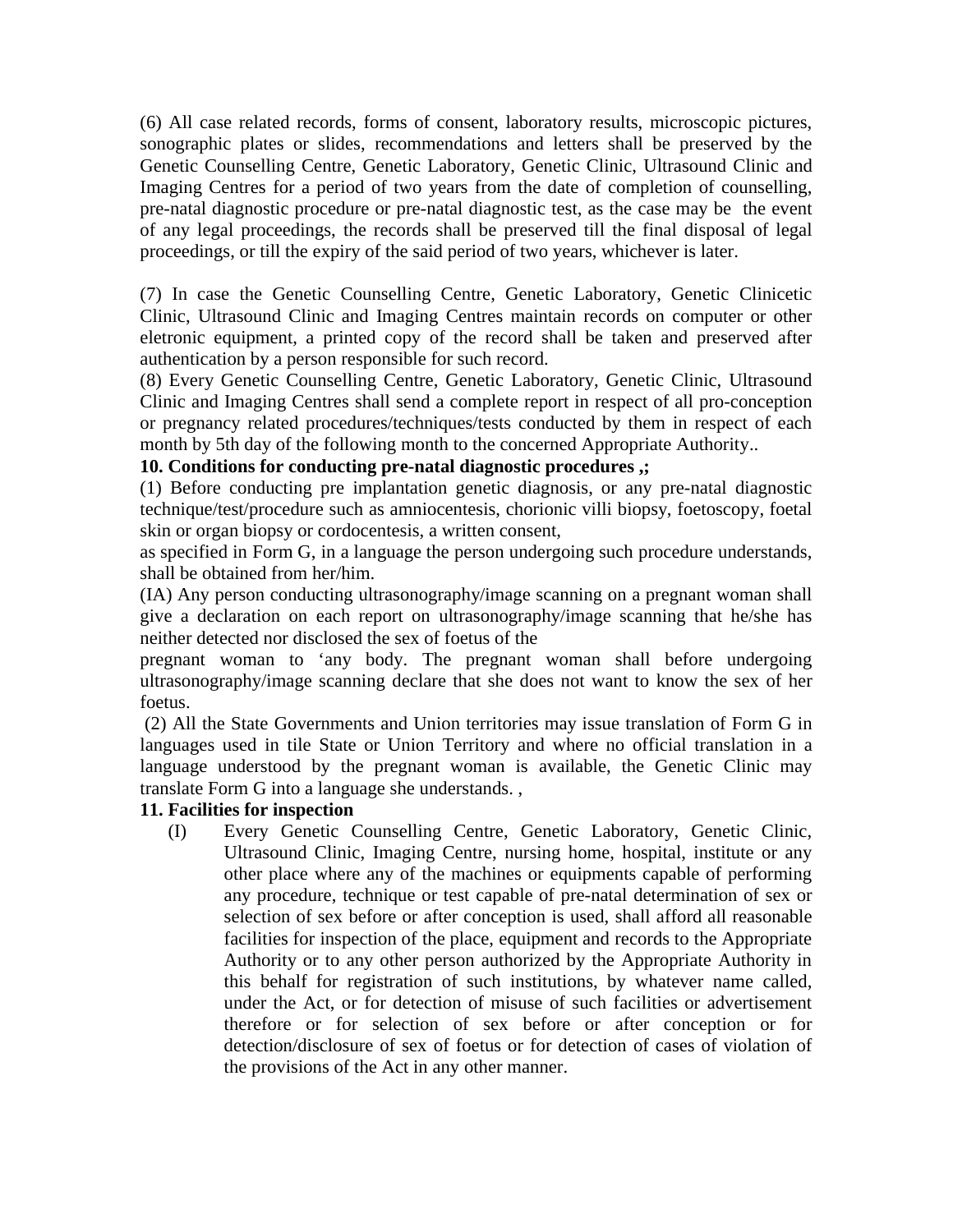(6) All case related records, forms of consent, laboratory results, microscopic pictures, sonographic plates or slides, recommendations and letters shall be preserved by the Genetic Counselling Centre, Genetic Laboratory, Genetic Clinic, Ultrasound Clinic and Imaging Centres for a period of two years from the date of completion of counselling, pre-natal diagnostic procedure or pre-natal diagnostic test, as the case may be the event of any legal proceedings, the records shall be preserved till the final disposal of legal proceedings, or till the expiry of the said period of two years, whichever is later.

(7) In case the Genetic Counselling Centre, Genetic Laboratory, Genetic Clinicetic Clinic, Ultrasound Clinic and Imaging Centres maintain records on computer or other eletronic equipment, a printed copy of the record shall be taken and preserved after authentication by a person responsible for such record.

(8) Every Genetic Counselling Centre, Genetic Laboratory, Genetic Clinic, Ultrasound Clinic and Imaging Centres shall send a complete report in respect of all pro-conception or pregnancy related procedures/techniques/tests conducted by them in respect of each month by 5th day of the following month to the concerned Appropriate Authority..

**10. Conditions for conducting pre-natal diagnostic procedures ,;**

(1) Before conducting pre implantation genetic diagnosis, or any pre-natal diagnostic technique/test/procedure such as amniocentesis, chorionic villi biopsy, foetoscopy, foetal skin or organ biopsy or cordocentesis, a written consent,
as specified in Form G, in a language the person undergoing such procedure understands, shall be obtained from her/him.

(IA) Any person conducting ultrasonography/image scanning on a pregnant woman shall give a declaration on each report on ultrasonography/image scanning that he/she has neither detected nor disclosed the sex of foetus of the
pregnant woman to 'any body. The pregnant woman shall before undergoing ultrasonography/image scanning declare that she does not want to know the sex of her foetus.

(2) All the State Governments and Union territories may issue translation of Form G in languages used in tile State or Union Territory and where no official translation in a language understood by the pregnant woman is available, the Genetic Clinic may translate Form G into a language she understands. ,

**11. Facilities for inspection**

(I) Every Genetic Counselling Centre, Genetic Laboratory, Genetic Clinic, Ultrasound Clinic, Imaging Centre, nursing home, hospital, institute or any other place where any of the machines or equipments capable of performing any procedure, technique or test capable of pre-natal determination of sex or selection of sex before or after conception is used, shall afford all reasonable facilities for inspection of the place, equipment and records to the Appropriate Authority or to any other person authorized by the Appropriate Authority in this behalf for registration of such institutions, by whatever name called, under the Act, or for detection of misuse of such facilities or advertisement therefore or for selection of sex before or after conception or for detection/disclosure of sex of foetus or for detection of cases of violation of the provisions of the Act in any other manner.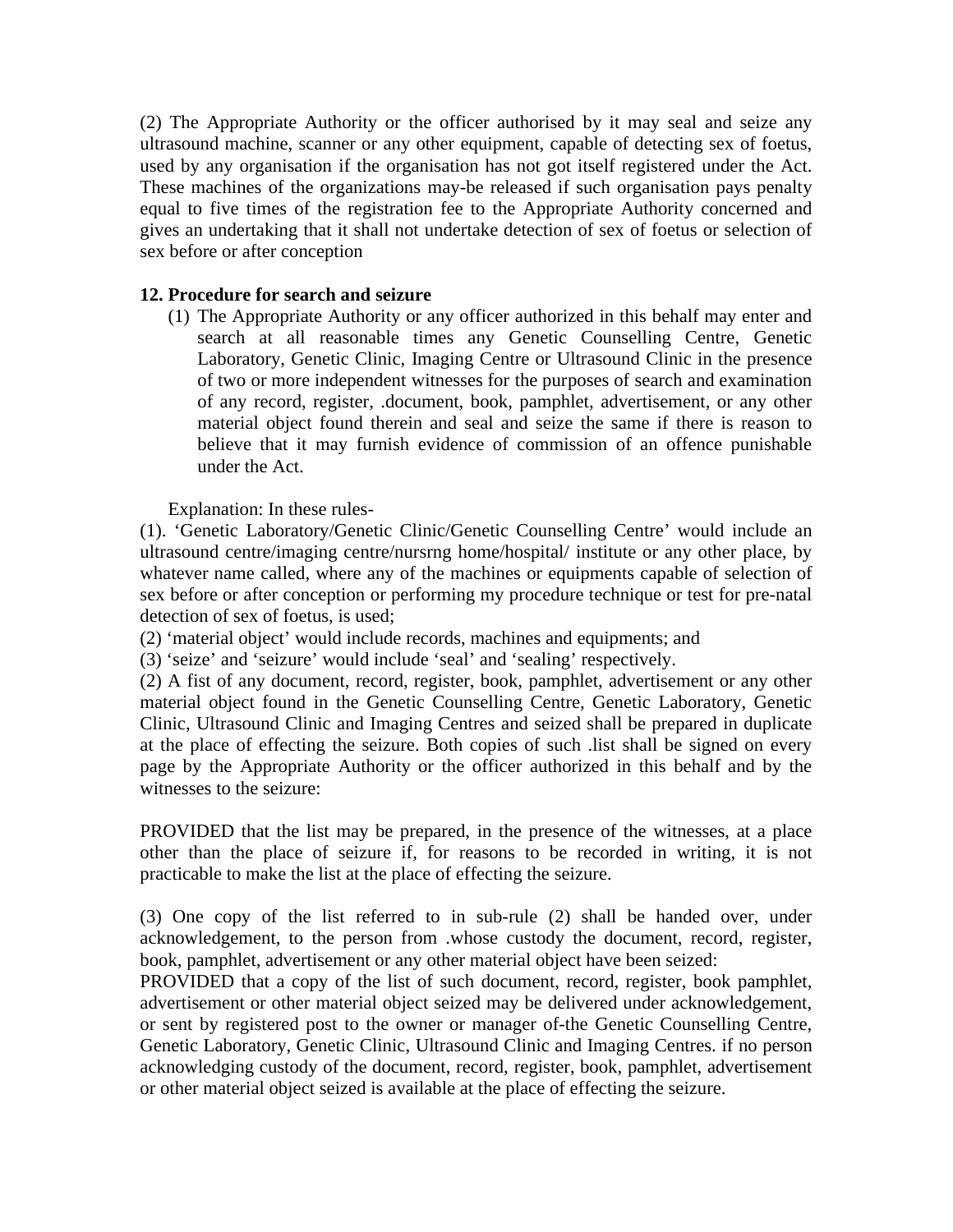(2) The Appropriate Authority or the officer authorised by it may seal and seize any ultrasound machine, scanner or any other equipment, capable of detecting sex of foetus, used by any organisation if the organisation has not got itself registered under the Act. These machines of the organizations may-be released if such organisation pays penalty equal to five times of the registration fee to the Appropriate Authority concerned and gives an undertaking that it shall not undertake detection of sex of foetus or selection of sex before or after conception

**12. Procedure for search and seizure**

(1) The Appropriate Authority or any officer authorized in this behalf may enter and search at all reasonable times any Genetic Counselling Centre, Genetic Laboratory, Genetic Clinic, Imaging Centre or Ultrasound Clinic in the presence of two or more independent witnesses for the purposes of search and examination of any record, register, .document, book, pamphlet, advertisement, or any other material object found therein and seal and seize the same if there is reason to believe that it may furnish evidence of commission of an offence punishable under the Act.

Explanation: In these rules-

(1). 'Genetic Laboratory/Genetic Clinic/Genetic Counselling Centre' would include an ultrasound centre/imaging centre/nursrng home/hospital/ institute or any other place, by whatever name called, where any of the machines or equipments capable of selection of sex before or after conception or performing my procedure technique or test for pre-natal detection of sex of foetus, is used;

(2) 'material object' would include records, machines and equipments; and

(3) 'seize' and 'seizure' would include 'seal' and 'sealing' respectively.

(2) A fist of any document, record, register, book, pamphlet, advertisement or any other material object found in the Genetic Counselling Centre, Genetic Laboratory, Genetic Clinic, Ultrasound Clinic and Imaging Centres and seized shall be prepared in duplicate at the place of effecting the seizure. Both copies of such .list shall be signed on every page by the Appropriate Authority or the officer authorized in this behalf and by the witnesses to the seizure:

PROVIDED that the list may be prepared, in the presence of the witnesses, at a place other than the place of seizure if, for reasons to be recorded in writing, it is not practicable to make the list at the place of effecting the seizure.

(3) One copy of the list referred to in sub-rule (2) shall be handed over, under acknowledgement, to the person from .whose custody the document, record, register, book, pamphlet, advertisement or any other material object have been seized:

PROVIDED that a copy of the list of such document, record, register, book pamphlet, advertisement or other material object seized may be delivered under acknowledgement, or sent by registered post to the owner or manager of-the Genetic Counselling Centre, Genetic Laboratory, Genetic Clinic, Ultrasound Clinic and Imaging Centres. if no person acknowledging custody of the document, record, register, book, pamphlet, advertisement or other material object seized is available at the place of effecting the seizure.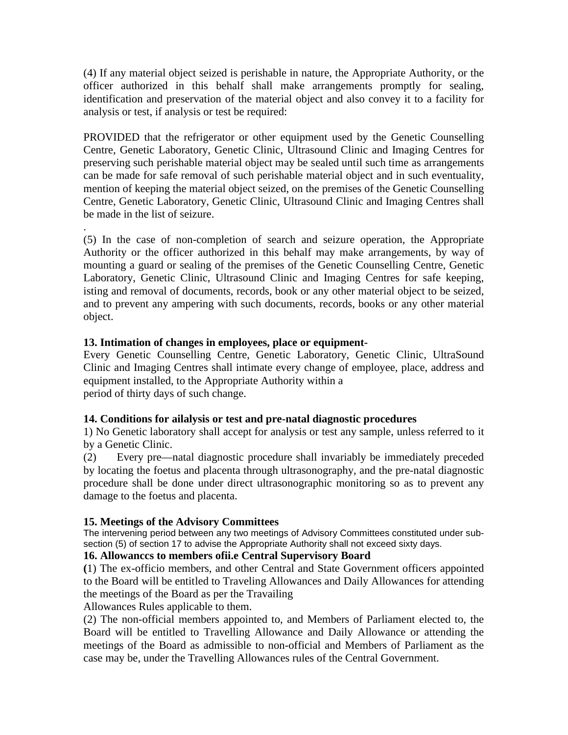(4) If any material object seized is perishable in nature, the Appropriate Authority, or the officer authorized in this behalf shall make arrangements promptly for sealing, identification and preservation of the material object and also convey it to a facility for analysis or test, if analysis or test be required:

PROVIDED that the refrigerator or other equipment used by the Genetic Counselling Centre, Genetic Laboratory, Genetic Clinic, Ultrasound Clinic and Imaging Centres for preserving such perishable material object may be sealed until such time as arrangements can be made for safe removal of such perishable material object and in such eventuality, mention of keeping the material object seized, on the premises of the Genetic Counselling Centre, Genetic Laboratory, Genetic Clinic, Ultrasound Clinic and Imaging Centres shall be made in the list of seizure.

.

(5) In the case of non-completion of search and seizure operation, the Appropriate Authority or the officer authorized in this behalf may make arrangements, by way of mounting a guard or sealing of the premises of the Genetic Counselling Centre, Genetic Laboratory, Genetic Clinic, Ultrasound Clinic and Imaging Centres for safe keeping, isting and removal of documents, records, book or any other material object to be seized, and to prevent any ampering with such documents, records, books or any other material object.

**13. Intimation of changes in employees, place or equipment-**

Every Genetic Counselling Centre, Genetic Laboratory, Genetic Clinic, UltraSound Clinic and Imaging Centres shall intimate every change of employee, place, address and equipment installed, to the Appropriate Authority within a
period of thirty days of such change.

**14. Conditions for ailalysis or test and pre-natal diagnostic procedures**

1) No Genetic laboratory shall accept for analysis or test any sample, unless referred to it by a Genetic Clinic.

(2) Every pre—natal diagnostic procedure shall invariably be immediately preceded by locating the foetus and placenta through ultrasonography, and the pre-natal diagnostic procedure shall be done under direct ultrasonographic monitoring so as to prevent any damage to the foetus and placenta.

**15. Meetings of the Advisory Committees**

The intervening period between any two meetings of Advisory Committees constituted under sub-section (5) of section 17 to advise the Appropriate Authority shall not exceed sixty days.

**16. Allowanccs to members ofii.e Central Supervisory Board**

**(**1) The ex-officio members, and other Central and State Government officers appointed to the Board will be entitled to Traveling Allowances and Daily Allowances for attending the meetings of the Board as per the Travailing
Allowances Rules applicable to them.

(2) The non-official members appointed to, and Members of Parliament elected to, the Board will be entitled to Travelling Allowance and Daily Allowance or attending the meetings of the Board as admissible to non-official and Members of Parliament as the case may be, under the Travelling Allowances rules of the Central Government.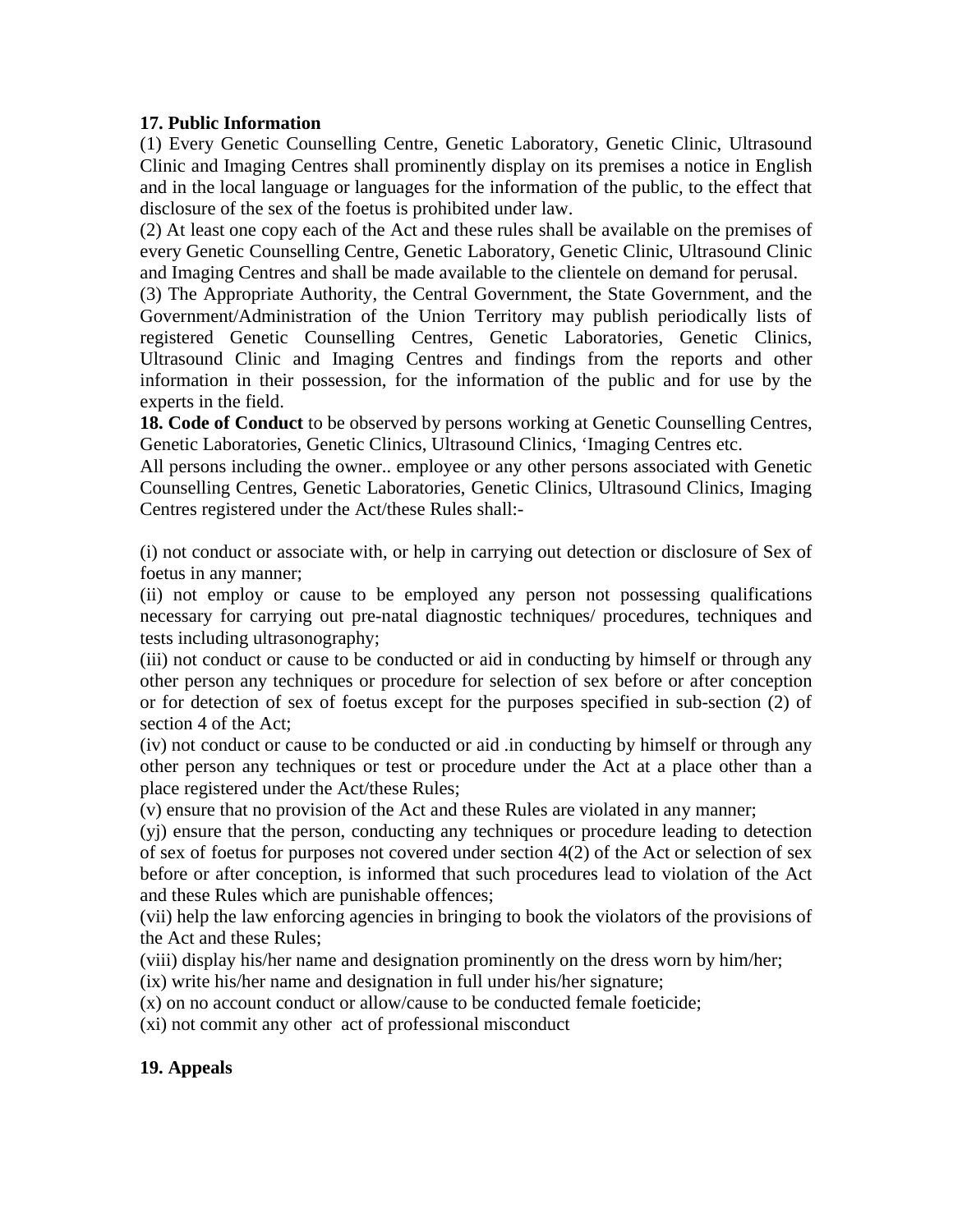**17. Public Information**

(1) Every Genetic Counselling Centre, Genetic Laboratory, Genetic Clinic, Ultrasound Clinic and Imaging Centres shall prominently display on its premises a notice in English and in the local language or languages for the information of the public, to the effect that disclosure of the sex of the foetus is prohibited under law.

(2) At least one copy each of the Act and these rules shall be available on the premises of every Genetic Counselling Centre, Genetic Laboratory, Genetic Clinic, Ultrasound Clinic and Imaging Centres and shall be made available to the clientele on demand for perusal.

(3) The Appropriate Authority, the Central Government, the State Government, and the Government/Administration of the Union Territory may publish periodically lists of registered Genetic Counselling Centres, Genetic Laboratories, Genetic Clinics, Ultrasound Clinic and Imaging Centres and findings from the reports and other information in their possession, for the information of the public and for use by the experts in the field.

**18. Code of Conduct** to be observed by persons working at Genetic Counselling Centres, Genetic Laboratories, Genetic Clinics, Ultrasound Clinics, 'Imaging Centres etc.

All persons including the owner.. employee or any other persons associated with Genetic Counselling Centres, Genetic Laboratories, Genetic Clinics, Ultrasound Clinics, Imaging Centres registered under the Act/these Rules shall:-

(i) not conduct or associate with, or help in carrying out detection or disclosure of Sex of foetus in any manner;

(ii) not employ or cause to be employed any person not possessing qualifications necessary for carrying out pre-natal diagnostic techniques/ procedures, techniques and tests including ultrasonography;

(iii) not conduct or cause to be conducted or aid in conducting by himself or through any other person any techniques or procedure for selection of sex before or after conception or for detection of sex of foetus except for the purposes specified in sub-section (2) of section 4 of the Act;

(iv) not conduct or cause to be conducted or aid .in conducting by himself or through any other person any techniques or test or procedure under the Act at a place other than a place registered under the Act/these Rules;

(v) ensure that no provision of the Act and these Rules are violated in any manner;

(yj) ensure that the person, conducting any techniques or procedure leading to detection of sex of foetus for purposes not covered under section 4(2) of the Act or selection of sex before or after conception, is informed that such procedures lead to violation of the Act and these Rules which are punishable offences;

(vii) help the law enforcing agencies in bringing to book the violators of the provisions of the Act and these Rules;

(viii) display his/her name and designation prominently on the dress worn by him/her;

(ix) write his/her name and designation in full under his/her signature;

(x) on no account conduct or allow/cause to be conducted female foeticide;

(xi) not commit any other act of professional misconduct

**19. Appeals**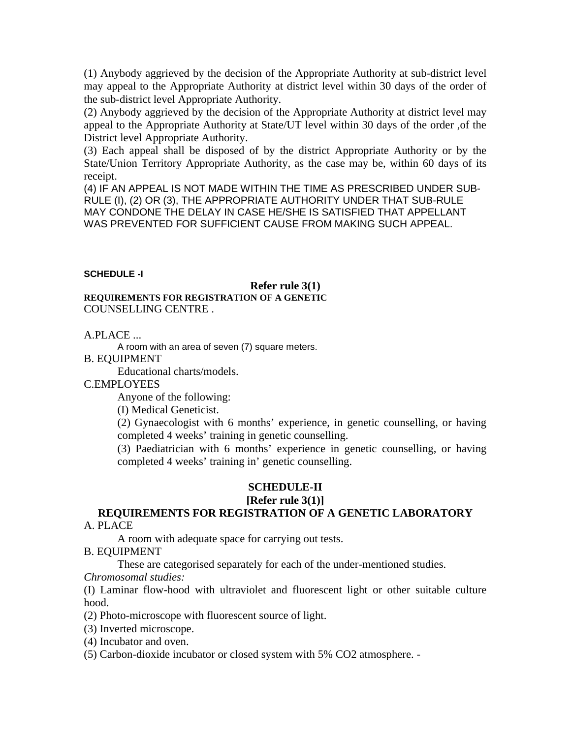(1) Anybody aggrieved by the decision of the Appropriate Authority at sub-district level may appeal to the Appropriate Authority at district level within 30 days of the order of the sub-district level Appropriate Authority.

(2) Anybody aggrieved by the decision of the Appropriate Authority at district level may appeal to the Appropriate Authority at State/UT level within 30 days of the order ,of the District level Appropriate Authority.

(3) Each appeal shall be disposed of by the district Appropriate Authority or by the State/Union Territory Appropriate Authority, as the case may be, within 60 days of its receipt.

(4) IF AN APPEAL IS NOT MADE WITHIN THE TIME AS PRESCRIBED UNDER SUB-RULE (I), (2) OR (3), THE APPROPRIATE AUTHORITY UNDER THAT SUB-RULE MAY CONDONE THE DELAY IN CASE HE/SHE IS SATISFIED THAT APPELLANT WAS PREVENTED FOR SUFFICIENT CAUSE FROM MAKING SUCH APPEAL.

**SCHEDULE -I**

**Refer rule 3(1)**

**REQUIREMENTS FOR REGISTRATION OF A GENETIC** COUNSELLING CENTRE .

A.PLACE ...

A room with an area of seven (7) square meters.

B. EQUIPMENT

Educational charts/models.

C.EMPLOYEES

Anyone of the following:

(I) Medical Geneticist.

(2) Gynaecologist with 6 months' experience, in genetic counselling, or having completed 4 weeks' training in genetic counselling.

(3) Paediatrician with 6 months' experience in genetic counselling, or having completed 4 weeks' training in' genetic counselling.

## SCHEDULE-II

**[Refer rule 3(1)]**

## REQUIREMENTS FOR REGISTRATION OF A GENETIC LABORATORY

A. PLACE

A room with adequate space for carrying out tests.

B. EQUIPMENT

These are categorised separately for each of the under-mentioned studies.

*Chromosomal studies:*

(I) Laminar flow-hood with ultraviolet and fluorescent light or other suitable culture hood.

(2) Photo-microscope with fluorescent source of light.

(3) Inverted microscope.

(4) Incubator and oven.

(5) Carbon-dioxide incubator or closed system with 5% $CO_2$ atmosphere. -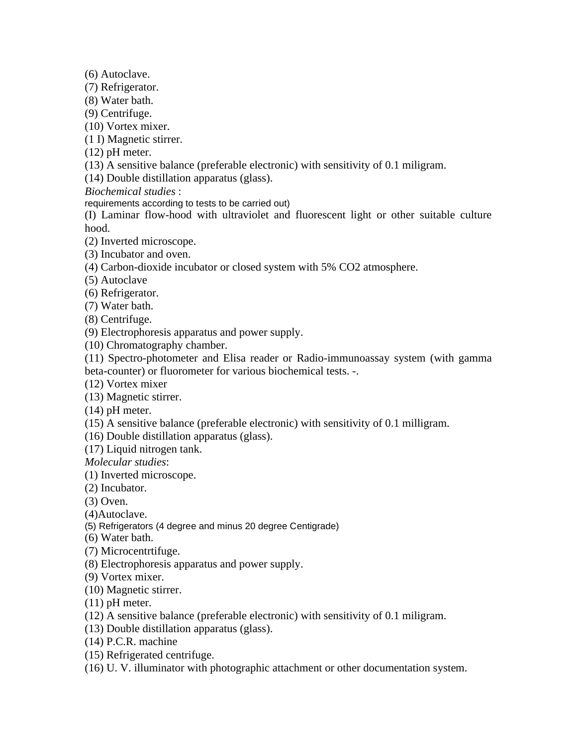(6) Autoclave.
(7) Refrigerator.
(8) Water bath.
(9) Centrifuge.
(10) Vortex mixer.
(1 I) Magnetic stirrer.
(12) pH meter.
(13) A sensitive balance (preferable electronic) with sensitivity of 0.1 miligram.
(14) Double distillation apparatus (glass).

*Biochemical studies* :

requirements according to tests to be carried out)

(I) Laminar flow-hood with ultraviolet and fluorescent light or other suitable culture hood.
(2) Inverted microscope.
(3) Incubator and oven.
(4) Carbon-dioxide incubator or closed system with 5% $CO_2$ atmosphere.
(5) Autoclave
(6) Refrigerator.
(7) Water bath.
(8) Centrifuge.
(9) Electrophoresis apparatus and power supply.
(10) Chromatography chamber.
(11) Spectro-photometer and Elisa reader or Radio-immunoassay system (with gamma beta-counter) or fluorometer for various biochemical tests. -.
(12) Vortex mixer
(13) Magnetic stirrer.
(14) pH meter.
(15) A sensitive balance (preferable electronic) with sensitivity of 0.1 milligram.
(16) Double distillation apparatus (glass).
(17) Liquid nitrogen tank.

*Molecular studies*:

(1) Inverted microscope.
(2) Incubator.
(3) Oven.
(4)Autoclave.
(5) Refrigerators (4 degree and minus 20 degree Centigrade)
(6) Water bath.
(7) Microcentrtifuge.
(8) Electrophoresis apparatus and power supply.
(9) Vortex mixer.
(10) Magnetic stirrer.
(11) pH meter.
(12) A sensitive balance (preferable electronic) with sensitivity of 0.1 miligram.
(13) Double distillation apparatus (glass).
(14) P.C.R. machine
(15) Refrigerated centrifuge.
(16) U. V. illuminator with photographic attachment or other documentation system.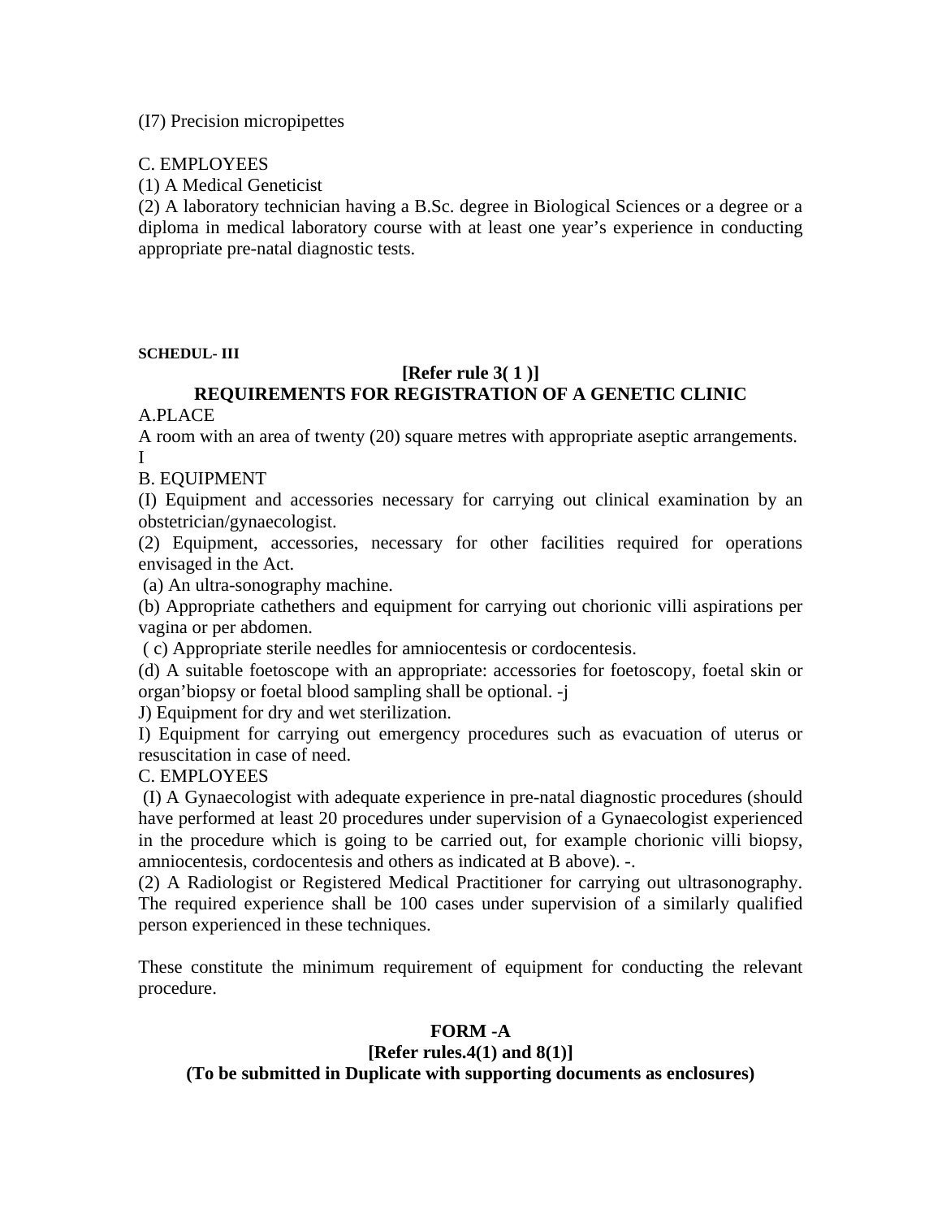(I7) Precision micropipettes

C. EMPLOYEES

(1) A Medical Geneticist

(2) A laboratory technician having a B.Sc. degree in Biological Sciences or a degree or a diploma in medical laboratory course with at least one year's experience in conducting appropriate pre-natal diagnostic tests.

**SCHEDUL- III**

**[Refer rule 3( 1 )]**

**REQUIREMENTS FOR REGISTRATION OF A GENETIC CLINIC**

A.PLACE

A room with an area of twenty (20) square metres with appropriate aseptic arrangements.
I

B. EQUIPMENT

(I) Equipment and accessories necessary for carrying out clinical examination by an obstetrician/gynaecologist.

(2) Equipment, accessories, necessary for other facilities required for operations envisaged in the Act.

(a) An ultra-sonography machine.

(b) Appropriate cathethers and equipment for carrying out chorionic villi aspirations per vagina or per abdomen.

( c) Appropriate sterile needles for amniocentesis or cordocentesis.

(d) A suitable foetoscope with an appropriate: accessories for foetoscopy, foetal skin or organ'biopsy or foetal blood sampling shall be optional. -j

J) Equipment for dry and wet sterilization.

I) Equipment for carrying out emergency procedures such as evacuation of uterus or resuscitation in case of need.

C. EMPLOYEES

(I) A Gynaecologist with adequate experience in pre-natal diagnostic procedures (should have performed at least 20 procedures under supervision of a Gynaecologist experienced in the procedure which is going to be carried out, for example chorionic villi biopsy, amniocentesis, cordocentesis and others as indicated at B above). -.

(2) A Radiologist or Registered Medical Practitioner for carrying out ultrasonography. The required experience shall be 100 cases under supervision of a similarly qualified person experienced in these techniques.

These constitute the minimum requirement of equipment for conducting the relevant procedure.

**FORM -A**

**[Refer rules.4(1) and 8(1)]**

**(To be submitted in Duplicate with supporting documents as enclosures)**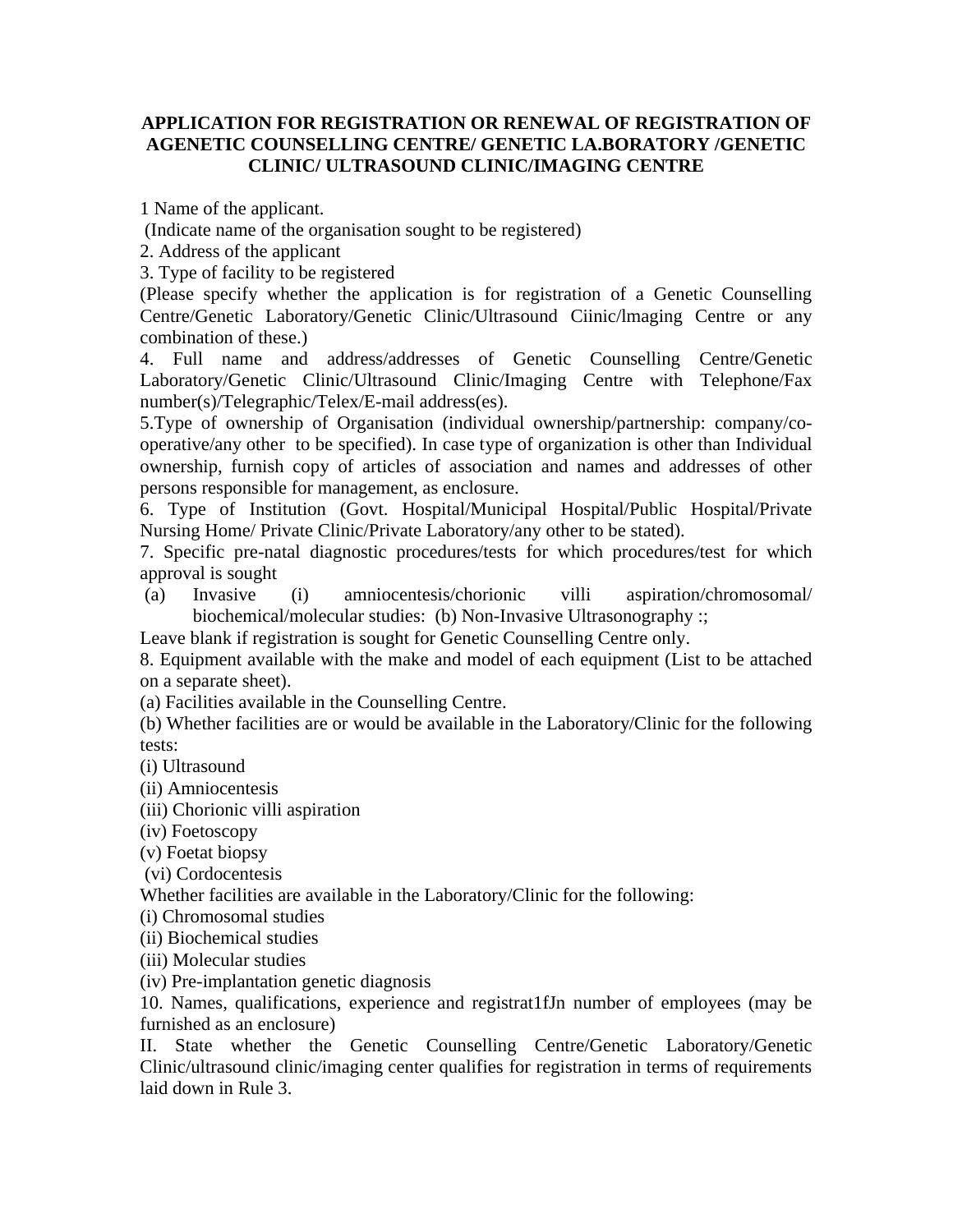**APPLICATION FOR REGISTRATION OR RENEWAL OF REGISTRATION OF AGENETIC COUNSELLING CENTRE/ GENETIC LA.BORATORY /GENETIC CLINIC/ ULTRASOUND CLINIC/IMAGING CENTRE**

1 Name of the applicant.
(Indicate name of the organisation sought to be registered)

2. Address of the applicant

3. Type of facility to be registered
(Please specify whether the application is for registration of a Genetic Counselling Centre/Genetic Laboratory/Genetic Clinic/Ultrasound Ciinic/lmaging Centre or any combination of these.)

4. Full name and address/addresses of Genetic Counselling Centre/Genetic Laboratory/Genetic Clinic/Ultrasound Clinic/Imaging Centre with Telephone/Fax number(s)/Telegraphic/Telex/E-mail address(es).

5.Type of ownership of Organisation (individual ownership/partnership: company/co-operative/any other to be specified). In case type of organization is other than Individual ownership, furnish copy of articles of association and names and addresses of other persons responsible for management, as enclosure.

6. Type of Institution (Govt. Hospital/Municipal Hospital/Public Hospital/Private Nursing Home/ Private Clinic/Private Laboratory/any other to be stated).

7. Specific pre-natal diagnostic procedures/tests for which procedures/test for which approval is sought

(a) Invasive (i) amniocentesis/chorionic villi aspiration/chromosomal/ biochemical/molecular studies: (b) Non-Invasive Ultrasonography :;

Leave blank if registration is sought for Genetic Counselling Centre only.

8. Equipment available with the make and model of each equipment (List to be attached on a separate sheet).

(a) Facilities available in the Counselling Centre.

(b) Whether facilities are or would be available in the Laboratory/Clinic for the following tests:

(i) Ultrasound
(ii) Amniocentesis
(iii) Chorionic villi aspiration
(iv) Foetoscopy
(v) Foetat biopsy
(vi) Cordocentesis

Whether facilities are available in the Laboratory/Clinic for the following:

(i) Chromosomal studies
(ii) Biochemical studies
(iii) Molecular studies
(iv) Pre-implantation genetic diagnosis

10. Names, qualifications, experience and registrat1fJn number of employees (may be furnished as an enclosure)

II. State whether the Genetic Counselling Centre/Genetic Laboratory/Genetic Clinic/ultrasound clinic/imaging center qualifies for registration in terms of requirements laid down in Rule 3.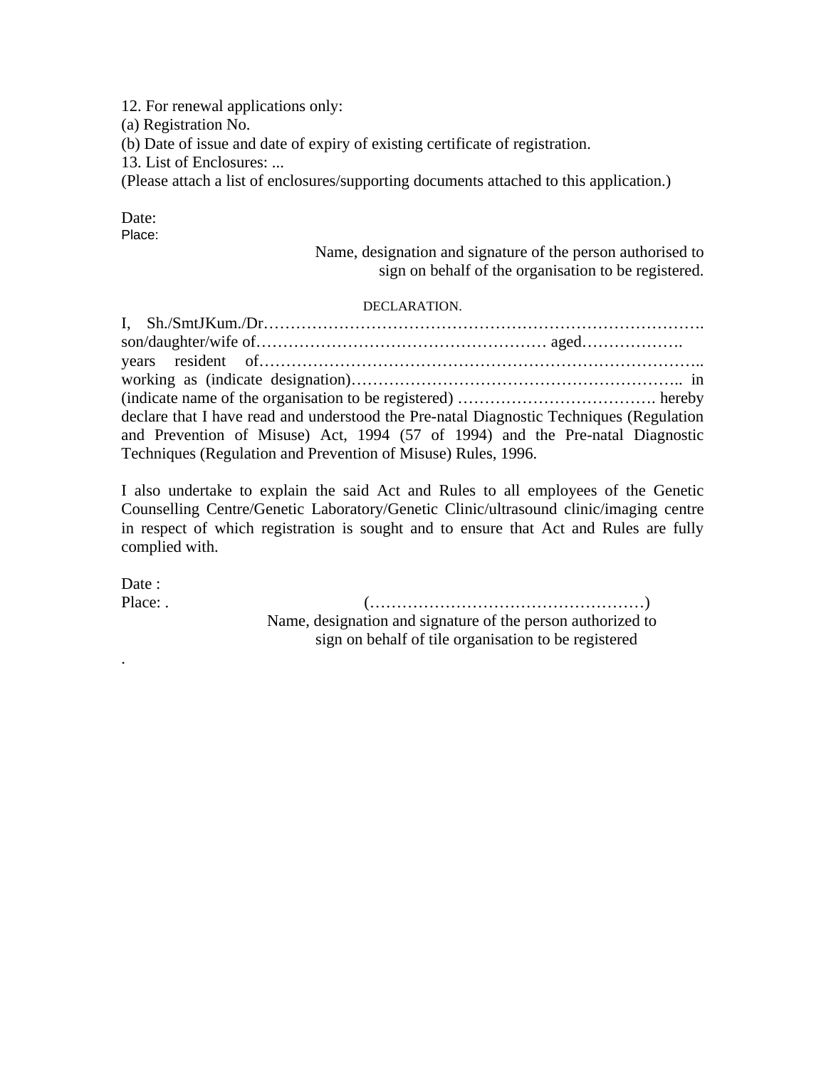12. For renewal applications only:
(a) Registration No.
(b) Date of issue and date of expiry of existing certificate of registration.
13. List of Enclosures: ...
(Please attach a list of enclosures/supporting documents attached to this application.)

Date:
Place:

Name, designation and signature of the person authorised to sign on behalf of the organisation to be registered.

DECLARATION.

I, Sh./SmtJKum./Dr……………………………………………………………………. son/daughter/wife of……………………………………………… aged………………. years resident of……………………………………………………………………….. working as (indicate designation)…………………………………………………….. in (indicate name of the organisation to be registered) ………………………………. hereby declare that I have read and understood the Pre-natal Diagnostic Techniques (Regulation and Prevention of Misuse) Act, 1994 (57 of 1994) and the Pre-natal Diagnostic Techniques (Regulation and Prevention of Misuse) Rules, 1996.

I also undertake to explain the said Act and Rules to all employees of the Genetic Counselling Centre/Genetic Laboratory/Genetic Clinic/ultrasound clinic/imaging centre in respect of which registration is sought and to ensure that Act and Rules are fully complied with.

Date :
Place: .

(……………………………………………)
Name, designation and signature of the person authorized to sign on behalf of tile organisation to be registered

.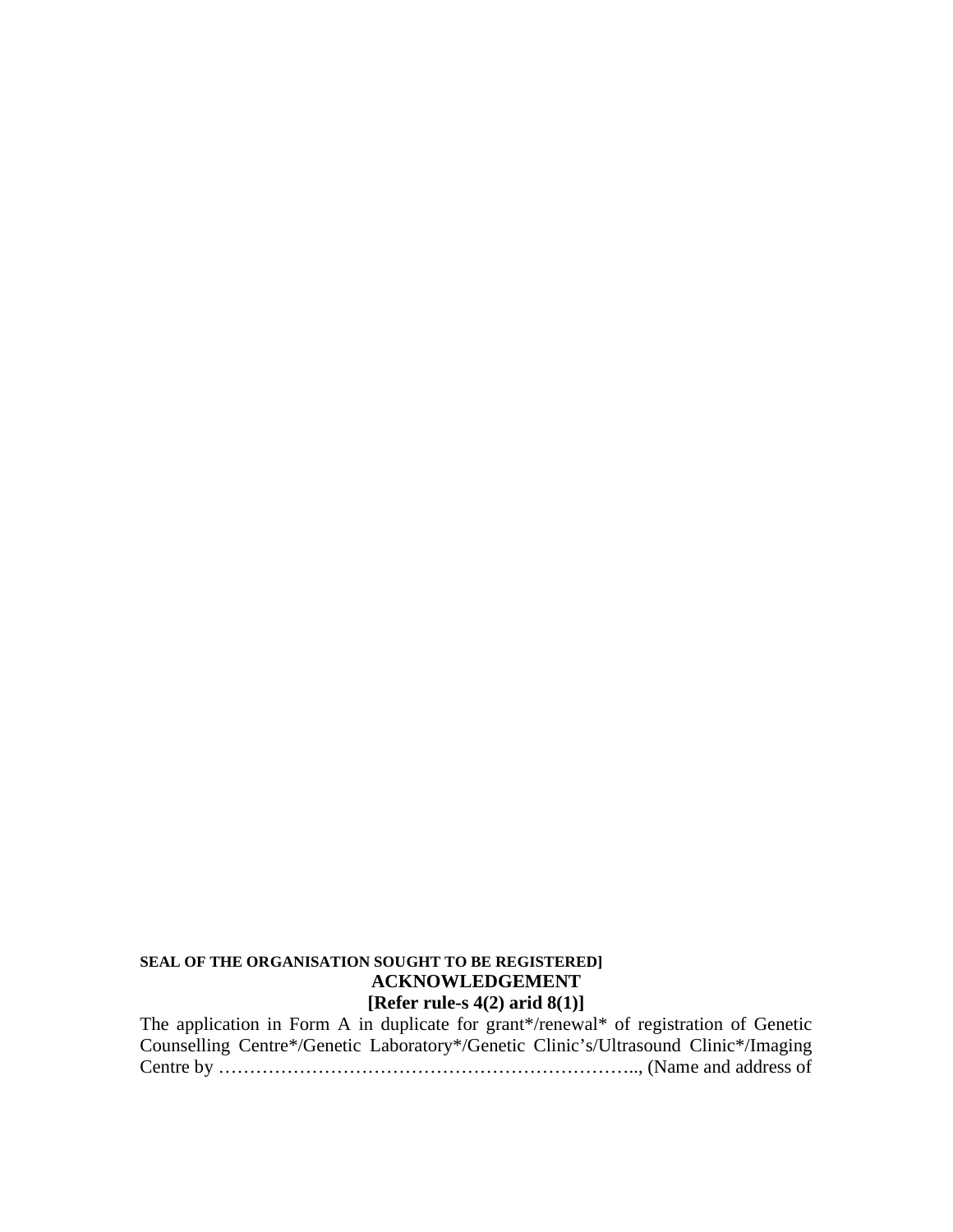**SEAL OF THE ORGANISATION SOUGHT TO BE REGISTERED]**

## ACKNOWLEDGEMENT

**[Refer rule-s 4(2) arid 8(1)]**

The application in Form A in duplicate for grant*/renewal* of registration of Genetic Counselling Centre*/Genetic Laboratory*/Genetic Clinic's/Ultrasound Clinic*/Imaging Centre by ………………………………………………………….., (Name and address of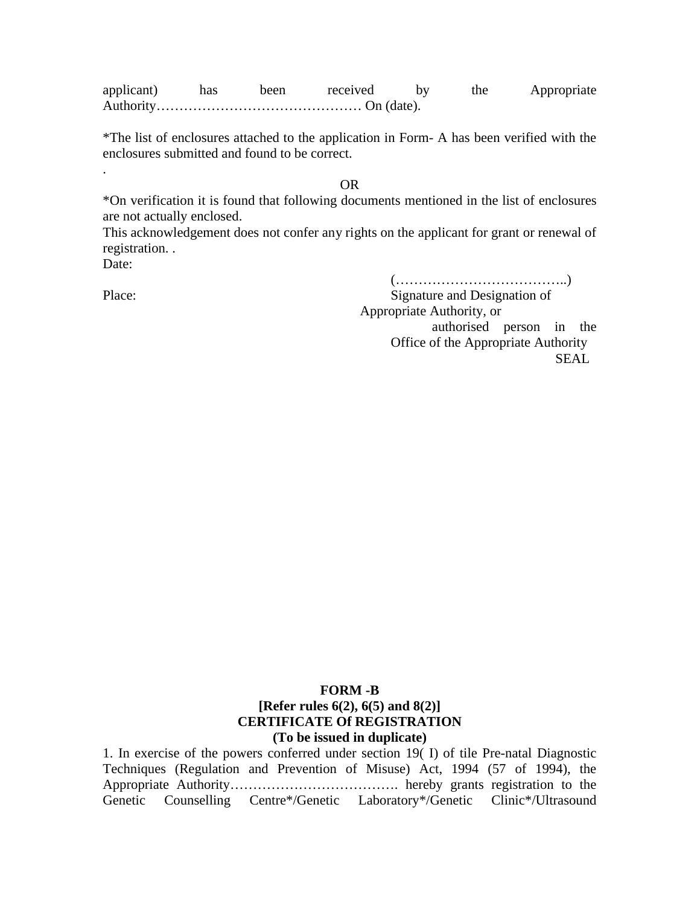applicant) has been received by the Appropriate Authority……………………………………… On (date).

*The list of enclosures attached to the application in Form- A has been verified with the enclosures submitted and found to be correct.

.

OR

*On verification it is found that following documents mentioned in the list of enclosures are not actually enclosed.

This acknowledgement does not confer any rights on the applicant for grant or renewal of registration. .

Date:

(……………………………..)

Place: Signature and Designation of Appropriate Authority, or authorised person in the Office of the Appropriate Authority

SEAL

**FORM -B**

**[Refer rules 6(2), 6(5) and 8(2)]**

**CERTIFICATE Of REGISTRATION**

**(To be issued in duplicate)**

1. In exercise of the powers conferred under section 19( I) of tile Pre-natal Diagnostic Techniques (Regulation and Prevention of Misuse) Act, 1994 (57 of 1994), the Appropriate Authority………………………………. hereby grants registration to the Genetic Counselling Centre*/Genetic Laboratory*/Genetic Clinic*/Ultrasound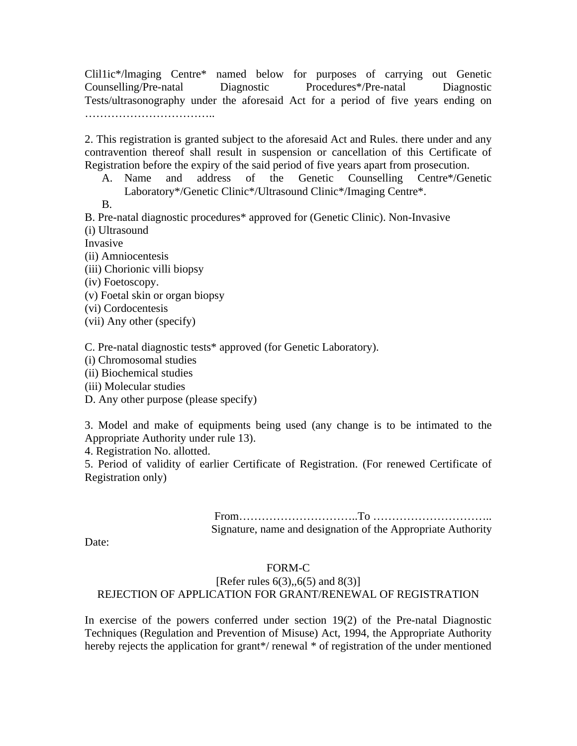Clil1ic*/lmaging Centre* named below for purposes of carrying out Genetic Counselling/Pre-natal Diagnostic Procedures*/Pre-natal Diagnostic Tests/ultrasonography under the aforesaid Act for a period of five years ending on ……………………………..

2. This registration is granted subject to the aforesaid Act and Rules. there under and any contravention thereof shall result in suspension or cancellation of this Certificate of Registration before the expiry of the said period of five years apart from prosecution.

A. Name and address of the Genetic Counselling Centre*/Genetic Laboratory*/Genetic Clinic*/Ultrasound Clinic*/Imaging Centre*.

B.

B. Pre-natal diagnostic procedures* approved for (Genetic Clinic). Non-Invasive

(i) Ultrasound

Invasive

(ii) Amniocentesis

(iii) Chorionic villi biopsy

(iv) Foetoscopy.

(v) Foetal skin or organ biopsy

(vi) Cordocentesis

(vii) Any other (specify)

C. Pre-natal diagnostic tests* approved (for Genetic Laboratory).

(i) Chromosomal studies

(ii) Biochemical studies

(iii) Molecular studies

D. Any other purpose (please specify)

3. Model and make of equipments being used (any change is to be intimated to the Appropriate Authority under rule 13).

4. Registration No. allotted.

5. Period of validity of earlier Certificate of Registration. (For renewed Certificate of Registration only)

From…………………………..To …………………………..

Signature, name and designation of the Appropriate Authority

Date:

## FORM-C

[Refer rules 6(3),,6(5) and 8(3)]

REJECTION OF APPLICATION FOR GRANT/RENEWAL OF REGISTRATION

In exercise of the powers conferred under section 19(2) of the Pre-natal Diagnostic Techniques (Regulation and Prevention of Misuse) Act, 1994, the Appropriate Authority hereby rejects the application for grant*/ renewal * of registration of the under mentioned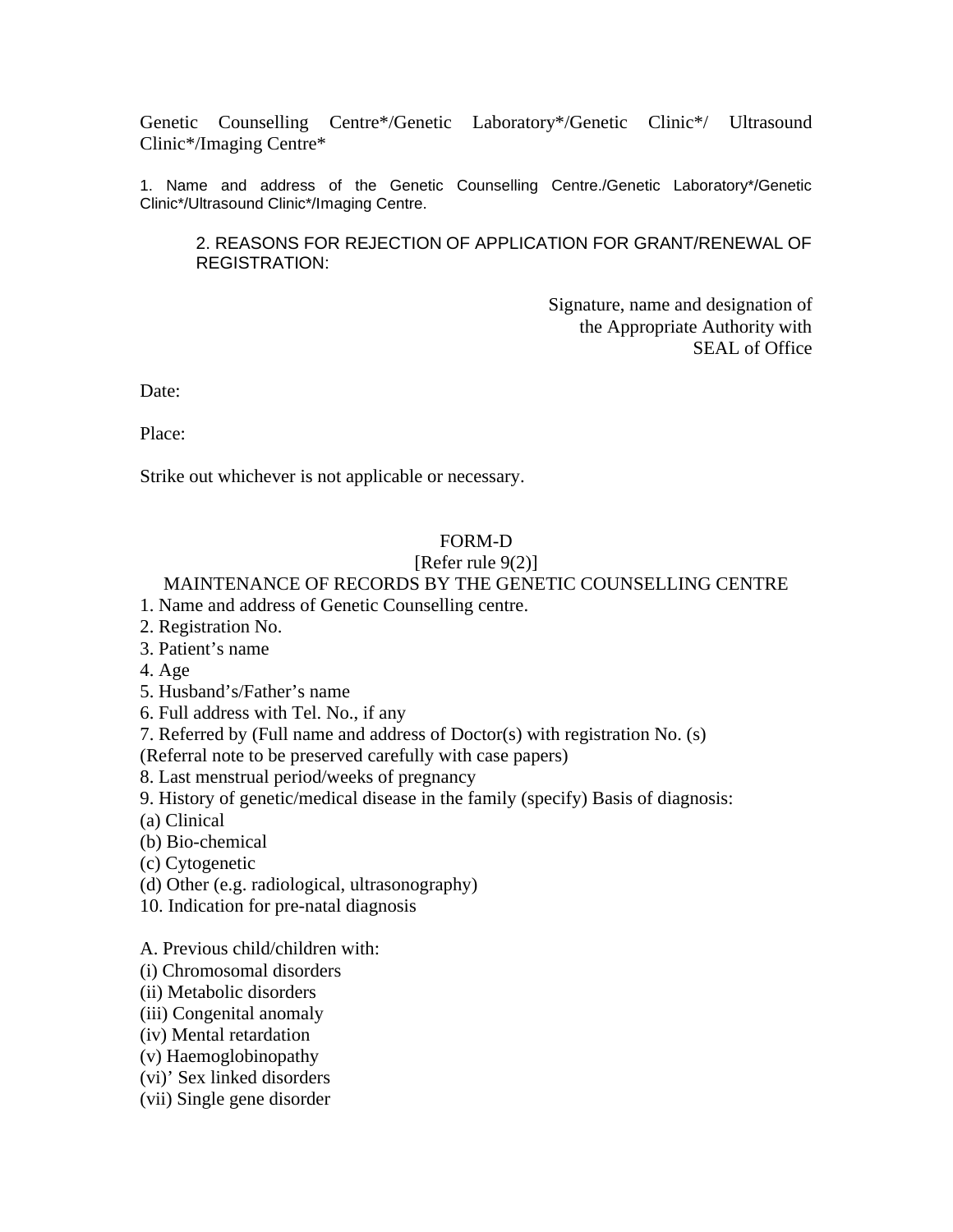Genetic Counselling Centre*/Genetic Laboratory*/Genetic Clinic*/ Ultrasound Clinic*/Imaging Centre*

1. Name and address of the Genetic Counselling Centre./Genetic Laboratory*/Genetic Clinic*/Ultrasound Clinic*/Imaging Centre.

2. REASONS FOR REJECTION OF APPLICATION FOR GRANT/RENEWAL OF REGISTRATION:

Signature, name and designation of
the Appropriate Authority with
SEAL of Office

Date:

Place:

Strike out whichever is not applicable or necessary.

## FORM-D

[Refer rule 9(2)]

MAINTENANCE OF RECORDS BY THE GENETIC COUNSELLING CENTRE

1. Name and address of Genetic Counselling centre.
2. Registration No.
3. Patient's name
4. Age
5. Husband's/Father's name
6. Full address with Tel. No., if any
7. Referred by (Full name and address of Doctor(s) with registration No. (s)
(Referral note to be preserved carefully with case papers)
8. Last menstrual period/weeks of pregnancy
9. History of genetic/medical disease in the family (specify) Basis of diagnosis:

(a) Clinical
(b) Bio-chemical
(c) Cytogenetic
(d) Other (e.g. radiological, ultrasonography)

10. Indication for pre-natal diagnosis

A. Previous child/children with:

(i) Chromosomal disorders
(ii) Metabolic disorders
(iii) Congenital anomaly
(iv) Mental retardation
(v) Haemoglobinopathy
(vi)' Sex linked disorders
(vii) Single gene disorder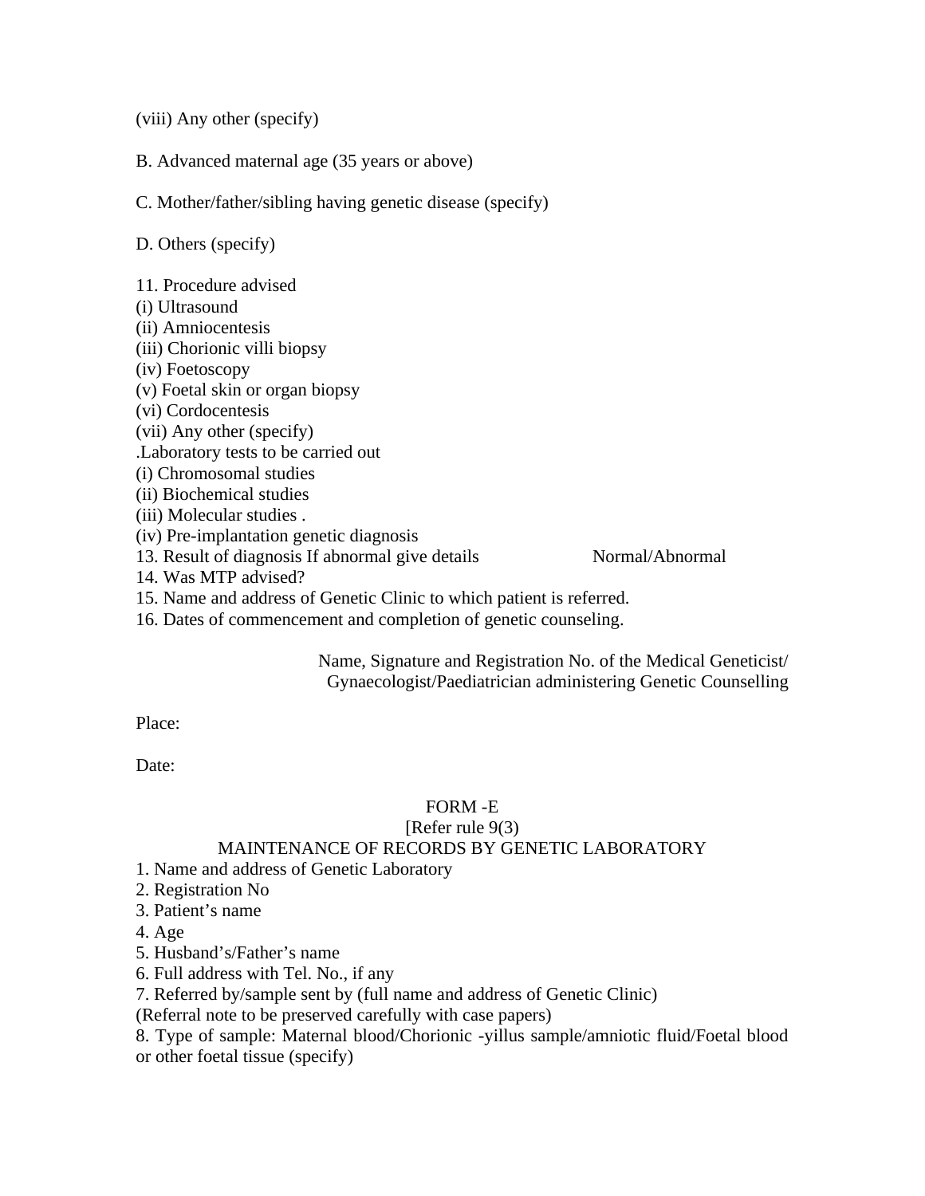(viii) Any other (specify)

B. Advanced maternal age (35 years or above)

C. Mother/father/sibling having genetic disease (specify)

D. Others (specify)

11. Procedure advised
(i) Ultrasound
(ii) Amniocentesis
(iii) Chorionic villi biopsy
(iv) Foetoscopy
(v) Foetal skin or organ biopsy
(vi) Cordocentesis
(vii) Any other (specify)
.Laboratory tests to be carried out
(i) Chromosomal studies
(ii) Biochemical studies
(iii) Molecular studies .
(iv) Pre-implantation genetic diagnosis
13. Result of diagnosis If abnormal give details Normal/Abnormal
14. Was MTP advised?
15. Name and address of Genetic Clinic to which patient is referred.
16. Dates of commencement and completion of genetic counseling.

Name, Signature and Registration No. of the Medical Geneticist/ Gynaecologist/Paediatrician administering Genetic Counselling

Place:

Date:

FORM -E
[Refer rule 9(3)
MAINTENANCE OF RECORDS BY GENETIC LABORATORY

1. Name and address of Genetic Laboratory
2. Registration No
3. Patient's name
4. Age
5. Husband's/Father's name
6. Full address with Tel. No., if any
7. Referred by/sample sent by (full name and address of Genetic Clinic)
(Referral note to be preserved carefully with case papers)
8. Type of sample: Maternal blood/Chorionic -yillus sample/amniotic fluid/Foetal blood or other foetal tissue (specify)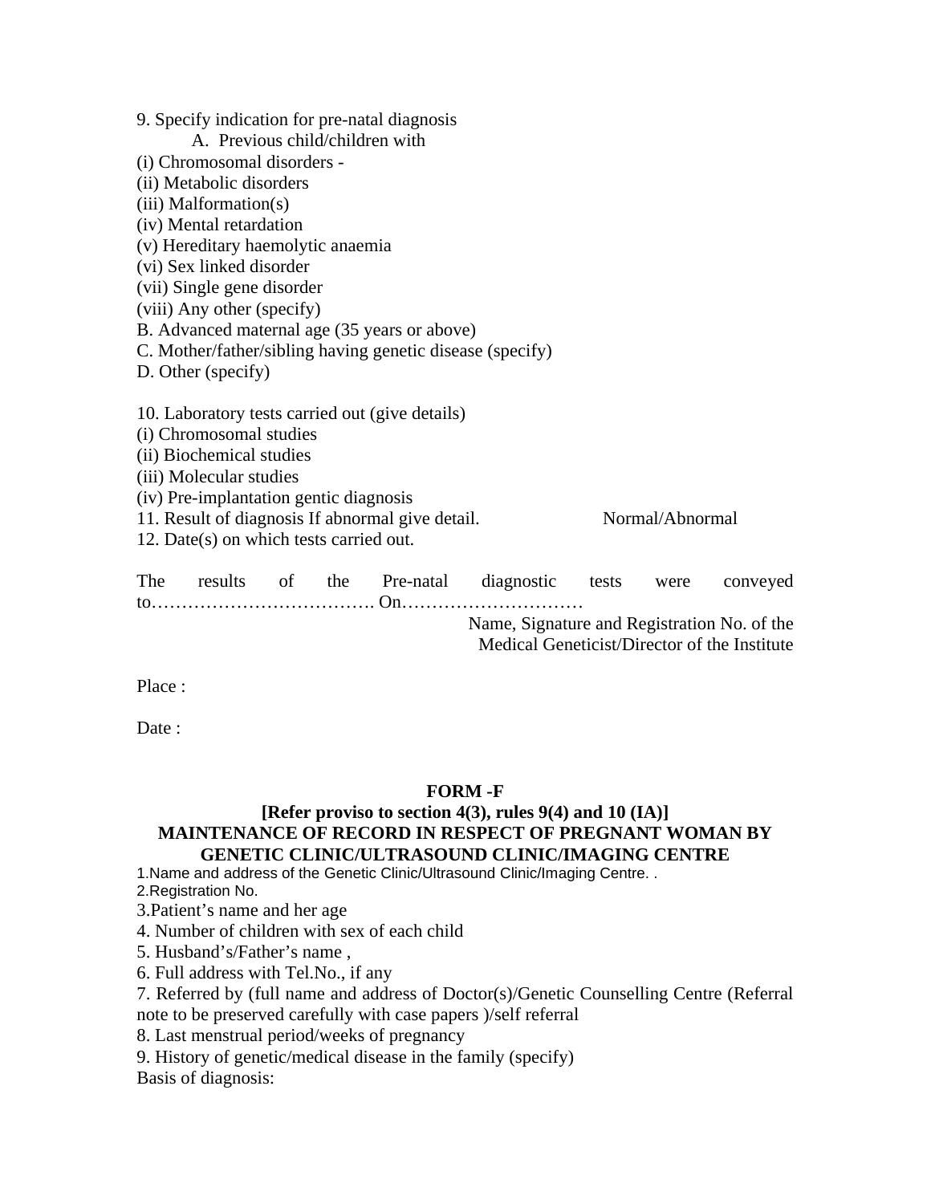9. Specify indication for pre-natal diagnosis

A. Previous child/children with

(i) Chromosomal disorders -
(ii) Metabolic disorders
(iii) Malformation(s)
(iv) Mental retardation
(v) Hereditary haemolytic anaemia
(vi) Sex linked disorder
(vii) Single gene disorder
(viii) Any other (specify)

B. Advanced maternal age (35 years or above)
C. Mother/father/sibling having genetic disease (specify)
D. Other (specify)

10. Laboratory tests carried out (give details)
(i) Chromosomal studies
(ii) Biochemical studies
(iii) Molecular studies
(iv) Pre-implantation gentic diagnosis

11. Result of diagnosis If abnormal give detail. Normal/Abnormal

12. Date(s) on which tests carried out.

The results of the Pre-natal diagnostic tests were conveyed to………………………………. On…………………………

Name, Signature and Registration No. of the
Medical Geneticist/Director of the Institute

Place :

Date :

## FORM -F

**[Refer proviso to section 4(3), rules 9(4) and 10 (IA)]**

**MAINTENANCE OF RECORD IN RESPECT OF PREGNANT WOMAN BY GENETIC CLINIC/ULTRASOUND CLINIC/IMAGING CENTRE**

1.Name and address of the Genetic Clinic/Ultrasound Clinic/Imaging Centre. .
2.Registration No.
3.Patient's name and her age
4. Number of children with sex of each child
5. Husband's/Father's name ,
6. Full address with Tel.No., if any
7. Referred by (full name and address of Doctor(s)/Genetic Counselling Centre (Referral note to be preserved carefully with case papers )/self referral
8. Last menstrual period/weeks of pregnancy
9. History of genetic/medical disease in the family (specify)

Basis of diagnosis: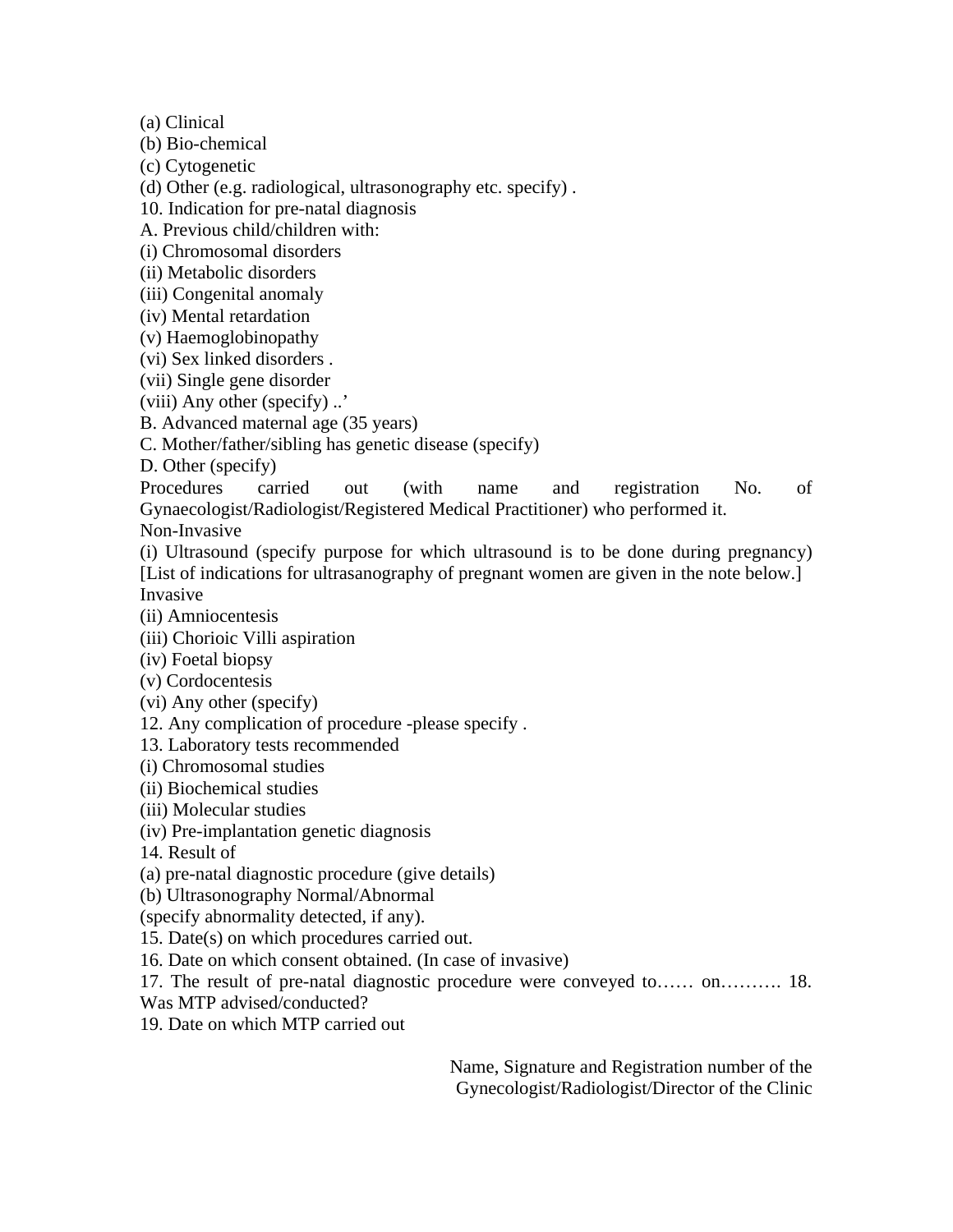(a) Clinical
(b) Bio-chemical
(c) Cytogenetic
(d) Other (e.g. radiological, ultrasonography etc. specify) .
10. Indication for pre-natal diagnosis
A. Previous child/children with:
(i) Chromosomal disorders
(ii) Metabolic disorders
(iii) Congenital anomaly
(iv) Mental retardation
(v) Haemoglobinopathy
(vi) Sex linked disorders .
(vii) Single gene disorder
(viii) Any other (specify) ..'
B. Advanced maternal age (35 years)
C. Mother/father/sibling has genetic disease (specify)
D. Other (specify)
Procedures carried out (with name and registration No. of Gynaecologist/Radiologist/Registered Medical Practitioner) who performed it.
Non-Invasive
(i) Ultrasound (specify purpose for which ultrasound is to be done during pregnancy) [List of indications for ultrasanography of pregnant women are given in the note below.]
Invasive
(ii) Amniocentesis
(iii) Chorioic Villi aspiration
(iv) Foetal biopsy
(v) Cordocentesis
(vi) Any other (specify)
12. Any complication of procedure -please specify .
13. Laboratory tests recommended
(i) Chromosomal studies
(ii) Biochemical studies
(iii) Molecular studies
(iv) Pre-implantation genetic diagnosis
14. Result of
(a) pre-natal diagnostic procedure (give details)
(b) Ultrasonography Normal/Abnormal
(specify abnormality detected, if any).
15. Date(s) on which procedures carried out.
16. Date on which consent obtained. (In case of invasive)
17. The result of pre-natal diagnostic procedure were conveyed to…… on………. 18. Was MTP advised/conducted?
19. Date on which MTP carried out

Name, Signature and Registration number of the Gynecologist/Radiologist/Director of the Clinic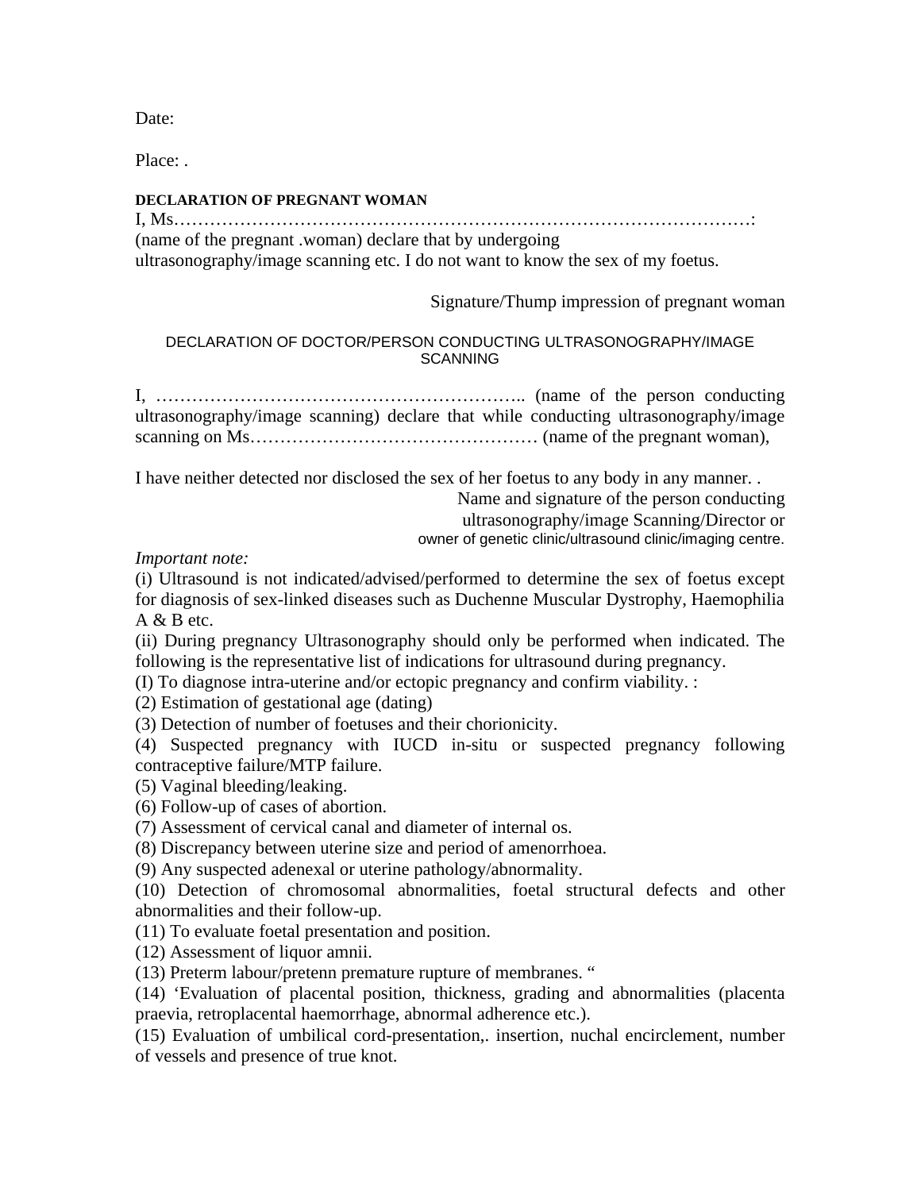Date:

Place: .

**DECLARATION OF PREGNANT WOMAN**

I, Ms…………………………………………………………………………………….: (name of the pregnant .woman) declare that by undergoing ultrasonography/image scanning etc. I do not want to know the sex of my foetus.

Signature/Thump impression of pregnant woman

DECLARATION OF DOCTOR/PERSON CONDUCTING ULTRASONOGRAPHY/IMAGE SCANNING

I, …………………………………………………….. (name of the person conducting ultrasonography/image scanning) declare that while conducting ultrasonography/image scanning on Ms………………………………………… (name of the pregnant woman),

I have neither detected nor disclosed the sex of her foetus to any body in any manner. .

Name and signature of the person conducting ultrasonography/image Scanning/Director or owner of genetic clinic/ultrasound clinic/imaging centre.

*Important note:*

(i) Ultrasound is not indicated/advised/performed to determine the sex of foetus except for diagnosis of sex-linked diseases such as Duchenne Muscular Dystrophy, Haemophilia A & B etc.

(ii) During pregnancy Ultrasonography should only be performed when indicated. The following is the representative list of indications for ultrasound during pregnancy.

(I) To diagnose intra-uterine and/or ectopic pregnancy and confirm viability. :

(2) Estimation of gestational age (dating)

(3) Detection of number of foetuses and their chorionicity.

(4) Suspected pregnancy with IUCD in-situ or suspected pregnancy following contraceptive failure/MTP failure.

(5) Vaginal bleeding/leaking.

(6) Follow-up of cases of abortion.

(7) Assessment of cervical canal and diameter of internal os.

(8) Discrepancy between uterine size and period of amenorrhoea.

(9) Any suspected adenexal or uterine pathology/abnormality.

(10) Detection of chromosomal abnormalities, foetal structural defects and other abnormalities and their follow-up.

(11) To evaluate foetal presentation and position.

(12) Assessment of liquor amnii.

(13) Preterm labour/pretenn premature rupture of membranes. "

(14) 'Evaluation of placental position, thickness, grading and abnormalities (placenta praevia, retroplacental haemorrhage, abnormal adherence etc.).

(15) Evaluation of umbilical cord-presentation,. insertion, nuchal encirclement, number of vessels and presence of true knot.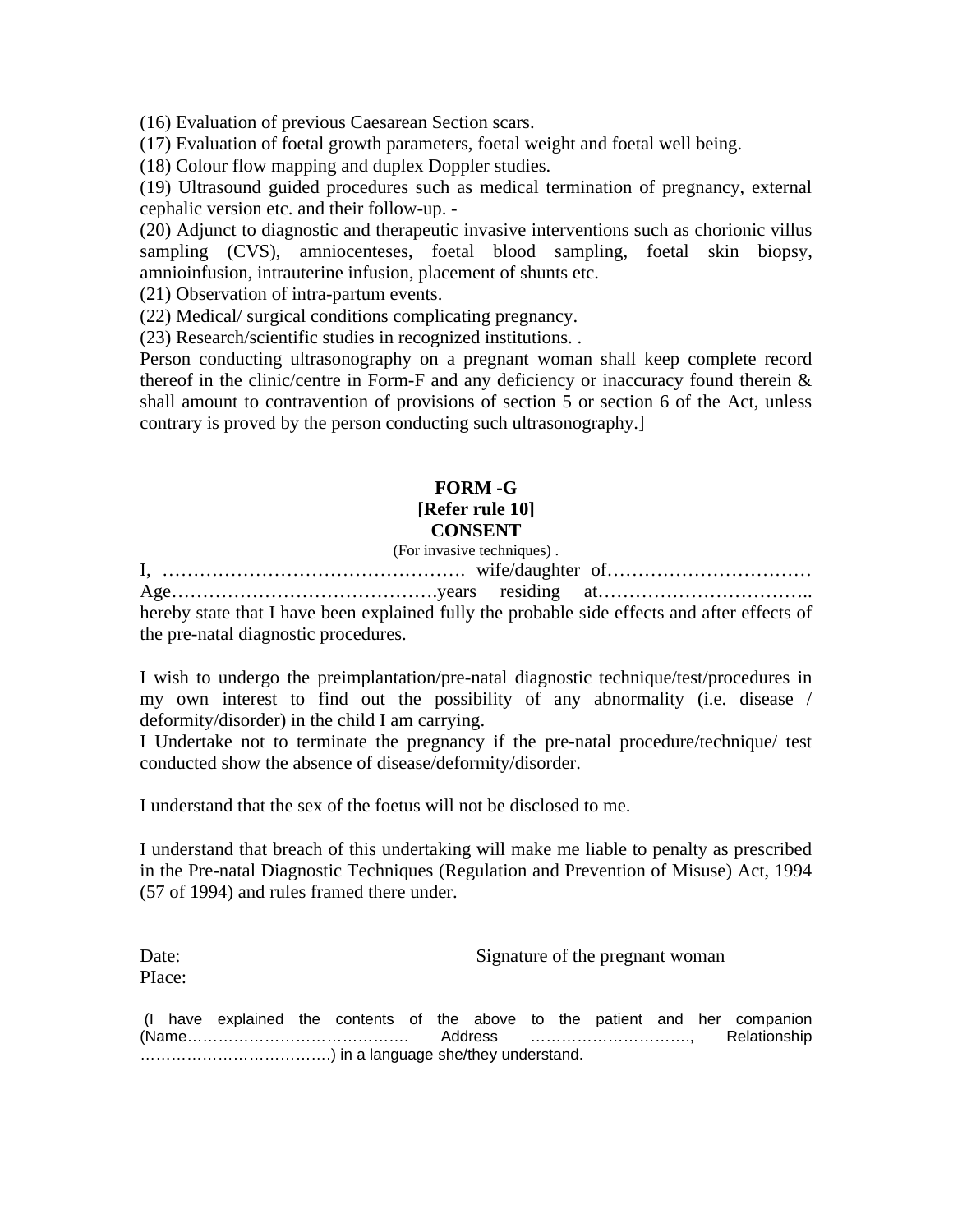(16) Evaluation of previous Caesarean Section scars.

(17) Evaluation of foetal growth parameters, foetal weight and foetal well being.

(18) Colour flow mapping and duplex Doppler studies.

(19) Ultrasound guided procedures such as medical termination of pregnancy, external cephalic version etc. and their follow-up. -

(20) Adjunct to diagnostic and therapeutic invasive interventions such as chorionic villus sampling (CVS), amniocenteses, foetal blood sampling, foetal skin biopsy, amnioinfusion, intrauterine infusion, placement of shunts etc.

(21) Observation of intra-partum events.

(22) Medical/ surgical conditions complicating pregnancy.

(23) Research/scientific studies in recognized institutions. .

Person conducting ultrasonography on a pregnant woman shall keep complete record thereof in the clinic/centre in Form-F and any deficiency or inaccuracy found therein & shall amount to contravention of provisions of section 5 or section 6 of the Act, unless contrary is proved by the person conducting such ultrasonography.]

**FORM -G**
**[Refer rule 10]**
**CONSENT**

(For invasive techniques) .

I, …………………………………………. wife/daughter of…………………………… Age…………………………………….years residing at…………………………….. hereby state that I have been explained fully the probable side effects and after effects of the pre-natal diagnostic procedures.

I wish to undergo the preimplantation/pre-natal diagnostic technique/test/procedures in my own interest to find out the possibility of any abnormality (i.e. disease / deformity/disorder) in the child I am carrying.

I Undertake not to terminate the pregnancy if the pre-natal procedure/technique/ test conducted show the absence of disease/deformity/disorder.

I understand that the sex of the foetus will not be disclosed to me.

I understand that breach of this undertaking will make me liable to penalty as prescribed in the Pre-natal Diagnostic Techniques (Regulation and Prevention of Misuse) Act, 1994 (57 of 1994) and rules framed there under.

Date: Signature of the pregnant woman

PIace:

(I have explained the contents of the above to the patient and her companion (Name…………………………………… Address …………………………., Relationship ……………………………….) in a language she/they understand.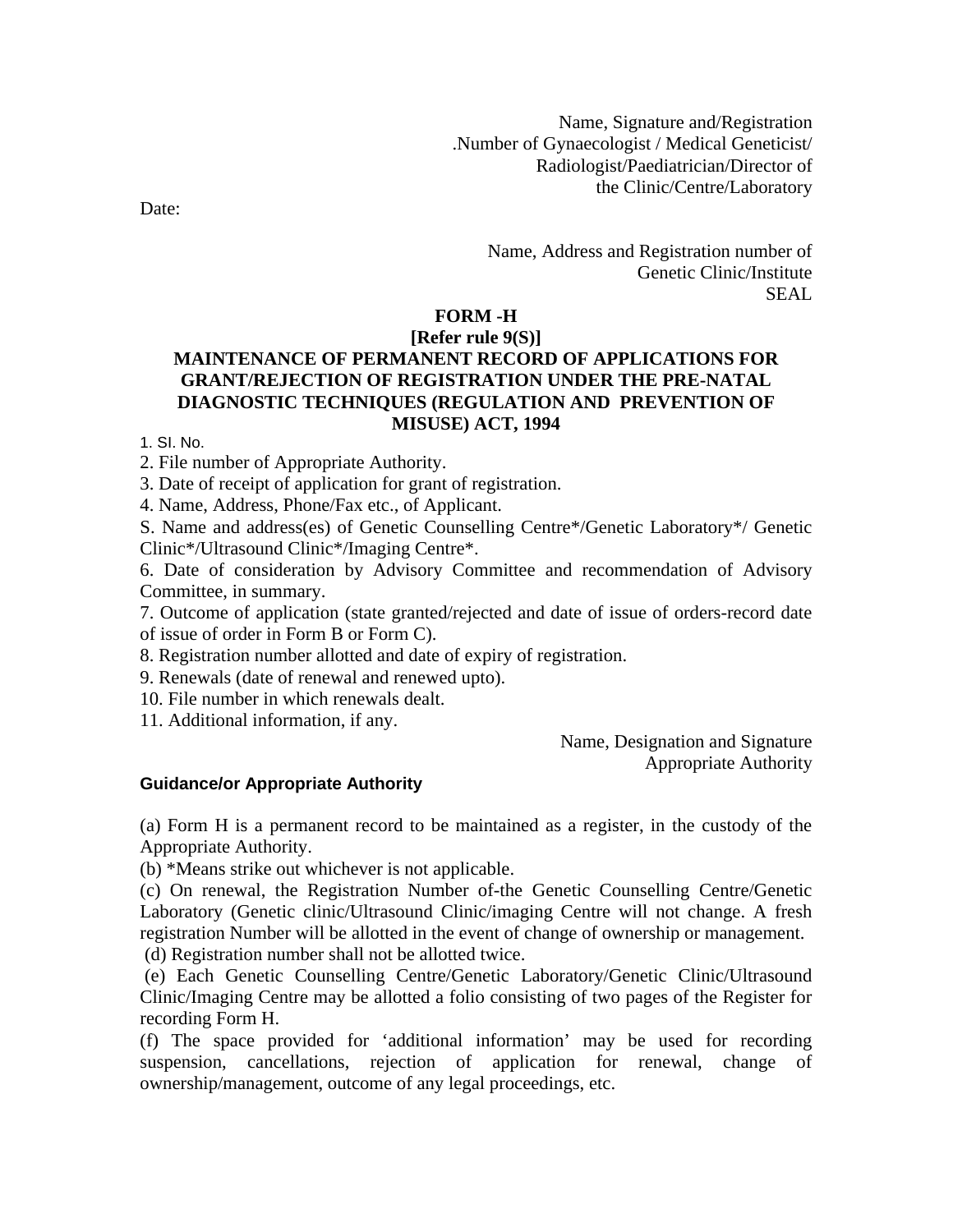Name, Signature and/Registration
.Number of Gynaecologist / Medical Geneticist/
Radiologist/Paediatrician/Director of
the Clinic/Centre/Laboratory

Date:

Name, Address and Registration number of
Genetic Clinic/Institute
SEAL

## FORM -H

**[Refer rule 9(S)]**

## MAINTENANCE OF PERMANENT RECORD OF APPLICATIONS FOR GRANT/REJECTION OF REGISTRATION UNDER THE PRE-NATAL DIAGNOSTIC TECHNIQUES (REGULATION AND PREVENTION OF MISUSE) ACT, 1994

1. SI. No.
2. File number of Appropriate Authority.
3. Date of receipt of application for grant of registration.
4. Name, Address, Phone/Fax etc., of Applicant.

S. Name and address(es) of Genetic Counselling Centre*/Genetic Laboratory*/ Genetic Clinic*/Ultrasound Clinic*/Imaging Centre*.

6. Date of consideration by Advisory Committee and recommendation of Advisory Committee, in summary.
7. Outcome of application (state granted/rejected and date of issue of orders-record date of issue of order in Form B or Form C).
8. Registration number allotted and date of expiry of registration.
9. Renewals (date of renewal and renewed upto).
10. File number in which renewals dealt.
11. Additional information, if any.

Name, Designation and Signature
Appropriate Authority

**Guidance/or Appropriate Authority**

(a) Form H is a permanent record to be maintained as a register, in the custody of the Appropriate Authority.

(b) *Means strike out whichever is not applicable.

(c) On renewal, the Registration Number of-the Genetic Counselling Centre/Genetic Laboratory (Genetic clinic/Ultrasound Clinic/imaging Centre will not change. A fresh registration Number will be allotted in the event of change of ownership or management.

(d) Registration number shall not be allotted twice.

(e) Each Genetic Counselling Centre/Genetic Laboratory/Genetic Clinic/Ultrasound Clinic/Imaging Centre may be allotted a folio consisting of two pages of the Register for recording Form H.

(f) The space provided for 'additional information' may be used for recording suspension, cancellations, rejection of application for renewal, change of ownership/management, outcome of any legal proceedings, etc.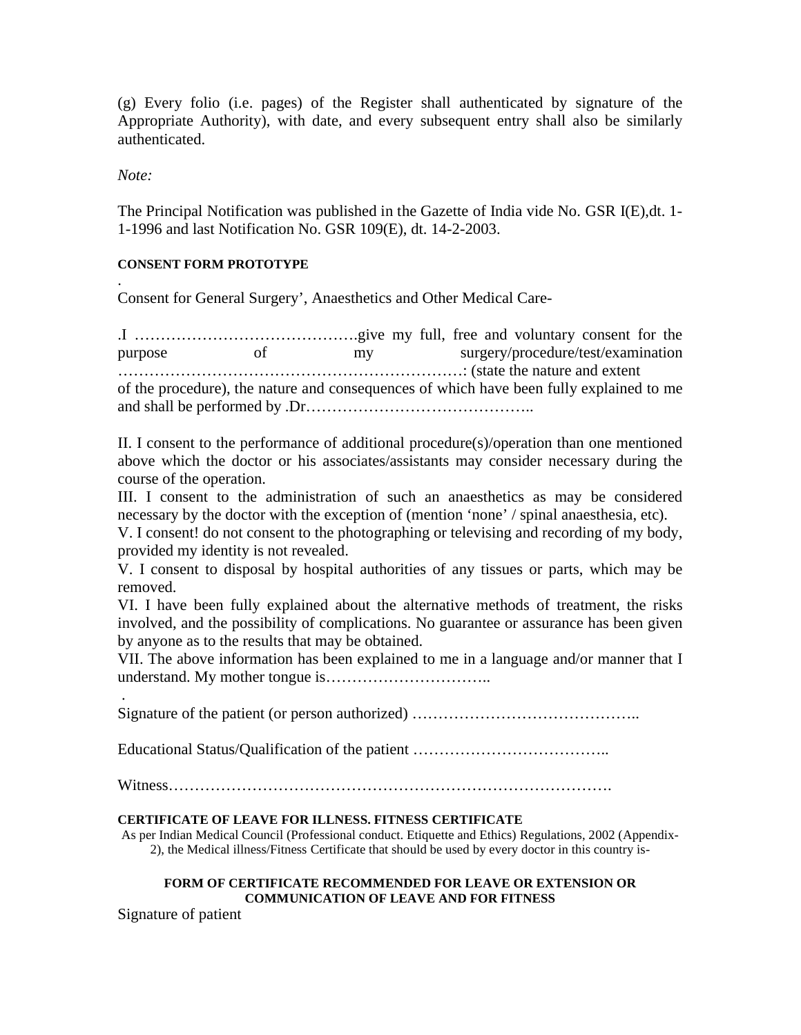(g) Every folio (i.e. pages) of the Register shall authenticated by signature of the Appropriate Authority), with date, and every subsequent entry shall also be similarly authenticated.

*Note:*

The Principal Notification was published in the Gazette of India vide No. GSR I(E),dt. 1-1-1996 and last Notification No. GSR 109(E), dt. 14-2-2003.

**CONSENT FORM PROTOTYPE**

.

Consent for General Surgery', Anaesthetics and Other Medical Care-

.I ……………………………………give my full, free and voluntary consent for the purpose of my surgery/procedure/test/examination ……………………………………………………………: (state the nature and extent of the procedure), the nature and consequences of which have been fully explained to me and shall be performed by .Dr……………………………………..

II. I consent to the performance of additional procedure(s)/operation than one mentioned above which the doctor or his associates/assistants may consider necessary during the course of the operation.

III. I consent to the administration of such an anaesthetics as may be considered necessary by the doctor with the exception of (mention 'none' / spinal anaesthesia, etc).

V. I consent! do not consent to the photographing or televising and recording of my body, provided my identity is not revealed.

V. I consent to disposal by hospital authorities of any tissues or parts, which may be removed.

VI. I have been fully explained about the alternative methods of treatment, the risks involved, and the possibility of complications. No guarantee or assurance has been given by anyone as to the results that may be obtained.

VII. The above information has been explained to me in a language and/or manner that I understand. My mother tongue is…………………………..

.

Signature of the patient (or person authorized) ……………………………………..

Educational Status/Qualification of the patient ………………………………..

Witness………………………………………………………………………….

**CERTIFICATE OF LEAVE FOR ILLNESS. FITNESS CERTIFICATE**

As per Indian Medical Council (Professional conduct. Etiquette and Ethics) Regulations, 2002 (Appendix-2), the Medical illness/Fitness Certificate that should be used by every doctor in this country is-

**FORM OF CERTIFICATE RECOMMENDED FOR LEAVE OR EXTENSION OR COMMUNICATION OF LEAVE AND FOR FITNESS**

Signature of patient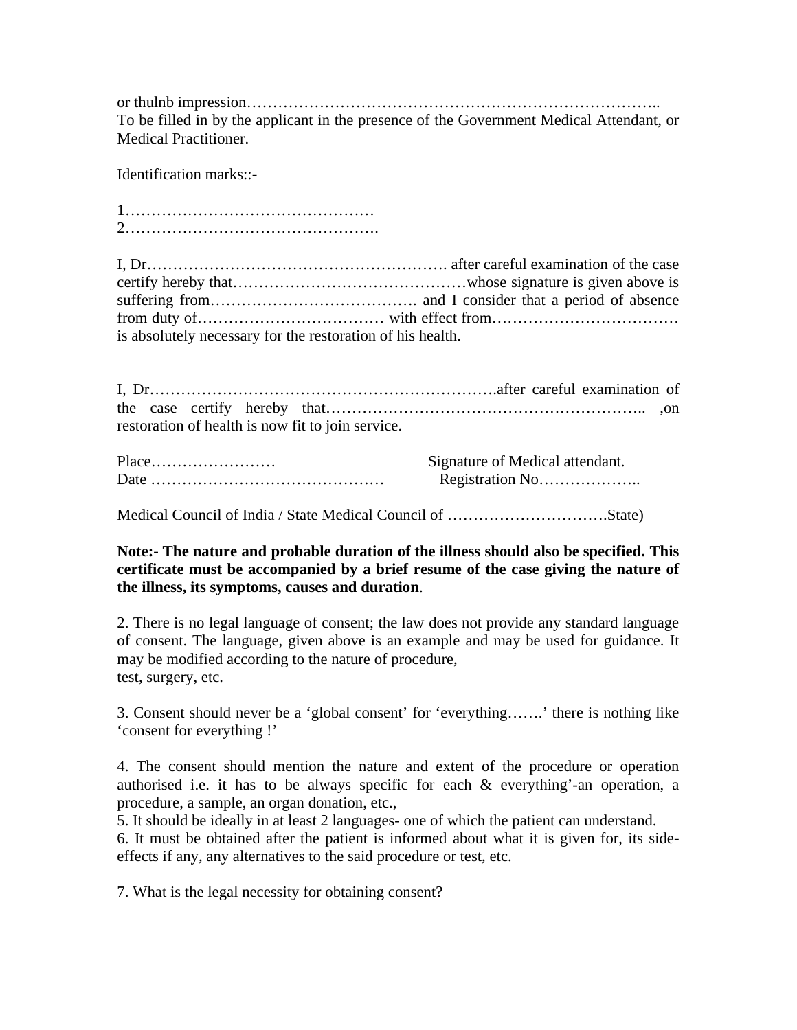or thulnb impression……………………………………………………………………..
To be filled in by the applicant in the presence of the Government Medical Attendant, or Medical Practitioner.

Identification marks::-

1…………………………………………
2………………………………………….

I, Dr…………………………………………………. after careful examination of the case certify hereby that………………………………………whose signature is given above is suffering from…………………………………. and I consider that a period of absence from duty of……………………………… with effect from……………………………… is absolutely necessary for the restoration of his health.

I, Dr……………………………………………………….after careful examination of the case certify hereby that………………………………………………….. ,on restoration of health is now fit to join service.

Place…………………… Signature of Medical attendant.
Date ……………………………………… Registration No………………..

Medical Council of India / State Medical Council of ………………………….State)

**Note:- The nature and probable duration of the illness should also be specified. This certificate must be accompanied by a brief resume of the case giving the nature of the illness, its symptoms, causes and duration**.

2. There is no legal language of consent; the law does not provide any standard language of consent. The language, given above is an example and may be used for guidance. It may be modified according to the nature of procedure,
test, surgery, etc.

3. Consent should never be a 'global consent' for 'everything…….' there is nothing like 'consent for everything !'

4. The consent should mention the nature and extent of the procedure or operation authorised i.e. it has to be always specific for each & everything'-an operation, a procedure, a sample, an organ donation, etc.,
5. It should be ideally in at least 2 languages- one of which the patient can understand.
6. It must be obtained after the patient is informed about what it is given for, its side-effects if any, any alternatives to the said procedure or test, etc.

7. What is the legal necessity for obtaining consent?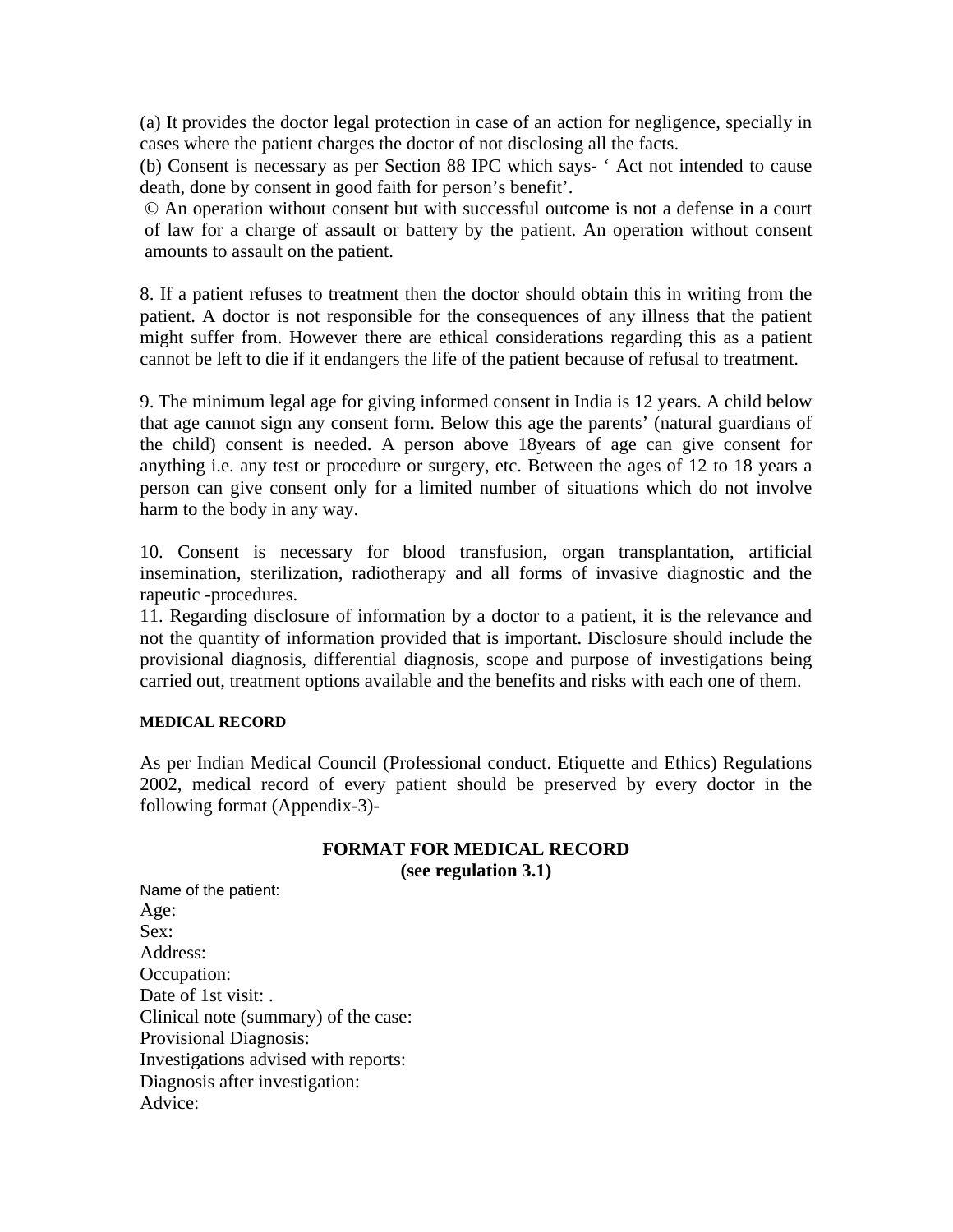(a) It provides the doctor legal protection in case of an action for negligence, specially in cases where the patient charges the doctor of not disclosing all the facts.
(b) Consent is necessary as per Section 88 IPC which says- ' Act not intended to cause death, done by consent in good faith for person's benefit'.
© An operation without consent but with successful outcome is not a defense in a court of law for a charge of assault or battery by the patient. An operation without consent amounts to assault on the patient.

8. If a patient refuses to treatment then the doctor should obtain this in writing from the patient. A doctor is not responsible for the consequences of any illness that the patient might suffer from. However there are ethical considerations regarding this as a patient cannot be left to die if it endangers the life of the patient because of refusal to treatment.

9. The minimum legal age for giving informed consent in India is 12 years. A child below that age cannot sign any consent form. Below this age the parents' (natural guardians of the child) consent is needed. A person above 18years of age can give consent for anything i.e. any test or procedure or surgery, etc. Between the ages of 12 to 18 years a person can give consent only for a limited number of situations which do not involve harm to the body in any way.

10. Consent is necessary for blood transfusion, organ transplantation, artificial insemination, sterilization, radiotherapy and all forms of invasive diagnostic and the rapeutic -procedures.
11. Regarding disclosure of information by a doctor to a patient, it is the relevance and not the quantity of information provided that is important. Disclosure should include the provisional diagnosis, differential diagnosis, scope and purpose of investigations being carried out, treatment options available and the benefits and risks with each one of them.

#### MEDICAL RECORD

As per Indian Medical Council (Professional conduct. Etiquette and Ethics) Regulations 2002, medical record of every patient should be preserved by every doctor in the following format (Appendix-3)-

**FORMAT FOR MEDICAL RECORD**
**(see regulation 3.1)**

Name of the patient:
Age:
Sex:
Address:
Occupation:
Date of 1st visit: .
Clinical note (summary) of the case:
Provisional Diagnosis:
Investigations advised with reports:
Diagnosis after investigation:
Advice: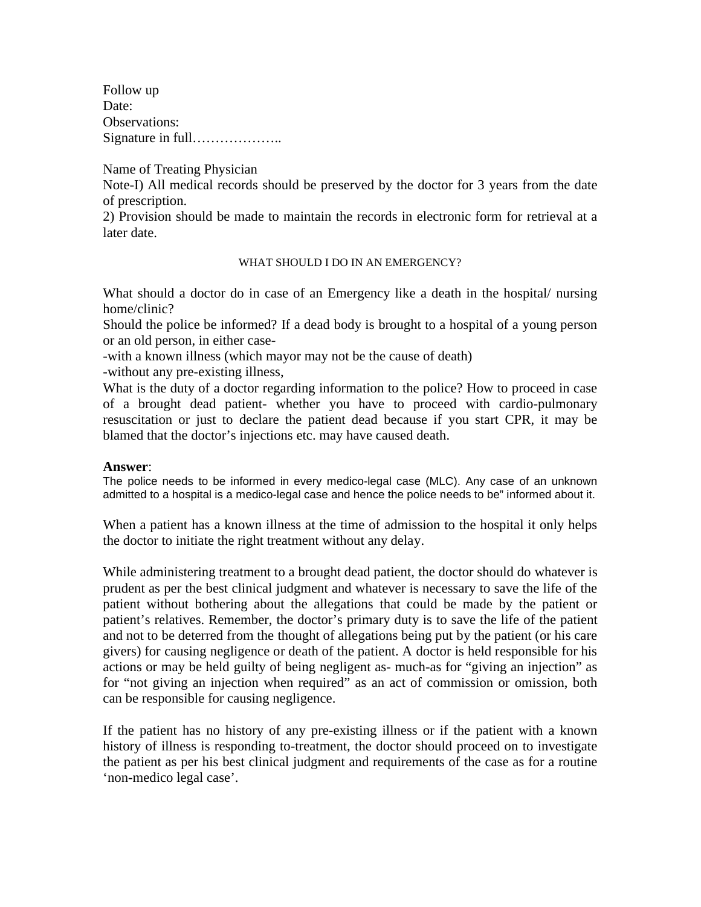Follow up
Date:
Observations:
Signature in full………………..

Name of Treating Physician
Note-I) All medical records should be preserved by the doctor for 3 years from the date of prescription.
2) Provision should be made to maintain the records in electronic form for retrieval at a later date.

## WHAT SHOULD I DO IN AN EMERGENCY?

What should a doctor do in case of an Emergency like a death in the hospital/ nursing home/clinic?
Should the police be informed? If a dead body is brought to a hospital of a young person or an old person, in either case-
-with a known illness (which mayor may not be the cause of death)
-without any pre-existing illness,
What is the duty of a doctor regarding information to the police? How to proceed in case of a brought dead patient- whether you have to proceed with cardio-pulmonary resuscitation or just to declare the patient dead because if you start CPR, it may be blamed that the doctor's injections etc. may have caused death.

**Answer**:
The police needs to be informed in every medico-legal case (MLC). Any case of an unknown admitted to a hospital is a medico-legal case and hence the police needs to be" informed about it.

When a patient has a known illness at the time of admission to the hospital it only helps the doctor to initiate the right treatment without any delay.

While administering treatment to a brought dead patient, the doctor should do whatever is prudent as per the best clinical judgment and whatever is necessary to save the life of the patient without bothering about the allegations that could be made by the patient or patient's relatives. Remember, the doctor's primary duty is to save the life of the patient and not to be deterred from the thought of allegations being put by the patient (or his care givers) for causing negligence or death of the patient. A doctor is held responsible for his actions or may be held guilty of being negligent as- much-as for "giving an injection" as for "not giving an injection when required" as an act of commission or omission, both can be responsible for causing negligence.

If the patient has no history of any pre-existing illness or if the patient with a known history of illness is responding to-treatment, the doctor should proceed on to investigate the patient as per his best clinical judgment and requirements of the case as for a routine 'non-medico legal case'.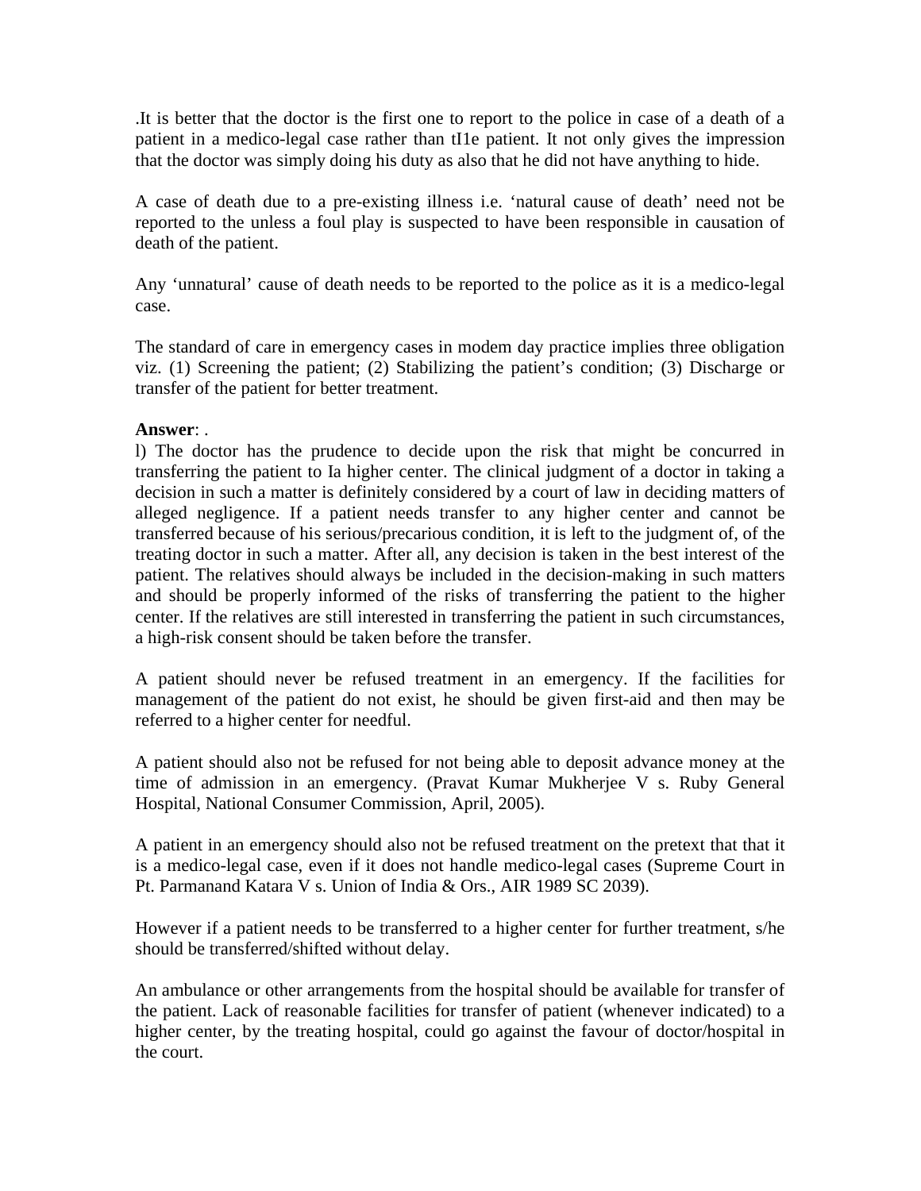.It is better that the doctor is the first one to report to the police in case of a death of a patient in a medico-legal case rather than tI1e patient. It not only gives the impression that the doctor was simply doing his duty as also that he did not have anything to hide.

A case of death due to a pre-existing illness i.e. 'natural cause of death' need not be reported to the unless a foul play is suspected to have been responsible in causation of death of the patient.

Any 'unnatural' cause of death needs to be reported to the police as it is a medico-legal case.

The standard of care in emergency cases in modem day practice implies three obligation viz. (1) Screening the patient; (2) Stabilizing the patient's condition; (3) Discharge or transfer of the patient for better treatment.

**Answer**: .
l) The doctor has the prudence to decide upon the risk that might be concurred in transferring the patient to Ia higher center. The clinical judgment of a doctor in taking a decision in such a matter is definitely considered by a court of law in deciding matters of alleged negligence. If a patient needs transfer to any higher center and cannot be transferred because of his serious/precarious condition, it is left to the judgment of, of the treating doctor in such a matter. After all, any decision is taken in the best interest of the patient. The relatives should always be included in the decision-making in such matters and should be properly informed of the risks of transferring the patient to the higher center. If the relatives are still interested in transferring the patient in such circumstances, a high-risk consent should be taken before the transfer.

A patient should never be refused treatment in an emergency. If the facilities for management of the patient do not exist, he should be given first-aid and then may be referred to a higher center for needful.

A patient should also not be refused for not being able to deposit advance money at the time of admission in an emergency. (Pravat Kumar Mukherjee V s. Ruby General Hospital, National Consumer Commission, April, 2005).

A patient in an emergency should also not be refused treatment on the pretext that that it is a medico-legal case, even if it does not handle medico-legal cases (Supreme Court in Pt. Parmanand Katara V s. Union of India & Ors., AIR 1989 SC 2039).

However if a patient needs to be transferred to a higher center for further treatment, s/he should be transferred/shifted without delay.

An ambulance or other arrangements from the hospital should be available for transfer of the patient. Lack of reasonable facilities for transfer of patient (whenever indicated) to a higher center, by the treating hospital, could go against the favour of doctor/hospital in the court.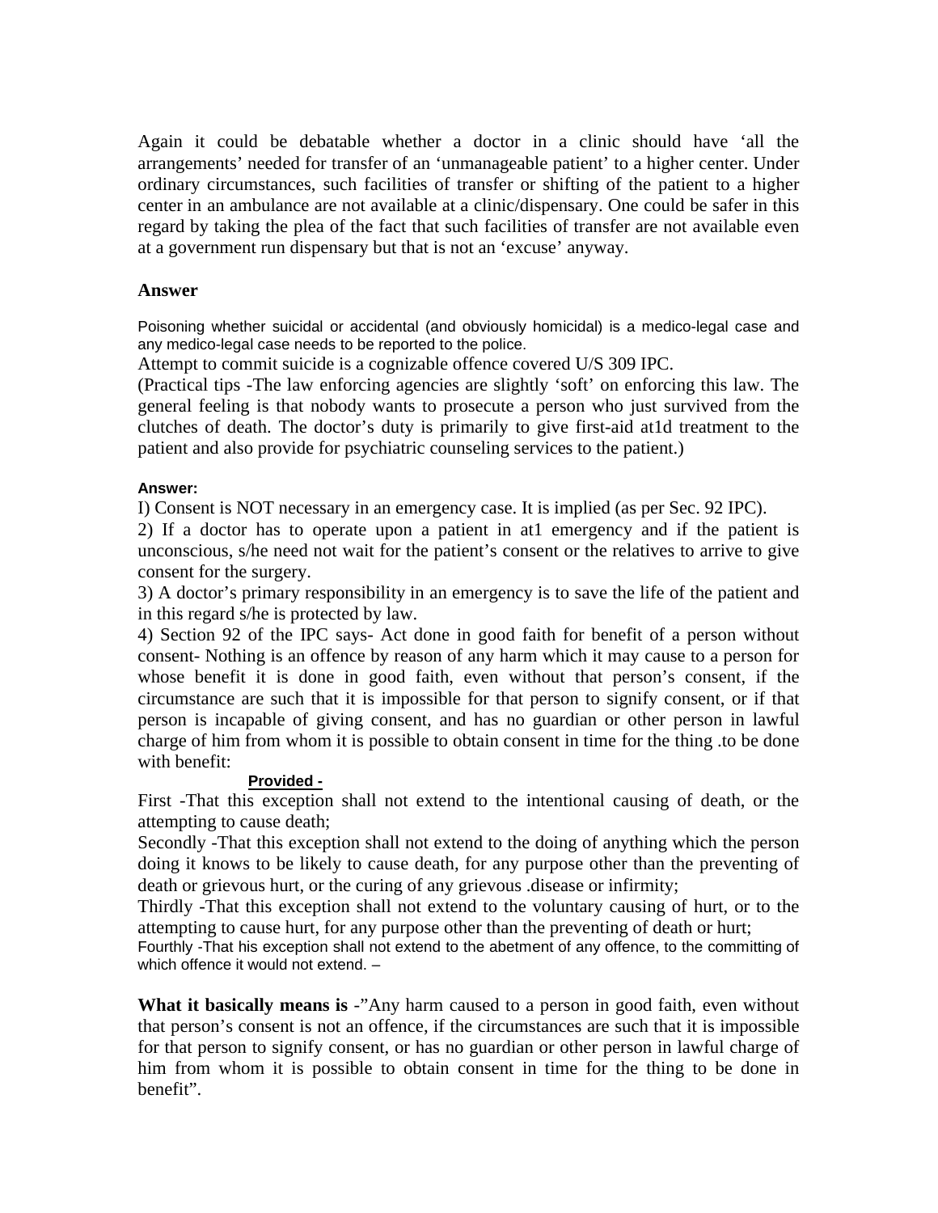Again it could be debatable whether a doctor in a clinic should have 'all the arrangements' needed for transfer of an 'unmanageable patient' to a higher center. Under ordinary circumstances, such facilities of transfer or shifting of the patient to a higher center in an ambulance are not available at a clinic/dispensary. One could be safer in this regard by taking the plea of the fact that such facilities of transfer are not available even at a government run dispensary but that is not an 'excuse' anyway.

### Answer

Poisoning whether suicidal or accidental (and obviously homicidal) is a medico-legal case and any medico-legal case needs to be reported to the police.

Attempt to commit suicide is a cognizable offence covered U/S 309 IPC.

(Practical tips -The law enforcing agencies are slightly 'soft' on enforcing this law. The general feeling is that nobody wants to prosecute a person who just survived from the clutches of death. The doctor's duty is primarily to give first-aid at1d treatment to the patient and also provide for psychiatric counseling services to the patient.)

#### Answer:

I) Consent is NOT necessary in an emergency case. It is implied (as per Sec. 92 IPC).

2) If a doctor has to operate upon a patient in at1 emergency and if the patient is unconscious, s/he need not wait for the patient's consent or the relatives to arrive to give consent for the surgery.

3) A doctor's primary responsibility in an emergency is to save the life of the patient and in this regard s/he is protected by law.

4) Section 92 of the IPC says- Act done in good faith for benefit of a person without consent- Nothing is an offence by reason of any harm which it may cause to a person for whose benefit it is done in good faith, even without that person's consent, if the circumstance are such that it is impossible for that person to signify consent, or if that person is incapable of giving consent, and has no guardian or other person in lawful charge of him from whom it is possible to obtain consent in time for the thing .to be done with benefit:

**Provided -**

First -That this exception shall not extend to the intentional causing of death, or the attempting to cause death;

Secondly -That this exception shall not extend to the doing of anything which the person doing it knows to be likely to cause death, for any purpose other than the preventing of death or grievous hurt, or the curing of any grievous .disease or infirmity;

Thirdly -That this exception shall not extend to the voluntary causing of hurt, or to the attempting to cause hurt, for any purpose other than the preventing of death or hurt;

Fourthly -That his exception shall not extend to the abetment of any offence, to the committing of which offence it would not extend. –

**What it basically means is** -"Any harm caused to a person in good faith, even without that person's consent is not an offence, if the circumstances are such that it is impossible for that person to signify consent, or has no guardian or other person in lawful charge of him from whom it is possible to obtain consent in time for the thing to be done in benefit".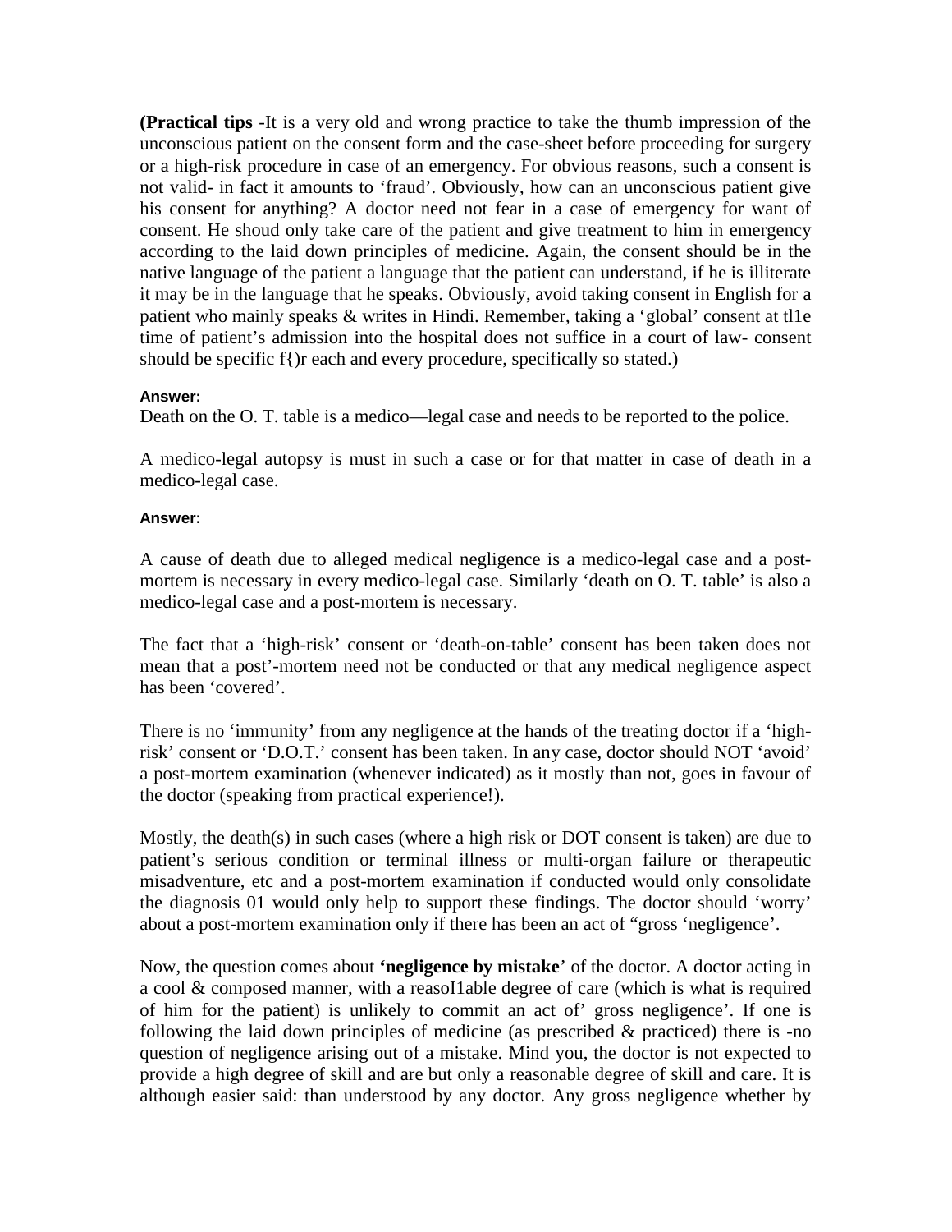**(Practical tips** -It is a very old and wrong practice to take the thumb impression of the unconscious patient on the consent form and the case-sheet before proceeding for surgery or a high-risk procedure in case of an emergency. For obvious reasons, such a consent is not valid- in fact it amounts to 'fraud'. Obviously, how can an unconscious patient give his consent for anything? A doctor need not fear in a case of emergency for want of consent. He shoud only take care of the patient and give treatment to him in emergency according to the laid down principles of medicine. Again, the consent should be in the native language of the patient a language that the patient can understand, if he is illiterate it may be in the language that he speaks. Obviously, avoid taking consent in English for a patient who mainly speaks & writes in Hindi. Remember, taking a 'global' consent at tl1e time of patient's admission into the hospital does not suffice in a court of law- consent should be specific f{)r each and every procedure, specifically so stated.)

**Answer:**

Death on the O. T. table is a medico—legal case and needs to be reported to the police.

A medico-legal autopsy is must in such a case or for that matter in case of death in a medico-legal case.

**Answer:**

A cause of death due to alleged medical negligence is a medico-legal case and a post-mortem is necessary in every medico-legal case. Similarly 'death on O. T. table' is also a medico-legal case and a post-mortem is necessary.

The fact that a 'high-risk' consent or 'death-on-table' consent has been taken does not mean that a post'-mortem need not be conducted or that any medical negligence aspect has been 'covered'.

There is no 'immunity' from any negligence at the hands of the treating doctor if a 'high-risk' consent or 'D.O.T.' consent has been taken. In any case, doctor should NOT 'avoid' a post-mortem examination (whenever indicated) as it mostly than not, goes in favour of the doctor (speaking from practical experience!).

Mostly, the death(s) in such cases (where a high risk or DOT consent is taken) are due to patient's serious condition or terminal illness or multi-organ failure or therapeutic misadventure, etc and a post-mortem examination if conducted would only consolidate the diagnosis 01 would only help to support these findings. The doctor should 'worry' about a post-mortem examination only if there has been an act of "gross 'negligence'.

Now, the question comes about **'negligence by mistake**' of the doctor. A doctor acting in a cool & composed manner, with a reasoI1able degree of care (which is what is required of him for the patient) is unlikely to commit an act of' gross negligence'. If one is following the laid down principles of medicine (as prescribed & practiced) there is -no question of negligence arising out of a mistake. Mind you, the doctor is not expected to provide a high degree of skill and are but only a reasonable degree of skill and care. It is although easier said: than understood by any doctor. Any gross negligence whether by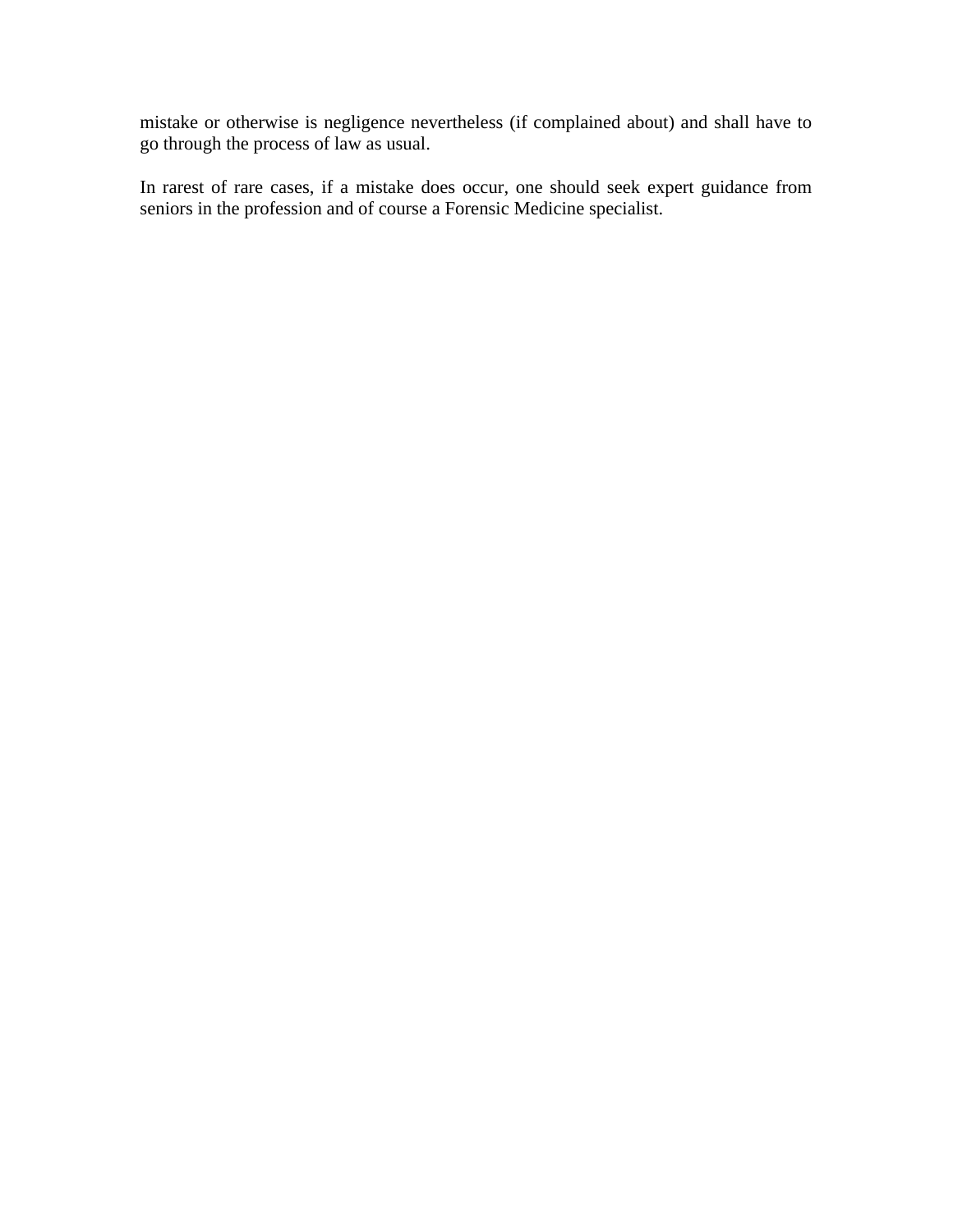mistake or otherwise is negligence nevertheless (if complained about) and shall have to go through the process of law as usual.

In rarest of rare cases, if a mistake does occur, one should seek expert guidance from seniors in the profession and of course a Forensic Medicine specialist.